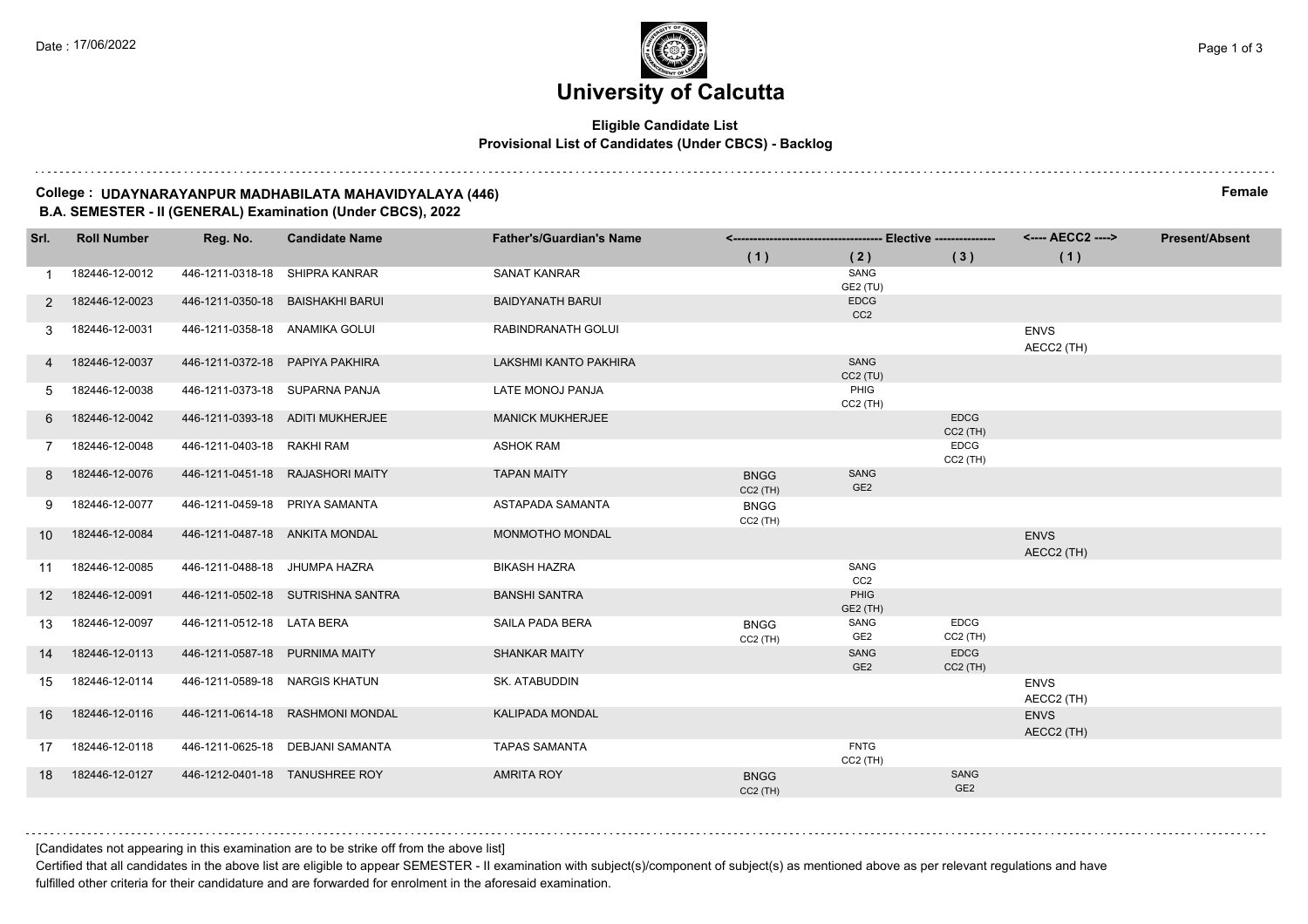Date : 17/06/2022

# University of Calcutta

**Eligible Candidate List**

**Provisional List of Candidates (Under CBCS) - Backlog**

**College : UDAYNARAYANPUR MADHABILATA MAHAVIDYALAYA (446)** **Female**

**B.A. SEMESTER - II (GENERAL) Examination (Under CBCS), 2022**

| Srl. | Roll Number | Reg. No. | Candidate Name | Father's/Guardian's Name | Elective (1) | Elective (2) | Elective (3) | AECC2 (1) | Present/Absent |
|---|---|---|---|---|---|---|---|---|---|
| 1 | 182446-12-0012 | 446-1211-0318-18 | SHIPRA KANRAR | SANAT KANRAR | | SANG GE2 (TU) | | | |
| 2 | 182446-12-0023 | 446-1211-0350-18 | BAISHAKHI BARUI | BAIDYANATH BARUI | | EDCG CC2 | | | |
| 3 | 182446-12-0031 | 446-1211-0358-18 | ANAMIKA GOLUI | RABINDRANATH GOLUI | | | | ENVS AECC2 (TH) | |
| 4 | 182446-12-0037 | 446-1211-0372-18 | PAPIYA PAKHIRA | LAKSHMI KANTO PAKHIRA | | SANG CC2 (TU) | | | |
| 5 | 182446-12-0038 | 446-1211-0373-18 | SUPARNA PANJA | LATE MONOJ PANJA | | PHIG CC2 (TH) | | | |
| 6 | 182446-12-0042 | 446-1211-0393-18 | ADITI MUKHERJEE | MANICK MUKHERJEE | | | EDCG CC2 (TH) | | |
| 7 | 182446-12-0048 | 446-1211-0403-18 | RAKHI RAM | ASHOK RAM | | | EDCG CC2 (TH) | | |
| 8 | 182446-12-0076 | 446-1211-0451-18 | RAJASHORI MAITY | TAPAN MAITY | BNGG CC2 (TH) | SANG GE2 | | | |
| 9 | 182446-12-0077 | 446-1211-0459-18 | PRIYA SAMANTA | ASTAPADA SAMANTA | BNGG CC2 (TH) | | | | |
| 10 | 182446-12-0084 | 446-1211-0487-18 | ANKITA MONDAL | MONMOTHO MONDAL | | | | ENVS AECC2 (TH) | |
| 11 | 182446-12-0085 | 446-1211-0488-18 | JHUMPA HAZRA | BIKASH HAZRA | | SANG CC2 | | | |
| 12 | 182446-12-0091 | 446-1211-0502-18 | SUTRISHNA SANTRA | BANSHI SANTRA | | PHIG GE2 (TH) | | | |
| 13 | 182446-12-0097 | 446-1211-0512-18 | LATA BERA | SAILA PADA BERA | BNGG CC2 (TH) | SANG GE2 | EDCG CC2 (TH) | | |
| 14 | 182446-12-0113 | 446-1211-0587-18 | PURNIMA MAITY | SHANKAR MAITY | | SANG GE2 | EDCG CC2 (TH) | | |
| 15 | 182446-12-0114 | 446-1211-0589-18 | NARGIS KHATUN | SK. ATABUDDIN | | | | ENVS AECC2 (TH) | |
| 16 | 182446-12-0116 | 446-1211-0614-18 | RASHMONI MONDAL | KALIPADA MONDAL | | | | ENVS AECC2 (TH) | |
| 17 | 182446-12-0118 | 446-1211-0625-18 | DEBJANI SAMANTA | TAPAS SAMANTA | | FNTG CC2 (TH) | | | |
| 18 | 182446-12-0127 | 446-1212-0401-18 | TANUSHREE ROY | AMRITA ROY | BNGG CC2 (TH) | | SANG GE2 | | |

[Candidates not appearing in this examination are to be strike off from the above list]

Certified that all candidates in the above list are eligible to appear SEMESTER - II examination with subject(s)/component of subject(s) as mentioned above as per relevant regulations and have fulfilled other criteria for their candidature and are forwarded for enrolment in the aforesaid examination.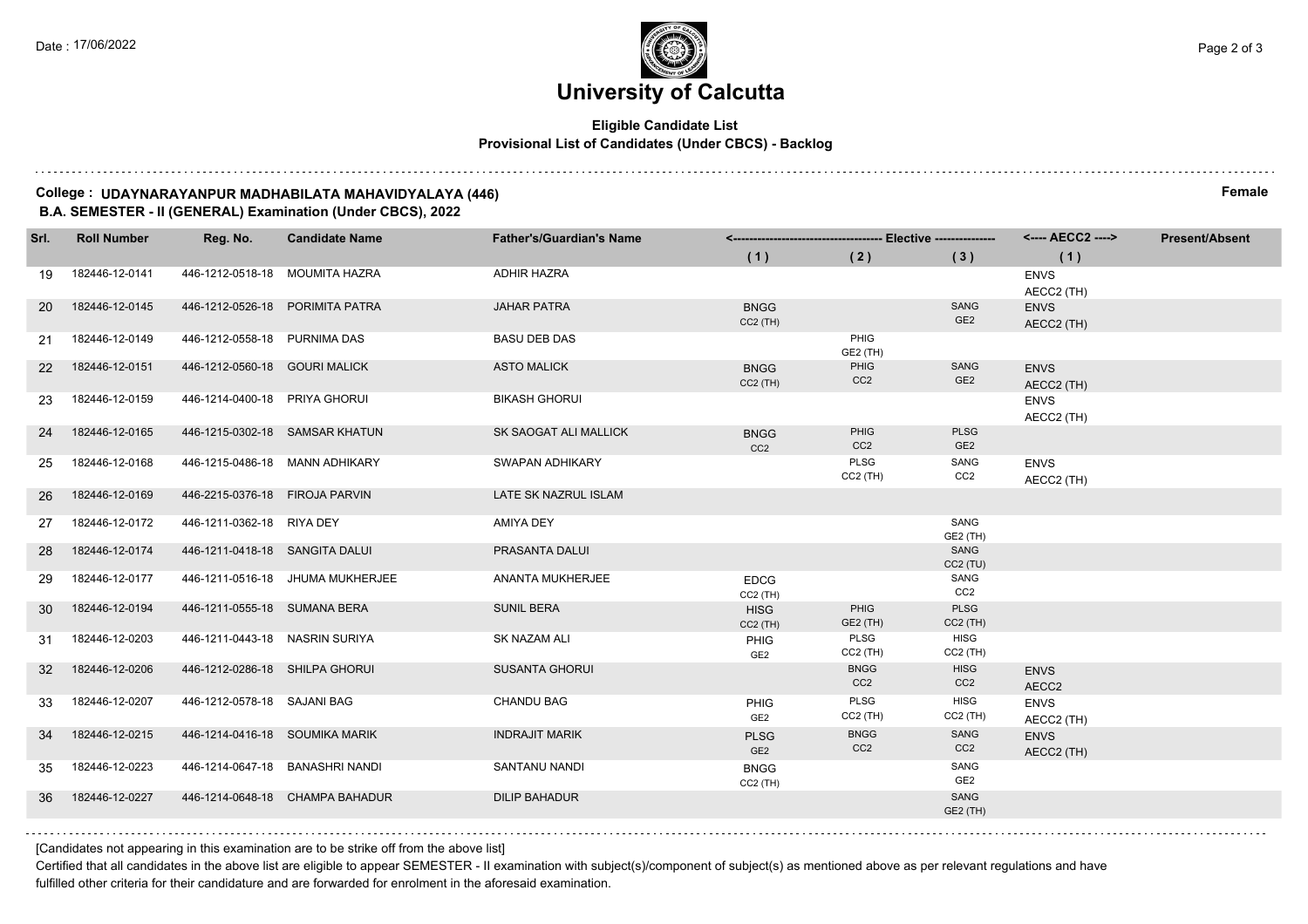# University of Calcutta

**Eligible Candidate List**
**Provisional List of Candidates (Under CBCS) - Backlog**

**College : UDAYNARAYANPUR MADHABILATA MAHAVIDYALAYA (446)** **Female**
**B.A. SEMESTER - II (GENERAL) Examination (Under CBCS), 2022**

| Srl. | Roll Number | Reg. No. | Candidate Name | Father's/Guardian's Name | Elective (1) | Elective (2) | Elective (3) | AECC2 (1) | Present/Absent |
|---|---|---|---|---|---|---|---|---|---|
| 19 | 182446-12-0141 | 446-1212-0518-18 | MOUMITA HAZRA | ADHIR HAZRA | | | | ENVS AECC2 (TH) | |
| 20 | 182446-12-0145 | 446-1212-0526-18 | PORIMITA PATRA | JAHAR PATRA | BNGG CC2 (TH) | | SANG GE2 | ENVS AECC2 (TH) | |
| 21 | 182446-12-0149 | 446-1212-0558-18 | PURNIMA DAS | BASU DEB DAS | | PHIG GE2 (TH) | | | |
| 22 | 182446-12-0151 | 446-1212-0560-18 | GOURI MALICK | ASTO MALICK | BNGG CC2 (TH) | PHIG CC2 | SANG GE2 | ENVS AECC2 (TH) | |
| 23 | 182446-12-0159 | 446-1214-0400-18 | PRIYA GHORUI | BIKASH GHORUI | | | | ENVS AECC2 (TH) | |
| 24 | 182446-12-0165 | 446-1215-0302-18 | SAMSAR KHATUN | SK SAOGAT ALI MALLICK | BNGG CC2 | PHIG CC2 | PLSG GE2 | | |
| 25 | 182446-12-0168 | 446-1215-0486-18 | MANN ADHIKARY | SWAPAN ADHIKARY | | PLSG CC2 (TH) | SANG CC2 | ENVS AECC2 (TH) | |
| 26 | 182446-12-0169 | 446-2215-0376-18 | FIROJA PARVIN | LATE SK NAZRUL ISLAM | | | | | |
| 27 | 182446-12-0172 | 446-1211-0362-18 | RIYA DEY | AMIYA DEY | | | SANG GE2 (TH) | | |
| 28 | 182446-12-0174 | 446-1211-0418-18 | SANGITA DALUI | PRASANTA DALUI | | | SANG CC2 (TU) | | |
| 29 | 182446-12-0177 | 446-1211-0516-18 | JHUMA MUKHERJEE | ANANTA MUKHERJEE | EDCG CC2 (TH) | | SANG CC2 | | |
| 30 | 182446-12-0194 | 446-1211-0555-18 | SUMANA BERA | SUNIL BERA | HISG CC2 (TH) | PHIG GE2 (TH) | PLSG CC2 (TH) | | |
| 31 | 182446-12-0203 | 446-1211-0443-18 | NASRIN SURIYA | SK NAZAM ALI | PHIG GE2 | PLSG CC2 (TH) | HISG CC2 (TH) | | |
| 32 | 182446-12-0206 | 446-1212-0286-18 | SHILPA GHORUI | SUSANTA GHORUI | | BNGG CC2 | HISG CC2 | ENVS AECC2 | |
| 33 | 182446-12-0207 | 446-1212-0578-18 | SAJANI BAG | CHANDU BAG | PHIG GE2 | PLSG CC2 (TH) | HISG CC2 (TH) | ENVS AECC2 (TH) | |
| 34 | 182446-12-0215 | 446-1214-0416-18 | SOUMIKA MARIK | INDRAJIT MARIK | PLSG GE2 | BNGG CC2 | SANG CC2 | ENVS AECC2 (TH) | |
| 35 | 182446-12-0223 | 446-1214-0647-18 | BANASHRI NANDI | SANTANU NANDI | BNGG CC2 (TH) | | SANG GE2 | | |
| 36 | 182446-12-0227 | 446-1214-0648-18 | CHAMPA BAHADUR | DILIP BAHADUR | | | SANG GE2 (TH) | | |

[Candidates not appearing in this examination are to be strike off from the above list]

Certified that all candidates in the above list are eligible to appear SEMESTER - II examination with subject(s)/component of subject(s) as mentioned above as per relevant regulations and have fulfilled other criteria for their candidature and are forwarded for enrolment in the aforesaid examination.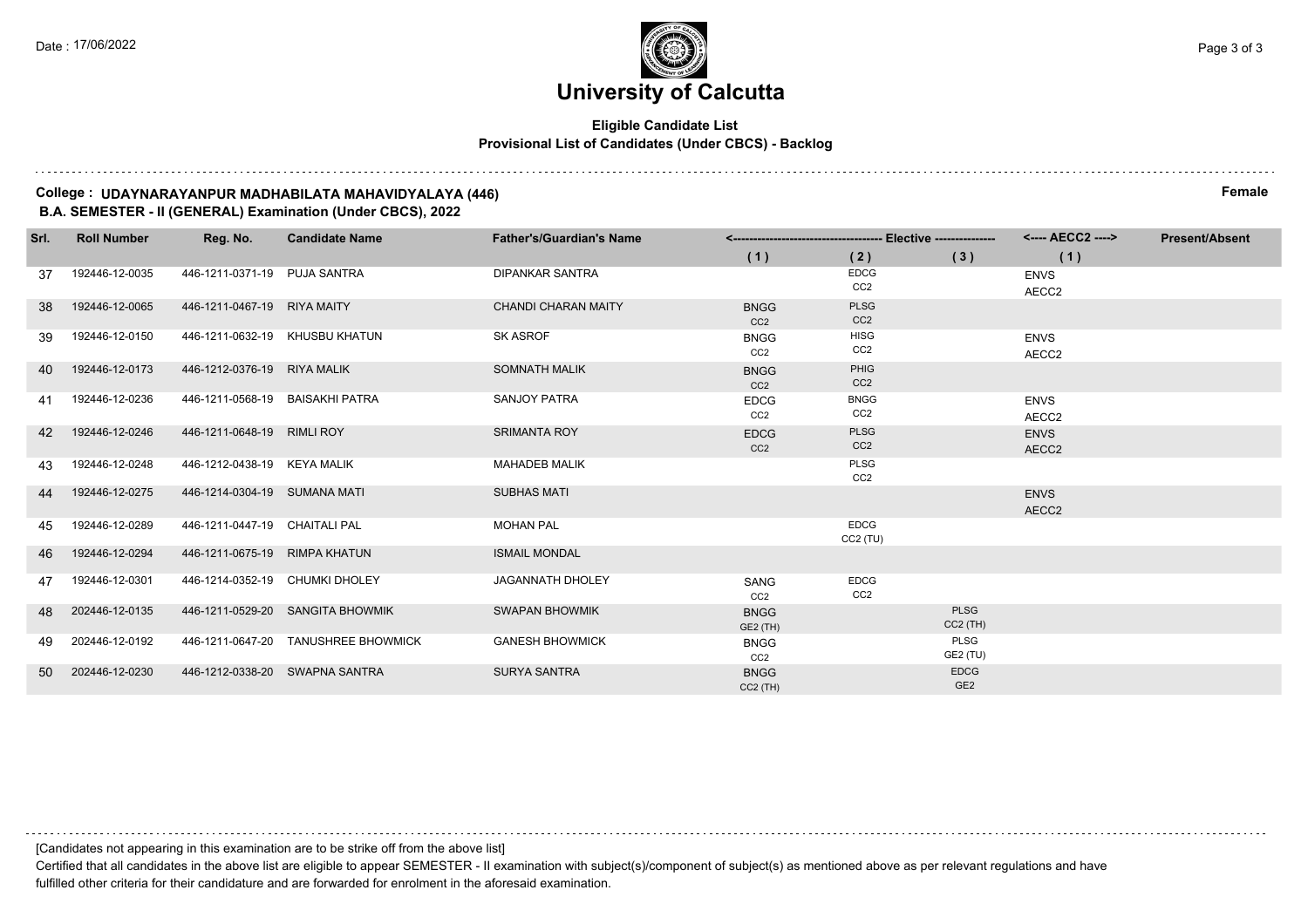# University of Calcutta

**Eligible Candidate List**

**Provisional List of Candidates (Under CBCS) - Backlog**

**College : UDAYNARAYANPUR MADHABILATA MAHAVIDYALAYA (446)** **Female**

**B.A. SEMESTER - II (GENERAL) Examination (Under CBCS), 2022**

| Srl. | Roll Number | Reg. No. | Candidate Name | Father's/Guardian's Name | Elective (1) | Elective (2) | Elective (3) | AECC2 (1) | Present/Absent |
|---|---|---|---|---|---|---|---|---|---|
| 37 | 192446-12-0035 | 446-1211-0371-19 | PUJA SANTRA | DIPANKAR SANTRA | | EDCG CC2 | | ENVS AECC2 | |
| 38 | 192446-12-0065 | 446-1211-0467-19 | RIYA MAITY | CHANDI CHARAN MAITY | BNGG CC2 | PLSG CC2 | | | |
| 39 | 192446-12-0150 | 446-1211-0632-19 | KHUSBU KHATUN | SK ASROF | BNGG CC2 | HISG CC2 | | ENVS AECC2 | |
| 40 | 192446-12-0173 | 446-1212-0376-19 | RIYA MALIK | SOMNATH MALIK | BNGG CC2 | PHIG CC2 | | | |
| 41 | 192446-12-0236 | 446-1211-0568-19 | BAISAKHI PATRA | SANJOY PATRA | EDCG CC2 | BNGG CC2 | | ENVS AECC2 | |
| 42 | 192446-12-0246 | 446-1211-0648-19 | RIMLI ROY | SRIMANTA ROY | EDCG CC2 | PLSG CC2 | | ENVS AECC2 | |
| 43 | 192446-12-0248 | 446-1212-0438-19 | KEYA MALIK | MAHADEB MALIK | | PLSG CC2 | | | |
| 44 | 192446-12-0275 | 446-1214-0304-19 | SUMANA MATI | SUBHAS MATI | | | | ENVS AECC2 | |
| 45 | 192446-12-0289 | 446-1211-0447-19 | CHAITALI PAL | MOHAN PAL | | EDCG CC2 (TU) | | | |
| 46 | 192446-12-0294 | 446-1211-0675-19 | RIMPA KHATUN | ISMAIL MONDAL | | | | | |
| 47 | 192446-12-0301 | 446-1214-0352-19 | CHUMKI DHOLEY | JAGANNATH DHOLEY | SANG CC2 | EDCG CC2 | | | |
| 48 | 202446-12-0135 | 446-1211-0529-20 | SANGITA BHOWMIK | SWAPAN BHOWMIK | BNGG GE2 (TH) | | PLSG CC2 (TH) | | |
| 49 | 202446-12-0192 | 446-1211-0647-20 | TANUSHREE BHOWMICK | GANESH BHOWMICK | BNGG CC2 | | PLSG GE2 (TU) | | |
| 50 | 202446-12-0230 | 446-1212-0338-20 | SWAPNA SANTRA | SURYA SANTRA | BNGG CC2 (TH) | | EDCG GE2 | | |

[Candidates not appearing in this examination are to be strike off from the above list]

Certified that all candidates in the above list are eligible to appear SEMESTER - II examination with subject(s)/component of subject(s) as mentioned above as per relevant regulations and have fulfilled other criteria for their candidature and are forwarded for enrolment in the aforesaid examination.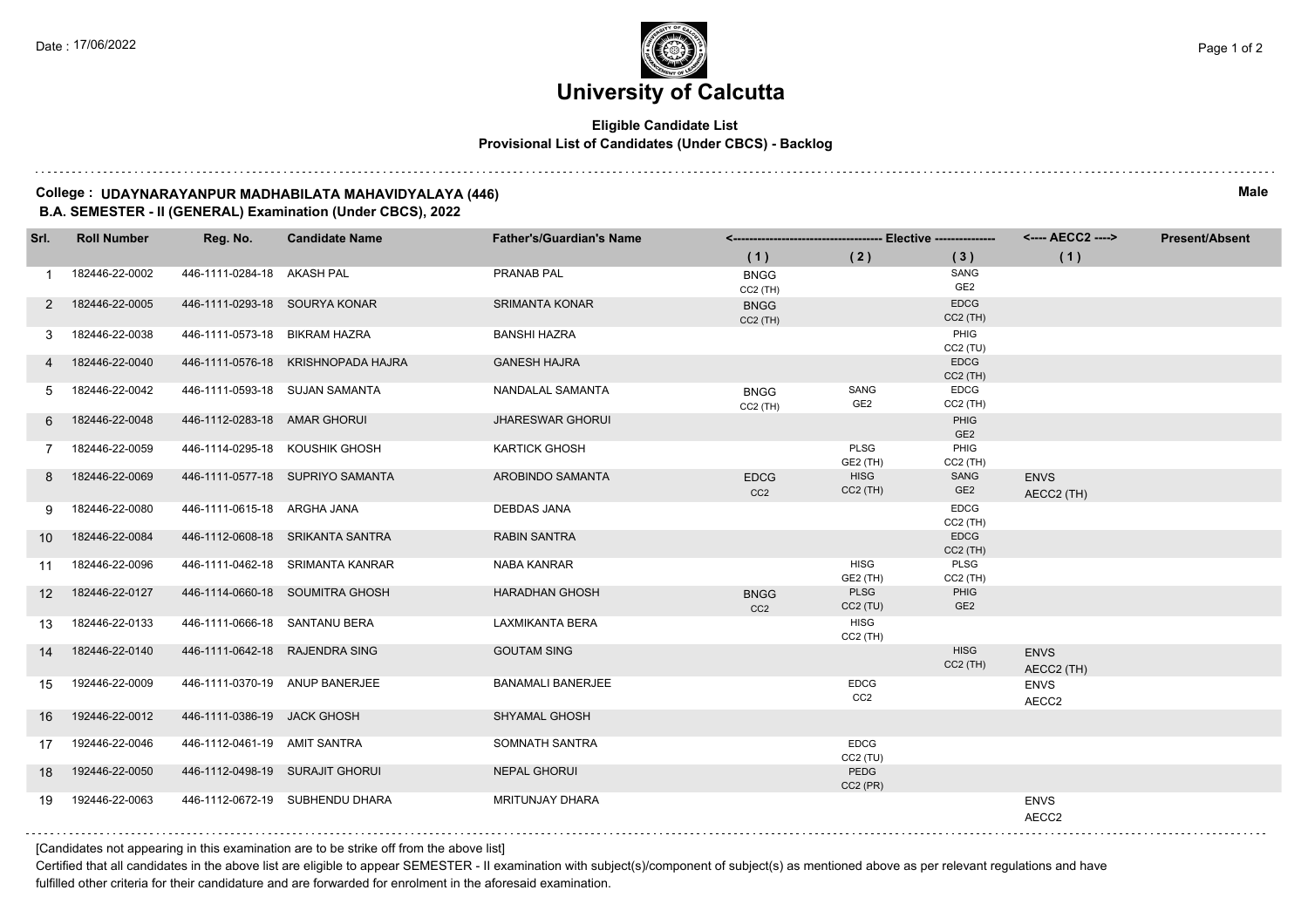Date : 17/06/2022

# University of Calcutta

**Eligible Candidate List**
**Provisional List of Candidates (Under CBCS) - Backlog**

**College : UDAYNARAYANPUR MADHABILATA MAHAVIDYALAYA (446)** **Male**
**B.A. SEMESTER - II (GENERAL) Examination (Under CBCS), 2022**

| Srl. | Roll Number | Reg. No. | Candidate Name | Father's/Guardian's Name | Elective (1) | Elective (2) | Elective (3) | AECC2 (1) | Present/Absent |
|---|---|---|---|---|---|---|---|---|---|
| 1 | 182446-22-0002 | 446-1111-0284-18 | AKASH PAL | PRANAB PAL | BNGG CC2 (TH) | | SANG GE2 | | |
| 2 | 182446-22-0005 | 446-1111-0293-18 | SOURYA KONAR | SRIMANTA KONAR | BNGG CC2 (TH) | | EDCG CC2 (TH) | | |
| 3 | 182446-22-0038 | 446-1111-0573-18 | BIKRAM HAZRA | BANSHI HAZRA | | | PHIG CC2 (TU) | | |
| 4 | 182446-22-0040 | 446-1111-0576-18 | KRISHNOPADA HAJRA | GANESH HAJRA | | | EDCG CC2 (TH) | | |
| 5 | 182446-22-0042 | 446-1111-0593-18 | SUJAN SAMANTA | NANDALAL SAMANTA | BNGG CC2 (TH) | SANG GE2 | EDCG CC2 (TH) | | |
| 6 | 182446-22-0048 | 446-1112-0283-18 | AMAR GHORUI | JHARESWAR GHORUI | | | PHIG GE2 | | |
| 7 | 182446-22-0059 | 446-1114-0295-18 | KOUSHIK GHOSH | KARTICK GHOSH | | PLSG GE2 (TH) | PHIG CC2 (TH) | | |
| 8 | 182446-22-0069 | 446-1111-0577-18 | SUPRIYO SAMANTA | AROBINDO SAMANTA | EDCG CC2 | HISG CC2 (TH) | SANG GE2 | ENVS AECC2 (TH) | |
| 9 | 182446-22-0080 | 446-1111-0615-18 | ARGHA JANA | DEBDAS JANA | | | EDCG CC2 (TH) | | |
| 10 | 182446-22-0084 | 446-1112-0608-18 | SRIKANTA SANTRA | RABIN SANTRA | | | EDCG CC2 (TH) | | |
| 11 | 182446-22-0096 | 446-1111-0462-18 | SRIMANTA KANRAR | NABA KANRAR | | HISG GE2 (TH) | PLSG CC2 (TH) | | |
| 12 | 182446-22-0127 | 446-1114-0660-18 | SOUMITRA GHOSH | HARADHAN GHOSH | BNGG CC2 | PLSG CC2 (TU) | PHIG GE2 | | |
| 13 | 182446-22-0133 | 446-1111-0666-18 | SANTANU BERA | LAXMIKANTA BERA | | HISG CC2 (TH) | | | |
| 14 | 182446-22-0140 | 446-1111-0642-18 | RAJENDRA SING | GOUTAM SING | | | HISG CC2 (TH) | ENVS AECC2 (TH) | |
| 15 | 192446-22-0009 | 446-1111-0370-19 | ANUP BANERJEE | BANAMALI BANERJEE | | EDCG CC2 | | ENVS AECC2 | |
| 16 | 192446-22-0012 | 446-1111-0386-19 | JACK GHOSH | SHYAMAL GHOSH | | | | | |
| 17 | 192446-22-0046 | 446-1112-0461-19 | AMIT SANTRA | SOMNATH SANTRA | | EDCG CC2 (TU) | | | |
| 18 | 192446-22-0050 | 446-1112-0498-19 | SURAJIT GHORUI | NEPAL GHORUI | | PEDG CC2 (PR) | | | |
| 19 | 192446-22-0063 | 446-1112-0672-19 | SUBHENDU DHARA | MRITUNJAY DHARA | | | | ENVS AECC2 | |

[Candidates not appearing in this examination are to be strike off from the above list]

Certified that all candidates in the above list are eligible to appear SEMESTER - II examination with subject(s)/component of subject(s) as mentioned above as per relevant regulations and have fulfilled other criteria for their candidature and are forwarded for enrolment in the aforesaid examination.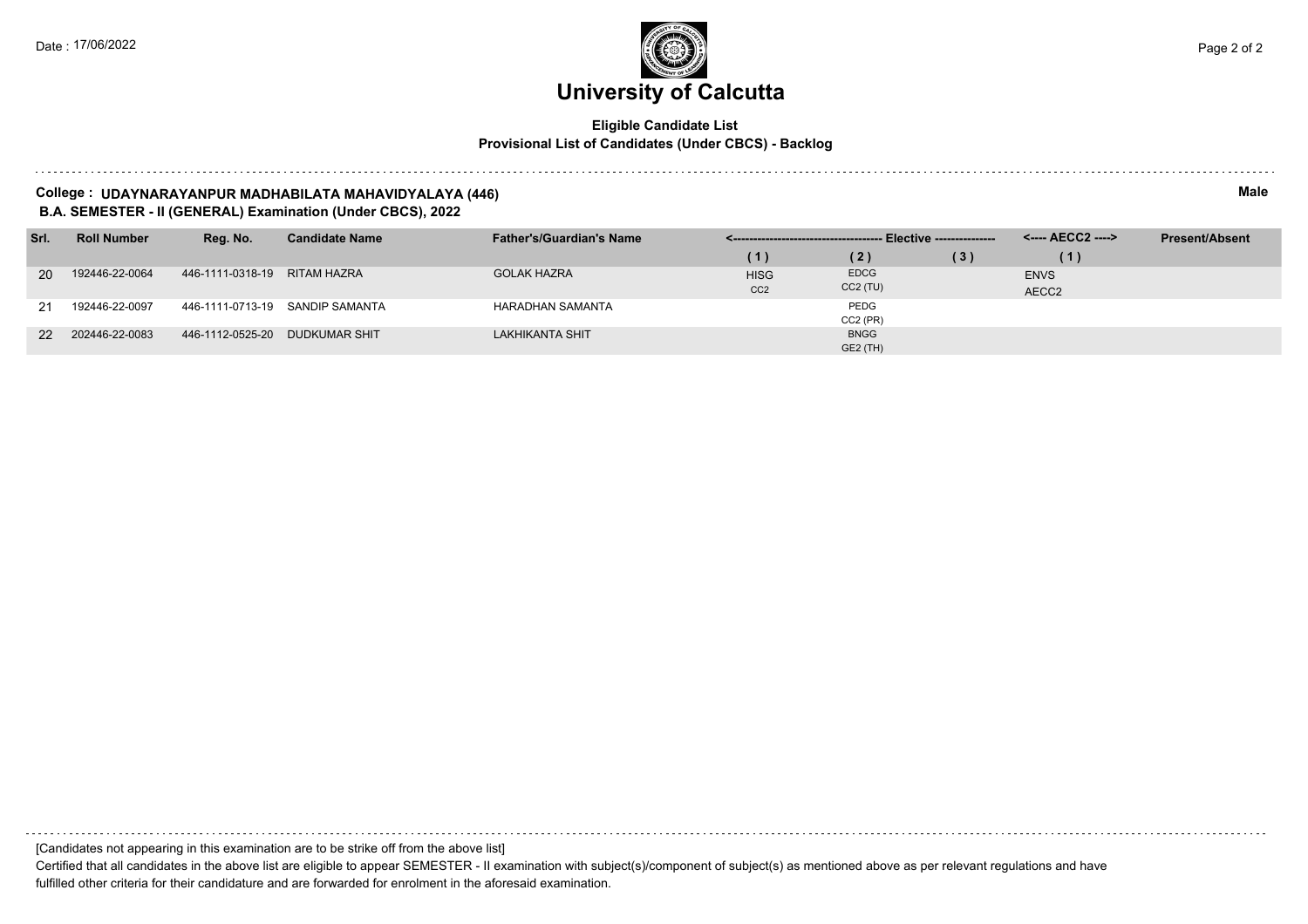# University of Calcutta

**Eligible Candidate List**
**Provisional List of Candidates (Under CBCS) - Backlog**

**College : UDAYNARAYANPUR MADHABILATA MAHAVIDYALAYA (446)** — **Male**

**B.A. SEMESTER - II (GENERAL) Examination (Under CBCS), 2022**

| Srl. | Roll Number | Reg. No. | Candidate Name | Father's/Guardian's Name | Elective (1) | Elective (2) | Elective (3) | AECC2 (1) | Present/Absent |
|---|---|---|---|---|---|---|---|---|---|
| 20 | 192446-22-0064 | 446-1111-0318-19 | RITAM HAZRA | GOLAK HAZRA | HISG CC2 | EDCG CC2 (TU) | | ENVS AECC2 | |
| 21 | 192446-22-0097 | 446-1111-0713-19 | SANDIP SAMANTA | HARADHAN SAMANTA | | PEDG CC2 (PR) | | | |
| 22 | 202446-22-0083 | 446-1112-0525-20 | DUDKUMAR SHIT | LAKHIKANTA SHIT | | BNGG GE2 (TH) | | | |

[Candidates not appearing in this examination are to be strike off from the above list]

Certified that all candidates in the above list are eligible to appear SEMESTER - II examination with subject(s)/component of subject(s) as mentioned above as per relevant regulations and have fulfilled other criteria for their candidature and are forwarded for enrolment in the aforesaid examination.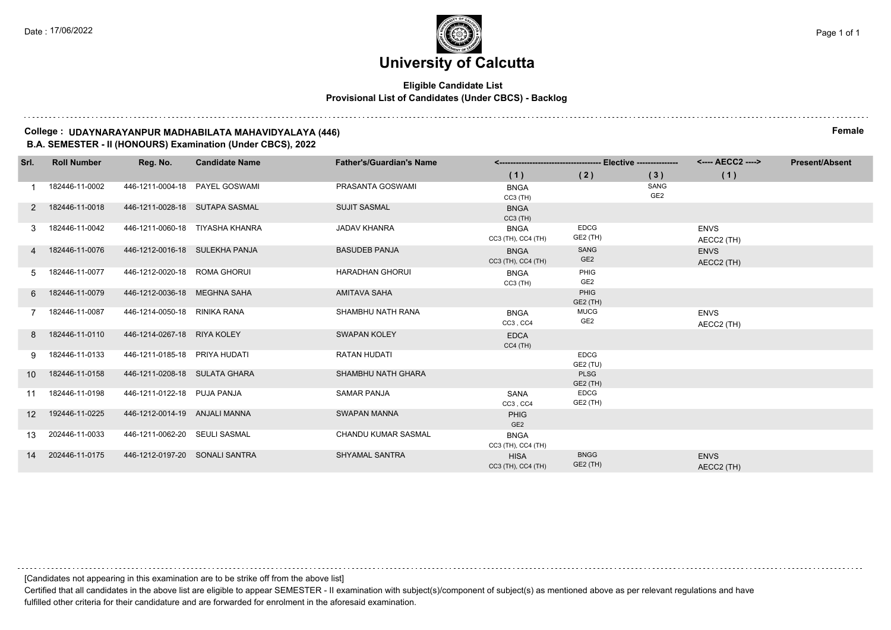# University of Calcutta

**Eligible Candidate List**
**Provisional List of Candidates (Under CBCS) - Backlog**

**College : UDAYNARAYANPUR MADHABILATA MAHAVIDYALAYA (446)** **Female**
**B.A. SEMESTER - II (HONOURS) Examination (Under CBCS), 2022**

| Srl. | Roll Number | Reg. No. | Candidate Name | Father's/Guardian's Name | Elective (1) | Elective (2) | Elective (3) | AECC2 (1) | Present/Absent |
|---|---|---|---|---|---|---|---|---|---|
| 1 | 182446-11-0002 | 446-1211-0004-18 | PAYEL GOSWAMI | PRASANTA GOSWAMI | BNGA CC3 (TH) | | SANG GE2 | | |
| 2 | 182446-11-0018 | 446-1211-0028-18 | SUTAPA SASMAL | SUJIT SASMAL | BNGA CC3 (TH) | | | | |
| 3 | 182446-11-0042 | 446-1211-0060-18 | TIYASHA KHANRA | JADAV KHANRA | BNGA CC3 (TH), CC4 (TH) | EDCG GE2 (TH) | | ENVS AECC2 (TH) | |
| 4 | 182446-11-0076 | 446-1212-0016-18 | SULEKHA PANJA | BASUDEB PANJA | BNGA CC3 (TH), CC4 (TH) | SANG GE2 | | ENVS AECC2 (TH) | |
| 5 | 182446-11-0077 | 446-1212-0020-18 | ROMA GHORUI | HARADHAN GHORUI | BNGA CC3 (TH) | PHIG GE2 | | | |
| 6 | 182446-11-0079 | 446-1212-0036-18 | MEGHNA SAHA | AMITAVA SAHA | | PHIG GE2 (TH) | | | |
| 7 | 182446-11-0087 | 446-1214-0050-18 | RINIKA RANA | SHAMBHU NATH RANA | BNGA CC3 , CC4 | MUCG GE2 | | ENVS AECC2 (TH) | |
| 8 | 182446-11-0110 | 446-1214-0267-18 | RIYA KOLEY | SWAPAN KOLEY | EDCA CC4 (TH) | | | | |
| 9 | 182446-11-0133 | 446-1211-0185-18 | PRIYA HUDATI | RATAN HUDATI | | EDCG GE2 (TU) | | | |
| 10 | 182446-11-0158 | 446-1211-0208-18 | SULATA GHARA | SHAMBHU NATH GHARA | | PLSG GE2 (TH) | | | |
| 11 | 182446-11-0198 | 446-1211-0122-18 | PUJA PANJA | SAMAR PANJA | SANA CC3 , CC4 | EDCG GE2 (TH) | | | |
| 12 | 192446-11-0225 | 446-1212-0014-19 | ANJALI MANNA | SWAPAN MANNA | PHIG GE2 | | | | |
| 13 | 202446-11-0033 | 446-1211-0062-20 | SEULI SASMAL | CHANDU KUMAR SASMAL | BNGA CC3 (TH), CC4 (TH) | | | | |
| 14 | 202446-11-0175 | 446-1212-0197-20 | SONALI SANTRA | SHYAMAL SANTRA | HISA CC3 (TH), CC4 (TH) | BNGG GE2 (TH) | | ENVS AECC2 (TH) | |

[Candidates not appearing in this examination are to be strike off from the above list]

Certified that all candidates in the above list are eligible to appear SEMESTER - II examination with subject(s)/component of subject(s) as mentioned above as per relevant regulations and have fulfilled other criteria for their candidature and are forwarded for enrolment in the aforesaid examination.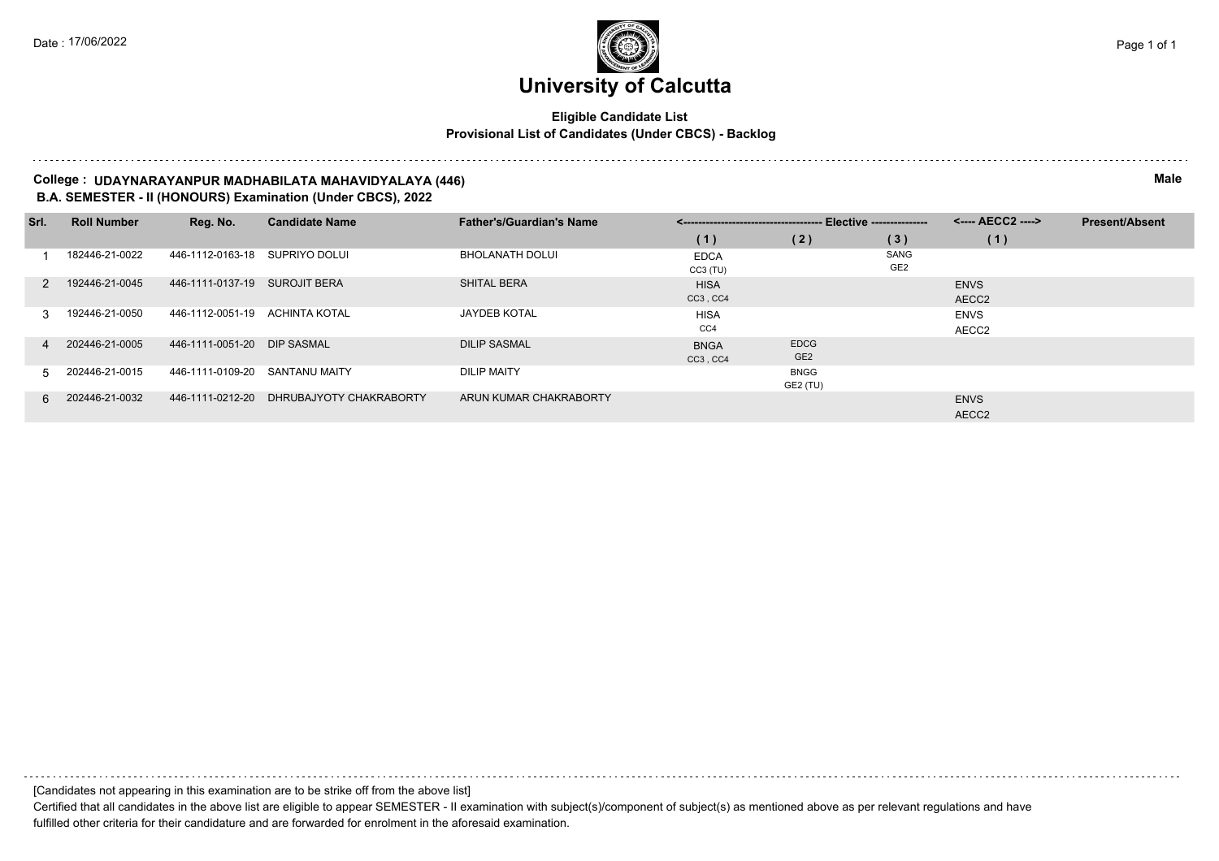Date : 17/06/2022

# University of Calcutta

**Eligible Candidate List**
**Provisional List of Candidates (Under CBCS) - Backlog**

**College : UDAYNARAYANPUR MADHABILATA MAHAVIDYALAYA (446)** **Male**
**B.A. SEMESTER - II (HONOURS) Examination (Under CBCS), 2022**

| Srl. | Roll Number | Reg. No. | Candidate Name | Father's/Guardian's Name | Elective (1) | Elective (2) | Elective (3) | AECC2 (1) | Present/Absent |
|---|---|---|---|---|---|---|---|---|---|
| 1 | 182446-21-0022 | 446-1112-0163-18 | SUPRIYO DOLUI | BHOLANATH DOLUI | EDCA CC3 (TU) | | SANG GE2 | | |
| 2 | 192446-21-0045 | 446-1111-0137-19 | SUROJIT BERA | SHITAL BERA | HISA CC3 , CC4 | | | ENVS AECC2 | |
| 3 | 192446-21-0050 | 446-1112-0051-19 | ACHINTA KOTAL | JAYDEB KOTAL | HISA CC4 | | | ENVS AECC2 | |
| 4 | 202446-21-0005 | 446-1111-0051-20 | DIP SASMAL | DILIP SASMAL | BNGA CC3 , CC4 | EDCG GE2 | | | |
| 5 | 202446-21-0015 | 446-1111-0109-20 | SANTANU MAITY | DILIP MAITY | | BNGG GE2 (TU) | | | |
| 6 | 202446-21-0032 | 446-1111-0212-20 | DHRUBAJYOTY CHAKRABORTY | ARUN KUMAR CHAKRABORTY | | | | ENVS AECC2 | |

[Candidates not appearing in this examination are to be strike off from the above list]

Certified that all candidates in the above list are eligible to appear SEMESTER - II examination with subject(s)/component of subject(s) as mentioned above as per relevant regulations and have fulfilled other criteria for their candidature and are forwarded for enrolment in the aforesaid examination.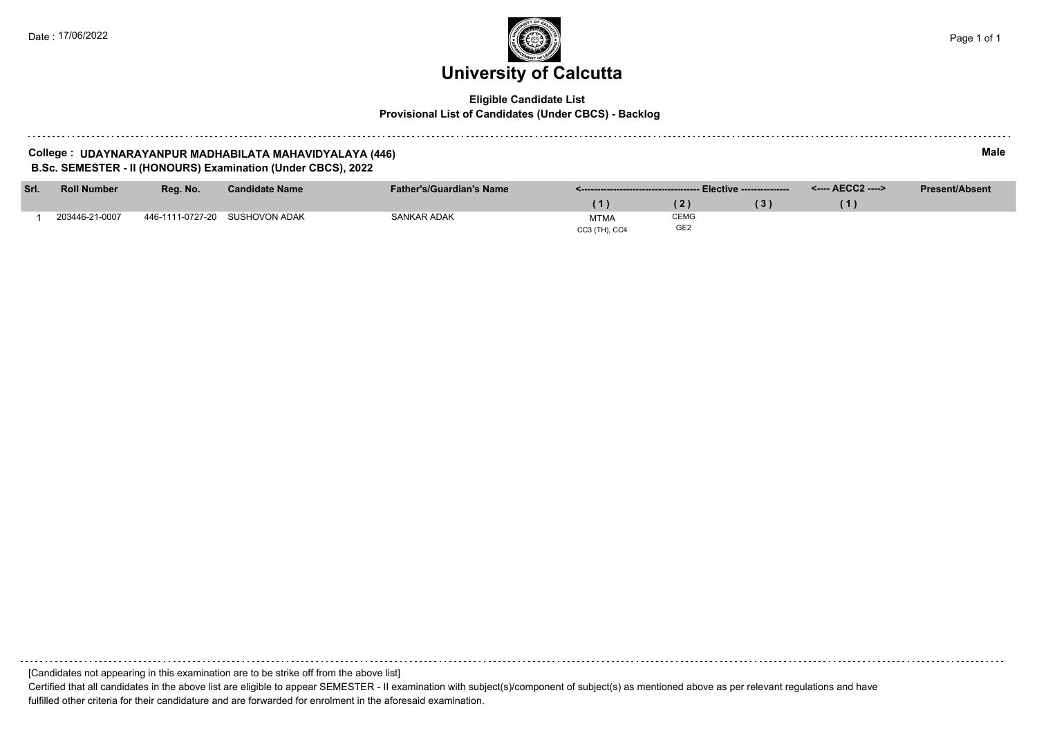# University of Calcutta

**Eligible Candidate List**
**Provisional List of Candidates (Under CBCS) - Backlog**

**College : UDAYNARAYANPUR MADHABILATA MAHAVIDYALAYA (446)** **Male**
**B.Sc. SEMESTER - II (HONOURS) Examination (Under CBCS), 2022**

| Srl. | Roll Number | Reg. No. | Candidate Name | Father's/Guardian's Name | <---- Elective ---- (1) | (2) | (3) | <---- AECC2 ----> (1) | Present/Absent |
|---|---|---|---|---|---|---|---|---|---|
| 1 | 203446-21-0007 | 446-1111-0727-20 | SUSHOVON ADAK | SANKAR ADAK | MTMA CC3 (TH), CC4 | CEMG GE2 | | | |

[Candidates not appearing in this examination are to be strike off from the above list]

Certified that all candidates in the above list are eligible to appear SEMESTER - II examination with subject(s)/component of subject(s) as mentioned above as per relevant regulations and have fulfilled other criteria for their candidature and are forwarded for enrolment in the aforesaid examination.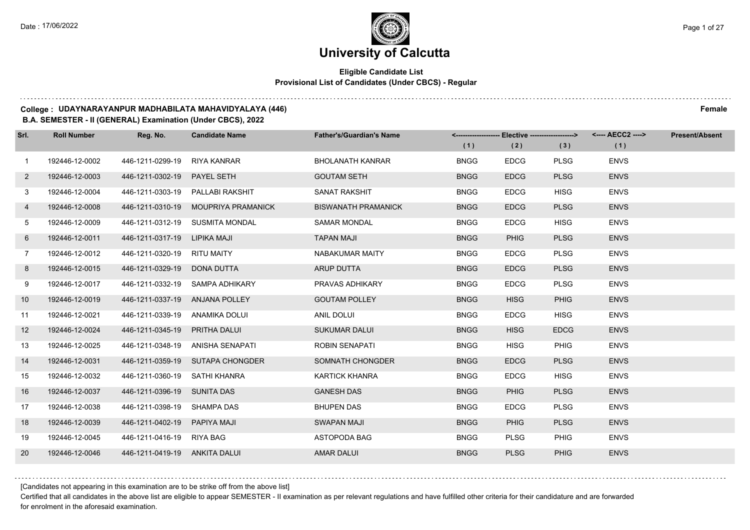# University of Calcutta

**Eligible Candidate List**
**Provisional List of Candidates (Under CBCS) - Regular**

**College : UDAYNARAYANPUR MADHABILATA MAHAVIDYALAYA (446)** **Female**
**B.A. SEMESTER - II (GENERAL) Examination (Under CBCS), 2022**

| Srl. | Roll Number | Reg. No. | Candidate Name | Father's/Guardian's Name | <------------------ Elective ------------------> | | | <---- AECC2 ----> | Present/Absent |
|---|---|---|---|---|---|---|---|---|---|
| | | | | | (1) | (2) | (3) | (1) | |
| 1 | 192446-12-0002 | 446-1211-0299-19 | RIYA KANRAR | BHOLANATH KANRAR | BNGG | EDCG | PLSG | ENVS | |
| 2 | 192446-12-0003 | 446-1211-0302-19 | PAYEL SETH | GOUTAM SETH | BNGG | EDCG | PLSG | ENVS | |
| 3 | 192446-12-0004 | 446-1211-0303-19 | PALLABI RAKSHIT | SANAT RAKSHIT | BNGG | EDCG | HISG | ENVS | |
| 4 | 192446-12-0008 | 446-1211-0310-19 | MOUPRIYA PRAMANICK | BISWANATH PRAMANICK | BNGG | EDCG | PLSG | ENVS | |
| 5 | 192446-12-0009 | 446-1211-0312-19 | SUSMITA MONDAL | SAMAR MONDAL | BNGG | EDCG | HISG | ENVS | |
| 6 | 192446-12-0011 | 446-1211-0317-19 | LIPIKA MAJI | TAPAN MAJI | BNGG | PHIG | PLSG | ENVS | |
| 7 | 192446-12-0012 | 446-1211-0320-19 | RITU MAITY | NABAKUMAR MAITY | BNGG | EDCG | PLSG | ENVS | |
| 8 | 192446-12-0015 | 446-1211-0329-19 | DONA DUTTA | ARUP DUTTA | BNGG | EDCG | PLSG | ENVS | |
| 9 | 192446-12-0017 | 446-1211-0332-19 | SAMPA ADHIKARY | PRAVAS ADHIKARY | BNGG | EDCG | PLSG | ENVS | |
| 10 | 192446-12-0019 | 446-1211-0337-19 | ANJANA POLLEY | GOUTAM POLLEY | BNGG | HISG | PHIG | ENVS | |
| 11 | 192446-12-0021 | 446-1211-0339-19 | ANAMIKA DOLUI | ANIL DOLUI | BNGG | EDCG | HISG | ENVS | |
| 12 | 192446-12-0024 | 446-1211-0345-19 | PRITHA DALUI | SUKUMAR DALUI | BNGG | HISG | EDCG | ENVS | |
| 13 | 192446-12-0025 | 446-1211-0348-19 | ANISHA SENAPATI | ROBIN SENAPATI | BNGG | HISG | PHIG | ENVS | |
| 14 | 192446-12-0031 | 446-1211-0359-19 | SUTAPA CHONGDER | SOMNATH CHONGDER | BNGG | EDCG | PLSG | ENVS | |
| 15 | 192446-12-0032 | 446-1211-0360-19 | SATHI KHANRA | KARTICK KHANRA | BNGG | EDCG | HISG | ENVS | |
| 16 | 192446-12-0037 | 446-1211-0396-19 | SUNITA DAS | GANESH DAS | BNGG | PHIG | PLSG | ENVS | |
| 17 | 192446-12-0038 | 446-1211-0398-19 | SHAMPA DAS | BHUPEN DAS | BNGG | EDCG | PLSG | ENVS | |
| 18 | 192446-12-0039 | 446-1211-0402-19 | PAPIYA MAJI | SWAPAN MAJI | BNGG | PHIG | PLSG | ENVS | |
| 19 | 192446-12-0045 | 446-1211-0416-19 | RIYA BAG | ASTOPODA BAG | BNGG | PLSG | PHIG | ENVS | |
| 20 | 192446-12-0046 | 446-1211-0419-19 | ANKITA DALUI | AMAR DALUI | BNGG | PLSG | PHIG | ENVS | |

[Candidates not appearing in this examination are to be strike off from the above list]

Certified that all candidates in the above list are eligible to appear SEMESTER - II examination as per relevant regulations and have fulfilled other criteria for their candidature and are forwarded for enrolment in the aforesaid examination.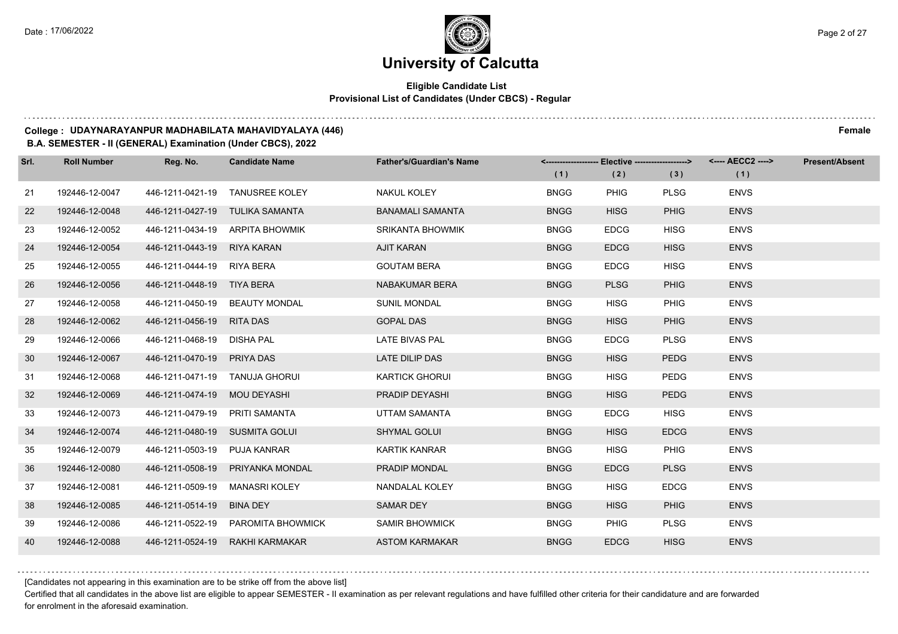# University of Calcutta

**Eligible Candidate List**
**Provisional List of Candidates (Under CBCS) - Regular**

**College : UDAYNARAYANPUR MADHABILATA MAHAVIDYALAYA (446)** **Female**

**B.A. SEMESTER - II (GENERAL) Examination (Under CBCS), 2022**

| Srl. | Roll Number | Reg. No. | Candidate Name | Father's/Guardian's Name | Elective (1) | Elective (2) | Elective (3) | AECC2 (1) | Present/Absent |
|---|---|---|---|---|---|---|---|---|---|
| 21 | 192446-12-0047 | 446-1211-0421-19 | TANUSREE KOLEY | NAKUL KOLEY | BNGG | PHIG | PLSG | ENVS | |
| 22 | 192446-12-0048 | 446-1211-0427-19 | TULIKA SAMANTA | BANAMALI SAMANTA | BNGG | HISG | PHIG | ENVS | |
| 23 | 192446-12-0052 | 446-1211-0434-19 | ARPITA BHOWMIK | SRIKANTA BHOWMIK | BNGG | EDCG | HISG | ENVS | |
| 24 | 192446-12-0054 | 446-1211-0443-19 | RIYA KARAN | AJIT KARAN | BNGG | EDCG | HISG | ENVS | |
| 25 | 192446-12-0055 | 446-1211-0444-19 | RIYA BERA | GOUTAM BERA | BNGG | EDCG | HISG | ENVS | |
| 26 | 192446-12-0056 | 446-1211-0448-19 | TIYA BERA | NABAKUMAR BERA | BNGG | PLSG | PHIG | ENVS | |
| 27 | 192446-12-0058 | 446-1211-0450-19 | BEAUTY MONDAL | SUNIL MONDAL | BNGG | HISG | PHIG | ENVS | |
| 28 | 192446-12-0062 | 446-1211-0456-19 | RITA DAS | GOPAL DAS | BNGG | HISG | PHIG | ENVS | |
| 29 | 192446-12-0066 | 446-1211-0468-19 | DISHA PAL | LATE BIVAS PAL | BNGG | EDCG | PLSG | ENVS | |
| 30 | 192446-12-0067 | 446-1211-0470-19 | PRIYA DAS | LATE DILIP DAS | BNGG | HISG | PEDG | ENVS | |
| 31 | 192446-12-0068 | 446-1211-0471-19 | TANUJA GHORUI | KARTICK GHORUI | BNGG | HISG | PEDG | ENVS | |
| 32 | 192446-12-0069 | 446-1211-0474-19 | MOU DEYASHI | PRADIP DEYASHI | BNGG | HISG | PEDG | ENVS | |
| 33 | 192446-12-0073 | 446-1211-0479-19 | PRITI SAMANTA | UTTAM SAMANTA | BNGG | EDCG | HISG | ENVS | |
| 34 | 192446-12-0074 | 446-1211-0480-19 | SUSMITA GOLUI | SHYMAL GOLUI | BNGG | HISG | EDCG | ENVS | |
| 35 | 192446-12-0079 | 446-1211-0503-19 | PUJA KANRAR | KARTIK KANRAR | BNGG | HISG | PHIG | ENVS | |
| 36 | 192446-12-0080 | 446-1211-0508-19 | PRIYANKA MONDAL | PRADIP MONDAL | BNGG | EDCG | PLSG | ENVS | |
| 37 | 192446-12-0081 | 446-1211-0509-19 | MANASRI KOLEY | NANDALAL KOLEY | BNGG | HISG | EDCG | ENVS | |
| 38 | 192446-12-0085 | 446-1211-0514-19 | BINA DEY | SAMAR DEY | BNGG | HISG | PHIG | ENVS | |
| 39 | 192446-12-0086 | 446-1211-0522-19 | PAROMITA BHOWMICK | SAMIR BHOWMICK | BNGG | PHIG | PLSG | ENVS | |
| 40 | 192446-12-0088 | 446-1211-0524-19 | RAKHI KARMAKAR | ASTOM KARMAKAR | BNGG | EDCG | HISG | ENVS | |

[Candidates not appearing in this examination are to be strike off from the above list]

Certified that all candidates in the above list are eligible to appear SEMESTER - II examination as per relevant regulations and have fulfilled other criteria for their candidature and are forwarded for enrolment in the aforesaid examination.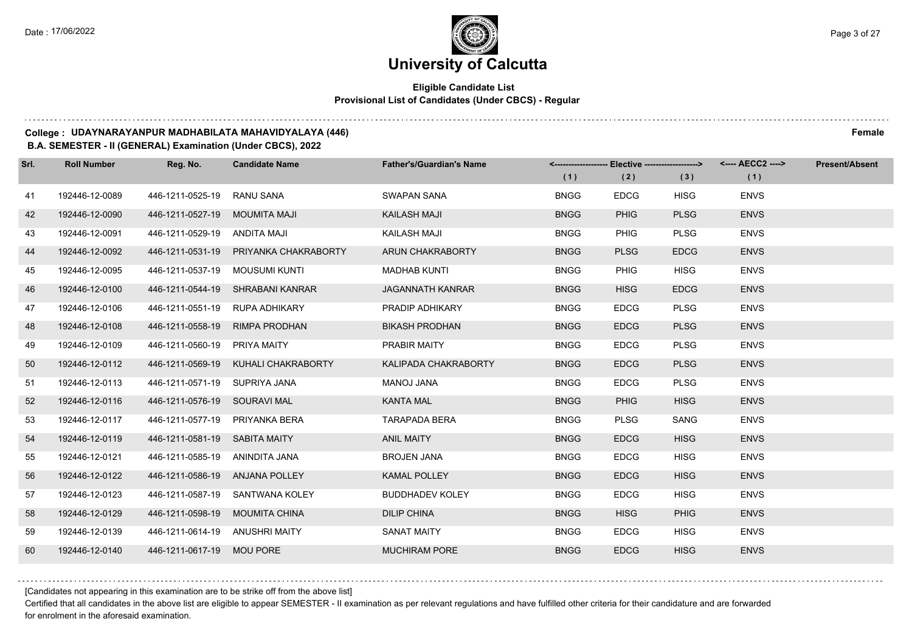# University of Calcutta

**Eligible Candidate List**
**Provisional List of Candidates (Under CBCS) - Regular**

**College : UDAYNARAYANPUR MADHABILATA MAHAVIDYALAYA (446)** **Female**

**B.A. SEMESTER - II (GENERAL) Examination (Under CBCS), 2022**

| Srl. | Roll Number | Reg. No. | Candidate Name | Father's/Guardian's Name | Elective (1) | Elective (2) | Elective (3) | AECC2 (1) | Present/Absent |
|---|---|---|---|---|---|---|---|---|---|
| 41 | 192446-12-0089 | 446-1211-0525-19 | RANU SANA | SWAPAN SANA | BNGG | EDCG | HISG | ENVS | |
| 42 | 192446-12-0090 | 446-1211-0527-19 | MOUMITA MAJI | KAILASH MAJI | BNGG | PHIG | PLSG | ENVS | |
| 43 | 192446-12-0091 | 446-1211-0529-19 | ANDITA MAJI | KAILASH MAJI | BNGG | PHIG | PLSG | ENVS | |
| 44 | 192446-12-0092 | 446-1211-0531-19 | PRIYANKA CHAKRABORTY | ARUN CHAKRABORTY | BNGG | PLSG | EDCG | ENVS | |
| 45 | 192446-12-0095 | 446-1211-0537-19 | MOUSUMI KUNTI | MADHAB KUNTI | BNGG | PHIG | HISG | ENVS | |
| 46 | 192446-12-0100 | 446-1211-0544-19 | SHRABANI KANRAR | JAGANNATH KANRAR | BNGG | HISG | EDCG | ENVS | |
| 47 | 192446-12-0106 | 446-1211-0551-19 | RUPA ADHIKARY | PRADIP ADHIKARY | BNGG | EDCG | PLSG | ENVS | |
| 48 | 192446-12-0108 | 446-1211-0558-19 | RIMPA PRODHAN | BIKASH PRODHAN | BNGG | EDCG | PLSG | ENVS | |
| 49 | 192446-12-0109 | 446-1211-0560-19 | PRIYA MAITY | PRABIR MAITY | BNGG | EDCG | PLSG | ENVS | |
| 50 | 192446-12-0112 | 446-1211-0569-19 | KUHALI CHAKRABORTY | KALIPADA CHAKRABORTY | BNGG | EDCG | PLSG | ENVS | |
| 51 | 192446-12-0113 | 446-1211-0571-19 | SUPRIYA JANA | MANOJ JANA | BNGG | EDCG | PLSG | ENVS | |
| 52 | 192446-12-0116 | 446-1211-0576-19 | SOURAVI MAL | KANTA MAL | BNGG | PHIG | HISG | ENVS | |
| 53 | 192446-12-0117 | 446-1211-0577-19 | PRIYANKA BERA | TARAPADA BERA | BNGG | PLSG | SANG | ENVS | |
| 54 | 192446-12-0119 | 446-1211-0581-19 | SABITA MAITY | ANIL MAITY | BNGG | EDCG | HISG | ENVS | |
| 55 | 192446-12-0121 | 446-1211-0585-19 | ANINDITA JANA | BROJEN JANA | BNGG | EDCG | HISG | ENVS | |
| 56 | 192446-12-0122 | 446-1211-0586-19 | ANJANA POLLEY | KAMAL POLLEY | BNGG | EDCG | HISG | ENVS | |
| 57 | 192446-12-0123 | 446-1211-0587-19 | SANTWANA KOLEY | BUDDHADEV KOLEY | BNGG | EDCG | HISG | ENVS | |
| 58 | 192446-12-0129 | 446-1211-0598-19 | MOUMITA CHINA | DILIP CHINA | BNGG | HISG | PHIG | ENVS | |
| 59 | 192446-12-0139 | 446-1211-0614-19 | ANUSHRI MAITY | SANAT MAITY | BNGG | EDCG | HISG | ENVS | |
| 60 | 192446-12-0140 | 446-1211-0617-19 | MOU PORE | MUCHIRAM PORE | BNGG | EDCG | HISG | ENVS | |

[Candidates not appearing in this examination are to be strike off from the above list]

Certified that all candidates in the above list are eligible to appear SEMESTER - II examination as per relevant regulations and have fulfilled other criteria for their candidature and are forwarded for enrolment in the aforesaid examination.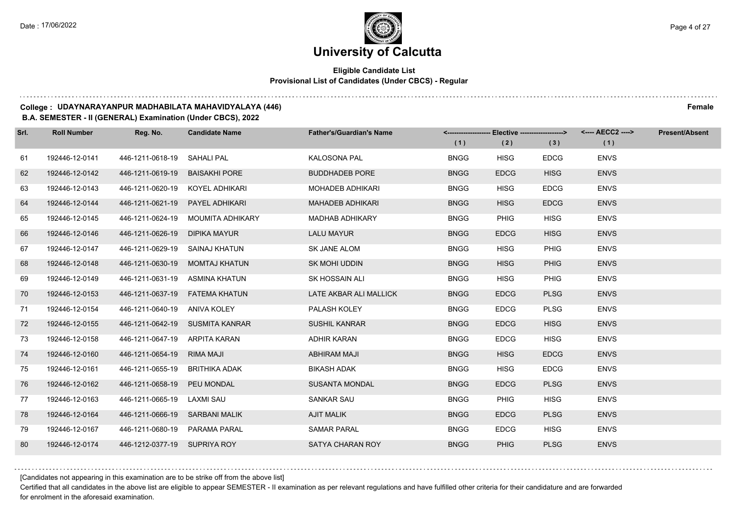# University of Calcutta

**Eligible Candidate List**
**Provisional List of Candidates (Under CBCS) - Regular**

**College : UDAYNARAYANPUR MADHABILATA MAHAVIDYALAYA (446)** **Female**

**B.A. SEMESTER - II (GENERAL) Examination (Under CBCS), 2022**

| Srl. | Roll Number | Reg. No. | Candidate Name | Father's/Guardian's Name | Elective (1) | Elective (2) | Elective (3) | AECC2 (1) | Present/Absent |
|---|---|---|---|---|---|---|---|---|---|
| 61 | 192446-12-0141 | 446-1211-0618-19 | SAHALI PAL | KALOSONA PAL | BNGG | HISG | EDCG | ENVS | |
| 62 | 192446-12-0142 | 446-1211-0619-19 | BAISAKHI PORE | BUDDHADEB PORE | BNGG | EDCG | HISG | ENVS | |
| 63 | 192446-12-0143 | 446-1211-0620-19 | KOYEL ADHIKARI | MOHADEB ADHIKARI | BNGG | HISG | EDCG | ENVS | |
| 64 | 192446-12-0144 | 446-1211-0621-19 | PAYEL ADHIKARI | MAHADEB ADHIKARI | BNGG | HISG | EDCG | ENVS | |
| 65 | 192446-12-0145 | 446-1211-0624-19 | MOUMITA ADHIKARY | MADHAB ADHIKARY | BNGG | PHIG | HISG | ENVS | |
| 66 | 192446-12-0146 | 446-1211-0626-19 | DIPIKA MAYUR | LALU MAYUR | BNGG | EDCG | HISG | ENVS | |
| 67 | 192446-12-0147 | 446-1211-0629-19 | SAINAJ KHATUN | SK JANE ALOM | BNGG | HISG | PHIG | ENVS | |
| 68 | 192446-12-0148 | 446-1211-0630-19 | MOMTAJ KHATUN | SK MOHI UDDIN | BNGG | HISG | PHIG | ENVS | |
| 69 | 192446-12-0149 | 446-1211-0631-19 | ASMINA KHATUN | SK HOSSAIN ALI | BNGG | HISG | PHIG | ENVS | |
| 70 | 192446-12-0153 | 446-1211-0637-19 | FATEMA KHATUN | LATE AKBAR ALI MALLICK | BNGG | EDCG | PLSG | ENVS | |
| 71 | 192446-12-0154 | 446-1211-0640-19 | ANIVA KOLEY | PALASH KOLEY | BNGG | EDCG | PLSG | ENVS | |
| 72 | 192446-12-0155 | 446-1211-0642-19 | SUSMITA KANRAR | SUSHIL KANRAR | BNGG | EDCG | HISG | ENVS | |
| 73 | 192446-12-0158 | 446-1211-0647-19 | ARPITA KARAN | ADHIR KARAN | BNGG | EDCG | HISG | ENVS | |
| 74 | 192446-12-0160 | 446-1211-0654-19 | RIMA MAJI | ABHIRAM MAJI | BNGG | HISG | EDCG | ENVS | |
| 75 | 192446-12-0161 | 446-1211-0655-19 | BRITHIKA ADAK | BIKASH ADAK | BNGG | HISG | EDCG | ENVS | |
| 76 | 192446-12-0162 | 446-1211-0658-19 | PEU MONDAL | SUSANTA MONDAL | BNGG | EDCG | PLSG | ENVS | |
| 77 | 192446-12-0163 | 446-1211-0665-19 | LAXMI SAU | SANKAR SAU | BNGG | PHIG | HISG | ENVS | |
| 78 | 192446-12-0164 | 446-1211-0666-19 | SARBANI MALIK | AJIT MALIK | BNGG | EDCG | PLSG | ENVS | |
| 79 | 192446-12-0167 | 446-1211-0680-19 | PARAMA PARAL | SAMAR PARAL | BNGG | EDCG | HISG | ENVS | |
| 80 | 192446-12-0174 | 446-1212-0377-19 | SUPRIYA ROY | SATYA CHARAN ROY | BNGG | PHIG | PLSG | ENVS | |

[Candidates not appearing in this examination are to be strike off from the above list]

Certified that all candidates in the above list are eligible to appear SEMESTER - II examination as per relevant regulations and have fulfilled other criteria for their candidature and are forwarded for enrolment in the aforesaid examination.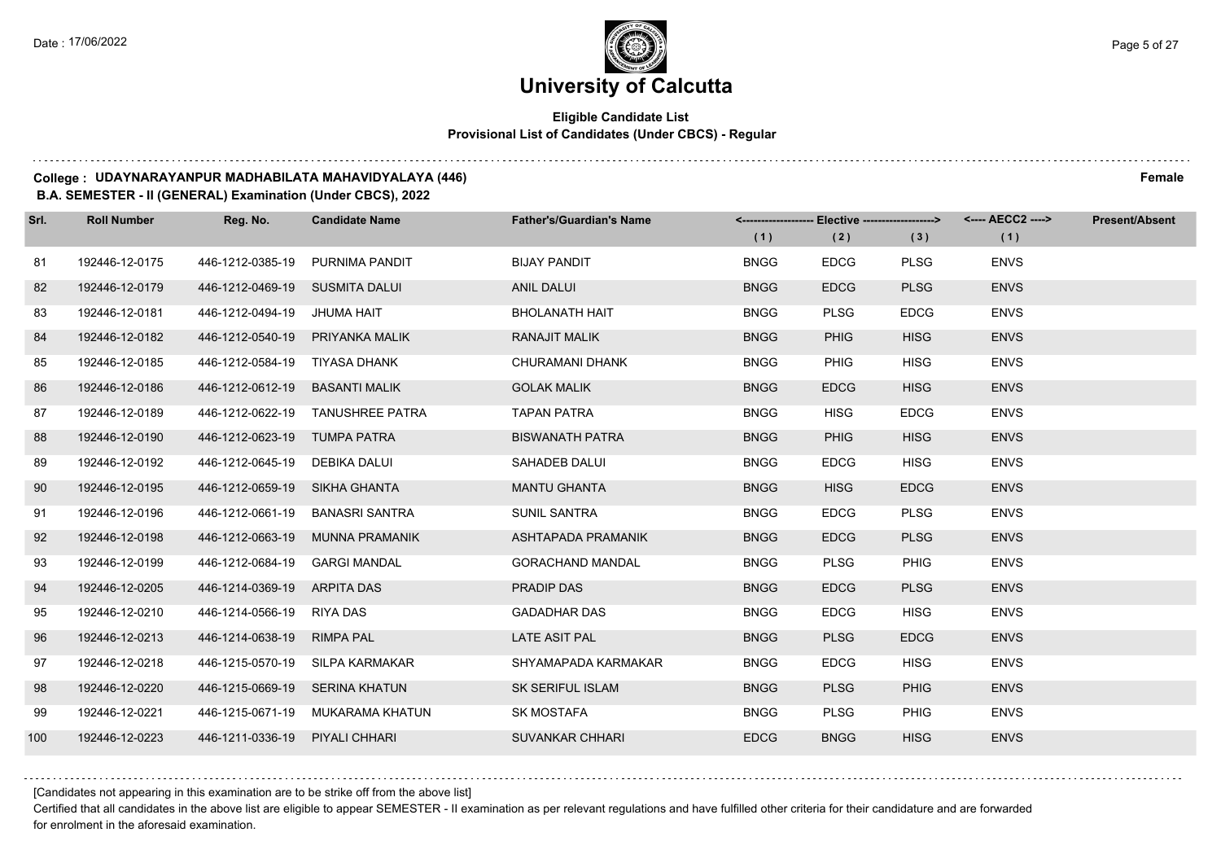# University of Calcutta

**Eligible Candidate List**
**Provisional List of Candidates (Under CBCS) - Regular**

**College : UDAYNARAYANPUR MADHABILATA MAHAVIDYALAYA (446)** **Female**

**B.A. SEMESTER - II (GENERAL) Examination (Under CBCS), 2022**

| Srl. | Roll Number | Reg. No. | Candidate Name | Father's/Guardian's Name | Elective (1) | Elective (2) | Elective (3) | AECC2 (1) | Present/Absent |
|---|---|---|---|---|---|---|---|---|---|
| 81 | 192446-12-0175 | 446-1212-0385-19 | PURNIMA PANDIT | BIJAY PANDIT | BNGG | EDCG | PLSG | ENVS | |
| 82 | 192446-12-0179 | 446-1212-0469-19 | SUSMITA DALUI | ANIL DALUI | BNGG | EDCG | PLSG | ENVS | |
| 83 | 192446-12-0181 | 446-1212-0494-19 | JHUMA HAIT | BHOLANATH HAIT | BNGG | PLSG | EDCG | ENVS | |
| 84 | 192446-12-0182 | 446-1212-0540-19 | PRIYANKA MALIK | RANAJIT MALIK | BNGG | PHIG | HISG | ENVS | |
| 85 | 192446-12-0185 | 446-1212-0584-19 | TIYASA DHANK | CHURAMANI DHANK | BNGG | PHIG | HISG | ENVS | |
| 86 | 192446-12-0186 | 446-1212-0612-19 | BASANTI MALIK | GOLAK MALIK | BNGG | EDCG | HISG | ENVS | |
| 87 | 192446-12-0189 | 446-1212-0622-19 | TANUSHREE PATRA | TAPAN PATRA | BNGG | HISG | EDCG | ENVS | |
| 88 | 192446-12-0190 | 446-1212-0623-19 | TUMPA PATRA | BISWANATH PATRA | BNGG | PHIG | HISG | ENVS | |
| 89 | 192446-12-0192 | 446-1212-0645-19 | DEBIKA DALUI | SAHADEB DALUI | BNGG | EDCG | HISG | ENVS | |
| 90 | 192446-12-0195 | 446-1212-0659-19 | SIKHA GHANTA | MANTU GHANTA | BNGG | HISG | EDCG | ENVS | |
| 91 | 192446-12-0196 | 446-1212-0661-19 | BANASRI SANTRA | SUNIL SANTRA | BNGG | EDCG | PLSG | ENVS | |
| 92 | 192446-12-0198 | 446-1212-0663-19 | MUNNA PRAMANIK | ASHTAPADA PRAMANIK | BNGG | EDCG | PLSG | ENVS | |
| 93 | 192446-12-0199 | 446-1212-0684-19 | GARGI MANDAL | GORACHAND MANDAL | BNGG | PLSG | PHIG | ENVS | |
| 94 | 192446-12-0205 | 446-1214-0369-19 | ARPITA DAS | PRADIP DAS | BNGG | EDCG | PLSG | ENVS | |
| 95 | 192446-12-0210 | 446-1214-0566-19 | RIYA DAS | GADADHAR DAS | BNGG | EDCG | HISG | ENVS | |
| 96 | 192446-12-0213 | 446-1214-0638-19 | RIMPA PAL | LATE ASIT PAL | BNGG | PLSG | EDCG | ENVS | |
| 97 | 192446-12-0218 | 446-1215-0570-19 | SILPA KARMAKAR | SHYAMAPADA KARMAKAR | BNGG | EDCG | HISG | ENVS | |
| 98 | 192446-12-0220 | 446-1215-0669-19 | SERINA KHATUN | SK SERIFUL ISLAM | BNGG | PLSG | PHIG | ENVS | |
| 99 | 192446-12-0221 | 446-1215-0671-19 | MUKARAMA KHATUN | SK MOSTAFA | BNGG | PLSG | PHIG | ENVS | |
| 100 | 192446-12-0223 | 446-1211-0336-19 | PIYALI CHHARI | SUVANKAR CHHARI | EDCG | BNGG | HISG | ENVS | |

[Candidates not appearing in this examination are to be strike off from the above list]

Certified that all candidates in the above list are eligible to appear SEMESTER - II examination as per relevant regulations and have fulfilled other criteria for their candidature and are forwarded for enrolment in the aforesaid examination.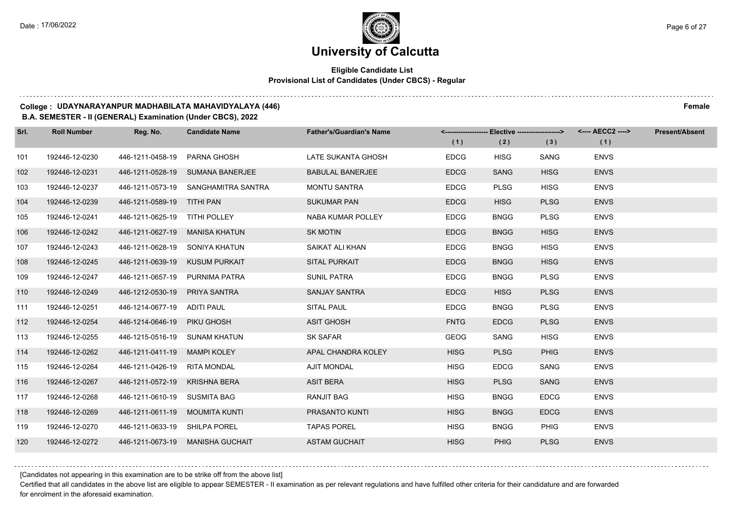# University of Calcutta

**Eligible Candidate List**
**Provisional List of Candidates (Under CBCS) - Regular**

**College : UDAYNARAYANPUR MADHABILATA MAHAVIDYALAYA (446)** **Female**

**B.A. SEMESTER - II (GENERAL) Examination (Under CBCS), 2022**

| Srl. | Roll Number | Reg. No. | Candidate Name | Father's/Guardian's Name | Elective (1) | Elective (2) | Elective (3) | AECC2 (1) | Present/Absent |
|---|---|---|---|---|---|---|---|---|---|
| 101 | 192446-12-0230 | 446-1211-0458-19 | PARNA GHOSH | LATE SUKANTA GHOSH | EDCG | HISG | SANG | ENVS | |
| 102 | 192446-12-0231 | 446-1211-0528-19 | SUMANA BANERJEE | BABULAL BANERJEE | EDCG | SANG | HISG | ENVS | |
| 103 | 192446-12-0237 | 446-1211-0573-19 | SANGHAMITRA SANTRA | MONTU SANTRA | EDCG | PLSG | HISG | ENVS | |
| 104 | 192446-12-0239 | 446-1211-0589-19 | TITHI PAN | SUKUMAR PAN | EDCG | HISG | PLSG | ENVS | |
| 105 | 192446-12-0241 | 446-1211-0625-19 | TITHI POLLEY | NABA KUMAR POLLEY | EDCG | BNGG | PLSG | ENVS | |
| 106 | 192446-12-0242 | 446-1211-0627-19 | MANISA KHATUN | SK MOTIN | EDCG | BNGG | HISG | ENVS | |
| 107 | 192446-12-0243 | 446-1211-0628-19 | SONIYA KHATUN | SAIKAT ALI KHAN | EDCG | BNGG | HISG | ENVS | |
| 108 | 192446-12-0245 | 446-1211-0639-19 | KUSUM PURKAIT | SITAL PURKAIT | EDCG | BNGG | HISG | ENVS | |
| 109 | 192446-12-0247 | 446-1211-0657-19 | PURNIMA PATRA | SUNIL PATRA | EDCG | BNGG | PLSG | ENVS | |
| 110 | 192446-12-0249 | 446-1212-0530-19 | PRIYA SANTRA | SANJAY SANTRA | EDCG | HISG | PLSG | ENVS | |
| 111 | 192446-12-0251 | 446-1214-0677-19 | ADITI PAUL | SITAL PAUL | EDCG | BNGG | PLSG | ENVS | |
| 112 | 192446-12-0254 | 446-1214-0646-19 | PIKU GHOSH | ASIT GHOSH | FNTG | EDCG | PLSG | ENVS | |
| 113 | 192446-12-0255 | 446-1215-0516-19 | SUNAM KHATUN | SK SAFAR | GEOG | SANG | HISG | ENVS | |
| 114 | 192446-12-0262 | 446-1211-0411-19 | MAMPI KOLEY | APAL CHANDRA KOLEY | HISG | PLSG | PHIG | ENVS | |
| 115 | 192446-12-0264 | 446-1211-0426-19 | RITA MONDAL | AJIT MONDAL | HISG | EDCG | SANG | ENVS | |
| 116 | 192446-12-0267 | 446-1211-0572-19 | KRISHNA BERA | ASIT BERA | HISG | PLSG | SANG | ENVS | |
| 117 | 192446-12-0268 | 446-1211-0610-19 | SUSMITA BAG | RANJIT BAG | HISG | BNGG | EDCG | ENVS | |
| 118 | 192446-12-0269 | 446-1211-0611-19 | MOUMITA KUNTI | PRASANTO KUNTI | HISG | BNGG | EDCG | ENVS | |
| 119 | 192446-12-0270 | 446-1211-0633-19 | SHILPA POREL | TAPAS POREL | HISG | BNGG | PHIG | ENVS | |
| 120 | 192446-12-0272 | 446-1211-0673-19 | MANISHA GUCHAIT | ASTAM GUCHAIT | HISG | PHIG | PLSG | ENVS | |

[Candidates not appearing in this examination are to be strike off from the above list]

Certified that all candidates in the above list are eligible to appear SEMESTER - II examination as per relevant regulations and have fulfilled other criteria for their candidature and are forwarded for enrolment in the aforesaid examination.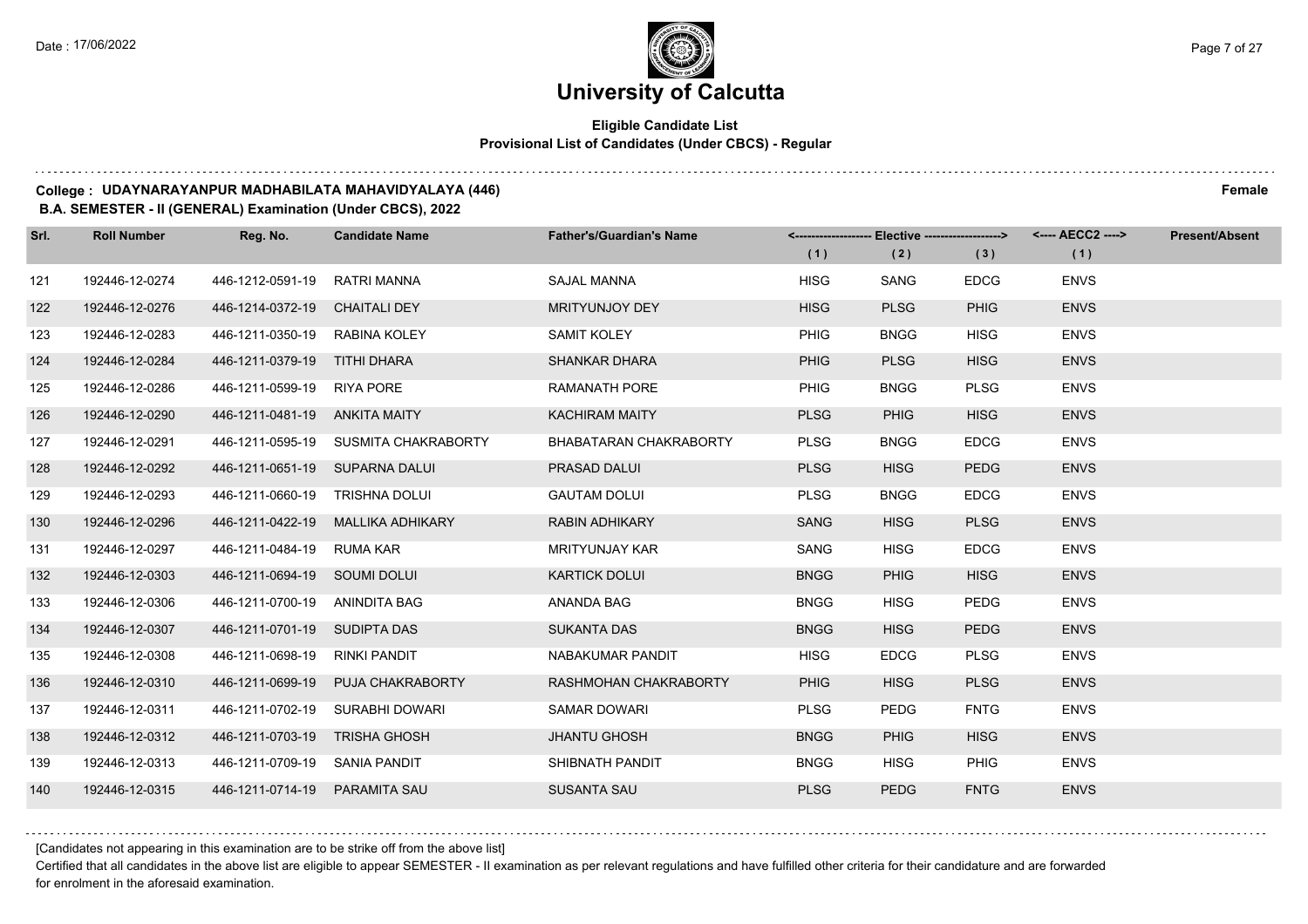# University of Calcutta

**Eligible Candidate List**
**Provisional List of Candidates (Under CBCS) - Regular**

**College : UDAYNARAYANPUR MADHABILATA MAHAVIDYALAYA (446)** **Female**

**B.A. SEMESTER - II (GENERAL) Examination (Under CBCS), 2022**

| Srl. | Roll Number | Reg. No. | Candidate Name | Father's/Guardian's Name | Elective (1) | Elective (2) | Elective (3) | AECC2 (1) | Present/Absent |
|---|---|---|---|---|---|---|---|---|---|
| 121 | 192446-12-0274 | 446-1212-0591-19 | RATRI MANNA | SAJAL MANNA | HISG | SANG | EDCG | ENVS | |
| 122 | 192446-12-0276 | 446-1214-0372-19 | CHAITALI DEY | MRITYUNJOY DEY | HISG | PLSG | PHIG | ENVS | |
| 123 | 192446-12-0283 | 446-1211-0350-19 | RABINA KOLEY | SAMIT KOLEY | PHIG | BNGG | HISG | ENVS | |
| 124 | 192446-12-0284 | 446-1211-0379-19 | TITHI DHARA | SHANKAR DHARA | PHIG | PLSG | HISG | ENVS | |
| 125 | 192446-12-0286 | 446-1211-0599-19 | RIYA PORE | RAMANATH PORE | PHIG | BNGG | PLSG | ENVS | |
| 126 | 192446-12-0290 | 446-1211-0481-19 | ANKITA MAITY | KACHIRAM MAITY | PLSG | PHIG | HISG | ENVS | |
| 127 | 192446-12-0291 | 446-1211-0595-19 | SUSMITA CHAKRABORTY | BHABATARAN CHAKRABORTY | PLSG | BNGG | EDCG | ENVS | |
| 128 | 192446-12-0292 | 446-1211-0651-19 | SUPARNA DALUI | PRASAD DALUI | PLSG | HISG | PEDG | ENVS | |
| 129 | 192446-12-0293 | 446-1211-0660-19 | TRISHNA DOLUI | GAUTAM DOLUI | PLSG | BNGG | EDCG | ENVS | |
| 130 | 192446-12-0296 | 446-1211-0422-19 | MALLIKA ADHIKARY | RABIN ADHIKARY | SANG | HISG | PLSG | ENVS | |
| 131 | 192446-12-0297 | 446-1211-0484-19 | RUMA KAR | MRITYUNJAY KAR | SANG | HISG | EDCG | ENVS | |
| 132 | 192446-12-0303 | 446-1211-0694-19 | SOUMI DOLUI | KARTICK DOLUI | BNGG | PHIG | HISG | ENVS | |
| 133 | 192446-12-0306 | 446-1211-0700-19 | ANINDITA BAG | ANANDA BAG | BNGG | HISG | PEDG | ENVS | |
| 134 | 192446-12-0307 | 446-1211-0701-19 | SUDIPTA DAS | SUKANTA DAS | BNGG | HISG | PEDG | ENVS | |
| 135 | 192446-12-0308 | 446-1211-0698-19 | RINKI PANDIT | NABAKUMAR PANDIT | HISG | EDCG | PLSG | ENVS | |
| 136 | 192446-12-0310 | 446-1211-0699-19 | PUJA CHAKRABORTY | RASHMOHAN CHAKRABORTY | PHIG | HISG | PLSG | ENVS | |
| 137 | 192446-12-0311 | 446-1211-0702-19 | SURABHI DOWARI | SAMAR DOWARI | PLSG | PEDG | FNTG | ENVS | |
| 138 | 192446-12-0312 | 446-1211-0703-19 | TRISHA GHOSH | JHANTU GHOSH | BNGG | PHIG | HISG | ENVS | |
| 139 | 192446-12-0313 | 446-1211-0709-19 | SANIA PANDIT | SHIBNATH PANDIT | BNGG | HISG | PHIG | ENVS | |
| 140 | 192446-12-0315 | 446-1211-0714-19 | PARAMITA SAU | SUSANTA SAU | PLSG | PEDG | FNTG | ENVS | |

[Candidates not appearing in this examination are to be strike off from the above list]

Certified that all candidates in the above list are eligible to appear SEMESTER - II examination as per relevant regulations and have fulfilled other criteria for their candidature and are forwarded for enrolment in the aforesaid examination.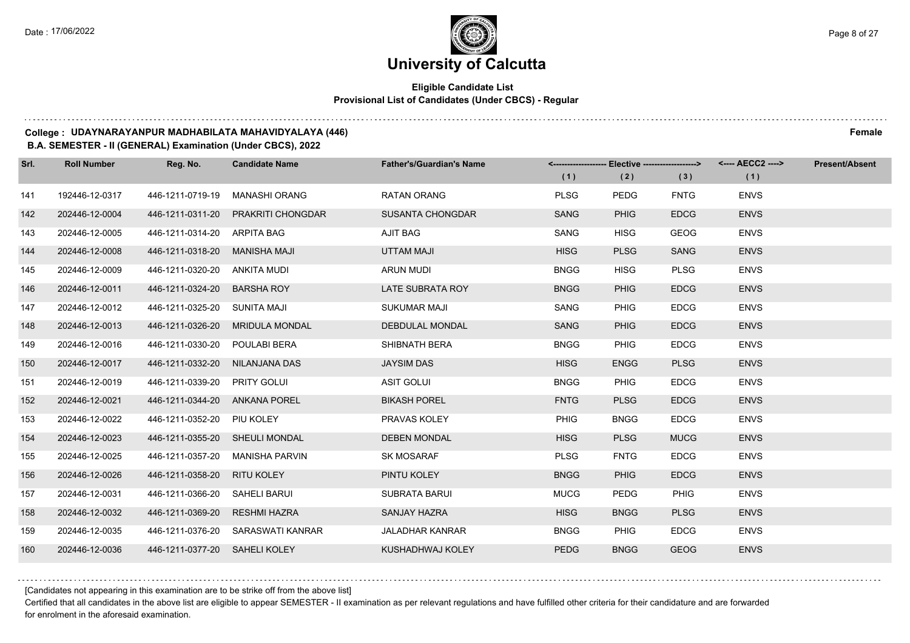# University of Calcutta

**Eligible Candidate List**
**Provisional List of Candidates (Under CBCS) - Regular**

**College : UDAYNARAYANPUR MADHABILATA MAHAVIDYALAYA (446)** **Female**

**B.A. SEMESTER - II (GENERAL) Examination (Under CBCS), 2022**

| Srl. | Roll Number | Reg. No. | Candidate Name | Father's/Guardian's Name | Elective (1) | Elective (2) | Elective (3) | AECC2 (1) | Present/Absent |
|---|---|---|---|---|---|---|---|---|---|
| 141 | 192446-12-0317 | 446-1211-0719-19 | MANASHI ORANG | RATAN ORANG | PLSG | PEDG | FNTG | ENVS | |
| 142 | 202446-12-0004 | 446-1211-0311-20 | PRAKRITI CHONGDAR | SUSANTA CHONGDAR | SANG | PHIG | EDCG | ENVS | |
| 143 | 202446-12-0005 | 446-1211-0314-20 | ARPITA BAG | AJIT BAG | SANG | HISG | GEOG | ENVS | |
| 144 | 202446-12-0008 | 446-1211-0318-20 | MANISHA MAJI | UTTAM MAJI | HISG | PLSG | SANG | ENVS | |
| 145 | 202446-12-0009 | 446-1211-0320-20 | ANKITA MUDI | ARUN MUDI | BNGG | HISG | PLSG | ENVS | |
| 146 | 202446-12-0011 | 446-1211-0324-20 | BARSHA ROY | LATE SUBRATA ROY | BNGG | PHIG | EDCG | ENVS | |
| 147 | 202446-12-0012 | 446-1211-0325-20 | SUNITA MAJI | SUKUMAR MAJI | SANG | PHIG | EDCG | ENVS | |
| 148 | 202446-12-0013 | 446-1211-0326-20 | MRIDULA MONDAL | DEBDULAL MONDAL | SANG | PHIG | EDCG | ENVS | |
| 149 | 202446-12-0016 | 446-1211-0330-20 | POULABI BERA | SHIBNATH BERA | BNGG | PHIG | EDCG | ENVS | |
| 150 | 202446-12-0017 | 446-1211-0332-20 | NILANJANA DAS | JAYSIM DAS | HISG | ENGG | PLSG | ENVS | |
| 151 | 202446-12-0019 | 446-1211-0339-20 | PRITY GOLUI | ASIT GOLUI | BNGG | PHIG | EDCG | ENVS | |
| 152 | 202446-12-0021 | 446-1211-0344-20 | ANKANA POREL | BIKASH POREL | FNTG | PLSG | EDCG | ENVS | |
| 153 | 202446-12-0022 | 446-1211-0352-20 | PIU KOLEY | PRAVAS KOLEY | PHIG | BNGG | EDCG | ENVS | |
| 154 | 202446-12-0023 | 446-1211-0355-20 | SHEULI MONDAL | DEBEN MONDAL | HISG | PLSG | MUCG | ENVS | |
| 155 | 202446-12-0025 | 446-1211-0357-20 | MANISHA PARVIN | SK MOSARAF | PLSG | FNTG | EDCG | ENVS | |
| 156 | 202446-12-0026 | 446-1211-0358-20 | RITU KOLEY | PINTU KOLEY | BNGG | PHIG | EDCG | ENVS | |
| 157 | 202446-12-0031 | 446-1211-0366-20 | SAHELI BARUI | SUBRATA BARUI | MUCG | PEDG | PHIG | ENVS | |
| 158 | 202446-12-0032 | 446-1211-0369-20 | RESHMI HAZRA | SANJAY HAZRA | HISG | BNGG | PLSG | ENVS | |
| 159 | 202446-12-0035 | 446-1211-0376-20 | SARASWATI KANRAR | JALADHAR KANRAR | BNGG | PHIG | EDCG | ENVS | |
| 160 | 202446-12-0036 | 446-1211-0377-20 | SAHELI KOLEY | KUSHADHWAJ KOLEY | PEDG | BNGG | GEOG | ENVS | |

[Candidates not appearing in this examination are to be strike off from the above list]

Certified that all candidates in the above list are eligible to appear SEMESTER - II examination as per relevant regulations and have fulfilled other criteria for their candidature and are forwarded for enrolment in the aforesaid examination.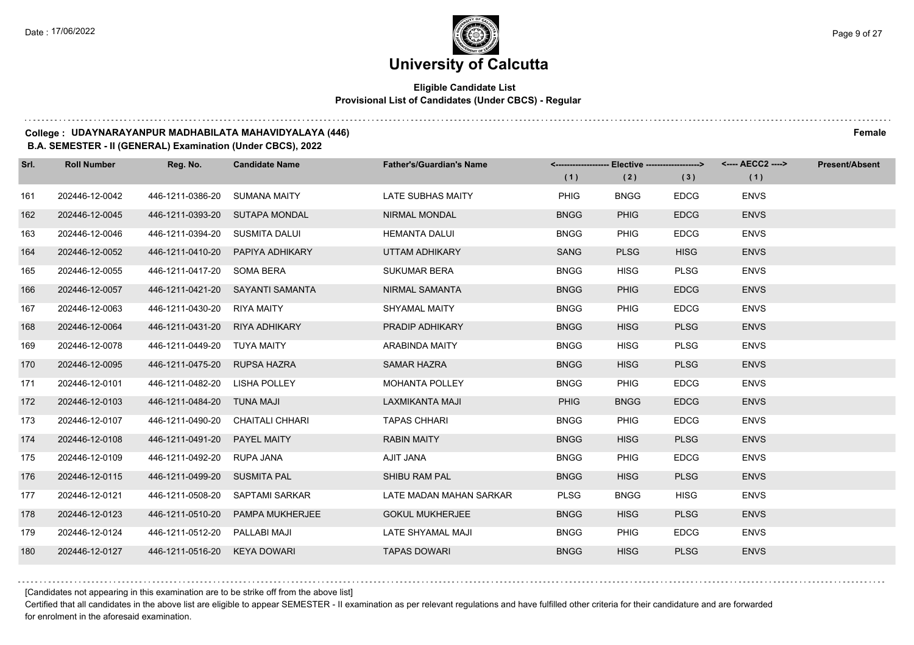# University of Calcutta

**Eligible Candidate List**
**Provisional List of Candidates (Under CBCS) - Regular**

**College : UDAYNARAYANPUR MADHABILATA MAHAVIDYALAYA (446)** **Female**
**B.A. SEMESTER - II (GENERAL) Examination (Under CBCS), 2022**

| Srl. | Roll Number | Reg. No. | Candidate Name | Father's/Guardian's Name | Elective (1) | Elective (2) | Elective (3) | AECC2 (1) | Present/Absent |
|---|---|---|---|---|---|---|---|---|---|
| 161 | 202446-12-0042 | 446-1211-0386-20 | SUMANA MAITY | LATE SUBHAS MAITY | PHIG | BNGG | EDCG | ENVS | |
| 162 | 202446-12-0045 | 446-1211-0393-20 | SUTAPA MONDAL | NIRMAL MONDAL | BNGG | PHIG | EDCG | ENVS | |
| 163 | 202446-12-0046 | 446-1211-0394-20 | SUSMITA DALUI | HEMANTA DALUI | BNGG | PHIG | EDCG | ENVS | |
| 164 | 202446-12-0052 | 446-1211-0410-20 | PAPIYA ADHIKARY | UTTAM ADHIKARY | SANG | PLSG | HISG | ENVS | |
| 165 | 202446-12-0055 | 446-1211-0417-20 | SOMA BERA | SUKUMAR BERA | BNGG | HISG | PLSG | ENVS | |
| 166 | 202446-12-0057 | 446-1211-0421-20 | SAYANTI SAMANTA | NIRMAL SAMANTA | BNGG | PHIG | EDCG | ENVS | |
| 167 | 202446-12-0063 | 446-1211-0430-20 | RIYA MAITY | SHYAMAL MAITY | BNGG | PHIG | EDCG | ENVS | |
| 168 | 202446-12-0064 | 446-1211-0431-20 | RIYA ADHIKARY | PRADIP ADHIKARY | BNGG | HISG | PLSG | ENVS | |
| 169 | 202446-12-0078 | 446-1211-0449-20 | TUYA MAITY | ARABINDA MAITY | BNGG | HISG | PLSG | ENVS | |
| 170 | 202446-12-0095 | 446-1211-0475-20 | RUPSA HAZRA | SAMAR HAZRA | BNGG | HISG | PLSG | ENVS | |
| 171 | 202446-12-0101 | 446-1211-0482-20 | LISHA POLLEY | MOHANTA POLLEY | BNGG | PHIG | EDCG | ENVS | |
| 172 | 202446-12-0103 | 446-1211-0484-20 | TUNA MAJI | LAXMIKANTA MAJI | PHIG | BNGG | EDCG | ENVS | |
| 173 | 202446-12-0107 | 446-1211-0490-20 | CHAITALI CHHARI | TAPAS CHHARI | BNGG | PHIG | EDCG | ENVS | |
| 174 | 202446-12-0108 | 446-1211-0491-20 | PAYEL MAITY | RABIN MAITY | BNGG | HISG | PLSG | ENVS | |
| 175 | 202446-12-0109 | 446-1211-0492-20 | RUPA JANA | AJIT JANA | BNGG | PHIG | EDCG | ENVS | |
| 176 | 202446-12-0115 | 446-1211-0499-20 | SUSMITA PAL | SHIBU RAM PAL | BNGG | HISG | PLSG | ENVS | |
| 177 | 202446-12-0121 | 446-1211-0508-20 | SAPTAMI SARKAR | LATE MADAN MAHAN SARKAR | PLSG | BNGG | HISG | ENVS | |
| 178 | 202446-12-0123 | 446-1211-0510-20 | PAMPA MUKHERJEE | GOKUL MUKHERJEE | BNGG | HISG | PLSG | ENVS | |
| 179 | 202446-12-0124 | 446-1211-0512-20 | PALLABI MAJI | LATE SHYAMAL MAJI | BNGG | PHIG | EDCG | ENVS | |
| 180 | 202446-12-0127 | 446-1211-0516-20 | KEYA DOWARI | TAPAS DOWARI | BNGG | HISG | PLSG | ENVS | |

[Candidates not appearing in this examination are to be strike off from the above list]

Certified that all candidates in the above list are eligible to appear SEMESTER - II examination as per relevant regulations and have fulfilled other criteria for their candidature and are forwarded for enrolment in the aforesaid examination.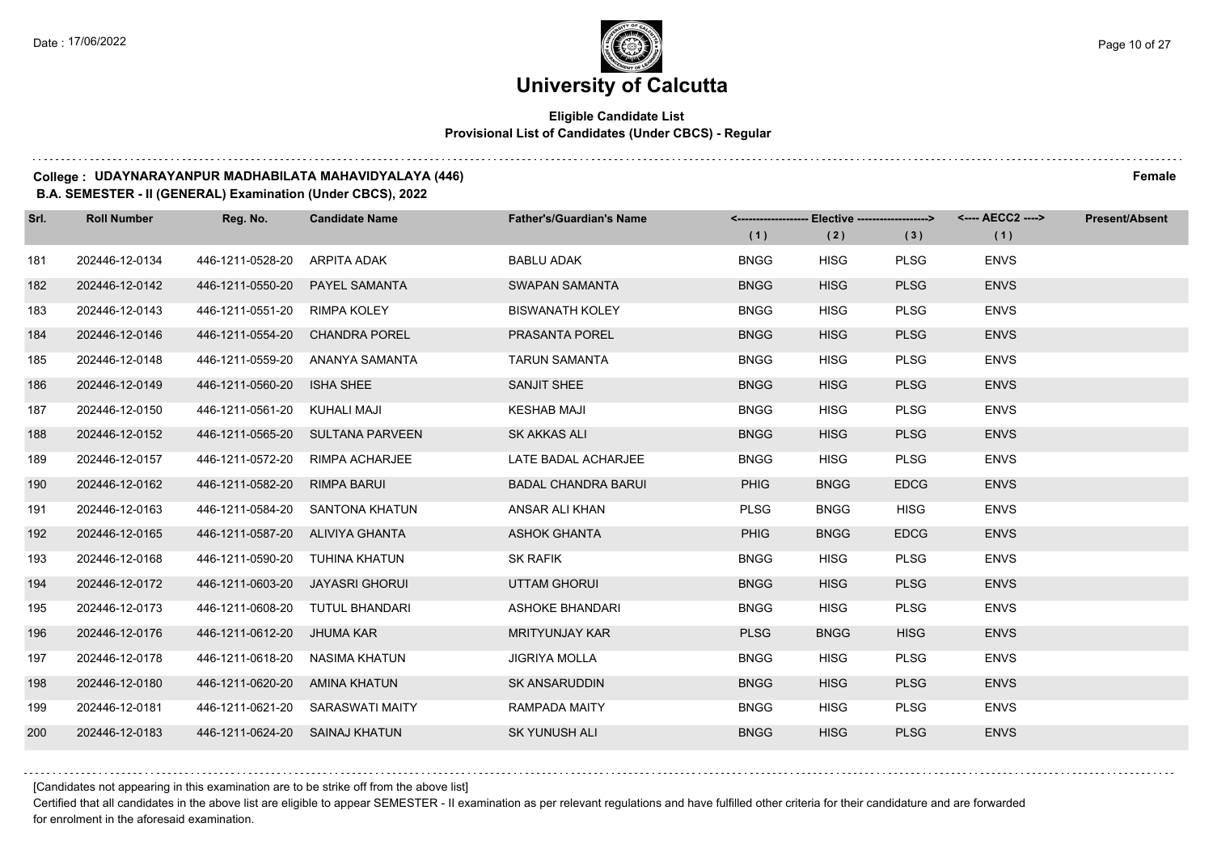# University of Calcutta

**Eligible Candidate List**
**Provisional List of Candidates (Under CBCS) - Regular**

**College : UDAYNARAYANPUR MADHABILATA MAHAVIDYALAYA (446)** **Female**
**B.A. SEMESTER - II (GENERAL) Examination (Under CBCS), 2022**

| Srl. | Roll Number | Reg. No. | Candidate Name | Father's/Guardian's Name | Elective (1) | Elective (2) | Elective (3) | AECC2 (1) | Present/Absent |
|---|---|---|---|---|---|---|---|---|---|
| 181 | 202446-12-0134 | 446-1211-0528-20 | ARPITA ADAK | BABLU ADAK | BNGG | HISG | PLSG | ENVS | |
| 182 | 202446-12-0142 | 446-1211-0550-20 | PAYEL SAMANTA | SWAPAN SAMANTA | BNGG | HISG | PLSG | ENVS | |
| 183 | 202446-12-0143 | 446-1211-0551-20 | RIMPA KOLEY | BISWANATH KOLEY | BNGG | HISG | PLSG | ENVS | |
| 184 | 202446-12-0146 | 446-1211-0554-20 | CHANDRA POREL | PRASANTA POREL | BNGG | HISG | PLSG | ENVS | |
| 185 | 202446-12-0148 | 446-1211-0559-20 | ANANYA SAMANTA | TARUN SAMANTA | BNGG | HISG | PLSG | ENVS | |
| 186 | 202446-12-0149 | 446-1211-0560-20 | ISHA SHEE | SANJIT SHEE | BNGG | HISG | PLSG | ENVS | |
| 187 | 202446-12-0150 | 446-1211-0561-20 | KUHALI MAJI | KESHAB MAJI | BNGG | HISG | PLSG | ENVS | |
| 188 | 202446-12-0152 | 446-1211-0565-20 | SULTANA PARVEEN | SK AKKAS ALI | BNGG | HISG | PLSG | ENVS | |
| 189 | 202446-12-0157 | 446-1211-0572-20 | RIMPA ACHARJEE | LATE BADAL ACHARJEE | BNGG | HISG | PLSG | ENVS | |
| 190 | 202446-12-0162 | 446-1211-0582-20 | RIMPA BARUI | BADAL CHANDRA BARUI | PHIG | BNGG | EDCG | ENVS | |
| 191 | 202446-12-0163 | 446-1211-0584-20 | SANTONA KHATUN | ANSAR ALI KHAN | PLSG | BNGG | HISG | ENVS | |
| 192 | 202446-12-0165 | 446-1211-0587-20 | ALIVIYA GHANTA | ASHOK GHANTA | PHIG | BNGG | EDCG | ENVS | |
| 193 | 202446-12-0168 | 446-1211-0590-20 | TUHINA KHATUN | SK RAFIK | BNGG | HISG | PLSG | ENVS | |
| 194 | 202446-12-0172 | 446-1211-0603-20 | JAYASRI GHORUI | UTTAM GHORUI | BNGG | HISG | PLSG | ENVS | |
| 195 | 202446-12-0173 | 446-1211-0608-20 | TUTUL BHANDARI | ASHOKE BHANDARI | BNGG | HISG | PLSG | ENVS | |
| 196 | 202446-12-0176 | 446-1211-0612-20 | JHUMA KAR | MRITYUNJAY KAR | PLSG | BNGG | HISG | ENVS | |
| 197 | 202446-12-0178 | 446-1211-0618-20 | NASIMA KHATUN | JIGRIYA MOLLA | BNGG | HISG | PLSG | ENVS | |
| 198 | 202446-12-0180 | 446-1211-0620-20 | AMINA KHATUN | SK ANSARUDDIN | BNGG | HISG | PLSG | ENVS | |
| 199 | 202446-12-0181 | 446-1211-0621-20 | SARASWATI MAITY | RAMPADA MAITY | BNGG | HISG | PLSG | ENVS | |
| 200 | 202446-12-0183 | 446-1211-0624-20 | SAINAJ KHATUN | SK YUNUSH ALI | BNGG | HISG | PLSG | ENVS | |

[Candidates not appearing in this examination are to be strike off from the above list]

Certified that all candidates in the above list are eligible to appear SEMESTER - II examination as per relevant regulations and have fulfilled other criteria for their candidature and are forwarded for enrolment in the aforesaid examination.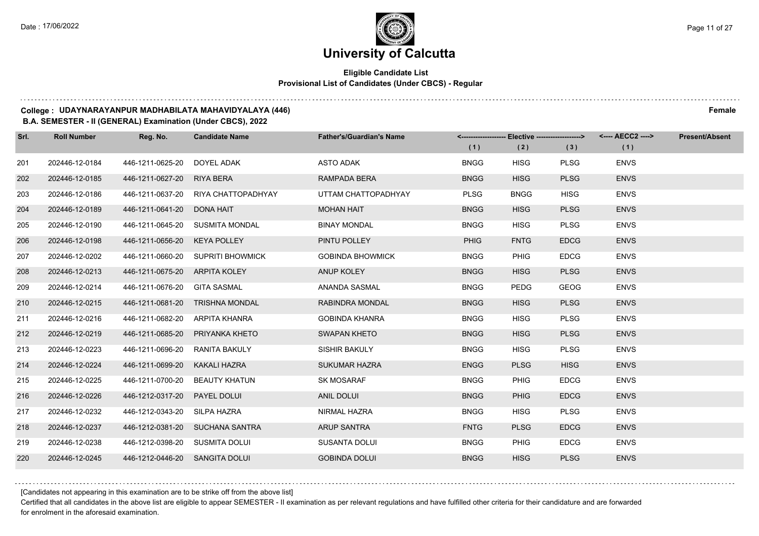# University of Calcutta

**Eligible Candidate List**
**Provisional List of Candidates (Under CBCS) - Regular**

**College : UDAYNARAYANPUR MADHABILATA MAHAVIDYALAYA (446)** **Female**

**B.A. SEMESTER - II (GENERAL) Examination (Under CBCS), 2022**

| Srl. | Roll Number | Reg. No. | Candidate Name | Father's/Guardian's Name | Elective (1) | Elective (2) | Elective (3) | AECC2 (1) | Present/Absent |
|---|---|---|---|---|---|---|---|---|---|
| 201 | 202446-12-0184 | 446-1211-0625-20 | DOYEL ADAK | ASTO ADAK | BNGG | HISG | PLSG | ENVS | |
| 202 | 202446-12-0185 | 446-1211-0627-20 | RIYA BERA | RAMPADA BERA | BNGG | HISG | PLSG | ENVS | |
| 203 | 202446-12-0186 | 446-1211-0637-20 | RIYA CHATTOPADHYAY | UTTAM CHATTOPADHYAY | PLSG | BNGG | HISG | ENVS | |
| 204 | 202446-12-0189 | 446-1211-0641-20 | DONA HAIT | MOHAN HAIT | BNGG | HISG | PLSG | ENVS | |
| 205 | 202446-12-0190 | 446-1211-0645-20 | SUSMITA MONDAL | BINAY MONDAL | BNGG | HISG | PLSG | ENVS | |
| 206 | 202446-12-0198 | 446-1211-0656-20 | KEYA POLLEY | PINTU POLLEY | PHIG | FNTG | EDCG | ENVS | |
| 207 | 202446-12-0202 | 446-1211-0660-20 | SUPRITI BHOWMICK | GOBINDA BHOWMICK | BNGG | PHIG | EDCG | ENVS | |
| 208 | 202446-12-0213 | 446-1211-0675-20 | ARPITA KOLEY | ANUP KOLEY | BNGG | HISG | PLSG | ENVS | |
| 209 | 202446-12-0214 | 446-1211-0676-20 | GITA SASMAL | ANANDA SASMAL | BNGG | PEDG | GEOG | ENVS | |
| 210 | 202446-12-0215 | 446-1211-0681-20 | TRISHNA MONDAL | RABINDRA MONDAL | BNGG | HISG | PLSG | ENVS | |
| 211 | 202446-12-0216 | 446-1211-0682-20 | ARPITA KHANRA | GOBINDA KHANRA | BNGG | HISG | PLSG | ENVS | |
| 212 | 202446-12-0219 | 446-1211-0685-20 | PRIYANKA KHETO | SWAPAN KHETO | BNGG | HISG | PLSG | ENVS | |
| 213 | 202446-12-0223 | 446-1211-0696-20 | RANITA BAKULY | SISHIR BAKULY | BNGG | HISG | PLSG | ENVS | |
| 214 | 202446-12-0224 | 446-1211-0699-20 | KAKALI HAZRA | SUKUMAR HAZRA | ENGG | PLSG | HISG | ENVS | |
| 215 | 202446-12-0225 | 446-1211-0700-20 | BEAUTY KHATUN | SK MOSARAF | BNGG | PHIG | EDCG | ENVS | |
| 216 | 202446-12-0226 | 446-1212-0317-20 | PAYEL DOLUI | ANIL DOLUI | BNGG | PHIG | EDCG | ENVS | |
| 217 | 202446-12-0232 | 446-1212-0343-20 | SILPA HAZRA | NIRMAL HAZRA | BNGG | HISG | PLSG | ENVS | |
| 218 | 202446-12-0237 | 446-1212-0381-20 | SUCHANA SANTRA | ARUP SANTRA | FNTG | PLSG | EDCG | ENVS | |
| 219 | 202446-12-0238 | 446-1212-0398-20 | SUSMITA DOLUI | SUSANTA DOLUI | BNGG | PHIG | EDCG | ENVS | |
| 220 | 202446-12-0245 | 446-1212-0446-20 | SANGITA DOLUI | GOBINDA DOLUI | BNGG | HISG | PLSG | ENVS | |

[Candidates not appearing in this examination are to be strike off from the above list]

Certified that all candidates in the above list are eligible to appear SEMESTER - II examination as per relevant regulations and have fulfilled other criteria for their candidature and are forwarded for enrolment in the aforesaid examination.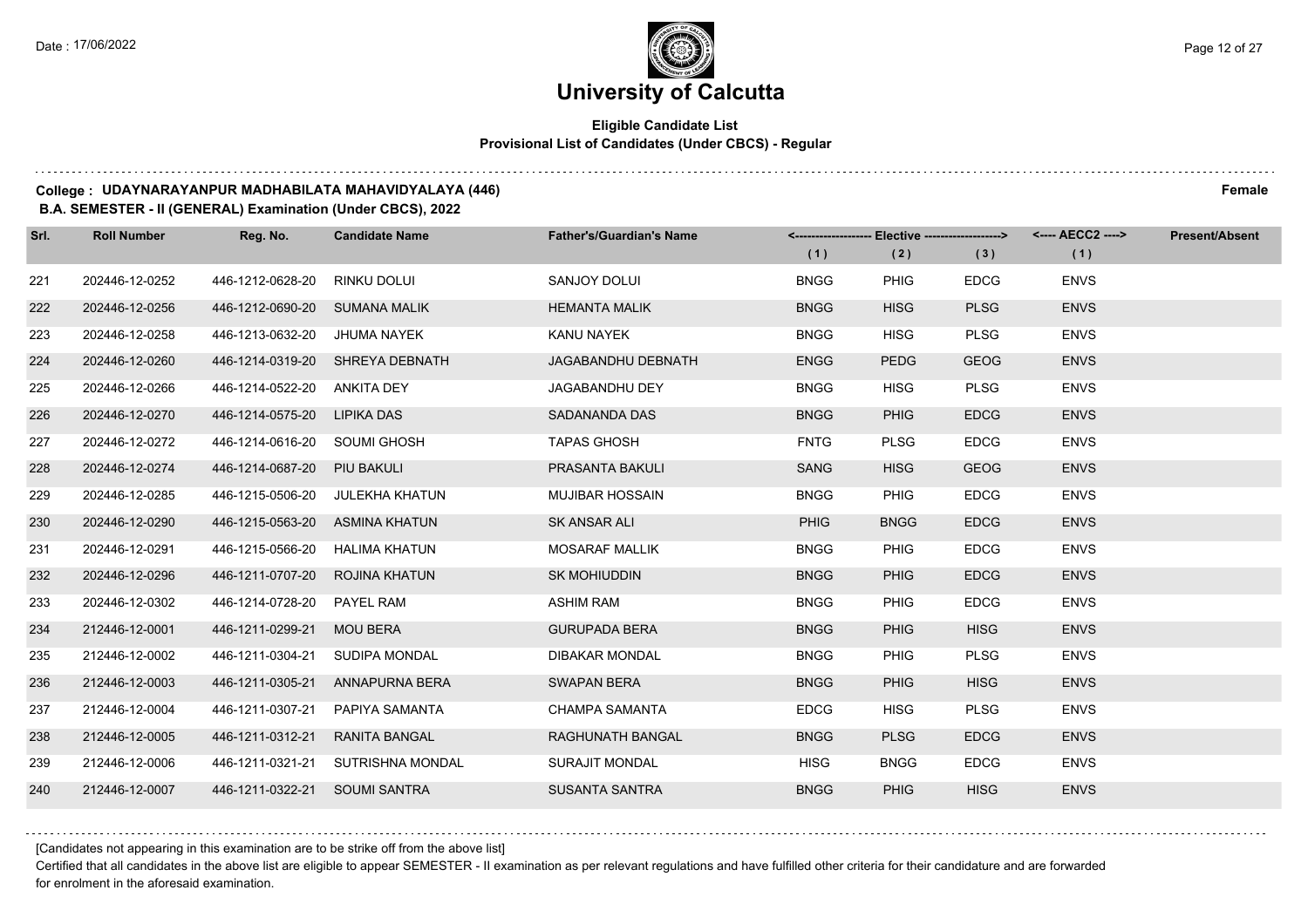# University of Calcutta

**Eligible Candidate List**
**Provisional List of Candidates (Under CBCS) - Regular**

**College : UDAYNARAYANPUR MADHABILATA MAHAVIDYALAYA (446)** **Female**

**B.A. SEMESTER - II (GENERAL) Examination (Under CBCS), 2022**

| Srl. | Roll Number | Reg. No. | Candidate Name | Father's/Guardian's Name | Elective (1) | Elective (2) | Elective (3) | AECC2 (1) | Present/Absent |
|---|---|---|---|---|---|---|---|---|---|
| 221 | 202446-12-0252 | 446-1212-0628-20 | RINKU DOLUI | SANJOY DOLUI | BNGG | PHIG | EDCG | ENVS | |
| 222 | 202446-12-0256 | 446-1212-0690-20 | SUMANA MALIK | HEMANTA MALIK | BNGG | HISG | PLSG | ENVS | |
| 223 | 202446-12-0258 | 446-1213-0632-20 | JHUMA NAYEK | KANU NAYEK | BNGG | HISG | PLSG | ENVS | |
| 224 | 202446-12-0260 | 446-1214-0319-20 | SHREYA DEBNATH | JAGABANDHU DEBNATH | ENGG | PEDG | GEOG | ENVS | |
| 225 | 202446-12-0266 | 446-1214-0522-20 | ANKITA DEY | JAGABANDHU DEY | BNGG | HISG | PLSG | ENVS | |
| 226 | 202446-12-0270 | 446-1214-0575-20 | LIPIKA DAS | SADANANDA DAS | BNGG | PHIG | EDCG | ENVS | |
| 227 | 202446-12-0272 | 446-1214-0616-20 | SOUMI GHOSH | TAPAS GHOSH | FNTG | PLSG | EDCG | ENVS | |
| 228 | 202446-12-0274 | 446-1214-0687-20 | PIU BAKULI | PRASANTA BAKULI | SANG | HISG | GEOG | ENVS | |
| 229 | 202446-12-0285 | 446-1215-0506-20 | JULEKHA KHATUN | MUJIBAR HOSSAIN | BNGG | PHIG | EDCG | ENVS | |
| 230 | 202446-12-0290 | 446-1215-0563-20 | ASMINA KHATUN | SK ANSAR ALI | PHIG | BNGG | EDCG | ENVS | |
| 231 | 202446-12-0291 | 446-1215-0566-20 | HALIMA KHATUN | MOSARAF MALLIK | BNGG | PHIG | EDCG | ENVS | |
| 232 | 202446-12-0296 | 446-1211-0707-20 | ROJINA KHATUN | SK MOHIUDDIN | BNGG | PHIG | EDCG | ENVS | |
| 233 | 202446-12-0302 | 446-1214-0728-20 | PAYEL RAM | ASHIM RAM | BNGG | PHIG | EDCG | ENVS | |
| 234 | 212446-12-0001 | 446-1211-0299-21 | MOU BERA | GURUPADA BERA | BNGG | PHIG | HISG | ENVS | |
| 235 | 212446-12-0002 | 446-1211-0304-21 | SUDIPA MONDAL | DIBAKAR MONDAL | BNGG | PHIG | PLSG | ENVS | |
| 236 | 212446-12-0003 | 446-1211-0305-21 | ANNAPURNA BERA | SWAPAN BERA | BNGG | PHIG | HISG | ENVS | |
| 237 | 212446-12-0004 | 446-1211-0307-21 | PAPIYA SAMANTA | CHAMPA SAMANTA | EDCG | HISG | PLSG | ENVS | |
| 238 | 212446-12-0005 | 446-1211-0312-21 | RANITA BANGAL | RAGHUNATH BANGAL | BNGG | PLSG | EDCG | ENVS | |
| 239 | 212446-12-0006 | 446-1211-0321-21 | SUTRISHNA MONDAL | SURAJIT MONDAL | HISG | BNGG | EDCG | ENVS | |
| 240 | 212446-12-0007 | 446-1211-0322-21 | SOUMI SANTRA | SUSANTA SANTRA | BNGG | PHIG | HISG | ENVS | |

[Candidates not appearing in this examination are to be strike off from the above list]

Certified that all candidates in the above list are eligible to appear SEMESTER - II examination as per relevant regulations and have fulfilled other criteria for their candidature and are forwarded for enrolment in the aforesaid examination.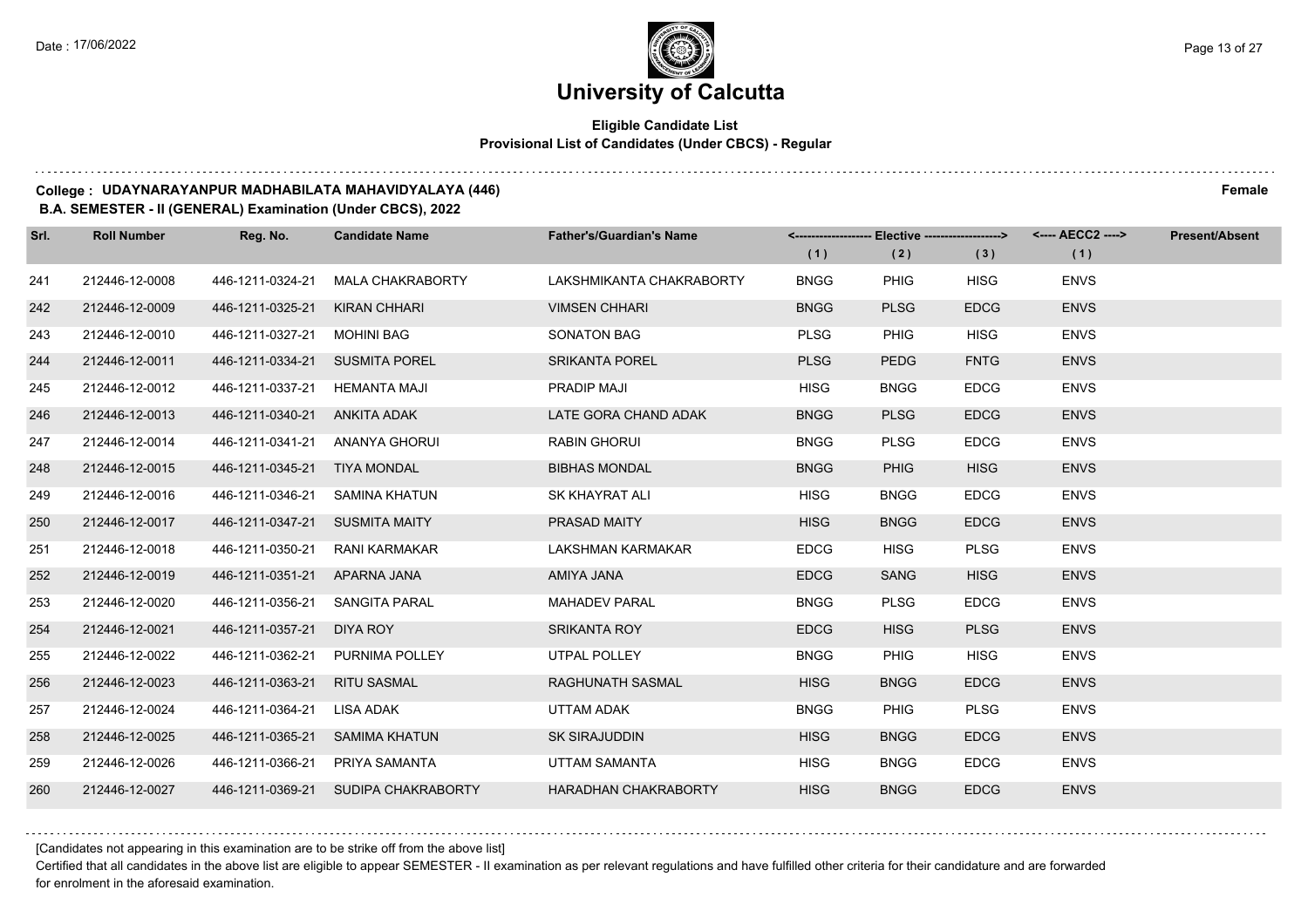# University of Calcutta

**Eligible Candidate List**
**Provisional List of Candidates (Under CBCS) - Regular**

**College : UDAYNARAYANPUR MADHABILATA MAHAVIDYALAYA (446)** **Female**

**B.A. SEMESTER - II (GENERAL) Examination (Under CBCS), 2022**

| Srl. | Roll Number | Reg. No. | Candidate Name | Father's/Guardian's Name | Elective (1) | Elective (2) | Elective (3) | AECC2 (1) | Present/Absent |
|---|---|---|---|---|---|---|---|---|---|
| 241 | 212446-12-0008 | 446-1211-0324-21 | MALA CHAKRABORTY | LAKSHMIKANTA CHAKRABORTY | BNGG | PHIG | HISG | ENVS | |
| 242 | 212446-12-0009 | 446-1211-0325-21 | KIRAN CHHARI | VIMSEN CHHARI | BNGG | PLSG | EDCG | ENVS | |
| 243 | 212446-12-0010 | 446-1211-0327-21 | MOHINI BAG | SONATON BAG | PLSG | PHIG | HISG | ENVS | |
| 244 | 212446-12-0011 | 446-1211-0334-21 | SUSMITA POREL | SRIKANTA POREL | PLSG | PEDG | FNTG | ENVS | |
| 245 | 212446-12-0012 | 446-1211-0337-21 | HEMANTA MAJI | PRADIP MAJI | HISG | BNGG | EDCG | ENVS | |
| 246 | 212446-12-0013 | 446-1211-0340-21 | ANKITA ADAK | LATE GORA CHAND ADAK | BNGG | PLSG | EDCG | ENVS | |
| 247 | 212446-12-0014 | 446-1211-0341-21 | ANANYA GHORUI | RABIN GHORUI | BNGG | PLSG | EDCG | ENVS | |
| 248 | 212446-12-0015 | 446-1211-0345-21 | TIYA MONDAL | BIBHAS MONDAL | BNGG | PHIG | HISG | ENVS | |
| 249 | 212446-12-0016 | 446-1211-0346-21 | SAMINA KHATUN | SK KHAYRAT ALI | HISG | BNGG | EDCG | ENVS | |
| 250 | 212446-12-0017 | 446-1211-0347-21 | SUSMITA MAITY | PRASAD MAITY | HISG | BNGG | EDCG | ENVS | |
| 251 | 212446-12-0018 | 446-1211-0350-21 | RANI KARMAKAR | LAKSHMAN KARMAKAR | EDCG | HISG | PLSG | ENVS | |
| 252 | 212446-12-0019 | 446-1211-0351-21 | APARNA JANA | AMIYA JANA | EDCG | SANG | HISG | ENVS | |
| 253 | 212446-12-0020 | 446-1211-0356-21 | SANGITA PARAL | MAHADEV PARAL | BNGG | PLSG | EDCG | ENVS | |
| 254 | 212446-12-0021 | 446-1211-0357-21 | DIYA ROY | SRIKANTA ROY | EDCG | HISG | PLSG | ENVS | |
| 255 | 212446-12-0022 | 446-1211-0362-21 | PURNIMA POLLEY | UTPAL POLLEY | BNGG | PHIG | HISG | ENVS | |
| 256 | 212446-12-0023 | 446-1211-0363-21 | RITU SASMAL | RAGHUNATH SASMAL | HISG | BNGG | EDCG | ENVS | |
| 257 | 212446-12-0024 | 446-1211-0364-21 | LISA ADAK | UTTAM ADAK | BNGG | PHIG | PLSG | ENVS | |
| 258 | 212446-12-0025 | 446-1211-0365-21 | SAMIMA KHATUN | SK SIRAJUDDIN | HISG | BNGG | EDCG | ENVS | |
| 259 | 212446-12-0026 | 446-1211-0366-21 | PRIYA SAMANTA | UTTAM SAMANTA | HISG | BNGG | EDCG | ENVS | |
| 260 | 212446-12-0027 | 446-1211-0369-21 | SUDIPA CHAKRABORTY | HARADHAN CHAKRABORTY | HISG | BNGG | EDCG | ENVS | |

[Candidates not appearing in this examination are to be strike off from the above list]

Certified that all candidates in the above list are eligible to appear SEMESTER - II examination as per relevant regulations and have fulfilled other criteria for their candidature and are forwarded for enrolment in the aforesaid examination.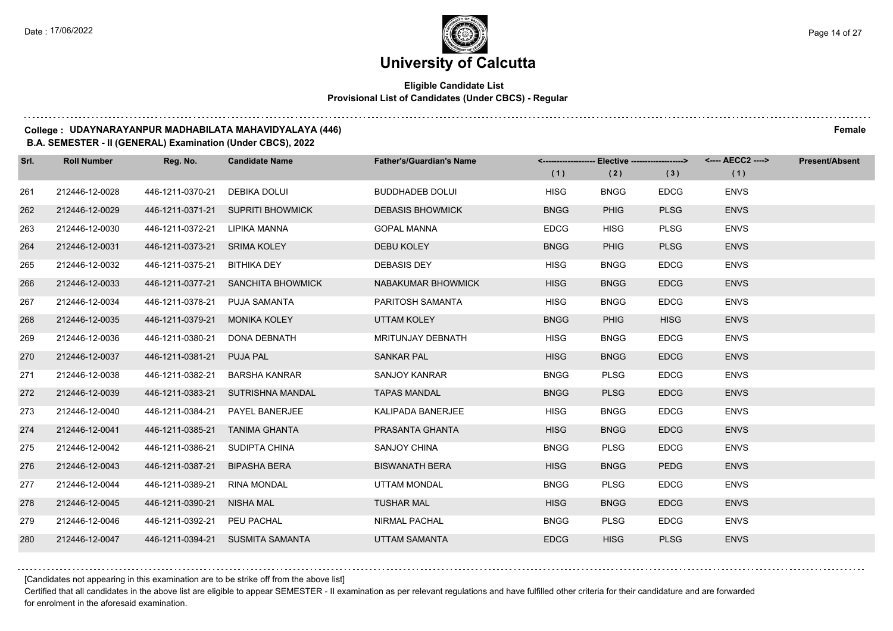# University of Calcutta

**Eligible Candidate List**
**Provisional List of Candidates (Under CBCS) - Regular**

**College : UDAYNARAYANPUR MADHABILATA MAHAVIDYALAYA (446)** **Female**
**B.A. SEMESTER - II (GENERAL) Examination (Under CBCS), 2022**

| Srl. | Roll Number | Reg. No. | Candidate Name | Father's/Guardian's Name | Elective (1) | Elective (2) | Elective (3) | AECC2 (1) | Present/Absent |
|---|---|---|---|---|---|---|---|---|---|
| 261 | 212446-12-0028 | 446-1211-0370-21 | DEBIKA DOLUI | BUDDHADEB DOLUI | HISG | BNGG | EDCG | ENVS | |
| 262 | 212446-12-0029 | 446-1211-0371-21 | SUPRITI BHOWMICK | DEBASIS BHOWMICK | BNGG | PHIG | PLSG | ENVS | |
| 263 | 212446-12-0030 | 446-1211-0372-21 | LIPIKA MANNA | GOPAL MANNA | EDCG | HISG | PLSG | ENVS | |
| 264 | 212446-12-0031 | 446-1211-0373-21 | SRIMA KOLEY | DEBU KOLEY | BNGG | PHIG | PLSG | ENVS | |
| 265 | 212446-12-0032 | 446-1211-0375-21 | BITHIKA DEY | DEBASIS DEY | HISG | BNGG | EDCG | ENVS | |
| 266 | 212446-12-0033 | 446-1211-0377-21 | SANCHITA BHOWMICK | NABAKUMAR BHOWMICK | HISG | BNGG | EDCG | ENVS | |
| 267 | 212446-12-0034 | 446-1211-0378-21 | PUJA SAMANTA | PARITOSH SAMANTA | HISG | BNGG | EDCG | ENVS | |
| 268 | 212446-12-0035 | 446-1211-0379-21 | MONIKA KOLEY | UTTAM KOLEY | BNGG | PHIG | HISG | ENVS | |
| 269 | 212446-12-0036 | 446-1211-0380-21 | DONA DEBNATH | MRITUNJAY DEBNATH | HISG | BNGG | EDCG | ENVS | |
| 270 | 212446-12-0037 | 446-1211-0381-21 | PUJA PAL | SANKAR PAL | HISG | BNGG | EDCG | ENVS | |
| 271 | 212446-12-0038 | 446-1211-0382-21 | BARSHA KANRAR | SANJOY KANRAR | BNGG | PLSG | EDCG | ENVS | |
| 272 | 212446-12-0039 | 446-1211-0383-21 | SUTRISHNA MANDAL | TAPAS MANDAL | BNGG | PLSG | EDCG | ENVS | |
| 273 | 212446-12-0040 | 446-1211-0384-21 | PAYEL BANERJEE | KALIPADA BANERJEE | HISG | BNGG | EDCG | ENVS | |
| 274 | 212446-12-0041 | 446-1211-0385-21 | TANIMA GHANTA | PRASANTA GHANTA | HISG | BNGG | EDCG | ENVS | |
| 275 | 212446-12-0042 | 446-1211-0386-21 | SUDIPTA CHINA | SANJOY CHINA | BNGG | PLSG | EDCG | ENVS | |
| 276 | 212446-12-0043 | 446-1211-0387-21 | BIPASHA BERA | BISWANATH BERA | HISG | BNGG | PEDG | ENVS | |
| 277 | 212446-12-0044 | 446-1211-0389-21 | RINA MONDAL | UTTAM MONDAL | BNGG | PLSG | EDCG | ENVS | |
| 278 | 212446-12-0045 | 446-1211-0390-21 | NISHA MAL | TUSHAR MAL | HISG | BNGG | EDCG | ENVS | |
| 279 | 212446-12-0046 | 446-1211-0392-21 | PEU PACHAL | NIRMAL PACHAL | BNGG | PLSG | EDCG | ENVS | |
| 280 | 212446-12-0047 | 446-1211-0394-21 | SUSMITA SAMANTA | UTTAM SAMANTA | EDCG | HISG | PLSG | ENVS | |

[Candidates not appearing in this examination are to be strike off from the above list]

Certified that all candidates in the above list are eligible to appear SEMESTER - II examination as per relevant regulations and have fulfilled other criteria for their candidature and are forwarded for enrolment in the aforesaid examination.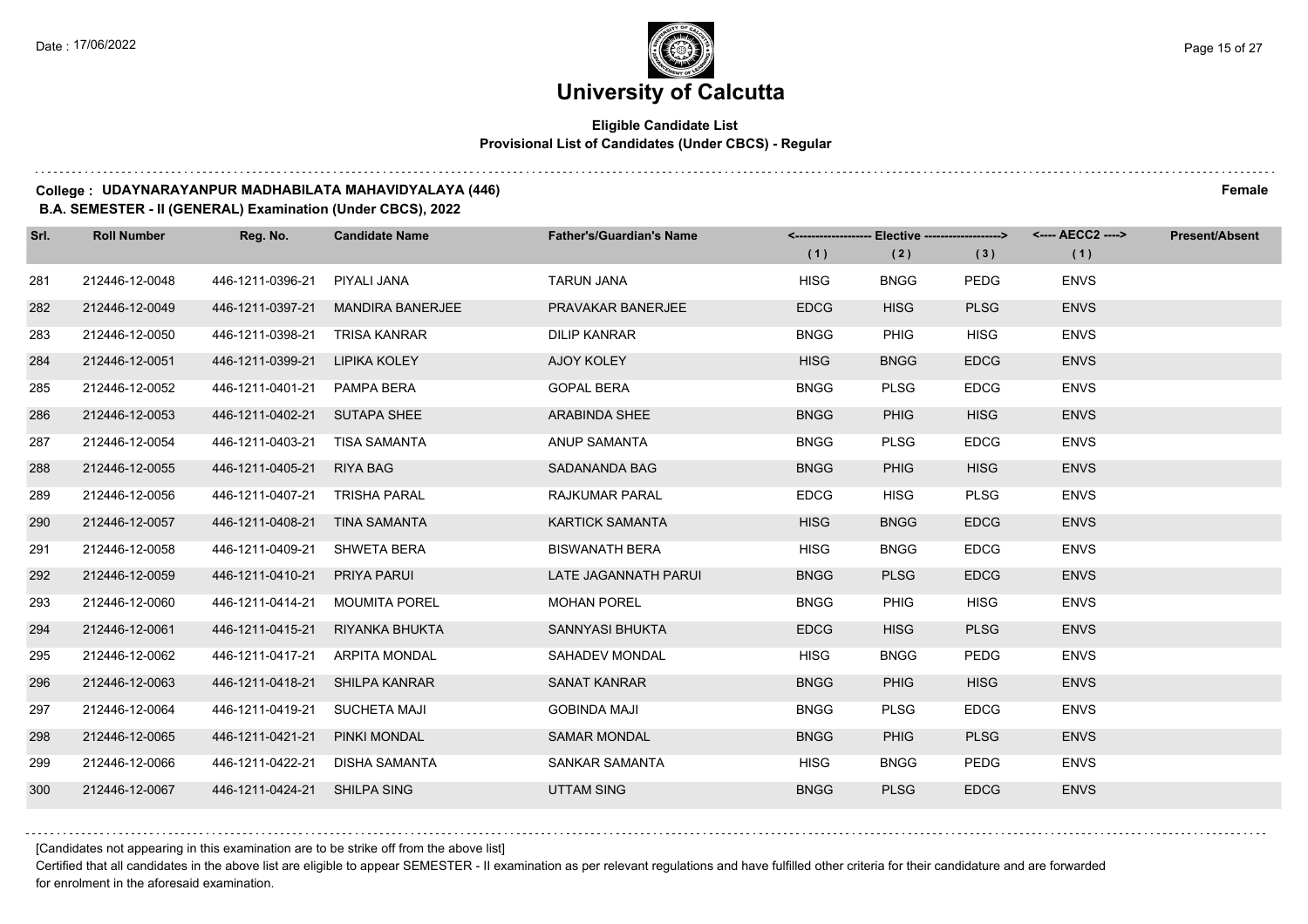# University of Calcutta

**Eligible Candidate List**
**Provisional List of Candidates (Under CBCS) - Regular**

**College : UDAYNARAYANPUR MADHABILATA MAHAVIDYALAYA (446)** **Female**

**B.A. SEMESTER - II (GENERAL) Examination (Under CBCS), 2022**

| Srl. | Roll Number | Reg. No. | Candidate Name | Father's/Guardian's Name | Elective (1) | Elective (2) | Elective (3) | AECC2 (1) | Present/Absent |
|---|---|---|---|---|---|---|---|---|---|
| 281 | 212446-12-0048 | 446-1211-0396-21 | PIYALI JANA | TARUN JANA | HISG | BNGG | PEDG | ENVS | |
| 282 | 212446-12-0049 | 446-1211-0397-21 | MANDIRA BANERJEE | PRAVAKAR BANERJEE | EDCG | HISG | PLSG | ENVS | |
| 283 | 212446-12-0050 | 446-1211-0398-21 | TRISA KANRAR | DILIP KANRAR | BNGG | PHIG | HISG | ENVS | |
| 284 | 212446-12-0051 | 446-1211-0399-21 | LIPIKA KOLEY | AJOY KOLEY | HISG | BNGG | EDCG | ENVS | |
| 285 | 212446-12-0052 | 446-1211-0401-21 | PAMPA BERA | GOPAL BERA | BNGG | PLSG | EDCG | ENVS | |
| 286 | 212446-12-0053 | 446-1211-0402-21 | SUTAPA SHEE | ARABINDA SHEE | BNGG | PHIG | HISG | ENVS | |
| 287 | 212446-12-0054 | 446-1211-0403-21 | TISA SAMANTA | ANUP SAMANTA | BNGG | PLSG | EDCG | ENVS | |
| 288 | 212446-12-0055 | 446-1211-0405-21 | RIYA BAG | SADANANDA BAG | BNGG | PHIG | HISG | ENVS | |
| 289 | 212446-12-0056 | 446-1211-0407-21 | TRISHA PARAL | RAJKUMAR PARAL | EDCG | HISG | PLSG | ENVS | |
| 290 | 212446-12-0057 | 446-1211-0408-21 | TINA SAMANTA | KARTICK SAMANTA | HISG | BNGG | EDCG | ENVS | |
| 291 | 212446-12-0058 | 446-1211-0409-21 | SHWETA BERA | BISWANATH BERA | HISG | BNGG | EDCG | ENVS | |
| 292 | 212446-12-0059 | 446-1211-0410-21 | PRIYA PARUI | LATE JAGANNATH PARUI | BNGG | PLSG | EDCG | ENVS | |
| 293 | 212446-12-0060 | 446-1211-0414-21 | MOUMITA POREL | MOHAN POREL | BNGG | PHIG | HISG | ENVS | |
| 294 | 212446-12-0061 | 446-1211-0415-21 | RIYANKA BHUKTA | SANNYASI BHUKTA | EDCG | HISG | PLSG | ENVS | |
| 295 | 212446-12-0062 | 446-1211-0417-21 | ARPITA MONDAL | SAHADEV MONDAL | HISG | BNGG | PEDG | ENVS | |
| 296 | 212446-12-0063 | 446-1211-0418-21 | SHILPA KANRAR | SANAT KANRAR | BNGG | PHIG | HISG | ENVS | |
| 297 | 212446-12-0064 | 446-1211-0419-21 | SUCHETA MAJI | GOBINDA MAJI | BNGG | PLSG | EDCG | ENVS | |
| 298 | 212446-12-0065 | 446-1211-0421-21 | PINKI MONDAL | SAMAR MONDAL | BNGG | PHIG | PLSG | ENVS | |
| 299 | 212446-12-0066 | 446-1211-0422-21 | DISHA SAMANTA | SANKAR SAMANTA | HISG | BNGG | PEDG | ENVS | |
| 300 | 212446-12-0067 | 446-1211-0424-21 | SHILPA SING | UTTAM SING | BNGG | PLSG | EDCG | ENVS | |

[Candidates not appearing in this examination are to be strike off from the above list]

Certified that all candidates in the above list are eligible to appear SEMESTER - II examination as per relevant regulations and have fulfilled other criteria for their candidature and are forwarded for enrolment in the aforesaid examination.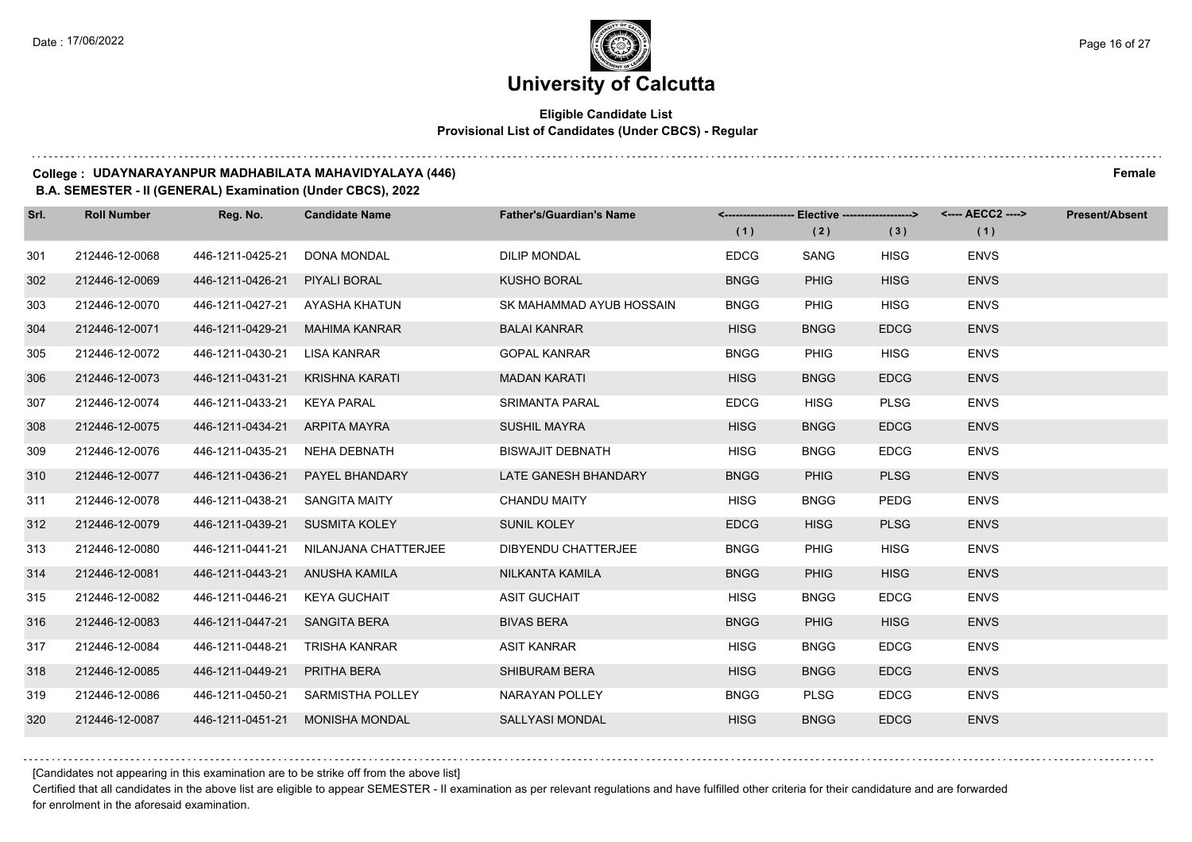# University of Calcutta

**Eligible Candidate List**
**Provisional List of Candidates (Under CBCS) - Regular**

**College : UDAYNARAYANPUR MADHABILATA MAHAVIDYALAYA (446)** **Female**

**B.A. SEMESTER - II (GENERAL) Examination (Under CBCS), 2022**

| Srl. | Roll Number | Reg. No. | Candidate Name | Father's/Guardian's Name | Elective (1) | Elective (2) | Elective (3) | AECC2 (1) | Present/Absent |
|---|---|---|---|---|---|---|---|---|---|
| 301 | 212446-12-0068 | 446-1211-0425-21 | DONA MONDAL | DILIP MONDAL | EDCG | SANG | HISG | ENVS | |
| 302 | 212446-12-0069 | 446-1211-0426-21 | PIYALI BORAL | KUSHO BORAL | BNGG | PHIG | HISG | ENVS | |
| 303 | 212446-12-0070 | 446-1211-0427-21 | AYASHA KHATUN | SK MAHAMMAD AYUB HOSSAIN | BNGG | PHIG | HISG | ENVS | |
| 304 | 212446-12-0071 | 446-1211-0429-21 | MAHIMA KANRAR | BALAI KANRAR | HISG | BNGG | EDCG | ENVS | |
| 305 | 212446-12-0072 | 446-1211-0430-21 | LISA KANRAR | GOPAL KANRAR | BNGG | PHIG | HISG | ENVS | |
| 306 | 212446-12-0073 | 446-1211-0431-21 | KRISHNA KARATI | MADAN KARATI | HISG | BNGG | EDCG | ENVS | |
| 307 | 212446-12-0074 | 446-1211-0433-21 | KEYA PARAL | SRIMANTA PARAL | EDCG | HISG | PLSG | ENVS | |
| 308 | 212446-12-0075 | 446-1211-0434-21 | ARPITA MAYRA | SUSHIL MAYRA | HISG | BNGG | EDCG | ENVS | |
| 309 | 212446-12-0076 | 446-1211-0435-21 | NEHA DEBNATH | BISWAJIT DEBNATH | HISG | BNGG | EDCG | ENVS | |
| 310 | 212446-12-0077 | 446-1211-0436-21 | PAYEL BHANDARY | LATE GANESH BHANDARY | BNGG | PHIG | PLSG | ENVS | |
| 311 | 212446-12-0078 | 446-1211-0438-21 | SANGITA MAITY | CHANDU MAITY | HISG | BNGG | PEDG | ENVS | |
| 312 | 212446-12-0079 | 446-1211-0439-21 | SUSMITA KOLEY | SUNIL KOLEY | EDCG | HISG | PLSG | ENVS | |
| 313 | 212446-12-0080 | 446-1211-0441-21 | NILANJANA CHATTERJEE | DIBYENDU CHATTERJEE | BNGG | PHIG | HISG | ENVS | |
| 314 | 212446-12-0081 | 446-1211-0443-21 | ANUSHA KAMILA | NILKANTA KAMILA | BNGG | PHIG | HISG | ENVS | |
| 315 | 212446-12-0082 | 446-1211-0446-21 | KEYA GUCHAIT | ASIT GUCHAIT | HISG | BNGG | EDCG | ENVS | |
| 316 | 212446-12-0083 | 446-1211-0447-21 | SANGITA BERA | BIVAS BERA | BNGG | PHIG | HISG | ENVS | |
| 317 | 212446-12-0084 | 446-1211-0448-21 | TRISHA KANRAR | ASIT KANRAR | HISG | BNGG | EDCG | ENVS | |
| 318 | 212446-12-0085 | 446-1211-0449-21 | PRITHA BERA | SHIBURAM BERA | HISG | BNGG | EDCG | ENVS | |
| 319 | 212446-12-0086 | 446-1211-0450-21 | SARMISTHA POLLEY | NARAYAN POLLEY | BNGG | PLSG | EDCG | ENVS | |
| 320 | 212446-12-0087 | 446-1211-0451-21 | MONISHA MONDAL | SALLYASI MONDAL | HISG | BNGG | EDCG | ENVS | |

[Candidates not appearing in this examination are to be strike off from the above list]

Certified that all candidates in the above list are eligible to appear SEMESTER - II examination as per relevant regulations and have fulfilled other criteria for their candidature and are forwarded for enrolment in the aforesaid examination.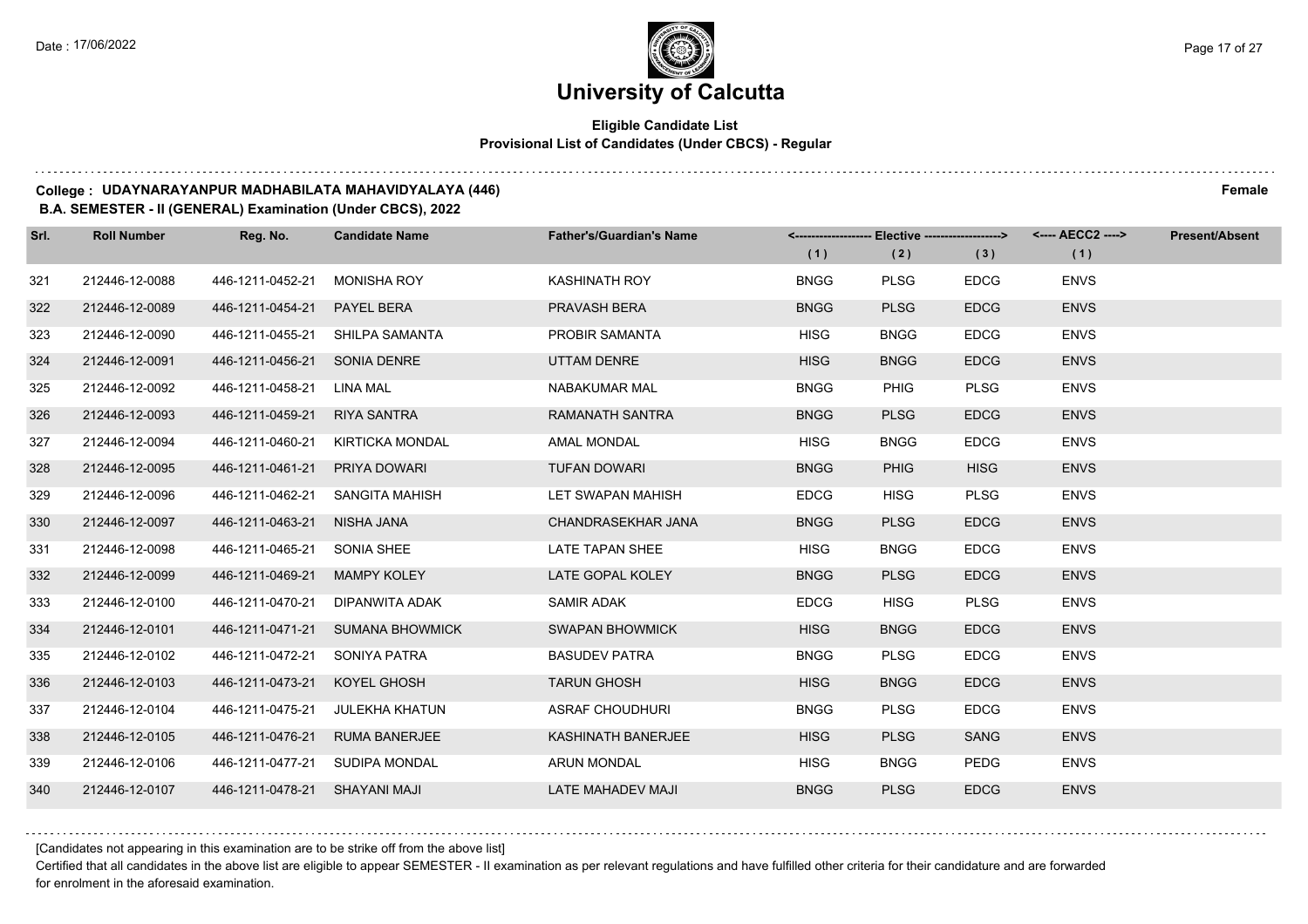# University of Calcutta

## Eligible Candidate List
### Provisional List of Candidates (Under CBCS) - Regular

**College : UDAYNARAYANPUR MADHABILATA MAHAVIDYALAYA (446)** **Female**

**B.A. SEMESTER - II (GENERAL) Examination (Under CBCS), 2022**

| Srl. | Roll Number | Reg. No. | Candidate Name | Father's/Guardian's Name | Elective (1) | Elective (2) | Elective (3) | AECC2 (1) | Present/Absent |
|---|---|---|---|---|---|---|---|---|---|
| 321 | 212446-12-0088 | 446-1211-0452-21 | MONISHA ROY | KASHINATH ROY | BNGG | PLSG | EDCG | ENVS | |
| 322 | 212446-12-0089 | 446-1211-0454-21 | PAYEL BERA | PRAVASH BERA | BNGG | PLSG | EDCG | ENVS | |
| 323 | 212446-12-0090 | 446-1211-0455-21 | SHILPA SAMANTA | PROBIR SAMANTA | HISG | BNGG | EDCG | ENVS | |
| 324 | 212446-12-0091 | 446-1211-0456-21 | SONIA DENRE | UTTAM DENRE | HISG | BNGG | EDCG | ENVS | |
| 325 | 212446-12-0092 | 446-1211-0458-21 | LINA MAL | NABAKUMAR MAL | BNGG | PHIG | PLSG | ENVS | |
| 326 | 212446-12-0093 | 446-1211-0459-21 | RIYA SANTRA | RAMANATH SANTRA | BNGG | PLSG | EDCG | ENVS | |
| 327 | 212446-12-0094 | 446-1211-0460-21 | KIRTICKA MONDAL | AMAL MONDAL | HISG | BNGG | EDCG | ENVS | |
| 328 | 212446-12-0095 | 446-1211-0461-21 | PRIYA DOWARI | TUFAN DOWARI | BNGG | PHIG | HISG | ENVS | |
| 329 | 212446-12-0096 | 446-1211-0462-21 | SANGITA MAHISH | LET SWAPAN MAHISH | EDCG | HISG | PLSG | ENVS | |
| 330 | 212446-12-0097 | 446-1211-0463-21 | NISHA JANA | CHANDRASEKHAR JANA | BNGG | PLSG | EDCG | ENVS | |
| 331 | 212446-12-0098 | 446-1211-0465-21 | SONIA SHEE | LATE TAPAN SHEE | HISG | BNGG | EDCG | ENVS | |
| 332 | 212446-12-0099 | 446-1211-0469-21 | MAMPY KOLEY | LATE GOPAL KOLEY | BNGG | PLSG | EDCG | ENVS | |
| 333 | 212446-12-0100 | 446-1211-0470-21 | DIPANWITA ADAK | SAMIR ADAK | EDCG | HISG | PLSG | ENVS | |
| 334 | 212446-12-0101 | 446-1211-0471-21 | SUMANA BHOWMICK | SWAPAN BHOWMICK | HISG | BNGG | EDCG | ENVS | |
| 335 | 212446-12-0102 | 446-1211-0472-21 | SONIYA PATRA | BASUDEV PATRA | BNGG | PLSG | EDCG | ENVS | |
| 336 | 212446-12-0103 | 446-1211-0473-21 | KOYEL GHOSH | TARUN GHOSH | HISG | BNGG | EDCG | ENVS | |
| 337 | 212446-12-0104 | 446-1211-0475-21 | JULEKHA KHATUN | ASRAF CHOUDHURI | BNGG | PLSG | EDCG | ENVS | |
| 338 | 212446-12-0105 | 446-1211-0476-21 | RUMA BANERJEE | KASHINATH BANERJEE | HISG | PLSG | SANG | ENVS | |
| 339 | 212446-12-0106 | 446-1211-0477-21 | SUDIPA MONDAL | ARUN MONDAL | HISG | BNGG | PEDG | ENVS | |
| 340 | 212446-12-0107 | 446-1211-0478-21 | SHAYANI MAJI | LATE MAHADEV MAJI | BNGG | PLSG | EDCG | ENVS | |

[Candidates not appearing in this examination are to be strike off from the above list]

Certified that all candidates in the above list are eligible to appear SEMESTER - II examination as per relevant regulations and have fulfilled other criteria for their candidature and are forwarded for enrolment in the aforesaid examination.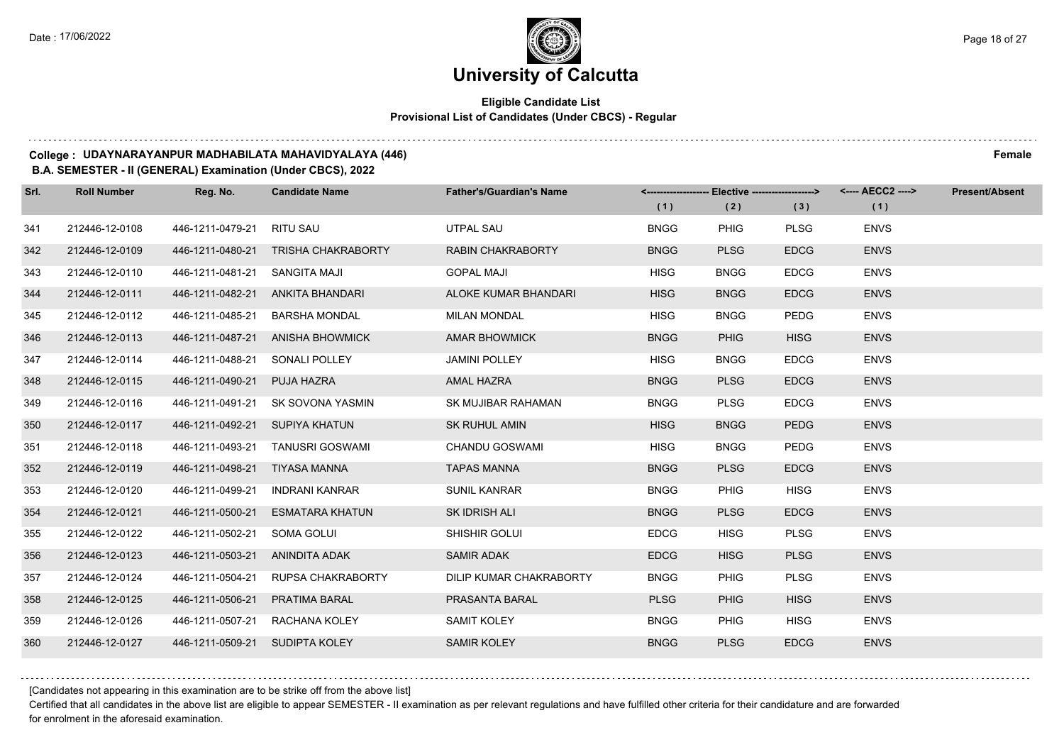# University of Calcutta

**Eligible Candidate List**
**Provisional List of Candidates (Under CBCS) - Regular**

**College : UDAYNARAYANPUR MADHABILATA MAHAVIDYALAYA (446)** **Female**

**B.A. SEMESTER - II (GENERAL) Examination (Under CBCS), 2022**

| Srl. | Roll Number | Reg. No. | Candidate Name | Father's/Guardian's Name | <------------------- Elective -------------------> | | | <---- AECC2 ----> | Present/Absent |
|---|---|---|---|---|---|---|---|---|---|
| | | | | | (1) | (2) | (3) | (1) | |
| 341 | 212446-12-0108 | 446-1211-0479-21 | RITU SAU | UTPAL SAU | BNGG | PHIG | PLSG | ENVS | |
| 342 | 212446-12-0109 | 446-1211-0480-21 | TRISHA CHAKRABORTY | RABIN CHAKRABORTY | BNGG | PLSG | EDCG | ENVS | |
| 343 | 212446-12-0110 | 446-1211-0481-21 | SANGITA MAJI | GOPAL MAJI | HISG | BNGG | EDCG | ENVS | |
| 344 | 212446-12-0111 | 446-1211-0482-21 | ANKITA BHANDARI | ALOKE KUMAR BHANDARI | HISG | BNGG | EDCG | ENVS | |
| 345 | 212446-12-0112 | 446-1211-0485-21 | BARSHA MONDAL | MILAN MONDAL | HISG | BNGG | PEDG | ENVS | |
| 346 | 212446-12-0113 | 446-1211-0487-21 | ANISHA BHOWMICK | AMAR BHOWMICK | BNGG | PHIG | HISG | ENVS | |
| 347 | 212446-12-0114 | 446-1211-0488-21 | SONALI POLLEY | JAMINI POLLEY | HISG | BNGG | EDCG | ENVS | |
| 348 | 212446-12-0115 | 446-1211-0490-21 | PUJA HAZRA | AMAL HAZRA | BNGG | PLSG | EDCG | ENVS | |
| 349 | 212446-12-0116 | 446-1211-0491-21 | SK SOVONA YASMIN | SK MUJIBAR RAHAMAN | BNGG | PLSG | EDCG | ENVS | |
| 350 | 212446-12-0117 | 446-1211-0492-21 | SUPIYA KHATUN | SK RUHUL AMIN | HISG | BNGG | PEDG | ENVS | |
| 351 | 212446-12-0118 | 446-1211-0493-21 | TANUSRI GOSWAMI | CHANDU GOSWAMI | HISG | BNGG | PEDG | ENVS | |
| 352 | 212446-12-0119 | 446-1211-0498-21 | TIYASA MANNA | TAPAS MANNA | BNGG | PLSG | EDCG | ENVS | |
| 353 | 212446-12-0120 | 446-1211-0499-21 | INDRANI KANRAR | SUNIL KANRAR | BNGG | PHIG | HISG | ENVS | |
| 354 | 212446-12-0121 | 446-1211-0500-21 | ESMATARA KHATUN | SK IDRISH ALI | BNGG | PLSG | EDCG | ENVS | |
| 355 | 212446-12-0122 | 446-1211-0502-21 | SOMA GOLUI | SHISHIR GOLUI | EDCG | HISG | PLSG | ENVS | |
| 356 | 212446-12-0123 | 446-1211-0503-21 | ANINDITA ADAK | SAMIR ADAK | EDCG | HISG | PLSG | ENVS | |
| 357 | 212446-12-0124 | 446-1211-0504-21 | RUPSA CHAKRABORTY | DILIP KUMAR CHAKRABORTY | BNGG | PHIG | PLSG | ENVS | |
| 358 | 212446-12-0125 | 446-1211-0506-21 | PRATIMA BARAL | PRASANTA BARAL | PLSG | PHIG | HISG | ENVS | |
| 359 | 212446-12-0126 | 446-1211-0507-21 | RACHANA KOLEY | SAMIT KOLEY | BNGG | PHIG | HISG | ENVS | |
| 360 | 212446-12-0127 | 446-1211-0509-21 | SUDIPTA KOLEY | SAMIR KOLEY | BNGG | PLSG | EDCG | ENVS | |

[Candidates not appearing in this examination are to be strike off from the above list]

Certified that all candidates in the above list are eligible to appear SEMESTER - II examination as per relevant regulations and have fulfilled other criteria for their candidature and are forwarded for enrolment in the aforesaid examination.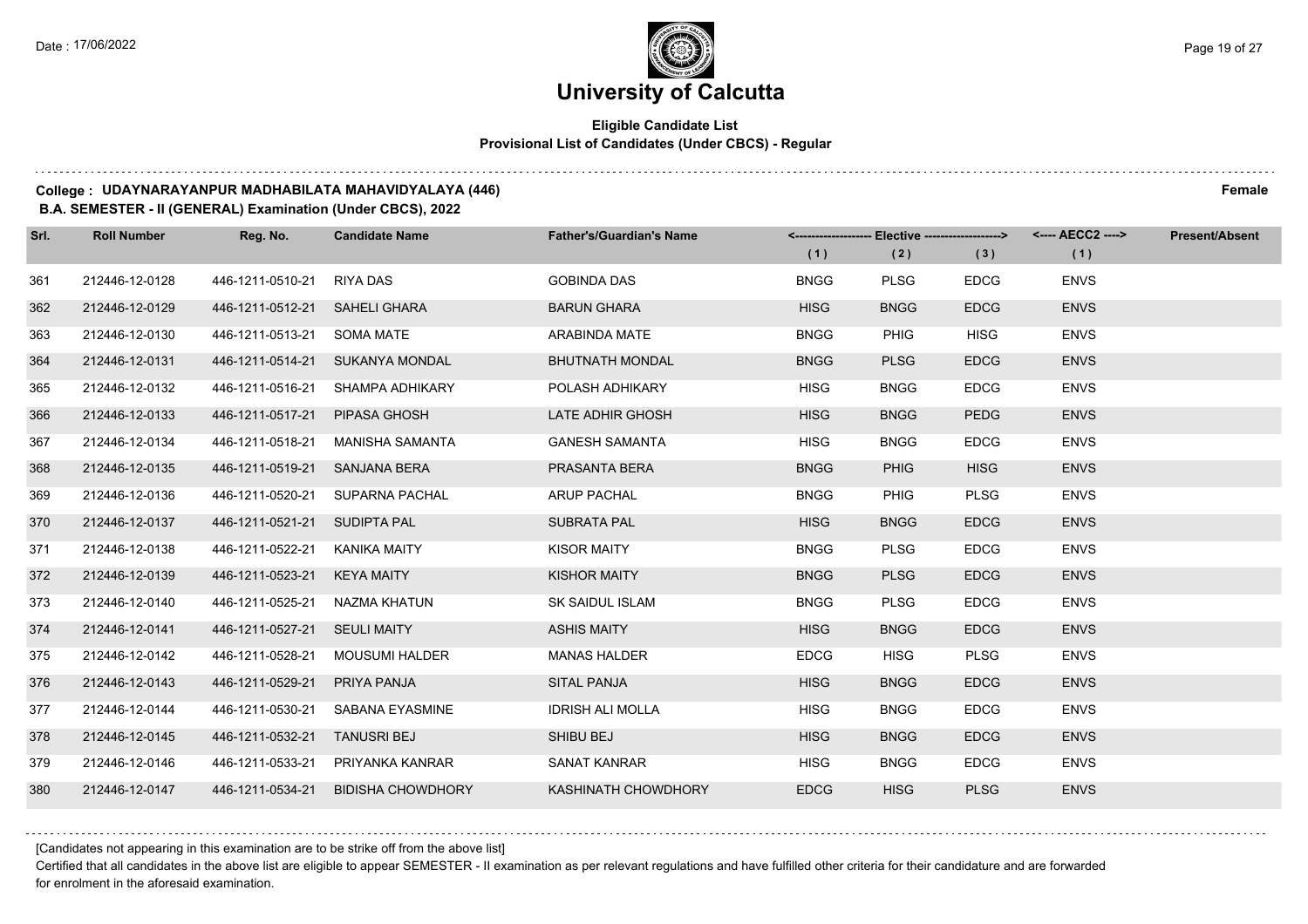# University of Calcutta

**Eligible Candidate List**
**Provisional List of Candidates (Under CBCS) - Regular**

**College : UDAYNARAYANPUR MADHABILATA MAHAVIDYALAYA (446)** **Female**

**B.A. SEMESTER - II (GENERAL) Examination (Under CBCS), 2022**

| Srl. | Roll Number | Reg. No. | Candidate Name | Father's/Guardian's Name | Elective (1) | Elective (2) | Elective (3) | AECC2 (1) | Present/Absent |
|---|---|---|---|---|---|---|---|---|---|
| 361 | 212446-12-0128 | 446-1211-0510-21 | RIYA DAS | GOBINDA DAS | BNGG | PLSG | EDCG | ENVS | |
| 362 | 212446-12-0129 | 446-1211-0512-21 | SAHELI GHARA | BARUN GHARA | HISG | BNGG | EDCG | ENVS | |
| 363 | 212446-12-0130 | 446-1211-0513-21 | SOMA MATE | ARABINDA MATE | BNGG | PHIG | HISG | ENVS | |
| 364 | 212446-12-0131 | 446-1211-0514-21 | SUKANYA MONDAL | BHUTNATH MONDAL | BNGG | PLSG | EDCG | ENVS | |
| 365 | 212446-12-0132 | 446-1211-0516-21 | SHAMPA ADHIKARY | POLASH ADHIKARY | HISG | BNGG | EDCG | ENVS | |
| 366 | 212446-12-0133 | 446-1211-0517-21 | PIPASA GHOSH | LATE ADHIR GHOSH | HISG | BNGG | PEDG | ENVS | |
| 367 | 212446-12-0134 | 446-1211-0518-21 | MANISHA SAMANTA | GANESH SAMANTA | HISG | BNGG | EDCG | ENVS | |
| 368 | 212446-12-0135 | 446-1211-0519-21 | SANJANA BERA | PRASANTA BERA | BNGG | PHIG | HISG | ENVS | |
| 369 | 212446-12-0136 | 446-1211-0520-21 | SUPARNA PACHAL | ARUP PACHAL | BNGG | PHIG | PLSG | ENVS | |
| 370 | 212446-12-0137 | 446-1211-0521-21 | SUDIPTA PAL | SUBRATA PAL | HISG | BNGG | EDCG | ENVS | |
| 371 | 212446-12-0138 | 446-1211-0522-21 | KANIKA MAITY | KISOR MAITY | BNGG | PLSG | EDCG | ENVS | |
| 372 | 212446-12-0139 | 446-1211-0523-21 | KEYA MAITY | KISHOR MAITY | BNGG | PLSG | EDCG | ENVS | |
| 373 | 212446-12-0140 | 446-1211-0525-21 | NAZMA KHATUN | SK SAIDUL ISLAM | BNGG | PLSG | EDCG | ENVS | |
| 374 | 212446-12-0141 | 446-1211-0527-21 | SEULI MAITY | ASHIS MAITY | HISG | BNGG | EDCG | ENVS | |
| 375 | 212446-12-0142 | 446-1211-0528-21 | MOUSUMI HALDER | MANAS HALDER | EDCG | HISG | PLSG | ENVS | |
| 376 | 212446-12-0143 | 446-1211-0529-21 | PRIYA PANJA | SITAL PANJA | HISG | BNGG | EDCG | ENVS | |
| 377 | 212446-12-0144 | 446-1211-0530-21 | SABANA EYASMINE | IDRISH ALI MOLLA | HISG | BNGG | EDCG | ENVS | |
| 378 | 212446-12-0145 | 446-1211-0532-21 | TANUSRI BEJ | SHIBU BEJ | HISG | BNGG | EDCG | ENVS | |
| 379 | 212446-12-0146 | 446-1211-0533-21 | PRIYANKA KANRAR | SANAT KANRAR | HISG | BNGG | EDCG | ENVS | |
| 380 | 212446-12-0147 | 446-1211-0534-21 | BIDISHA CHOWDHORY | KASHINATH CHOWDHORY | EDCG | HISG | PLSG | ENVS | |

[Candidates not appearing in this examination are to be strike off from the above list]

Certified that all candidates in the above list are eligible to appear SEMESTER - II examination as per relevant regulations and have fulfilled other criteria for their candidature and are forwarded for enrolment in the aforesaid examination.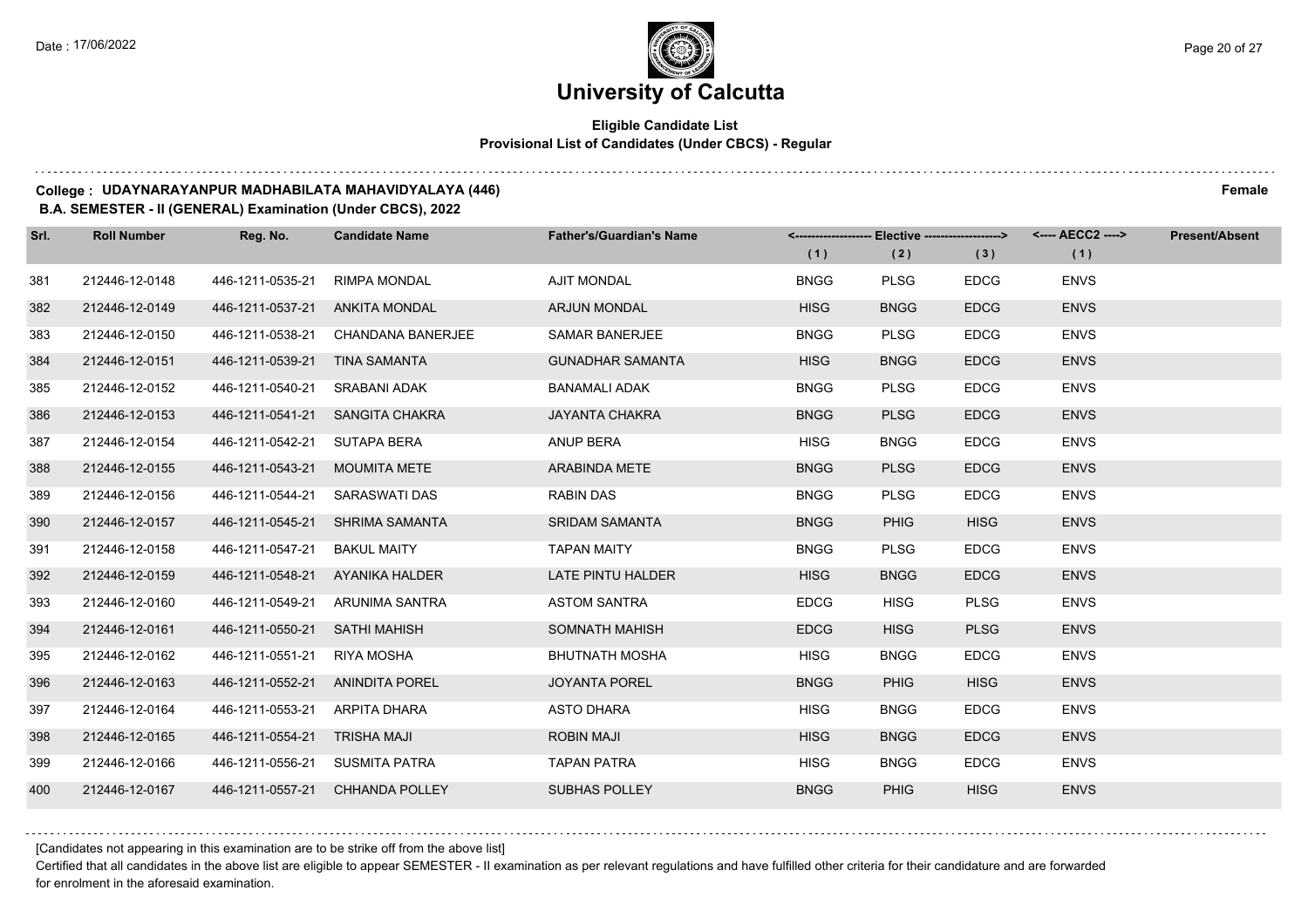# University of Calcutta

**Eligible Candidate List**
**Provisional List of Candidates (Under CBCS) - Regular**

**College : UDAYNARAYANPUR MADHABILATA MAHAVIDYALAYA (446)** **Female**

**B.A. SEMESTER - II (GENERAL) Examination (Under CBCS), 2022**

| Srl. | Roll Number | Reg. No. | Candidate Name | Father's/Guardian's Name | Elective (1) | Elective (2) | Elective (3) | AECC2 (1) | Present/Absent |
|---|---|---|---|---|---|---|---|---|---|
| 381 | 212446-12-0148 | 446-1211-0535-21 | RIMPA MONDAL | AJIT MONDAL | BNGG | PLSG | EDCG | ENVS | |
| 382 | 212446-12-0149 | 446-1211-0537-21 | ANKITA MONDAL | ARJUN MONDAL | HISG | BNGG | EDCG | ENVS | |
| 383 | 212446-12-0150 | 446-1211-0538-21 | CHANDANA BANERJEE | SAMAR BANERJEE | BNGG | PLSG | EDCG | ENVS | |
| 384 | 212446-12-0151 | 446-1211-0539-21 | TINA SAMANTA | GUNADHAR SAMANTA | HISG | BNGG | EDCG | ENVS | |
| 385 | 212446-12-0152 | 446-1211-0540-21 | SRABANI ADAK | BANAMALI ADAK | BNGG | PLSG | EDCG | ENVS | |
| 386 | 212446-12-0153 | 446-1211-0541-21 | SANGITA CHAKRA | JAYANTA CHAKRA | BNGG | PLSG | EDCG | ENVS | |
| 387 | 212446-12-0154 | 446-1211-0542-21 | SUTAPA BERA | ANUP BERA | HISG | BNGG | EDCG | ENVS | |
| 388 | 212446-12-0155 | 446-1211-0543-21 | MOUMITA METE | ARABINDA METE | BNGG | PLSG | EDCG | ENVS | |
| 389 | 212446-12-0156 | 446-1211-0544-21 | SARASWATI DAS | RABIN DAS | BNGG | PLSG | EDCG | ENVS | |
| 390 | 212446-12-0157 | 446-1211-0545-21 | SHRIMA SAMANTA | SRIDAM SAMANTA | BNGG | PHIG | HISG | ENVS | |
| 391 | 212446-12-0158 | 446-1211-0547-21 | BAKUL MAITY | TAPAN MAITY | BNGG | PLSG | EDCG | ENVS | |
| 392 | 212446-12-0159 | 446-1211-0548-21 | AYANIKA HALDER | LATE PINTU HALDER | HISG | BNGG | EDCG | ENVS | |
| 393 | 212446-12-0160 | 446-1211-0549-21 | ARUNIMA SANTRA | ASTOM SANTRA | EDCG | HISG | PLSG | ENVS | |
| 394 | 212446-12-0161 | 446-1211-0550-21 | SATHI MAHISH | SOMNATH MAHISH | EDCG | HISG | PLSG | ENVS | |
| 395 | 212446-12-0162 | 446-1211-0551-21 | RIYA MOSHA | BHUTNATH MOSHA | HISG | BNGG | EDCG | ENVS | |
| 396 | 212446-12-0163 | 446-1211-0552-21 | ANINDITA POREL | JOYANTA POREL | BNGG | PHIG | HISG | ENVS | |
| 397 | 212446-12-0164 | 446-1211-0553-21 | ARPITA DHARA | ASTO DHARA | HISG | BNGG | EDCG | ENVS | |
| 398 | 212446-12-0165 | 446-1211-0554-21 | TRISHA MAJI | ROBIN MAJI | HISG | BNGG | EDCG | ENVS | |
| 399 | 212446-12-0166 | 446-1211-0556-21 | SUSMITA PATRA | TAPAN PATRA | HISG | BNGG | EDCG | ENVS | |
| 400 | 212446-12-0167 | 446-1211-0557-21 | CHHANDA POLLEY | SUBHAS POLLEY | BNGG | PHIG | HISG | ENVS | |

[Candidates not appearing in this examination are to be strike off from the above list]

Certified that all candidates in the above list are eligible to appear SEMESTER - II examination as per relevant regulations and have fulfilled other criteria for their candidature and are forwarded for enrolment in the aforesaid examination.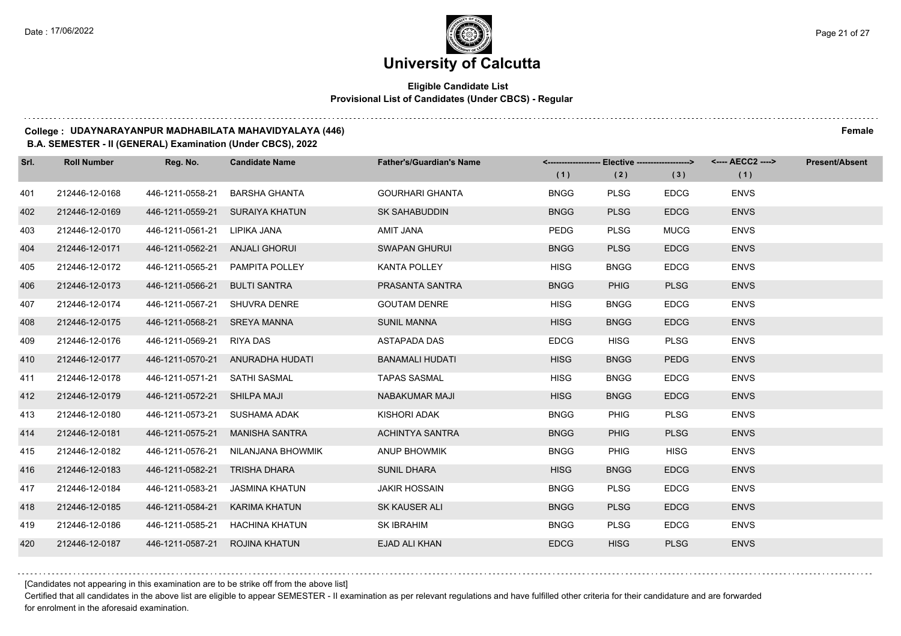# University of Calcutta

**Eligible Candidate List**
**Provisional List of Candidates (Under CBCS) - Regular**

**College : UDAYNARAYANPUR MADHABILATA MAHAVIDYALAYA (446)** **Female**

**B.A. SEMESTER - II (GENERAL) Examination (Under CBCS), 2022**

| Srl. | Roll Number | Reg. No. | Candidate Name | Father's/Guardian's Name | <---- Elective ----> (1) | (2) | (3) | <---- AECC2 ----> (1) | Present/Absent |
|---|---|---|---|---|---|---|---|---|---|
| 401 | 212446-12-0168 | 446-1211-0558-21 | BARSHA GHANTA | GOURHARI GHANTA | BNGG | PLSG | EDCG | ENVS | |
| 402 | 212446-12-0169 | 446-1211-0559-21 | SURAIYA KHATUN | SK SAHABUDDIN | BNGG | PLSG | EDCG | ENVS | |
| 403 | 212446-12-0170 | 446-1211-0561-21 | LIPIKA JANA | AMIT JANA | PEDG | PLSG | MUCG | ENVS | |
| 404 | 212446-12-0171 | 446-1211-0562-21 | ANJALI GHORUI | SWAPAN GHURUI | BNGG | PLSG | EDCG | ENVS | |
| 405 | 212446-12-0172 | 446-1211-0565-21 | PAMPITA POLLEY | KANTA POLLEY | HISG | BNGG | EDCG | ENVS | |
| 406 | 212446-12-0173 | 446-1211-0566-21 | BULTI SANTRA | PRASANTA SANTRA | BNGG | PHIG | PLSG | ENVS | |
| 407 | 212446-12-0174 | 446-1211-0567-21 | SHUVRA DENRE | GOUTAM DENRE | HISG | BNGG | EDCG | ENVS | |
| 408 | 212446-12-0175 | 446-1211-0568-21 | SREYA MANNA | SUNIL MANNA | HISG | BNGG | EDCG | ENVS | |
| 409 | 212446-12-0176 | 446-1211-0569-21 | RIYA DAS | ASTAPADA DAS | EDCG | HISG | PLSG | ENVS | |
| 410 | 212446-12-0177 | 446-1211-0570-21 | ANURADHA HUDATI | BANAMALI HUDATI | HISG | BNGG | PEDG | ENVS | |
| 411 | 212446-12-0178 | 446-1211-0571-21 | SATHI SASMAL | TAPAS SASMAL | HISG | BNGG | EDCG | ENVS | |
| 412 | 212446-12-0179 | 446-1211-0572-21 | SHILPA MAJI | NABAKUMAR MAJI | HISG | BNGG | EDCG | ENVS | |
| 413 | 212446-12-0180 | 446-1211-0573-21 | SUSHAMA ADAK | KISHORI ADAK | BNGG | PHIG | PLSG | ENVS | |
| 414 | 212446-12-0181 | 446-1211-0575-21 | MANISHA SANTRA | ACHINTYA SANTRA | BNGG | PHIG | PLSG | ENVS | |
| 415 | 212446-12-0182 | 446-1211-0576-21 | NILANJANA BHOWMIK | ANUP BHOWMIK | BNGG | PHIG | HISG | ENVS | |
| 416 | 212446-12-0183 | 446-1211-0582-21 | TRISHA DHARA | SUNIL DHARA | HISG | BNGG | EDCG | ENVS | |
| 417 | 212446-12-0184 | 446-1211-0583-21 | JASMINA KHATUN | JAKIR HOSSAIN | BNGG | PLSG | EDCG | ENVS | |
| 418 | 212446-12-0185 | 446-1211-0584-21 | KARIMA KHATUN | SK KAUSER ALI | BNGG | PLSG | EDCG | ENVS | |
| 419 | 212446-12-0186 | 446-1211-0585-21 | HACHINA KHATUN | SK IBRAHIM | BNGG | PLSG | EDCG | ENVS | |
| 420 | 212446-12-0187 | 446-1211-0587-21 | ROJINA KHATUN | EJAD ALI KHAN | EDCG | HISG | PLSG | ENVS | |

[Candidates not appearing in this examination are to be strike off from the above list]

Certified that all candidates in the above list are eligible to appear SEMESTER - II examination as per relevant regulations and have fulfilled other criteria for their candidature and are forwarded for enrolment in the aforesaid examination.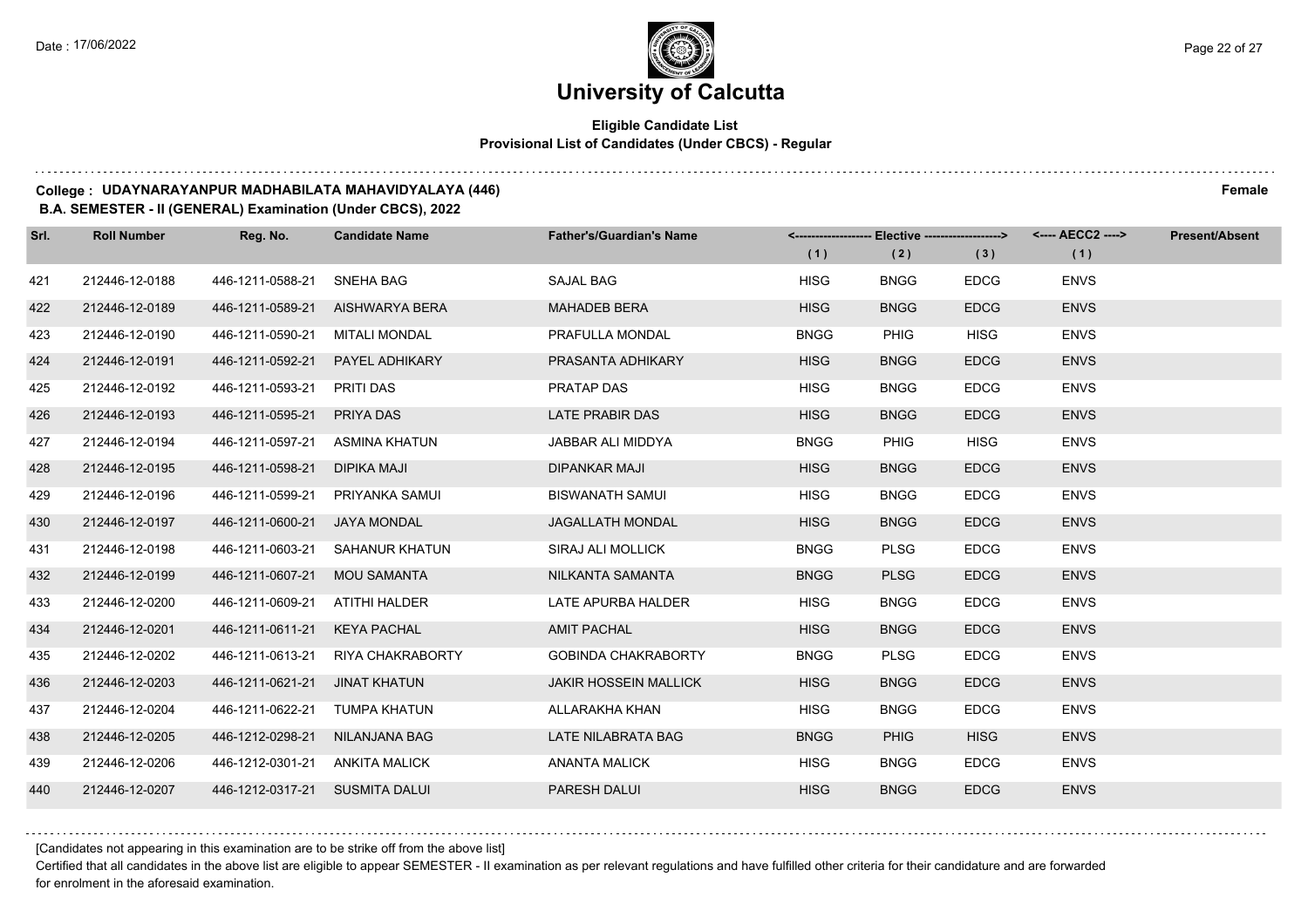# University of Calcutta

**Eligible Candidate List**
**Provisional List of Candidates (Under CBCS) - Regular**

**College : UDAYNARAYANPUR MADHABILATA MAHAVIDYALAYA (446)** **Female**

**B.A. SEMESTER - II (GENERAL) Examination (Under CBCS), 2022**

| Srl. | Roll Number | Reg. No. | Candidate Name | Father's/Guardian's Name | Elective (1) | Elective (2) | Elective (3) | AECC2 (1) | Present/Absent |
|---|---|---|---|---|---|---|---|---|---|
| 421 | 212446-12-0188 | 446-1211-0588-21 | SNEHA BAG | SAJAL BAG | HISG | BNGG | EDCG | ENVS | |
| 422 | 212446-12-0189 | 446-1211-0589-21 | AISHWARYA BERA | MAHADEB BERA | HISG | BNGG | EDCG | ENVS | |
| 423 | 212446-12-0190 | 446-1211-0590-21 | MITALI MONDAL | PRAFULLA MONDAL | BNGG | PHIG | HISG | ENVS | |
| 424 | 212446-12-0191 | 446-1211-0592-21 | PAYEL ADHIKARY | PRASANTA ADHIKARY | HISG | BNGG | EDCG | ENVS | |
| 425 | 212446-12-0192 | 446-1211-0593-21 | PRITI DAS | PRATAP DAS | HISG | BNGG | EDCG | ENVS | |
| 426 | 212446-12-0193 | 446-1211-0595-21 | PRIYA DAS | LATE PRABIR DAS | HISG | BNGG | EDCG | ENVS | |
| 427 | 212446-12-0194 | 446-1211-0597-21 | ASMINA KHATUN | JABBAR ALI MIDDYA | BNGG | PHIG | HISG | ENVS | |
| 428 | 212446-12-0195 | 446-1211-0598-21 | DIPIKA MAJI | DIPANKAR MAJI | HISG | BNGG | EDCG | ENVS | |
| 429 | 212446-12-0196 | 446-1211-0599-21 | PRIYANKA SAMUI | BISWANATH SAMUI | HISG | BNGG | EDCG | ENVS | |
| 430 | 212446-12-0197 | 446-1211-0600-21 | JAYA MONDAL | JAGALLATH MONDAL | HISG | BNGG | EDCG | ENVS | |
| 431 | 212446-12-0198 | 446-1211-0603-21 | SAHANUR KHATUN | SIRAJ ALI MOLLICK | BNGG | PLSG | EDCG | ENVS | |
| 432 | 212446-12-0199 | 446-1211-0607-21 | MOU SAMANTA | NILKANTA SAMANTA | BNGG | PLSG | EDCG | ENVS | |
| 433 | 212446-12-0200 | 446-1211-0609-21 | ATITHI HALDER | LATE APURBA HALDER | HISG | BNGG | EDCG | ENVS | |
| 434 | 212446-12-0201 | 446-1211-0611-21 | KEYA PACHAL | AMIT PACHAL | HISG | BNGG | EDCG | ENVS | |
| 435 | 212446-12-0202 | 446-1211-0613-21 | RIYA CHAKRABORTY | GOBINDA CHAKRABORTY | BNGG | PLSG | EDCG | ENVS | |
| 436 | 212446-12-0203 | 446-1211-0621-21 | JINAT KHATUN | JAKIR HOSSEIN MALLICK | HISG | BNGG | EDCG | ENVS | |
| 437 | 212446-12-0204 | 446-1211-0622-21 | TUMPA KHATUN | ALLARAKHA KHAN | HISG | BNGG | EDCG | ENVS | |
| 438 | 212446-12-0205 | 446-1212-0298-21 | NILANJANA BAG | LATE NILABRATA BAG | BNGG | PHIG | HISG | ENVS | |
| 439 | 212446-12-0206 | 446-1212-0301-21 | ANKITA MALICK | ANANTA MALICK | HISG | BNGG | EDCG | ENVS | |
| 440 | 212446-12-0207 | 446-1212-0317-21 | SUSMITA DALUI | PARESH DALUI | HISG | BNGG | EDCG | ENVS | |

[Candidates not appearing in this examination are to be strike off from the above list]

Certified that all candidates in the above list are eligible to appear SEMESTER - II examination as per relevant regulations and have fulfilled other criteria for their candidature and are forwarded for enrolment in the aforesaid examination.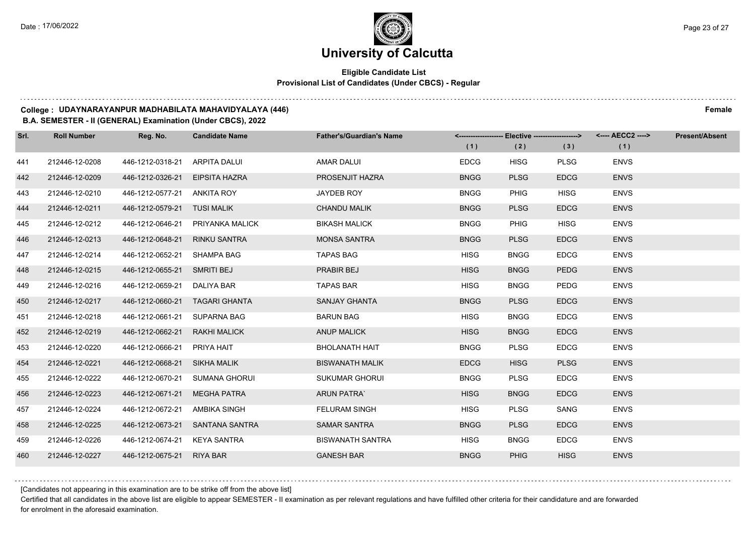# University of Calcutta

**Eligible Candidate List**
**Provisional List of Candidates (Under CBCS) - Regular**

**College : UDAYNARAYANPUR MADHABILATA MAHAVIDYALAYA (446)** **Female**

**B.A. SEMESTER - II (GENERAL) Examination (Under CBCS), 2022**

| Srl. | Roll Number | Reg. No. | Candidate Name | Father's/Guardian's Name | Elective (1) | Elective (2) | Elective (3) | AECC2 (1) | Present/Absent |
|---|---|---|---|---|---|---|---|---|---|
| 441 | 212446-12-0208 | 446-1212-0318-21 | ARPITA DALUI | AMAR DALUI | EDCG | HISG | PLSG | ENVS | |
| 442 | 212446-12-0209 | 446-1212-0326-21 | EIPSITA HAZRA | PROSENJIT HAZRA | BNGG | PLSG | EDCG | ENVS | |
| 443 | 212446-12-0210 | 446-1212-0577-21 | ANKITA ROY | JAYDEB ROY | BNGG | PHIG | HISG | ENVS | |
| 444 | 212446-12-0211 | 446-1212-0579-21 | TUSI MALIK | CHANDU MALIK | BNGG | PLSG | EDCG | ENVS | |
| 445 | 212446-12-0212 | 446-1212-0646-21 | PRIYANKA MALICK | BIKASH MALICK | BNGG | PHIG | HISG | ENVS | |
| 446 | 212446-12-0213 | 446-1212-0648-21 | RINKU SANTRA | MONSA SANTRA | BNGG | PLSG | EDCG | ENVS | |
| 447 | 212446-12-0214 | 446-1212-0652-21 | SHAMPA BAG | TAPAS BAG | HISG | BNGG | EDCG | ENVS | |
| 448 | 212446-12-0215 | 446-1212-0655-21 | SMRITI BEJ | PRABIR BEJ | HISG | BNGG | PEDG | ENVS | |
| 449 | 212446-12-0216 | 446-1212-0659-21 | DALIYA BAR | TAPAS BAR | HISG | BNGG | PEDG | ENVS | |
| 450 | 212446-12-0217 | 446-1212-0660-21 | TAGARI GHANTA | SANJAY GHANTA | BNGG | PLSG | EDCG | ENVS | |
| 451 | 212446-12-0218 | 446-1212-0661-21 | SUPARNA BAG | BARUN BAG | HISG | BNGG | EDCG | ENVS | |
| 452 | 212446-12-0219 | 446-1212-0662-21 | RAKHI MALICK | ANUP MALICK | HISG | BNGG | EDCG | ENVS | |
| 453 | 212446-12-0220 | 446-1212-0666-21 | PRIYA HAIT | BHOLANATH HAIT | BNGG | PLSG | EDCG | ENVS | |
| 454 | 212446-12-0221 | 446-1212-0668-21 | SIKHA MALIK | BISWANATH MALIK | EDCG | HISG | PLSG | ENVS | |
| 455 | 212446-12-0222 | 446-1212-0670-21 | SUMANA GHORUI | SUKUMAR GHORUI | BNGG | PLSG | EDCG | ENVS | |
| 456 | 212446-12-0223 | 446-1212-0671-21 | MEGHA PATRA | ARUN PATRA` | HISG | BNGG | EDCG | ENVS | |
| 457 | 212446-12-0224 | 446-1212-0672-21 | AMBIKA SINGH | FELURAM SINGH | HISG | PLSG | SANG | ENVS | |
| 458 | 212446-12-0225 | 446-1212-0673-21 | SANTANA SANTRA | SAMAR SANTRA | BNGG | PLSG | EDCG | ENVS | |
| 459 | 212446-12-0226 | 446-1212-0674-21 | KEYA SANTRA | BISWANATH SANTRA | HISG | BNGG | EDCG | ENVS | |
| 460 | 212446-12-0227 | 446-1212-0675-21 | RIYA BAR | GANESH BAR | BNGG | PHIG | HISG | ENVS | |

[Candidates not appearing in this examination are to be strike off from the above list]

Certified that all candidates in the above list are eligible to appear SEMESTER - II examination as per relevant regulations and have fulfilled other criteria for their candidature and are forwarded for enrolment in the aforesaid examination.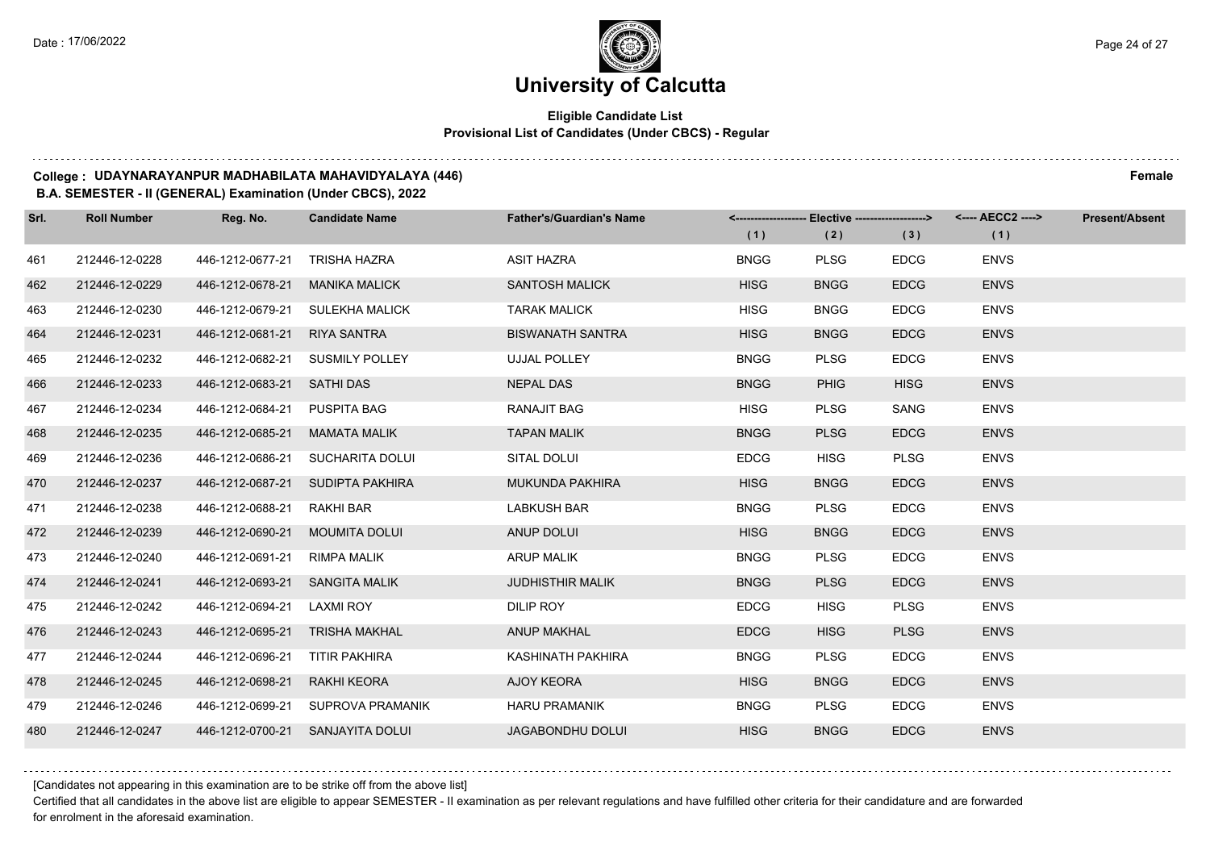# University of Calcutta

**Eligible Candidate List**
**Provisional List of Candidates (Under CBCS) - Regular**

**College : UDAYNARAYANPUR MADHABILATA MAHAVIDYALAYA (446)** **Female**

**B.A. SEMESTER - II (GENERAL) Examination (Under CBCS), 2022**

| Srl. | Roll Number | Reg. No. | Candidate Name | Father's/Guardian's Name | <------------------- Elective -------------------> | | | <---- AECC2 ----> | Present/Absent |
|---|---|---|---|---|---|---|---|---|---|
| | | | | | (1) | (2) | (3) | (1) | |
| 461 | 212446-12-0228 | 446-1212-0677-21 | TRISHA HAZRA | ASIT HAZRA | BNGG | PLSG | EDCG | ENVS | |
| 462 | 212446-12-0229 | 446-1212-0678-21 | MANIKA MALICK | SANTOSH MALICK | HISG | BNGG | EDCG | ENVS | |
| 463 | 212446-12-0230 | 446-1212-0679-21 | SULEKHA MALICK | TARAK MALICK | HISG | BNGG | EDCG | ENVS | |
| 464 | 212446-12-0231 | 446-1212-0681-21 | RIYA SANTRA | BISWANATH SANTRA | HISG | BNGG | EDCG | ENVS | |
| 465 | 212446-12-0232 | 446-1212-0682-21 | SUSMILY POLLEY | UJJAL POLLEY | BNGG | PLSG | EDCG | ENVS | |
| 466 | 212446-12-0233 | 446-1212-0683-21 | SATHI DAS | NEPAL DAS | BNGG | PHIG | HISG | ENVS | |
| 467 | 212446-12-0234 | 446-1212-0684-21 | PUSPITA BAG | RANAJIT BAG | HISG | PLSG | SANG | ENVS | |
| 468 | 212446-12-0235 | 446-1212-0685-21 | MAMATA MALIK | TAPAN MALIK | BNGG | PLSG | EDCG | ENVS | |
| 469 | 212446-12-0236 | 446-1212-0686-21 | SUCHARITA DOLUI | SITAL DOLUI | EDCG | HISG | PLSG | ENVS | |
| 470 | 212446-12-0237 | 446-1212-0687-21 | SUDIPTA PAKHIRA | MUKUNDA PAKHIRA | HISG | BNGG | EDCG | ENVS | |
| 471 | 212446-12-0238 | 446-1212-0688-21 | RAKHI BAR | LABKUSH BAR | BNGG | PLSG | EDCG | ENVS | |
| 472 | 212446-12-0239 | 446-1212-0690-21 | MOUMITA DOLUI | ANUP DOLUI | HISG | BNGG | EDCG | ENVS | |
| 473 | 212446-12-0240 | 446-1212-0691-21 | RIMPA MALIK | ARUP MALIK | BNGG | PLSG | EDCG | ENVS | |
| 474 | 212446-12-0241 | 446-1212-0693-21 | SANGITA MALIK | JUDHISTHIR MALIK | BNGG | PLSG | EDCG | ENVS | |
| 475 | 212446-12-0242 | 446-1212-0694-21 | LAXMI ROY | DILIP ROY | EDCG | HISG | PLSG | ENVS | |
| 476 | 212446-12-0243 | 446-1212-0695-21 | TRISHA MAKHAL | ANUP MAKHAL | EDCG | HISG | PLSG | ENVS | |
| 477 | 212446-12-0244 | 446-1212-0696-21 | TITIR PAKHIRA | KASHINATH PAKHIRA | BNGG | PLSG | EDCG | ENVS | |
| 478 | 212446-12-0245 | 446-1212-0698-21 | RAKHI KEORA | AJOY KEORA | HISG | BNGG | EDCG | ENVS | |
| 479 | 212446-12-0246 | 446-1212-0699-21 | SUPROVA PRAMANIK | HARU PRAMANIK | BNGG | PLSG | EDCG | ENVS | |
| 480 | 212446-12-0247 | 446-1212-0700-21 | SANJAYITA DOLUI | JAGABONDHU DOLUI | HISG | BNGG | EDCG | ENVS | |

[Candidates not appearing in this examination are to be strike off from the above list]

Certified that all candidates in the above list are eligible to appear SEMESTER - II examination as per relevant regulations and have fulfilled other criteria for their candidature and are forwarded for enrolment in the aforesaid examination.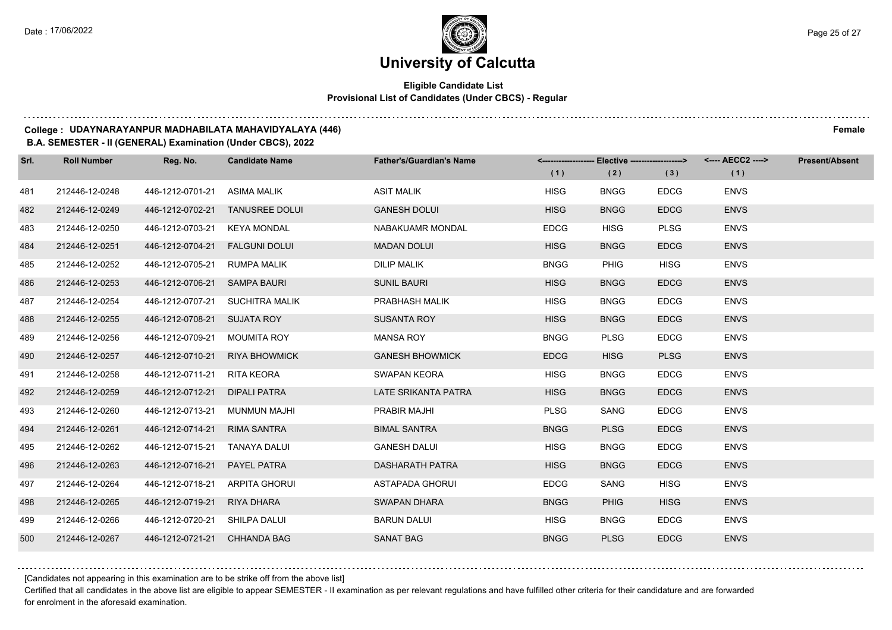# University of Calcutta

**Eligible Candidate List**
**Provisional List of Candidates (Under CBCS) - Regular**

**College : UDAYNARAYANPUR MADHABILATA MAHAVIDYALAYA (446)** **Female**
**B.A. SEMESTER - II (GENERAL) Examination (Under CBCS), 2022**

| Srl. | Roll Number | Reg. No. | Candidate Name | Father's/Guardian's Name | Elective (1) | Elective (2) | Elective (3) | AECC2 (1) | Present/Absent |
|---|---|---|---|---|---|---|---|---|---|
| 481 | 212446-12-0248 | 446-1212-0701-21 | ASIMA MALIK | ASIT MALIK | HISG | BNGG | EDCG | ENVS | |
| 482 | 212446-12-0249 | 446-1212-0702-21 | TANUSREE DOLUI | GANESH DOLUI | HISG | BNGG | EDCG | ENVS | |
| 483 | 212446-12-0250 | 446-1212-0703-21 | KEYA MONDAL | NABAKUAMR MONDAL | EDCG | HISG | PLSG | ENVS | |
| 484 | 212446-12-0251 | 446-1212-0704-21 | FALGUNI DOLUI | MADAN DOLUI | HISG | BNGG | EDCG | ENVS | |
| 485 | 212446-12-0252 | 446-1212-0705-21 | RUMPA MALIK | DILIP MALIK | BNGG | PHIG | HISG | ENVS | |
| 486 | 212446-12-0253 | 446-1212-0706-21 | SAMPA BAURI | SUNIL BAURI | HISG | BNGG | EDCG | ENVS | |
| 487 | 212446-12-0254 | 446-1212-0707-21 | SUCHITRA MALIK | PRABHASH MALIK | HISG | BNGG | EDCG | ENVS | |
| 488 | 212446-12-0255 | 446-1212-0708-21 | SUJATA ROY | SUSANTA ROY | HISG | BNGG | EDCG | ENVS | |
| 489 | 212446-12-0256 | 446-1212-0709-21 | MOUMITA ROY | MANSA ROY | BNGG | PLSG | EDCG | ENVS | |
| 490 | 212446-12-0257 | 446-1212-0710-21 | RIYA BHOWMICK | GANESH BHOWMICK | EDCG | HISG | PLSG | ENVS | |
| 491 | 212446-12-0258 | 446-1212-0711-21 | RITA KEORA | SWAPAN KEORA | HISG | BNGG | EDCG | ENVS | |
| 492 | 212446-12-0259 | 446-1212-0712-21 | DIPALI PATRA | LATE SRIKANTA PATRA | HISG | BNGG | EDCG | ENVS | |
| 493 | 212446-12-0260 | 446-1212-0713-21 | MUNMUN MAJHI | PRABIR MAJHI | PLSG | SANG | EDCG | ENVS | |
| 494 | 212446-12-0261 | 446-1212-0714-21 | RIMA SANTRA | BIMAL SANTRA | BNGG | PLSG | EDCG | ENVS | |
| 495 | 212446-12-0262 | 446-1212-0715-21 | TANAYA DALUI | GANESH DALUI | HISG | BNGG | EDCG | ENVS | |
| 496 | 212446-12-0263 | 446-1212-0716-21 | PAYEL PATRA | DASHARATH PATRA | HISG | BNGG | EDCG | ENVS | |
| 497 | 212446-12-0264 | 446-1212-0718-21 | ARPITA GHORUI | ASTAPADA GHORUI | EDCG | SANG | HISG | ENVS | |
| 498 | 212446-12-0265 | 446-1212-0719-21 | RIYA DHARA | SWAPAN DHARA | BNGG | PHIG | HISG | ENVS | |
| 499 | 212446-12-0266 | 446-1212-0720-21 | SHILPA DALUI | BARUN DALUI | HISG | BNGG | EDCG | ENVS | |
| 500 | 212446-12-0267 | 446-1212-0721-21 | CHHANDA BAG | SANAT BAG | BNGG | PLSG | EDCG | ENVS | |

[Candidates not appearing in this examination are to be strike off from the above list]

Certified that all candidates in the above list are eligible to appear SEMESTER - II examination as per relevant regulations and have fulfilled other criteria for their candidature and are forwarded for enrolment in the aforesaid examination.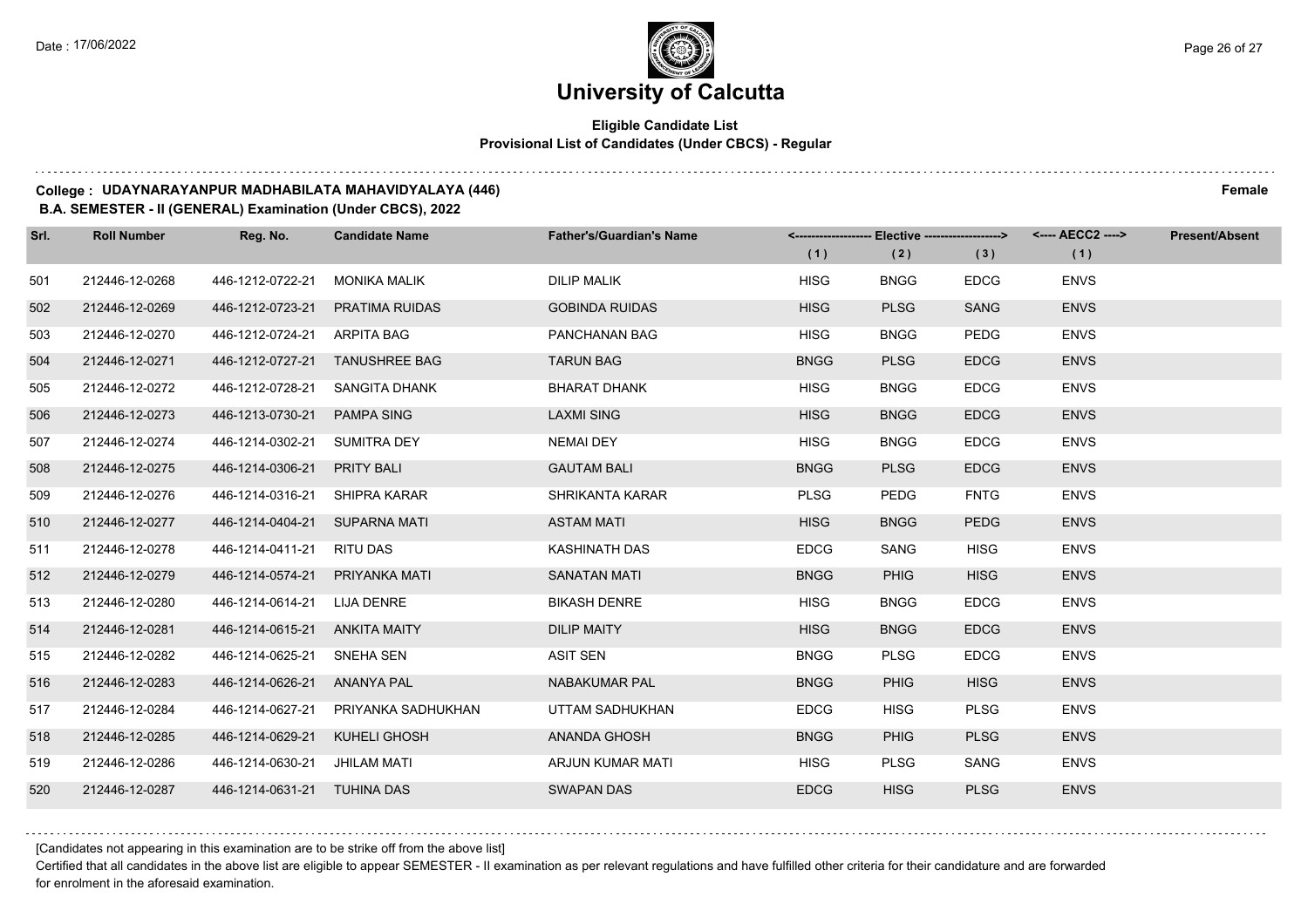# University of Calcutta

**Eligible Candidate List**
**Provisional List of Candidates (Under CBCS) - Regular**

**College : UDAYNARAYANPUR MADHABILATA MAHAVIDYALAYA (446)** **Female**

**B.A. SEMESTER - II (GENERAL) Examination (Under CBCS), 2022**

| Srl. | Roll Number | Reg. No. | Candidate Name | Father's/Guardian's Name | Elective (1) | Elective (2) | Elective (3) | AECC2 (1) | Present/Absent |
|---|---|---|---|---|---|---|---|---|---|
| 501 | 212446-12-0268 | 446-1212-0722-21 | MONIKA MALIK | DILIP MALIK | HISG | BNGG | EDCG | ENVS | |
| 502 | 212446-12-0269 | 446-1212-0723-21 | PRATIMA RUIDAS | GOBINDA RUIDAS | HISG | PLSG | SANG | ENVS | |
| 503 | 212446-12-0270 | 446-1212-0724-21 | ARPITA BAG | PANCHANAN BAG | HISG | BNGG | PEDG | ENVS | |
| 504 | 212446-12-0271 | 446-1212-0727-21 | TANUSHREE BAG | TARUN BAG | BNGG | PLSG | EDCG | ENVS | |
| 505 | 212446-12-0272 | 446-1212-0728-21 | SANGITA DHANK | BHARAT DHANK | HISG | BNGG | EDCG | ENVS | |
| 506 | 212446-12-0273 | 446-1213-0730-21 | PAMPA SING | LAXMI SING | HISG | BNGG | EDCG | ENVS | |
| 507 | 212446-12-0274 | 446-1214-0302-21 | SUMITRA DEY | NEMAI DEY | HISG | BNGG | EDCG | ENVS | |
| 508 | 212446-12-0275 | 446-1214-0306-21 | PRITY BALI | GAUTAM BALI | BNGG | PLSG | EDCG | ENVS | |
| 509 | 212446-12-0276 | 446-1214-0316-21 | SHIPRA KARAR | SHRIKANTA KARAR | PLSG | PEDG | FNTG | ENVS | |
| 510 | 212446-12-0277 | 446-1214-0404-21 | SUPARNA MATI | ASTAM MATI | HISG | BNGG | PEDG | ENVS | |
| 511 | 212446-12-0278 | 446-1214-0411-21 | RITU DAS | KASHINATH DAS | EDCG | SANG | HISG | ENVS | |
| 512 | 212446-12-0279 | 446-1214-0574-21 | PRIYANKA MATI | SANATAN MATI | BNGG | PHIG | HISG | ENVS | |
| 513 | 212446-12-0280 | 446-1214-0614-21 | LIJA DENRE | BIKASH DENRE | HISG | BNGG | EDCG | ENVS | |
| 514 | 212446-12-0281 | 446-1214-0615-21 | ANKITA MAITY | DILIP MAITY | HISG | BNGG | EDCG | ENVS | |
| 515 | 212446-12-0282 | 446-1214-0625-21 | SNEHA SEN | ASIT SEN | BNGG | PLSG | EDCG | ENVS | |
| 516 | 212446-12-0283 | 446-1214-0626-21 | ANANYA PAL | NABAKUMAR PAL | BNGG | PHIG | HISG | ENVS | |
| 517 | 212446-12-0284 | 446-1214-0627-21 | PRIYANKA SADHUKHAN | UTTAM SADHUKHAN | EDCG | HISG | PLSG | ENVS | |
| 518 | 212446-12-0285 | 446-1214-0629-21 | KUHELI GHOSH | ANANDA GHOSH | BNGG | PHIG | PLSG | ENVS | |
| 519 | 212446-12-0286 | 446-1214-0630-21 | JHILAM MATI | ARJUN KUMAR MATI | HISG | PLSG | SANG | ENVS | |
| 520 | 212446-12-0287 | 446-1214-0631-21 | TUHINA DAS | SWAPAN DAS | EDCG | HISG | PLSG | ENVS | |

[Candidates not appearing in this examination are to be strike off from the above list]

Certified that all candidates in the above list are eligible to appear SEMESTER - II examination as per relevant regulations and have fulfilled other criteria for their candidature and are forwarded for enrolment in the aforesaid examination.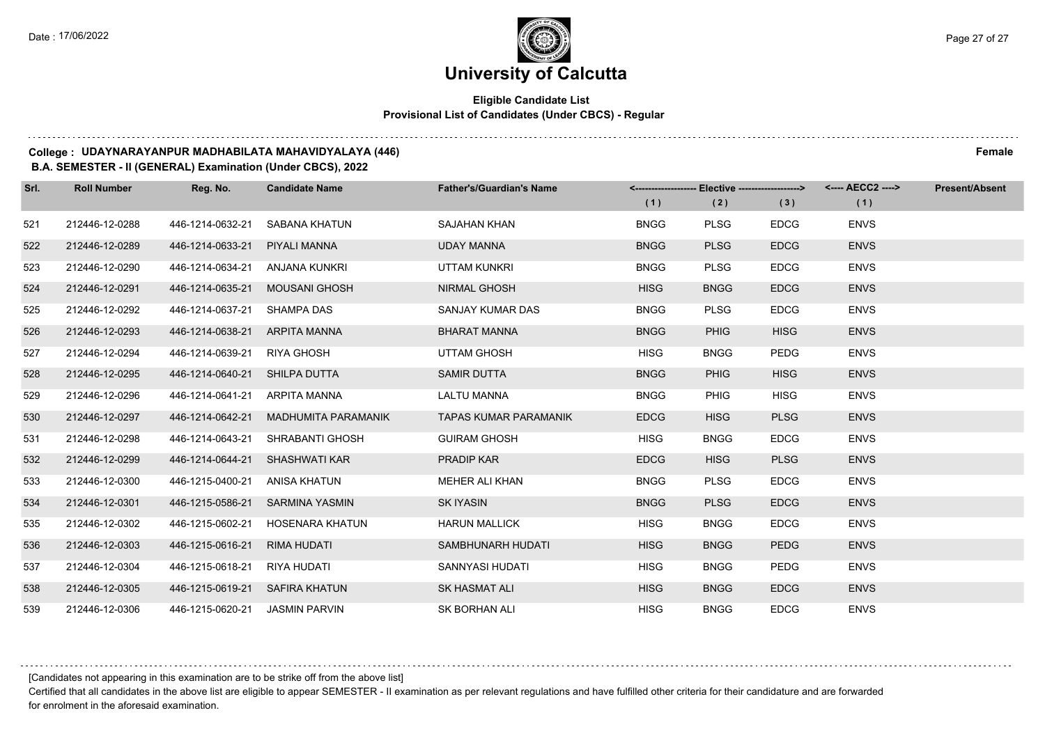# University of Calcutta

**Eligible Candidate List**
**Provisional List of Candidates (Under CBCS) - Regular**

**College : UDAYNARAYANPUR MADHABILATA MAHAVIDYALAYA (446)** **Female**

**B.A. SEMESTER - II (GENERAL) Examination (Under CBCS), 2022**

| Srl. | Roll Number | Reg. No. | Candidate Name | Father's/Guardian's Name | Elective (1) | Elective (2) | Elective (3) | AECC2 (1) | Present/Absent |
|---|---|---|---|---|---|---|---|---|---|
| 521 | 212446-12-0288 | 446-1214-0632-21 | SABANA KHATUN | SAJAHAN KHAN | BNGG | PLSG | EDCG | ENVS | |
| 522 | 212446-12-0289 | 446-1214-0633-21 | PIYALI MANNA | UDAY MANNA | BNGG | PLSG | EDCG | ENVS | |
| 523 | 212446-12-0290 | 446-1214-0634-21 | ANJANA KUNKRI | UTTAM KUNKRI | BNGG | PLSG | EDCG | ENVS | |
| 524 | 212446-12-0291 | 446-1214-0635-21 | MOUSANI GHOSH | NIRMAL GHOSH | HISG | BNGG | EDCG | ENVS | |
| 525 | 212446-12-0292 | 446-1214-0637-21 | SHAMPA DAS | SANJAY KUMAR DAS | BNGG | PLSG | EDCG | ENVS | |
| 526 | 212446-12-0293 | 446-1214-0638-21 | ARPITA MANNA | BHARAT MANNA | BNGG | PHIG | HISG | ENVS | |
| 527 | 212446-12-0294 | 446-1214-0639-21 | RIYA GHOSH | UTTAM GHOSH | HISG | BNGG | PEDG | ENVS | |
| 528 | 212446-12-0295 | 446-1214-0640-21 | SHILPA DUTTA | SAMIR DUTTA | BNGG | PHIG | HISG | ENVS | |
| 529 | 212446-12-0296 | 446-1214-0641-21 | ARPITA MANNA | LALTU MANNA | BNGG | PHIG | HISG | ENVS | |
| 530 | 212446-12-0297 | 446-1214-0642-21 | MADHUMITA PARAMANIK | TAPAS KUMAR PARAMANIK | EDCG | HISG | PLSG | ENVS | |
| 531 | 212446-12-0298 | 446-1214-0643-21 | SHRABANTI GHOSH | GUIRAM GHOSH | HISG | BNGG | EDCG | ENVS | |
| 532 | 212446-12-0299 | 446-1214-0644-21 | SHASHWATI KAR | PRADIP KAR | EDCG | HISG | PLSG | ENVS | |
| 533 | 212446-12-0300 | 446-1215-0400-21 | ANISA KHATUN | MEHER ALI KHAN | BNGG | PLSG | EDCG | ENVS | |
| 534 | 212446-12-0301 | 446-1215-0586-21 | SARMINA YASMIN | SK IYASIN | BNGG | PLSG | EDCG | ENVS | |
| 535 | 212446-12-0302 | 446-1215-0602-21 | HOSENARA KHATUN | HARUN MALLICK | HISG | BNGG | EDCG | ENVS | |
| 536 | 212446-12-0303 | 446-1215-0616-21 | RIMA HUDATI | SAMBHUNARH HUDATI | HISG | BNGG | PEDG | ENVS | |
| 537 | 212446-12-0304 | 446-1215-0618-21 | RIYA HUDATI | SANNYASI HUDATI | HISG | BNGG | PEDG | ENVS | |
| 538 | 212446-12-0305 | 446-1215-0619-21 | SAFIRA KHATUN | SK HASMAT ALI | HISG | BNGG | EDCG | ENVS | |
| 539 | 212446-12-0306 | 446-1215-0620-21 | JASMIN PARVIN | SK BORHAN ALI | HISG | BNGG | EDCG | ENVS | |

[Candidates not appearing in this examination are to be strike off from the above list]

Certified that all candidates in the above list are eligible to appear SEMESTER - II examination as per relevant regulations and have fulfilled other criteria for their candidature and are forwarded for enrolment in the aforesaid examination.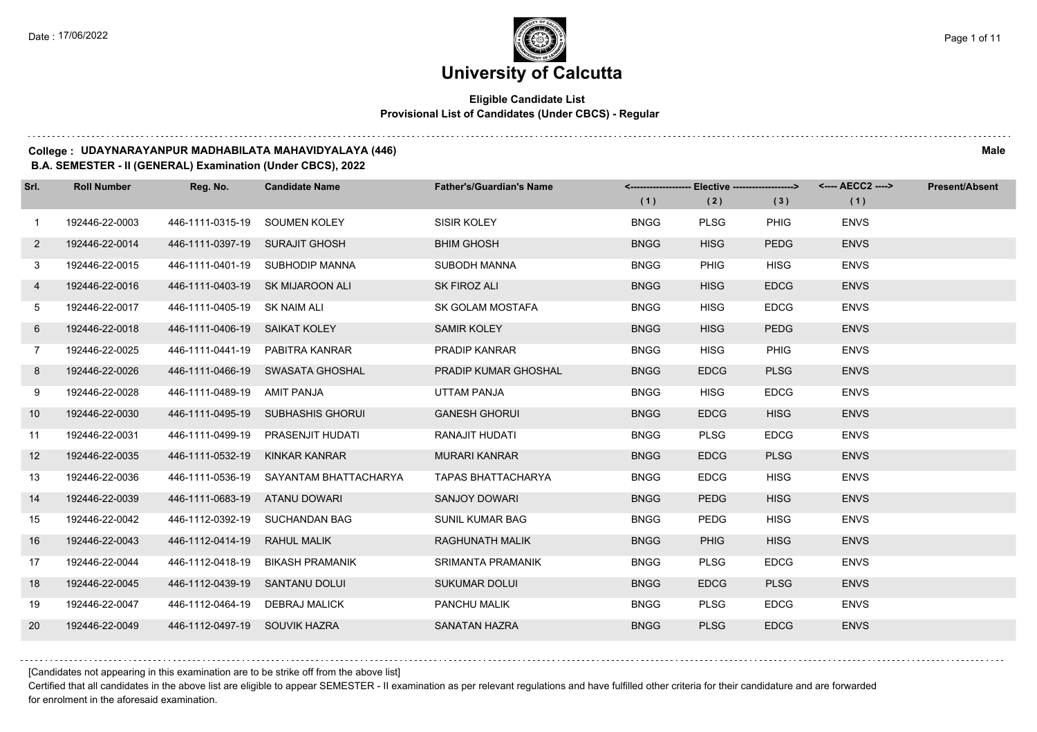# University of Calcutta

**Eligible Candidate List**
**Provisional List of Candidates (Under CBCS) - Regular**

**College : UDAYNARAYANPUR MADHABILATA MAHAVIDYALAYA (446)** **Male**

**B.A. SEMESTER - II (GENERAL) Examination (Under CBCS), 2022**

| Srl. | Roll Number | Reg. No. | Candidate Name | Father's/Guardian's Name | <------------------ Elective ------------------> | | | <---- AECC2 ----> | Present/Absent |
|---|---|---|---|---|---|---|---|---|---|
| | | | | | (1) | (2) | (3) | (1) | |
| 1 | 192446-22-0003 | 446-1111-0315-19 | SOUMEN KOLEY | SISIR KOLEY | BNGG | PLSG | PHIG | ENVS | |
| 2 | 192446-22-0014 | 446-1111-0397-19 | SURAJIT GHOSH | BHIM GHOSH | BNGG | HISG | PEDG | ENVS | |
| 3 | 192446-22-0015 | 446-1111-0401-19 | SUBHODIP MANNA | SUBODH MANNA | BNGG | PHIG | HISG | ENVS | |
| 4 | 192446-22-0016 | 446-1111-0403-19 | SK MIJAROON ALI | SK FIROZ ALI | BNGG | HISG | EDCG | ENVS | |
| 5 | 192446-22-0017 | 446-1111-0405-19 | SK NAIM ALI | SK GOLAM MOSTAFA | BNGG | HISG | EDCG | ENVS | |
| 6 | 192446-22-0018 | 446-1111-0406-19 | SAIKAT KOLEY | SAMIR KOLEY | BNGG | HISG | PEDG | ENVS | |
| 7 | 192446-22-0025 | 446-1111-0441-19 | PABITRA KANRAR | PRADIP KANRAR | BNGG | HISG | PHIG | ENVS | |
| 8 | 192446-22-0026 | 446-1111-0466-19 | SWASATA GHOSHAL | PRADIP KUMAR GHOSHAL | BNGG | EDCG | PLSG | ENVS | |
| 9 | 192446-22-0028 | 446-1111-0489-19 | AMIT PANJA | UTTAM PANJA | BNGG | HISG | EDCG | ENVS | |
| 10 | 192446-22-0030 | 446-1111-0495-19 | SUBHASHIS GHORUI | GANESH GHORUI | BNGG | EDCG | HISG | ENVS | |
| 11 | 192446-22-0031 | 446-1111-0499-19 | PRASENJIT HUDATI | RANAJIT HUDATI | BNGG | PLSG | EDCG | ENVS | |
| 12 | 192446-22-0035 | 446-1111-0532-19 | KINKAR KANRAR | MURARI KANRAR | BNGG | EDCG | PLSG | ENVS | |
| 13 | 192446-22-0036 | 446-1111-0536-19 | SAYANTAM BHATTACHARYA | TAPAS BHATTACHARYA | BNGG | EDCG | HISG | ENVS | |
| 14 | 192446-22-0039 | 446-1111-0683-19 | ATANU DOWARI | SANJOY DOWARI | BNGG | PEDG | HISG | ENVS | |
| 15 | 192446-22-0042 | 446-1112-0392-19 | SUCHANDAN BAG | SUNIL KUMAR BAG | BNGG | PEDG | HISG | ENVS | |
| 16 | 192446-22-0043 | 446-1112-0414-19 | RAHUL MALIK | RAGHUNATH MALIK | BNGG | PHIG | HISG | ENVS | |
| 17 | 192446-22-0044 | 446-1112-0418-19 | BIKASH PRAMANIK | SRIMANTA PRAMANIK | BNGG | PLSG | EDCG | ENVS | |
| 18 | 192446-22-0045 | 446-1112-0439-19 | SANTANU DOLUI | SUKUMAR DOLUI | BNGG | EDCG | PLSG | ENVS | |
| 19 | 192446-22-0047 | 446-1112-0464-19 | DEBRAJ MALICK | PANCHU MALIK | BNGG | PLSG | EDCG | ENVS | |
| 20 | 192446-22-0049 | 446-1112-0497-19 | SOUVIK HAZRA | SANATAN HAZRA | BNGG | PLSG | EDCG | ENVS | |

[Candidates not appearing in this examination are to be strike off from the above list]

Certified that all candidates in the above list are eligible to appear SEMESTER - II examination as per relevant regulations and have fulfilled other criteria for their candidature and are forwarded for enrolment in the aforesaid examination.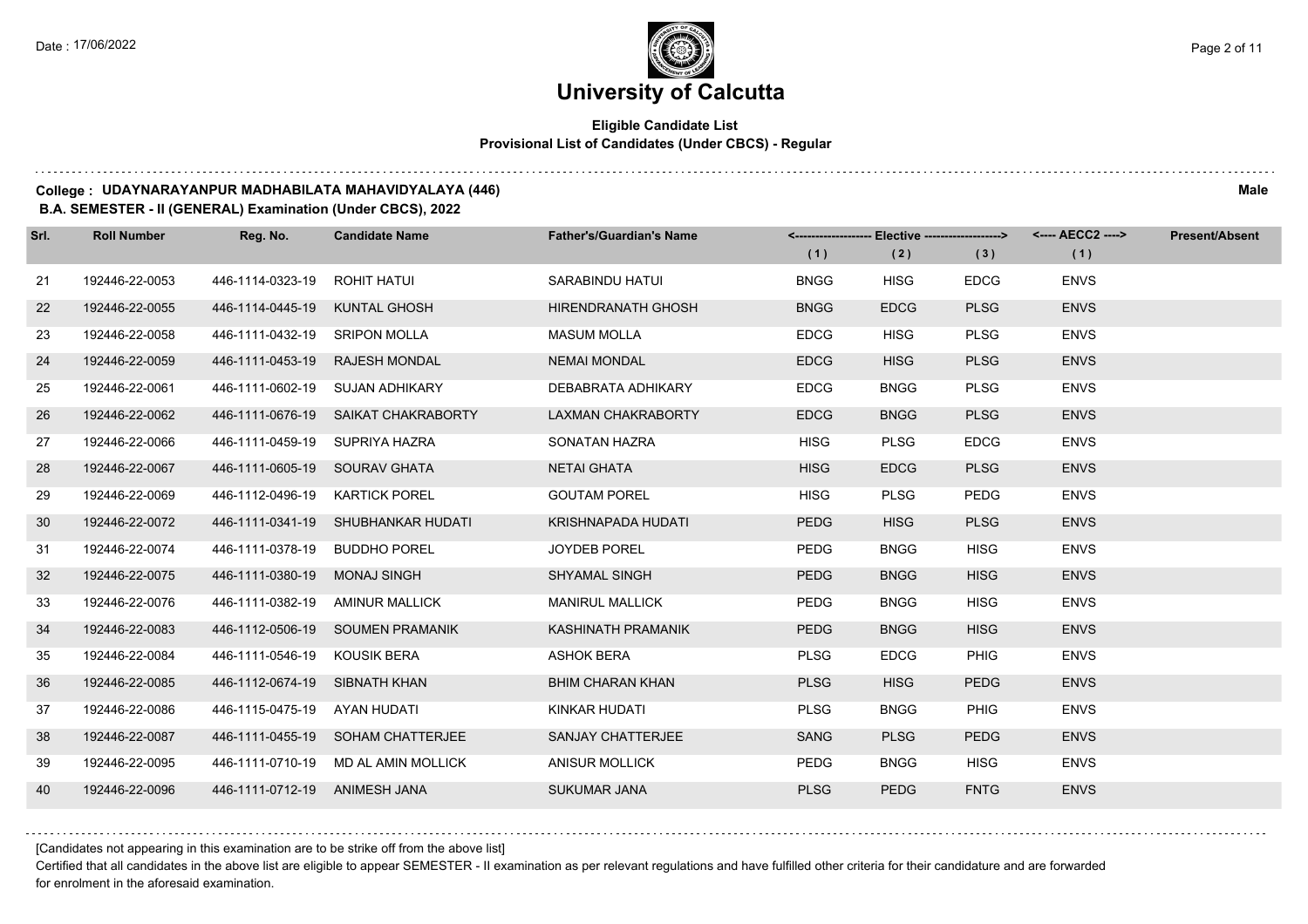# University of Calcutta

**Eligible Candidate List**
**Provisional List of Candidates (Under CBCS) - Regular**

**College : UDAYNARAYANPUR MADHABILATA MAHAVIDYALAYA (446)** **Male**

**B.A. SEMESTER - II (GENERAL) Examination (Under CBCS), 2022**

| Srl. | Roll Number | Reg. No. | Candidate Name | Father's/Guardian's Name | <------------------- Elective -------------------> | | | <---- AECC2 ----> | Present/Absent |
|---|---|---|---|---|---|---|---|---|---|
| | | | | | (1) | (2) | (3) | (1) | |
| 21 | 192446-22-0053 | 446-1114-0323-19 | ROHIT HATUI | SARABINDU HATUI | BNGG | HISG | EDCG | ENVS | |
| 22 | 192446-22-0055 | 446-1114-0445-19 | KUNTAL GHOSH | HIRENDRANATH GHOSH | BNGG | EDCG | PLSG | ENVS | |
| 23 | 192446-22-0058 | 446-1111-0432-19 | SRIPON MOLLA | MASUM MOLLA | EDCG | HISG | PLSG | ENVS | |
| 24 | 192446-22-0059 | 446-1111-0453-19 | RAJESH MONDAL | NEMAI MONDAL | EDCG | HISG | PLSG | ENVS | |
| 25 | 192446-22-0061 | 446-1111-0602-19 | SUJAN ADHIKARY | DEBABRATA ADHIKARY | EDCG | BNGG | PLSG | ENVS | |
| 26 | 192446-22-0062 | 446-1111-0676-19 | SAIKAT CHAKRABORTY | LAXMAN CHAKRABORTY | EDCG | BNGG | PLSG | ENVS | |
| 27 | 192446-22-0066 | 446-1111-0459-19 | SUPRIYA HAZRA | SONATAN HAZRA | HISG | PLSG | EDCG | ENVS | |
| 28 | 192446-22-0067 | 446-1111-0605-19 | SOURAV GHATA | NETAI GHATA | HISG | EDCG | PLSG | ENVS | |
| 29 | 192446-22-0069 | 446-1112-0496-19 | KARTICK POREL | GOUTAM POREL | HISG | PLSG | PEDG | ENVS | |
| 30 | 192446-22-0072 | 446-1111-0341-19 | SHUBHANKAR HUDATI | KRISHNAPADA HUDATI | PEDG | HISG | PLSG | ENVS | |
| 31 | 192446-22-0074 | 446-1111-0378-19 | BUDDHO POREL | JOYDEB POREL | PEDG | BNGG | HISG | ENVS | |
| 32 | 192446-22-0075 | 446-1111-0380-19 | MONAJ SINGH | SHYAMAL SINGH | PEDG | BNGG | HISG | ENVS | |
| 33 | 192446-22-0076 | 446-1111-0382-19 | AMINUR MALLICK | MANIRUL MALLICK | PEDG | BNGG | HISG | ENVS | |
| 34 | 192446-22-0083 | 446-1112-0506-19 | SOUMEN PRAMANIK | KASHINATH PRAMANIK | PEDG | BNGG | HISG | ENVS | |
| 35 | 192446-22-0084 | 446-1111-0546-19 | KOUSIK BERA | ASHOK BERA | PLSG | EDCG | PHIG | ENVS | |
| 36 | 192446-22-0085 | 446-1112-0674-19 | SIBNATH KHAN | BHIM CHARAN KHAN | PLSG | HISG | PEDG | ENVS | |
| 37 | 192446-22-0086 | 446-1115-0475-19 | AYAN HUDATI | KINKAR HUDATI | PLSG | BNGG | PHIG | ENVS | |
| 38 | 192446-22-0087 | 446-1111-0455-19 | SOHAM CHATTERJEE | SANJAY CHATTERJEE | SANG | PLSG | PEDG | ENVS | |
| 39 | 192446-22-0095 | 446-1111-0710-19 | MD AL AMIN MOLLICK | ANISUR MOLLICK | PEDG | BNGG | HISG | ENVS | |
| 40 | 192446-22-0096 | 446-1111-0712-19 | ANIMESH JANA | SUKUMAR JANA | PLSG | PEDG | FNTG | ENVS | |

[Candidates not appearing in this examination are to be strike off from the above list]

Certified that all candidates in the above list are eligible to appear SEMESTER - II examination as per relevant regulations and have fulfilled other criteria for their candidature and are forwarded for enrolment in the aforesaid examination.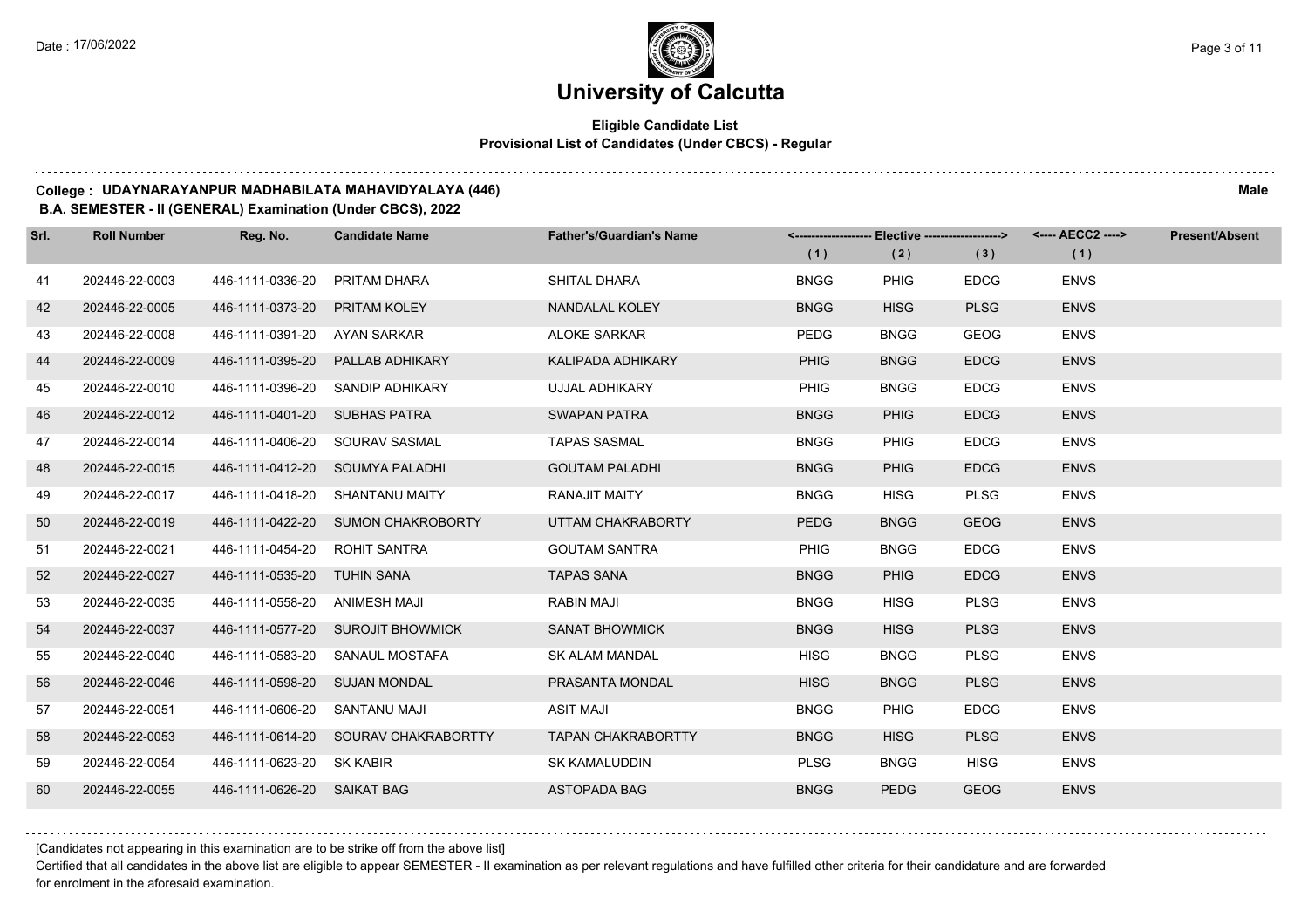# University of Calcutta

**Eligible Candidate List**

**Provisional List of Candidates (Under CBCS) - Regular**

**College : UDAYNARAYANPUR MADHABILATA MAHAVIDYALAYA (446)** **Male**

**B.A. SEMESTER - II (GENERAL) Examination (Under CBCS), 2022**

| Srl. | Roll Number | Reg. No. | Candidate Name | Father's/Guardian's Name | <---- Elective ----> | | | <---- AECC2 ----> | Present/Absent |
|---|---|---|---|---|---|---|---|---|---|
| | | | | | (1) | (2) | (3) | (1) | |
| 41 | 202446-22-0003 | 446-1111-0336-20 | PRITAM DHARA | SHITAL DHARA | BNGG | PHIG | EDCG | ENVS | |
| 42 | 202446-22-0005 | 446-1111-0373-20 | PRITAM KOLEY | NANDALAL KOLEY | BNGG | HISG | PLSG | ENVS | |
| 43 | 202446-22-0008 | 446-1111-0391-20 | AYAN SARKAR | ALOKE SARKAR | PEDG | BNGG | GEOG | ENVS | |
| 44 | 202446-22-0009 | 446-1111-0395-20 | PALLAB ADHIKARY | KALIPADA ADHIKARY | PHIG | BNGG | EDCG | ENVS | |
| 45 | 202446-22-0010 | 446-1111-0396-20 | SANDIP ADHIKARY | UJJAL ADHIKARY | PHIG | BNGG | EDCG | ENVS | |
| 46 | 202446-22-0012 | 446-1111-0401-20 | SUBHAS PATRA | SWAPAN PATRA | BNGG | PHIG | EDCG | ENVS | |
| 47 | 202446-22-0014 | 446-1111-0406-20 | SOURAV SASMAL | TAPAS SASMAL | BNGG | PHIG | EDCG | ENVS | |
| 48 | 202446-22-0015 | 446-1111-0412-20 | SOUMYA PALADHI | GOUTAM PALADHI | BNGG | PHIG | EDCG | ENVS | |
| 49 | 202446-22-0017 | 446-1111-0418-20 | SHANTANU MAITY | RANAJIT MAITY | BNGG | HISG | PLSG | ENVS | |
| 50 | 202446-22-0019 | 446-1111-0422-20 | SUMON CHAKROBORTY | UTTAM CHAKRABORTY | PEDG | BNGG | GEOG | ENVS | |
| 51 | 202446-22-0021 | 446-1111-0454-20 | ROHIT SANTRA | GOUTAM SANTRA | PHIG | BNGG | EDCG | ENVS | |
| 52 | 202446-22-0027 | 446-1111-0535-20 | TUHIN SANA | TAPAS SANA | BNGG | PHIG | EDCG | ENVS | |
| 53 | 202446-22-0035 | 446-1111-0558-20 | ANIMESH MAJI | RABIN MAJI | BNGG | HISG | PLSG | ENVS | |
| 54 | 202446-22-0037 | 446-1111-0577-20 | SUROJIT BHOWMICK | SANAT BHOWMICK | BNGG | HISG | PLSG | ENVS | |
| 55 | 202446-22-0040 | 446-1111-0583-20 | SANAUL MOSTAFA | SK ALAM MANDAL | HISG | BNGG | PLSG | ENVS | |
| 56 | 202446-22-0046 | 446-1111-0598-20 | SUJAN MONDAL | PRASANTA MONDAL | HISG | BNGG | PLSG | ENVS | |
| 57 | 202446-22-0051 | 446-1111-0606-20 | SANTANU MAJI | ASIT MAJI | BNGG | PHIG | EDCG | ENVS | |
| 58 | 202446-22-0053 | 446-1111-0614-20 | SOURAV CHAKRABORTTY | TAPAN CHAKRABORTTY | BNGG | HISG | PLSG | ENVS | |
| 59 | 202446-22-0054 | 446-1111-0623-20 | SK KABIR | SK KAMALUDDIN | PLSG | BNGG | HISG | ENVS | |
| 60 | 202446-22-0055 | 446-1111-0626-20 | SAIKAT BAG | ASTOPADA BAG | BNGG | PEDG | GEOG | ENVS | |

[Candidates not appearing in this examination are to be strike off from the above list]

Certified that all candidates in the above list are eligible to appear SEMESTER - II examination as per relevant regulations and have fulfilled other criteria for their candidature and are forwarded for enrolment in the aforesaid examination.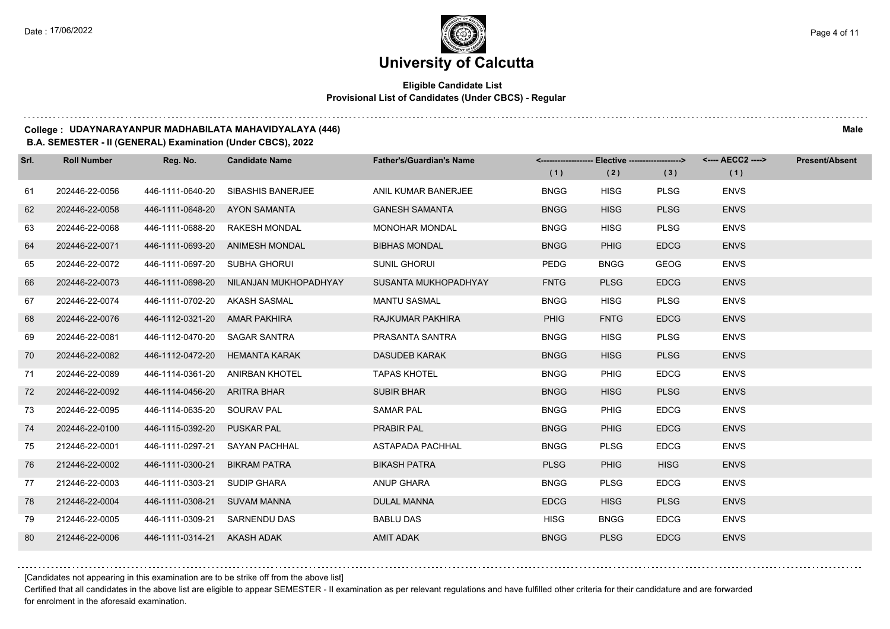# University of Calcutta

**Eligible Candidate List**
**Provisional List of Candidates (Under CBCS) - Regular**

**College : UDAYNARAYANPUR MADHABILATA MAHAVIDYALAYA (446)** **Male**
**B.A. SEMESTER - II (GENERAL) Examination (Under CBCS), 2022**

| Srl. | Roll Number | Reg. No. | Candidate Name | Father's/Guardian's Name | Elective (1) | Elective (2) | Elective (3) | AECC2 (1) | Present/Absent |
|---|---|---|---|---|---|---|---|---|---|
| 61 | 202446-22-0056 | 446-1111-0640-20 | SIBASHIS BANERJEE | ANIL KUMAR BANERJEE | BNGG | HISG | PLSG | ENVS | |
| 62 | 202446-22-0058 | 446-1111-0648-20 | AYON SAMANTA | GANESH SAMANTA | BNGG | HISG | PLSG | ENVS | |
| 63 | 202446-22-0068 | 446-1111-0688-20 | RAKESH MONDAL | MONOHAR MONDAL | BNGG | HISG | PLSG | ENVS | |
| 64 | 202446-22-0071 | 446-1111-0693-20 | ANIMESH MONDAL | BIBHAS MONDAL | BNGG | PHIG | EDCG | ENVS | |
| 65 | 202446-22-0072 | 446-1111-0697-20 | SUBHA GHORUI | SUNIL GHORUI | PEDG | BNGG | GEOG | ENVS | |
| 66 | 202446-22-0073 | 446-1111-0698-20 | NILANJAN MUKHOPADHYAY | SUSANTA MUKHOPADHYAY | FNTG | PLSG | EDCG | ENVS | |
| 67 | 202446-22-0074 | 446-1111-0702-20 | AKASH SASMAL | MANTU SASMAL | BNGG | HISG | PLSG | ENVS | |
| 68 | 202446-22-0076 | 446-1112-0321-20 | AMAR PAKHIRA | RAJKUMAR PAKHIRA | PHIG | FNTG | EDCG | ENVS | |
| 69 | 202446-22-0081 | 446-1112-0470-20 | SAGAR SANTRA | PRASANTA SANTRA | BNGG | HISG | PLSG | ENVS | |
| 70 | 202446-22-0082 | 446-1112-0472-20 | HEMANTA KARAK | DASUDEB KARAK | BNGG | HISG | PLSG | ENVS | |
| 71 | 202446-22-0089 | 446-1114-0361-20 | ANIRBAN KHOTEL | TAPAS KHOTEL | BNGG | PHIG | EDCG | ENVS | |
| 72 | 202446-22-0092 | 446-1114-0456-20 | ARITRA BHAR | SUBIR BHAR | BNGG | HISG | PLSG | ENVS | |
| 73 | 202446-22-0095 | 446-1114-0635-20 | SOURAV PAL | SAMAR PAL | BNGG | PHIG | EDCG | ENVS | |
| 74 | 202446-22-0100 | 446-1115-0392-20 | PUSKAR PAL | PRABIR PAL | BNGG | PHIG | EDCG | ENVS | |
| 75 | 212446-22-0001 | 446-1111-0297-21 | SAYAN PACHHAL | ASTAPADA PACHHAL | BNGG | PLSG | EDCG | ENVS | |
| 76 | 212446-22-0002 | 446-1111-0300-21 | BIKRAM PATRA | BIKASH PATRA | PLSG | PHIG | HISG | ENVS | |
| 77 | 212446-22-0003 | 446-1111-0303-21 | SUDIP GHARA | ANUP GHARA | BNGG | PLSG | EDCG | ENVS | |
| 78 | 212446-22-0004 | 446-1111-0308-21 | SUVAM MANNA | DULAL MANNA | EDCG | HISG | PLSG | ENVS | |
| 79 | 212446-22-0005 | 446-1111-0309-21 | SARNENDU DAS | BABLU DAS | HISG | BNGG | EDCG | ENVS | |
| 80 | 212446-22-0006 | 446-1111-0314-21 | AKASH ADAK | AMIT ADAK | BNGG | PLSG | EDCG | ENVS | |

[Candidates not appearing in this examination are to be strike off from the above list]

Certified that all candidates in the above list are eligible to appear SEMESTER - II examination as per relevant regulations and have fulfilled other criteria for their candidature and are forwarded for enrolment in the aforesaid examination.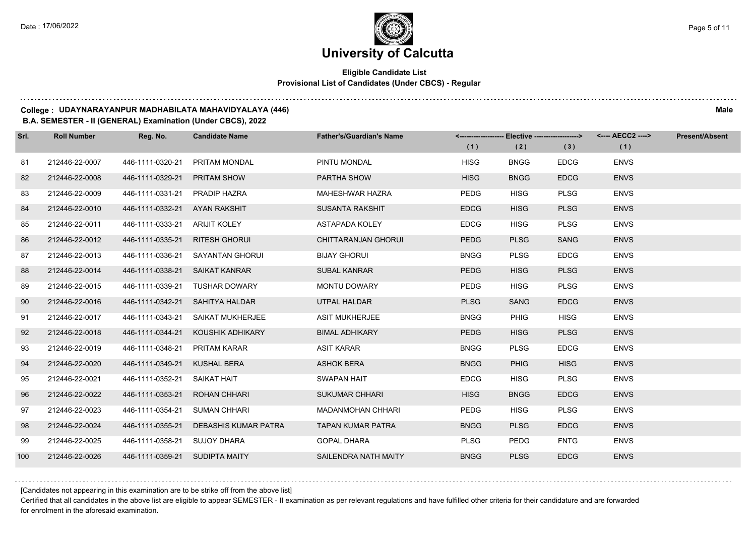# University of Calcutta

**Eligible Candidate List**
**Provisional List of Candidates (Under CBCS) - Regular**

**College : UDAYNARAYANPUR MADHABILATA MAHAVIDYALAYA (446)** **Male**
**B.A. SEMESTER - II (GENERAL) Examination (Under CBCS), 2022**

| Srl. | Roll Number | Reg. No. | Candidate Name | Father's/Guardian's Name | <------------------- Elective -------------------> | | | <---- AECC2 ----> | Present/Absent |
|---|---|---|---|---|---|---|---|---|---|
| | | | | | (1) | (2) | (3) | (1) | |
| 81 | 212446-22-0007 | 446-1111-0320-21 | PRITAM MONDAL | PINTU MONDAL | HISG | BNGG | EDCG | ENVS | |
| 82 | 212446-22-0008 | 446-1111-0329-21 | PRITAM SHOW | PARTHA SHOW | HISG | BNGG | EDCG | ENVS | |
| 83 | 212446-22-0009 | 446-1111-0331-21 | PRADIP HAZRA | MAHESHWAR HAZRA | PEDG | HISG | PLSG | ENVS | |
| 84 | 212446-22-0010 | 446-1111-0332-21 | AYAN RAKSHIT | SUSANTA RAKSHIT | EDCG | HISG | PLSG | ENVS | |
| 85 | 212446-22-0011 | 446-1111-0333-21 | ARIJIT KOLEY | ASTAPADA KOLEY | EDCG | HISG | PLSG | ENVS | |
| 86 | 212446-22-0012 | 446-1111-0335-21 | RITESH GHORUI | CHITTARANJAN GHORUI | PEDG | PLSG | SANG | ENVS | |
| 87 | 212446-22-0013 | 446-1111-0336-21 | SAYANTAN GHORUI | BIJAY GHORUI | BNGG | PLSG | EDCG | ENVS | |
| 88 | 212446-22-0014 | 446-1111-0338-21 | SAIKAT KANRAR | SUBAL KANRAR | PEDG | HISG | PLSG | ENVS | |
| 89 | 212446-22-0015 | 446-1111-0339-21 | TUSHAR DOWARY | MONTU DOWARY | PEDG | HISG | PLSG | ENVS | |
| 90 | 212446-22-0016 | 446-1111-0342-21 | SAHITYA HALDAR | UTPAL HALDAR | PLSG | SANG | EDCG | ENVS | |
| 91 | 212446-22-0017 | 446-1111-0343-21 | SAIKAT MUKHERJEE | ASIT MUKHERJEE | BNGG | PHIG | HISG | ENVS | |
| 92 | 212446-22-0018 | 446-1111-0344-21 | KOUSHIK ADHIKARY | BIMAL ADHIKARY | PEDG | HISG | PLSG | ENVS | |
| 93 | 212446-22-0019 | 446-1111-0348-21 | PRITAM KARAR | ASIT KARAR | BNGG | PLSG | EDCG | ENVS | |
| 94 | 212446-22-0020 | 446-1111-0349-21 | KUSHAL BERA | ASHOK BERA | BNGG | PHIG | HISG | ENVS | |
| 95 | 212446-22-0021 | 446-1111-0352-21 | SAIKAT HAIT | SWAPAN HAIT | EDCG | HISG | PLSG | ENVS | |
| 96 | 212446-22-0022 | 446-1111-0353-21 | ROHAN CHHARI | SUKUMAR CHHARI | HISG | BNGG | EDCG | ENVS | |
| 97 | 212446-22-0023 | 446-1111-0354-21 | SUMAN CHHARI | MADANMOHAN CHHARI | PEDG | HISG | PLSG | ENVS | |
| 98 | 212446-22-0024 | 446-1111-0355-21 | DEBASHIS KUMAR PATRA | TAPAN KUMAR PATRA | BNGG | PLSG | EDCG | ENVS | |
| 99 | 212446-22-0025 | 446-1111-0358-21 | SUJOY DHARA | GOPAL DHARA | PLSG | PEDG | FNTG | ENVS | |
| 100 | 212446-22-0026 | 446-1111-0359-21 | SUDIPTA MAITY | SAILENDRA NATH MAITY | BNGG | PLSG | EDCG | ENVS | |

[Candidates not appearing in this examination are to be strike off from the above list]

Certified that all candidates in the above list are eligible to appear SEMESTER - II examination as per relevant regulations and have fulfilled other criteria for their candidature and are forwarded for enrolment in the aforesaid examination.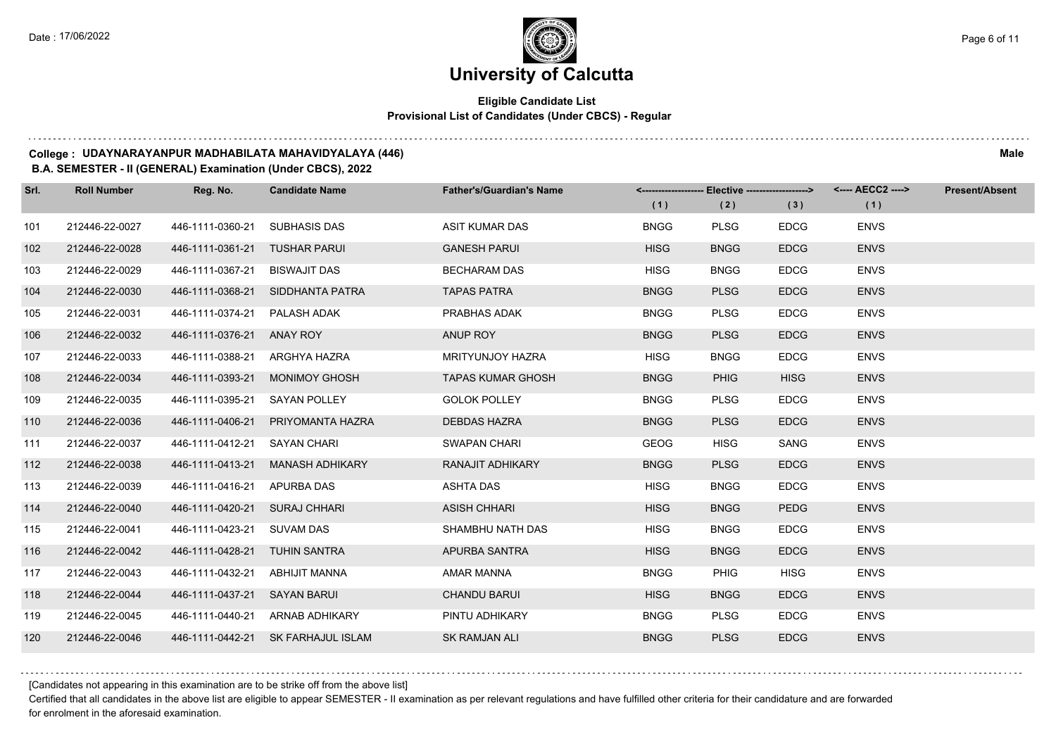# University of Calcutta

**Eligible Candidate List**
**Provisional List of Candidates (Under CBCS) - Regular**

**College : UDAYNARAYANPUR MADHABILATA MAHAVIDYALAYA (446)** **Male**

**B.A. SEMESTER - II (GENERAL) Examination (Under CBCS), 2022**

| Srl. | Roll Number | Reg. No. | Candidate Name | Father's/Guardian's Name | Elective (1) | Elective (2) | Elective (3) | AECC2 (1) | Present/Absent |
|---|---|---|---|---|---|---|---|---|---|
| 101 | 212446-22-0027 | 446-1111-0360-21 | SUBHASIS DAS | ASIT KUMAR DAS | BNGG | PLSG | EDCG | ENVS | |
| 102 | 212446-22-0028 | 446-1111-0361-21 | TUSHAR PARUI | GANESH PARUI | HISG | BNGG | EDCG | ENVS | |
| 103 | 212446-22-0029 | 446-1111-0367-21 | BISWAJIT DAS | BECHARAM DAS | HISG | BNGG | EDCG | ENVS | |
| 104 | 212446-22-0030 | 446-1111-0368-21 | SIDDHANTA PATRA | TAPAS PATRA | BNGG | PLSG | EDCG | ENVS | |
| 105 | 212446-22-0031 | 446-1111-0374-21 | PALASH ADAK | PRABHAS ADAK | BNGG | PLSG | EDCG | ENVS | |
| 106 | 212446-22-0032 | 446-1111-0376-21 | ANAY ROY | ANUP ROY | BNGG | PLSG | EDCG | ENVS | |
| 107 | 212446-22-0033 | 446-1111-0388-21 | ARGHYA HAZRA | MRITYUNJOY HAZRA | HISG | BNGG | EDCG | ENVS | |
| 108 | 212446-22-0034 | 446-1111-0393-21 | MONIMOY GHOSH | TAPAS KUMAR GHOSH | BNGG | PHIG | HISG | ENVS | |
| 109 | 212446-22-0035 | 446-1111-0395-21 | SAYAN POLLEY | GOLOK POLLEY | BNGG | PLSG | EDCG | ENVS | |
| 110 | 212446-22-0036 | 446-1111-0406-21 | PRIYOMANTA HAZRA | DEBDAS HAZRA | BNGG | PLSG | EDCG | ENVS | |
| 111 | 212446-22-0037 | 446-1111-0412-21 | SAYAN CHARI | SWAPAN CHARI | GEOG | HISG | SANG | ENVS | |
| 112 | 212446-22-0038 | 446-1111-0413-21 | MANASH ADHIKARY | RANAJIT ADHIKARY | BNGG | PLSG | EDCG | ENVS | |
| 113 | 212446-22-0039 | 446-1111-0416-21 | APURBA DAS | ASHTA DAS | HISG | BNGG | EDCG | ENVS | |
| 114 | 212446-22-0040 | 446-1111-0420-21 | SURAJ CHHARI | ASISH CHHARI | HISG | BNGG | PEDG | ENVS | |
| 115 | 212446-22-0041 | 446-1111-0423-21 | SUVAM DAS | SHAMBHU NATH DAS | HISG | BNGG | EDCG | ENVS | |
| 116 | 212446-22-0042 | 446-1111-0428-21 | TUHIN SANTRA | APURBA SANTRA | HISG | BNGG | EDCG | ENVS | |
| 117 | 212446-22-0043 | 446-1111-0432-21 | ABHIJIT MANNA | AMAR MANNA | BNGG | PHIG | HISG | ENVS | |
| 118 | 212446-22-0044 | 446-1111-0437-21 | SAYAN BARUI | CHANDU BARUI | HISG | BNGG | EDCG | ENVS | |
| 119 | 212446-22-0045 | 446-1111-0440-21 | ARNAB ADHIKARY | PINTU ADHIKARY | BNGG | PLSG | EDCG | ENVS | |
| 120 | 212446-22-0046 | 446-1111-0442-21 | SK FARHAJUL ISLAM | SK RAMJAN ALI | BNGG | PLSG | EDCG | ENVS | |

[Candidates not appearing in this examination are to be strike off from the above list]

Certified that all candidates in the above list are eligible to appear SEMESTER - II examination as per relevant regulations and have fulfilled other criteria for their candidature and are forwarded for enrolment in the aforesaid examination.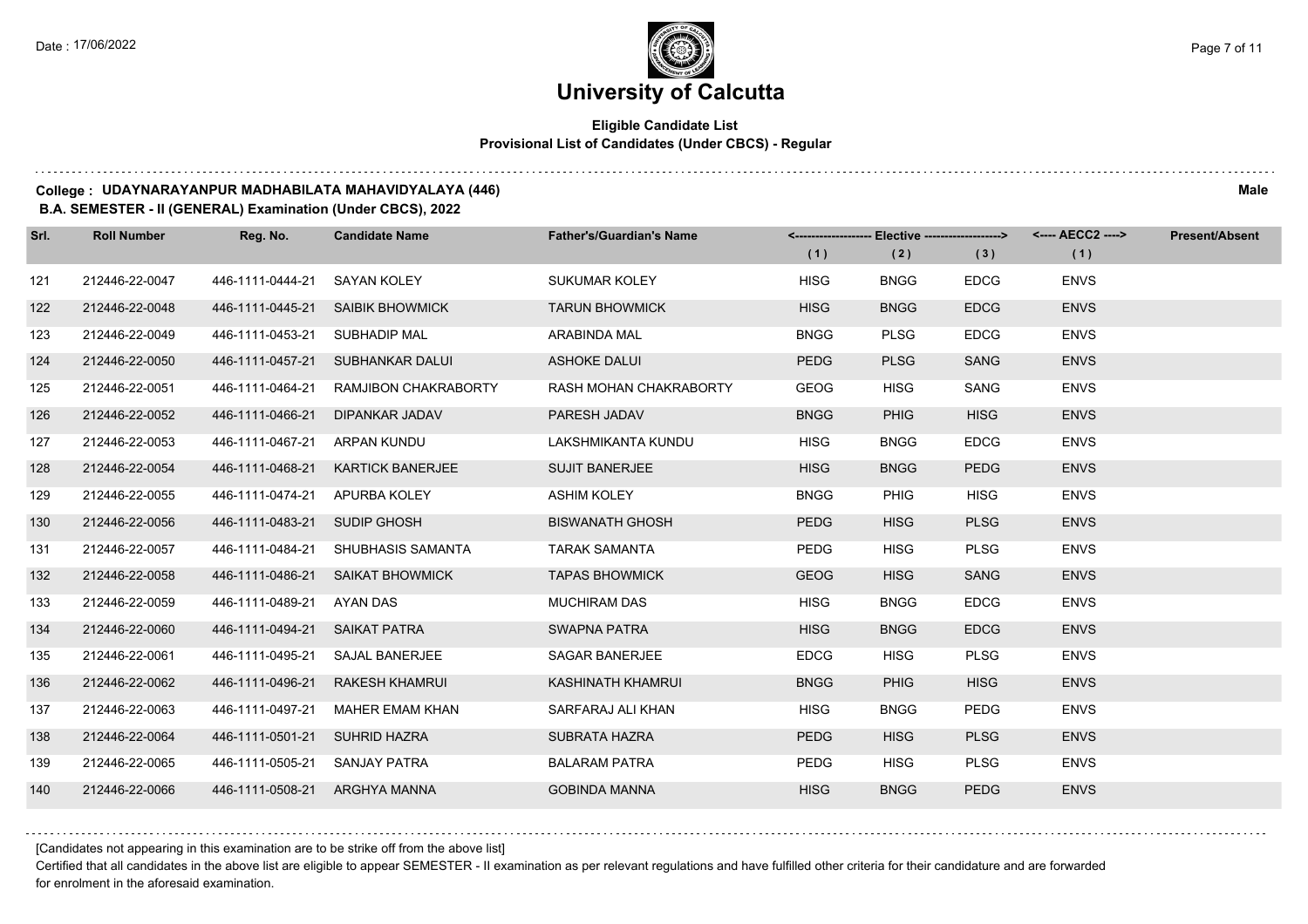# University of Calcutta

**Eligible Candidate List**
**Provisional List of Candidates (Under CBCS) - Regular**

**College : UDAYNARAYANPUR MADHABILATA MAHAVIDYALAYA (446)** **Male**

**B.A. SEMESTER - II (GENERAL) Examination (Under CBCS), 2022**

| Srl. | Roll Number | Reg. No. | Candidate Name | Father's/Guardian's Name | Elective (1) | Elective (2) | Elective (3) | AECC2 (1) | Present/Absent |
|---|---|---|---|---|---|---|---|---|---|
| 121 | 212446-22-0047 | 446-1111-0444-21 | SAYAN KOLEY | SUKUMAR KOLEY | HISG | BNGG | EDCG | ENVS | |
| 122 | 212446-22-0048 | 446-1111-0445-21 | SAIBIK BHOWMICK | TARUN BHOWMICK | HISG | BNGG | EDCG | ENVS | |
| 123 | 212446-22-0049 | 446-1111-0453-21 | SUBHADIP MAL | ARABINDA MAL | BNGG | PLSG | EDCG | ENVS | |
| 124 | 212446-22-0050 | 446-1111-0457-21 | SUBHANKAR DALUI | ASHOKE DALUI | PEDG | PLSG | SANG | ENVS | |
| 125 | 212446-22-0051 | 446-1111-0464-21 | RAMJIBON CHAKRABORTY | RASH MOHAN CHAKRABORTY | GEOG | HISG | SANG | ENVS | |
| 126 | 212446-22-0052 | 446-1111-0466-21 | DIPANKAR JADAV | PARESH JADAV | BNGG | PHIG | HISG | ENVS | |
| 127 | 212446-22-0053 | 446-1111-0467-21 | ARPAN KUNDU | LAKSHMIKANTA KUNDU | HISG | BNGG | EDCG | ENVS | |
| 128 | 212446-22-0054 | 446-1111-0468-21 | KARTICK BANERJEE | SUJIT BANERJEE | HISG | BNGG | PEDG | ENVS | |
| 129 | 212446-22-0055 | 446-1111-0474-21 | APURBA KOLEY | ASHIM KOLEY | BNGG | PHIG | HISG | ENVS | |
| 130 | 212446-22-0056 | 446-1111-0483-21 | SUDIP GHOSH | BISWANATH GHOSH | PEDG | HISG | PLSG | ENVS | |
| 131 | 212446-22-0057 | 446-1111-0484-21 | SHUBHASIS SAMANTA | TARAK SAMANTA | PEDG | HISG | PLSG | ENVS | |
| 132 | 212446-22-0058 | 446-1111-0486-21 | SAIKAT BHOWMICK | TAPAS BHOWMICK | GEOG | HISG | SANG | ENVS | |
| 133 | 212446-22-0059 | 446-1111-0489-21 | AYAN DAS | MUCHIRAM DAS | HISG | BNGG | EDCG | ENVS | |
| 134 | 212446-22-0060 | 446-1111-0494-21 | SAIKAT PATRA | SWAPNA PATRA | HISG | BNGG | EDCG | ENVS | |
| 135 | 212446-22-0061 | 446-1111-0495-21 | SAJAL BANERJEE | SAGAR BANERJEE | EDCG | HISG | PLSG | ENVS | |
| 136 | 212446-22-0062 | 446-1111-0496-21 | RAKESH KHAMRUI | KASHINATH KHAMRUI | BNGG | PHIG | HISG | ENVS | |
| 137 | 212446-22-0063 | 446-1111-0497-21 | MAHER EMAM KHAN | SARFARAJ ALI KHAN | HISG | BNGG | PEDG | ENVS | |
| 138 | 212446-22-0064 | 446-1111-0501-21 | SUHRID HAZRA | SUBRATA HAZRA | PEDG | HISG | PLSG | ENVS | |
| 139 | 212446-22-0065 | 446-1111-0505-21 | SANJAY PATRA | BALARAM PATRA | PEDG | HISG | PLSG | ENVS | |
| 140 | 212446-22-0066 | 446-1111-0508-21 | ARGHYA MANNA | GOBINDA MANNA | HISG | BNGG | PEDG | ENVS | |

[Candidates not appearing in this examination are to be strike off from the above list]

Certified that all candidates in the above list are eligible to appear SEMESTER - II examination as per relevant regulations and have fulfilled other criteria for their candidature and are forwarded for enrolment in the aforesaid examination.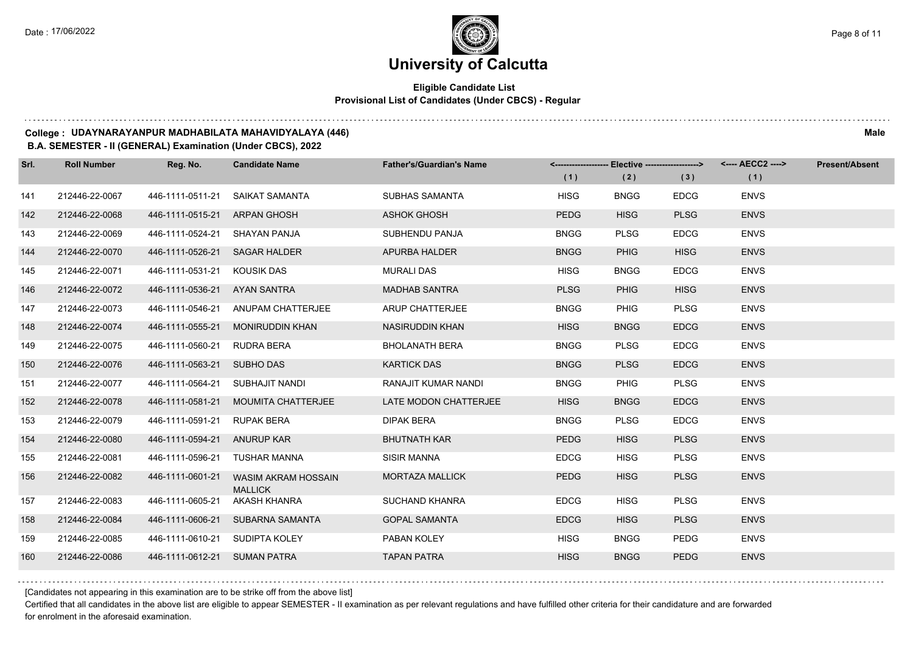# University of Calcutta

## Eligible Candidate List
### Provisional List of Candidates (Under CBCS) - Regular

**College : UDAYNARAYANPUR MADHABILATA MAHAVIDYALAYA (446)** **Male**

**B.A. SEMESTER - II (GENERAL) Examination (Under CBCS), 2022**

| Srl. | Roll Number | Reg. No. | Candidate Name | Father's/Guardian's Name | Elective (1) | Elective (2) | Elective (3) | AECC2 (1) | Present/Absent |
|---|---|---|---|---|---|---|---|---|---|
| 141 | 212446-22-0067 | 446-1111-0511-21 | SAIKAT SAMANTA | SUBHAS SAMANTA | HISG | BNGG | EDCG | ENVS | |
| 142 | 212446-22-0068 | 446-1111-0515-21 | ARPAN GHOSH | ASHOK GHOSH | PEDG | HISG | PLSG | ENVS | |
| 143 | 212446-22-0069 | 446-1111-0524-21 | SHAYAN PANJA | SUBHENDU PANJA | BNGG | PLSG | EDCG | ENVS | |
| 144 | 212446-22-0070 | 446-1111-0526-21 | SAGAR HALDER | APURBA HALDER | BNGG | PHIG | HISG | ENVS | |
| 145 | 212446-22-0071 | 446-1111-0531-21 | KOUSIK DAS | MURALI DAS | HISG | BNGG | EDCG | ENVS | |
| 146 | 212446-22-0072 | 446-1111-0536-21 | AYAN SANTRA | MADHAB SANTRA | PLSG | PHIG | HISG | ENVS | |
| 147 | 212446-22-0073 | 446-1111-0546-21 | ANUPAM CHATTERJEE | ARUP CHATTERJEE | BNGG | PHIG | PLSG | ENVS | |
| 148 | 212446-22-0074 | 446-1111-0555-21 | MONIRUDDIN KHAN | NASIRUDDIN KHAN | HISG | BNGG | EDCG | ENVS | |
| 149 | 212446-22-0075 | 446-1111-0560-21 | RUDRA BERA | BHOLANATH BERA | BNGG | PLSG | EDCG | ENVS | |
| 150 | 212446-22-0076 | 446-1111-0563-21 | SUBHO DAS | KARTICK DAS | BNGG | PLSG | EDCG | ENVS | |
| 151 | 212446-22-0077 | 446-1111-0564-21 | SUBHAJIT NANDI | RANAJIT KUMAR NANDI | BNGG | PHIG | PLSG | ENVS | |
| 152 | 212446-22-0078 | 446-1111-0581-21 | MOUMITA CHATTERJEE | LATE MODON CHATTERJEE | HISG | BNGG | EDCG | ENVS | |
| 153 | 212446-22-0079 | 446-1111-0591-21 | RUPAK BERA | DIPAK BERA | BNGG | PLSG | EDCG | ENVS | |
| 154 | 212446-22-0080 | 446-1111-0594-21 | ANURUP KAR | BHUTNATH KAR | PEDG | HISG | PLSG | ENVS | |
| 155 | 212446-22-0081 | 446-1111-0596-21 | TUSHAR MANNA | SISIR MANNA | EDCG | HISG | PLSG | ENVS | |
| 156 | 212446-22-0082 | 446-1111-0601-21 | WASIM AKRAM HOSSAIN MALLICK | MORTAZA MALLICK | PEDG | HISG | PLSG | ENVS | |
| 157 | 212446-22-0083 | 446-1111-0605-21 | AKASH KHANRA | SUCHAND KHANRA | EDCG | HISG | PLSG | ENVS | |
| 158 | 212446-22-0084 | 446-1111-0606-21 | SUBARNA SAMANTA | GOPAL SAMANTA | EDCG | HISG | PLSG | ENVS | |
| 159 | 212446-22-0085 | 446-1111-0610-21 | SUDIPTA KOLEY | PABAN KOLEY | HISG | BNGG | PEDG | ENVS | |
| 160 | 212446-22-0086 | 446-1111-0612-21 | SUMAN PATRA | TAPAN PATRA | HISG | BNGG | PEDG | ENVS | |

[Candidates not appearing in this examination are to be strike off from the above list]

Certified that all candidates in the above list are eligible to appear SEMESTER - II examination as per relevant regulations and have fulfilled other criteria for their candidature and are forwarded for enrolment in the aforesaid examination.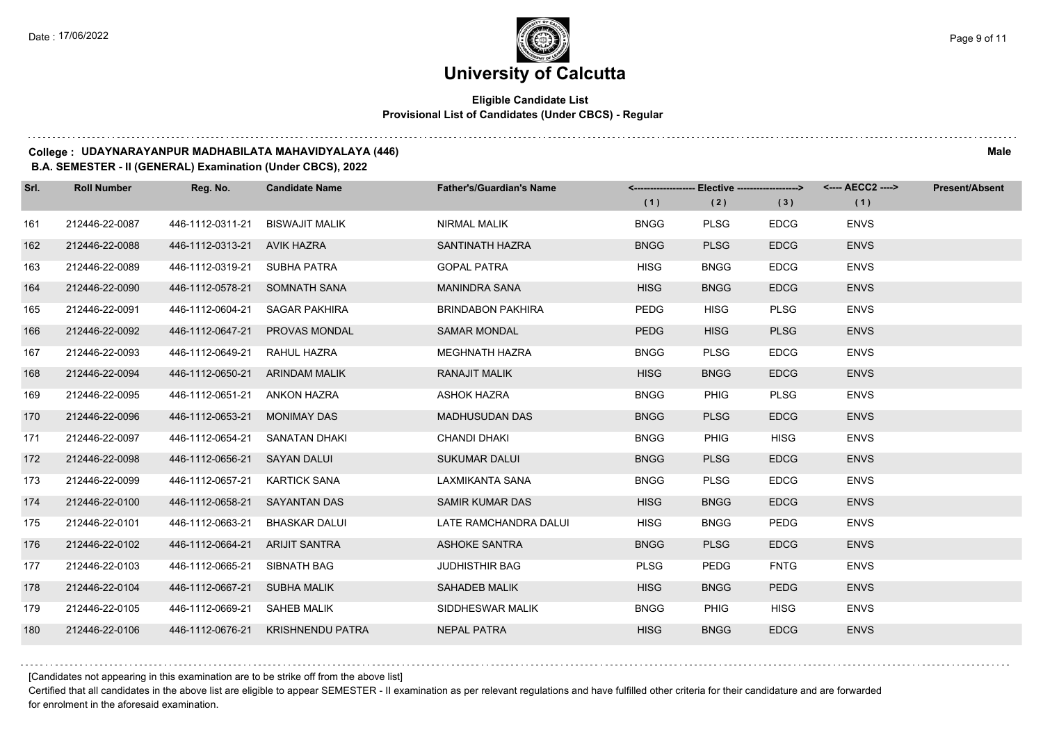# University of Calcutta

**Eligible Candidate List**
**Provisional List of Candidates (Under CBCS) - Regular**

**College : UDAYNARAYANPUR MADHABILATA MAHAVIDYALAYA (446)** — **Male**

**B.A. SEMESTER - II (GENERAL) Examination (Under CBCS), 2022**

| Srl. | Roll Number | Reg. No. | Candidate Name | Father's/Guardian's Name | Elective (1) | Elective (2) | Elective (3) | AECC2 (1) | Present/Absent |
|---|---|---|---|---|---|---|---|---|---|
| 161 | 212446-22-0087 | 446-1112-0311-21 | BISWAJIT MALIK | NIRMAL MALIK | BNGG | PLSG | EDCG | ENVS | |
| 162 | 212446-22-0088 | 446-1112-0313-21 | AVIK HAZRA | SANTINATH HAZRA | BNGG | PLSG | EDCG | ENVS | |
| 163 | 212446-22-0089 | 446-1112-0319-21 | SUBHA PATRA | GOPAL PATRA | HISG | BNGG | EDCG | ENVS | |
| 164 | 212446-22-0090 | 446-1112-0578-21 | SOMNATH SANA | MANINDRA SANA | HISG | BNGG | EDCG | ENVS | |
| 165 | 212446-22-0091 | 446-1112-0604-21 | SAGAR PAKHIRA | BRINDABON PAKHIRA | PEDG | HISG | PLSG | ENVS | |
| 166 | 212446-22-0092 | 446-1112-0647-21 | PROVAS MONDAL | SAMAR MONDAL | PEDG | HISG | PLSG | ENVS | |
| 167 | 212446-22-0093 | 446-1112-0649-21 | RAHUL HAZRA | MEGHNATH HAZRA | BNGG | PLSG | EDCG | ENVS | |
| 168 | 212446-22-0094 | 446-1112-0650-21 | ARINDAM MALIK | RANAJIT MALIK | HISG | BNGG | EDCG | ENVS | |
| 169 | 212446-22-0095 | 446-1112-0651-21 | ANKON HAZRA | ASHOK HAZRA | BNGG | PHIG | PLSG | ENVS | |
| 170 | 212446-22-0096 | 446-1112-0653-21 | MONIMAY DAS | MADHUSUDAN DAS | BNGG | PLSG | EDCG | ENVS | |
| 171 | 212446-22-0097 | 446-1112-0654-21 | SANATAN DHAKI | CHANDI DHAKI | BNGG | PHIG | HISG | ENVS | |
| 172 | 212446-22-0098 | 446-1112-0656-21 | SAYAN DALUI | SUKUMAR DALUI | BNGG | PLSG | EDCG | ENVS | |
| 173 | 212446-22-0099 | 446-1112-0657-21 | KARTICK SANA | LAXMIKANTA SANA | BNGG | PLSG | EDCG | ENVS | |
| 174 | 212446-22-0100 | 446-1112-0658-21 | SAYANTAN DAS | SAMIR KUMAR DAS | HISG | BNGG | EDCG | ENVS | |
| 175 | 212446-22-0101 | 446-1112-0663-21 | BHASKAR DALUI | LATE RAMCHANDRA DALUI | HISG | BNGG | PEDG | ENVS | |
| 176 | 212446-22-0102 | 446-1112-0664-21 | ARIJIT SANTRA | ASHOKE SANTRA | BNGG | PLSG | EDCG | ENVS | |
| 177 | 212446-22-0103 | 446-1112-0665-21 | SIBNATH BAG | JUDHISTHIR BAG | PLSG | PEDG | FNTG | ENVS | |
| 178 | 212446-22-0104 | 446-1112-0667-21 | SUBHA MALIK | SAHADEB MALIK | HISG | BNGG | PEDG | ENVS | |
| 179 | 212446-22-0105 | 446-1112-0669-21 | SAHEB MALIK | SIDDHESWAR MALIK | BNGG | PHIG | HISG | ENVS | |
| 180 | 212446-22-0106 | 446-1112-0676-21 | KRISHNENDU PATRA | NEPAL PATRA | HISG | BNGG | EDCG | ENVS | |

[Candidates not appearing in this examination are to be strike off from the above list]

Certified that all candidates in the above list are eligible to appear SEMESTER - II examination as per relevant regulations and have fulfilled other criteria for their candidature and are forwarded for enrolment in the aforesaid examination.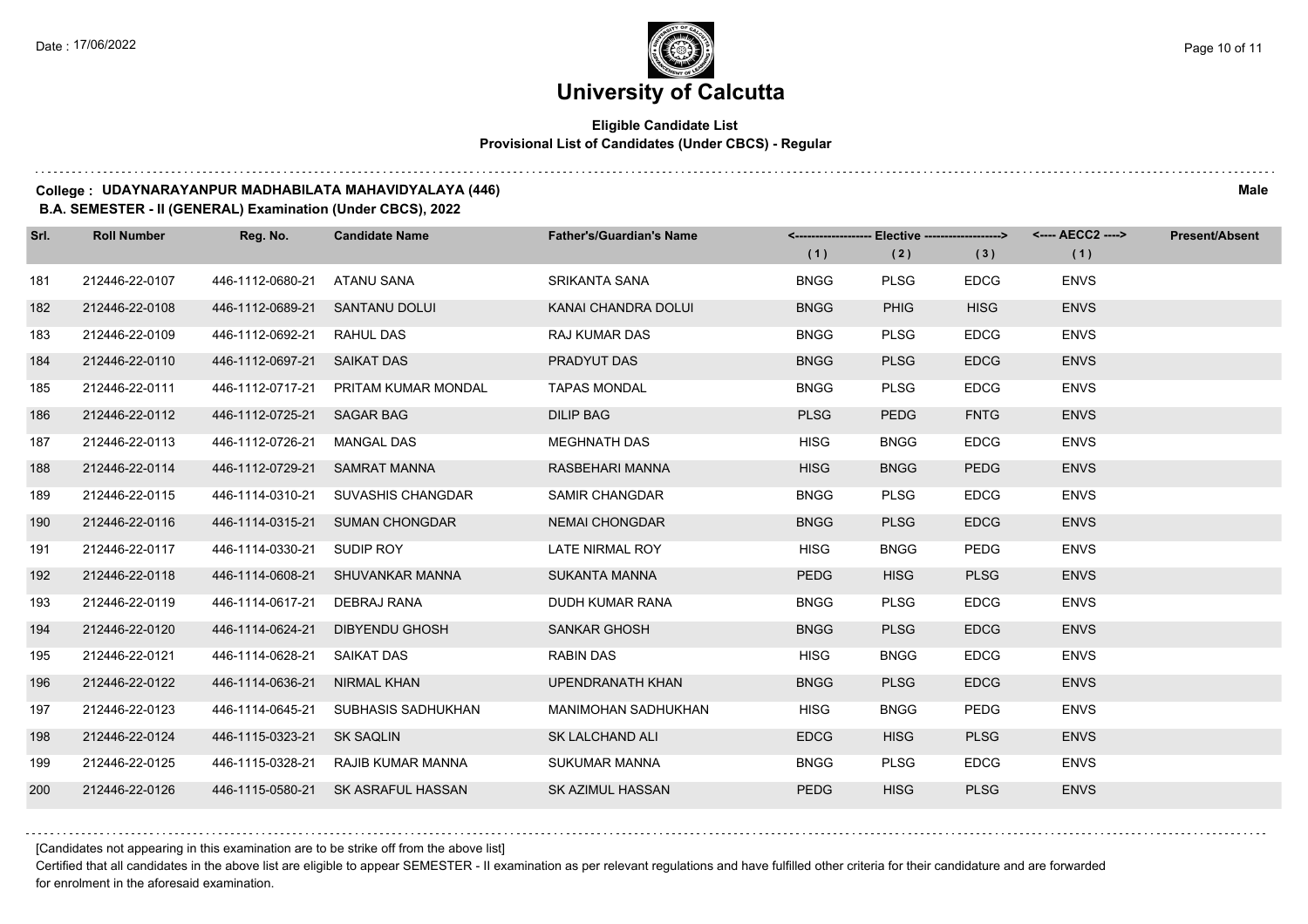# University of Calcutta

**Eligible Candidate List**
**Provisional List of Candidates (Under CBCS) - Regular**

**College : UDAYNARAYANPUR MADHABILATA MAHAVIDYALAYA (446)** **Male**
**B.A. SEMESTER - II (GENERAL) Examination (Under CBCS), 2022**

| Srl. | Roll Number | Reg. No. | Candidate Name | Father's/Guardian's Name | Elective (1) | Elective (2) | Elective (3) | AECC2 (1) | Present/Absent |
|---|---|---|---|---|---|---|---|---|---|
| 181 | 212446-22-0107 | 446-1112-0680-21 | ATANU SANA | SRIKANTA SANA | BNGG | PLSG | EDCG | ENVS | |
| 182 | 212446-22-0108 | 446-1112-0689-21 | SANTANU DOLUI | KANAI CHANDRA DOLUI | BNGG | PHIG | HISG | ENVS | |
| 183 | 212446-22-0109 | 446-1112-0692-21 | RAHUL DAS | RAJ KUMAR DAS | BNGG | PLSG | EDCG | ENVS | |
| 184 | 212446-22-0110 | 446-1112-0697-21 | SAIKAT DAS | PRADYUT DAS | BNGG | PLSG | EDCG | ENVS | |
| 185 | 212446-22-0111 | 446-1112-0717-21 | PRITAM KUMAR MONDAL | TAPAS MONDAL | BNGG | PLSG | EDCG | ENVS | |
| 186 | 212446-22-0112 | 446-1112-0725-21 | SAGAR BAG | DILIP BAG | PLSG | PEDG | FNTG | ENVS | |
| 187 | 212446-22-0113 | 446-1112-0726-21 | MANGAL DAS | MEGHNATH DAS | HISG | BNGG | EDCG | ENVS | |
| 188 | 212446-22-0114 | 446-1112-0729-21 | SAMRAT MANNA | RASBEHARI MANNA | HISG | BNGG | PEDG | ENVS | |
| 189 | 212446-22-0115 | 446-1114-0310-21 | SUVASHIS CHANGDAR | SAMIR CHANGDAR | BNGG | PLSG | EDCG | ENVS | |
| 190 | 212446-22-0116 | 446-1114-0315-21 | SUMAN CHONGDAR | NEMAI CHONGDAR | BNGG | PLSG | EDCG | ENVS | |
| 191 | 212446-22-0117 | 446-1114-0330-21 | SUDIP ROY | LATE NIRMAL ROY | HISG | BNGG | PEDG | ENVS | |
| 192 | 212446-22-0118 | 446-1114-0608-21 | SHUVANKAR MANNA | SUKANTA MANNA | PEDG | HISG | PLSG | ENVS | |
| 193 | 212446-22-0119 | 446-1114-0617-21 | DEBRAJ RANA | DUDH KUMAR RANA | BNGG | PLSG | EDCG | ENVS | |
| 194 | 212446-22-0120 | 446-1114-0624-21 | DIBYENDU GHOSH | SANKAR GHOSH | BNGG | PLSG | EDCG | ENVS | |
| 195 | 212446-22-0121 | 446-1114-0628-21 | SAIKAT DAS | RABIN DAS | HISG | BNGG | EDCG | ENVS | |
| 196 | 212446-22-0122 | 446-1114-0636-21 | NIRMAL KHAN | UPENDRANATH KHAN | BNGG | PLSG | EDCG | ENVS | |
| 197 | 212446-22-0123 | 446-1114-0645-21 | SUBHASIS SADHUKHAN | MANIMOHAN SADHUKHAN | HISG | BNGG | PEDG | ENVS | |
| 198 | 212446-22-0124 | 446-1115-0323-21 | SK SAQLIN | SK LALCHAND ALI | EDCG | HISG | PLSG | ENVS | |
| 199 | 212446-22-0125 | 446-1115-0328-21 | RAJIB KUMAR MANNA | SUKUMAR MANNA | BNGG | PLSG | EDCG | ENVS | |
| 200 | 212446-22-0126 | 446-1115-0580-21 | SK ASRAFUL HASSAN | SK AZIMUL HASSAN | PEDG | HISG | PLSG | ENVS | |

[Candidates not appearing in this examination are to be strike off from the above list]

Certified that all candidates in the above list are eligible to appear SEMESTER - II examination as per relevant regulations and have fulfilled other criteria for their candidature and are forwarded for enrolment in the aforesaid examination.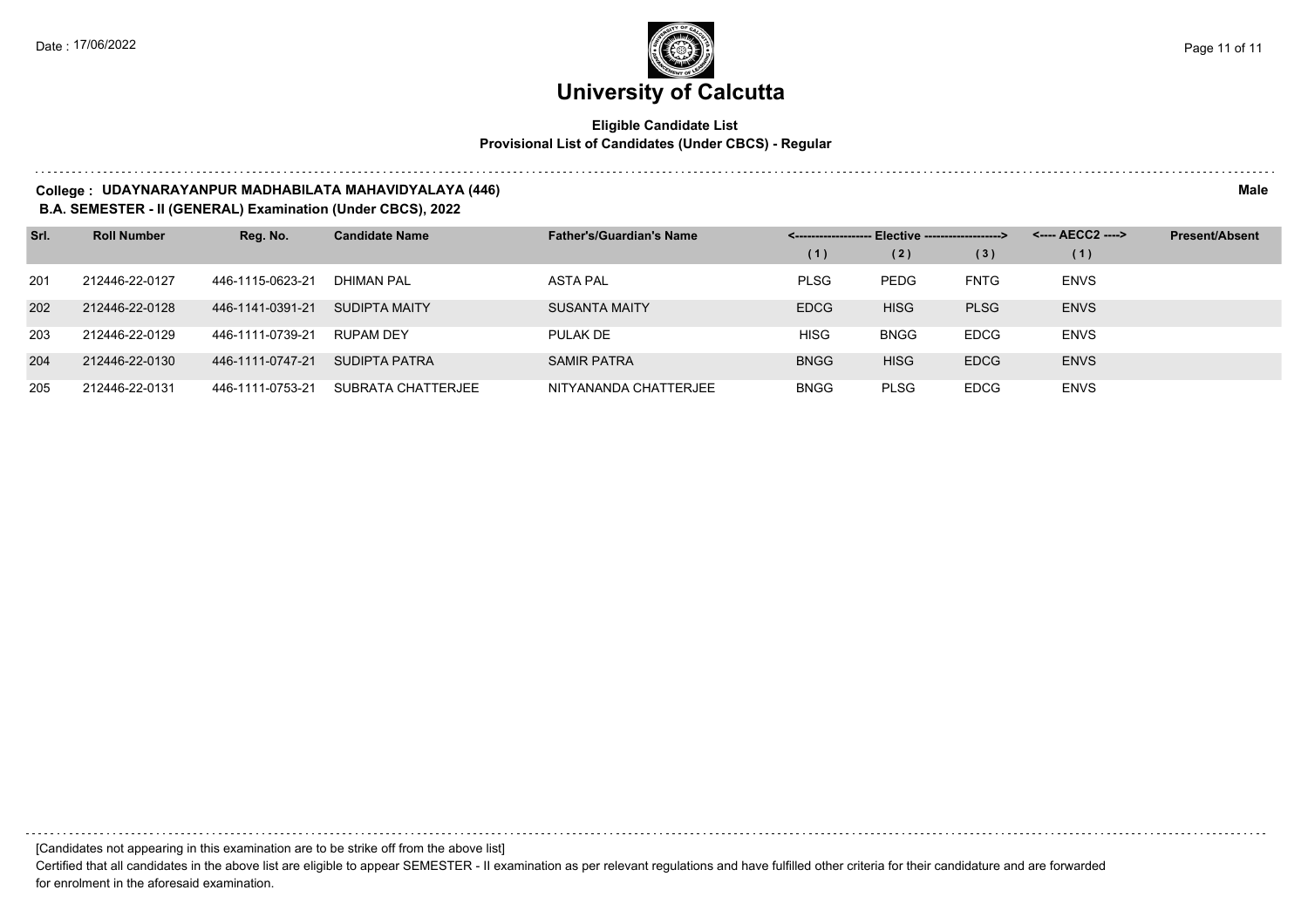# University of Calcutta

**Eligible Candidate List**
**Provisional List of Candidates (Under CBCS) - Regular**

**College : UDAYNARAYANPUR MADHABILATA MAHAVIDYALAYA (446)** **Male**

**B.A. SEMESTER - II (GENERAL) Examination (Under CBCS), 2022**

| Srl. | Roll Number | Reg. No. | Candidate Name | Father's/Guardian's Name | Elective (1) | Elective (2) | Elective (3) | AECC2 (1) | Present/Absent |
|---|---|---|---|---|---|---|---|---|---|
| 201 | 212446-22-0127 | 446-1115-0623-21 | DHIMAN PAL | ASTA PAL | PLSG | PEDG | FNTG | ENVS | |
| 202 | 212446-22-0128 | 446-1141-0391-21 | SUDIPTA MAITY | SUSANTA MAITY | EDCG | HISG | PLSG | ENVS | |
| 203 | 212446-22-0129 | 446-1111-0739-21 | RUPAM DEY | PULAK DE | HISG | BNGG | EDCG | ENVS | |
| 204 | 212446-22-0130 | 446-1111-0747-21 | SUDIPTA PATRA | SAMIR PATRA | BNGG | HISG | EDCG | ENVS | |
| 205 | 212446-22-0131 | 446-1111-0753-21 | SUBRATA CHATTERJEE | NITYANANDA CHATTERJEE | BNGG | PLSG | EDCG | ENVS | |

[Candidates not appearing in this examination are to be strike off from the above list]

Certified that all candidates in the above list are eligible to appear SEMESTER - II examination as per relevant regulations and have fulfilled other criteria for their candidature and are forwarded for enrolment in the aforesaid examination.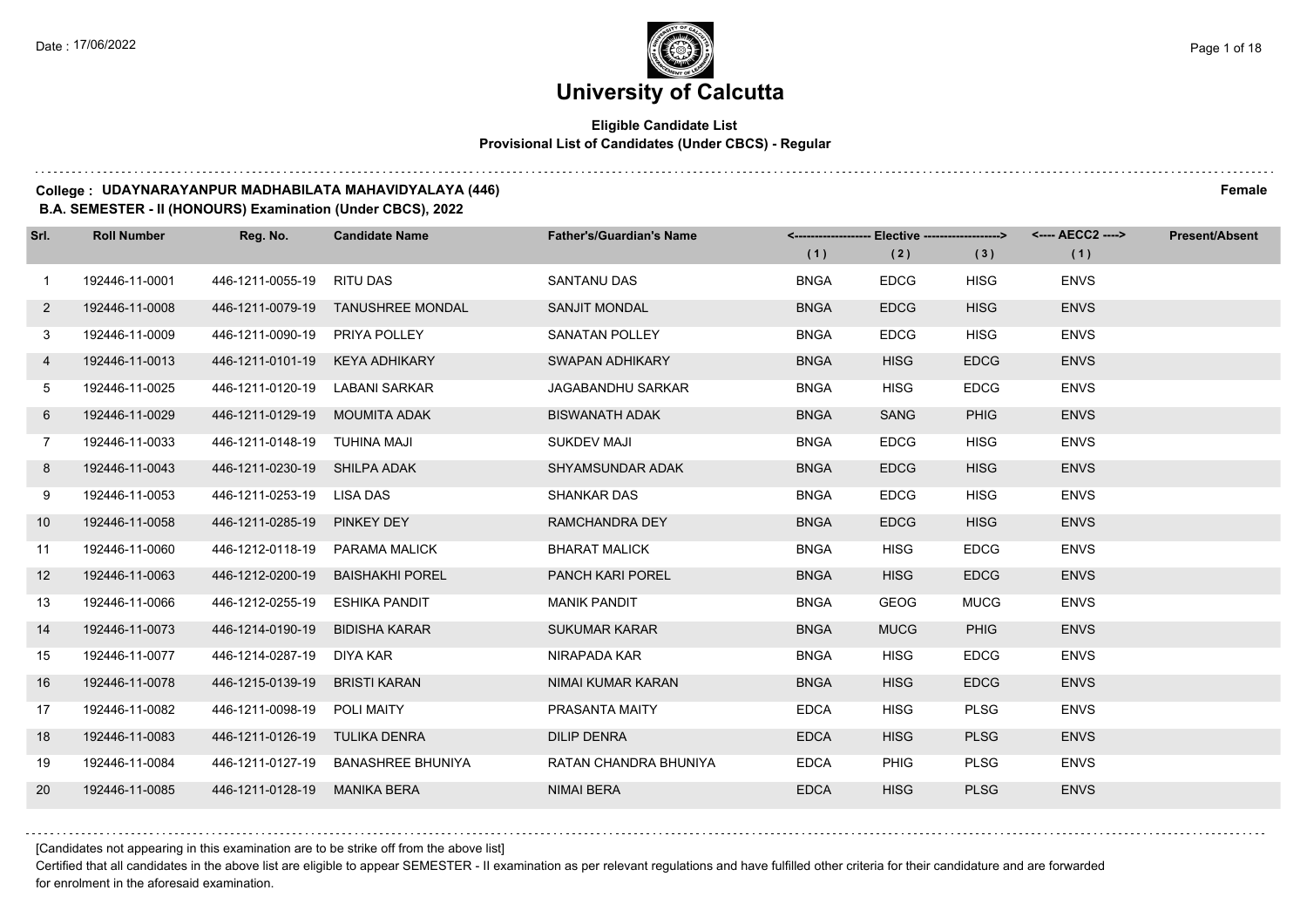# University of Calcutta

**Eligible Candidate List**
**Provisional List of Candidates (Under CBCS) - Regular**

**College : UDAYNARAYANPUR MADHABILATA MAHAVIDYALAYA (446)** **Female**

**B.A. SEMESTER - II (HONOURS) Examination (Under CBCS), 2022**

| Srl. | Roll Number | Reg. No. | Candidate Name | Father's/Guardian's Name | <------------------- Elective -------------------> | | | <---- AECC2 ----> | Present/Absent |
|---|---|---|---|---|---|---|---|---|---|
| | | | | | (1) | (2) | (3) | (1) | |
| 1 | 192446-11-0001 | 446-1211-0055-19 | RITU DAS | SANTANU DAS | BNGA | EDCG | HISG | ENVS | |
| 2 | 192446-11-0008 | 446-1211-0079-19 | TANUSHREE MONDAL | SANJIT MONDAL | BNGA | EDCG | HISG | ENVS | |
| 3 | 192446-11-0009 | 446-1211-0090-19 | PRIYA POLLEY | SANATAN POLLEY | BNGA | EDCG | HISG | ENVS | |
| 4 | 192446-11-0013 | 446-1211-0101-19 | KEYA ADHIKARY | SWAPAN ADHIKARY | BNGA | HISG | EDCG | ENVS | |
| 5 | 192446-11-0025 | 446-1211-0120-19 | LABANI SARKAR | JAGABANDHU SARKAR | BNGA | HISG | EDCG | ENVS | |
| 6 | 192446-11-0029 | 446-1211-0129-19 | MOUMITA ADAK | BISWANATH ADAK | BNGA | SANG | PHIG | ENVS | |
| 7 | 192446-11-0033 | 446-1211-0148-19 | TUHINA MAJI | SUKDEV MAJI | BNGA | EDCG | HISG | ENVS | |
| 8 | 192446-11-0043 | 446-1211-0230-19 | SHILPA ADAK | SHYAMSUNDAR ADAK | BNGA | EDCG | HISG | ENVS | |
| 9 | 192446-11-0053 | 446-1211-0253-19 | LISA DAS | SHANKAR DAS | BNGA | EDCG | HISG | ENVS | |
| 10 | 192446-11-0058 | 446-1211-0285-19 | PINKEY DEY | RAMCHANDRA DEY | BNGA | EDCG | HISG | ENVS | |
| 11 | 192446-11-0060 | 446-1212-0118-19 | PARAMA MALICK | BHARAT MALICK | BNGA | HISG | EDCG | ENVS | |
| 12 | 192446-11-0063 | 446-1212-0200-19 | BAISHAKHI POREL | PANCH KARI POREL | BNGA | HISG | EDCG | ENVS | |
| 13 | 192446-11-0066 | 446-1212-0255-19 | ESHIKA PANDIT | MANIK PANDIT | BNGA | GEOG | MUCG | ENVS | |
| 14 | 192446-11-0073 | 446-1214-0190-19 | BIDISHA KARAR | SUKUMAR KARAR | BNGA | MUCG | PHIG | ENVS | |
| 15 | 192446-11-0077 | 446-1214-0287-19 | DIYA KAR | NIRAPADA KAR | BNGA | HISG | EDCG | ENVS | |
| 16 | 192446-11-0078 | 446-1215-0139-19 | BRISTI KARAN | NIMAI KUMAR KARAN | BNGA | HISG | EDCG | ENVS | |
| 17 | 192446-11-0082 | 446-1211-0098-19 | POLI MAITY | PRASANTA MAITY | EDCA | HISG | PLSG | ENVS | |
| 18 | 192446-11-0083 | 446-1211-0126-19 | TULIKA DENRA | DILIP DENRA | EDCA | HISG | PLSG | ENVS | |
| 19 | 192446-11-0084 | 446-1211-0127-19 | BANASHREE BHUNIYA | RATAN CHANDRA BHUNIYA | EDCA | PHIG | PLSG | ENVS | |
| 20 | 192446-11-0085 | 446-1211-0128-19 | MANIKA BERA | NIMAI BERA | EDCA | HISG | PLSG | ENVS | |

[Candidates not appearing in this examination are to be strike off from the above list]

Certified that all candidates in the above list are eligible to appear SEMESTER - II examination as per relevant regulations and have fulfilled other criteria for their candidature and are forwarded for enrolment in the aforesaid examination.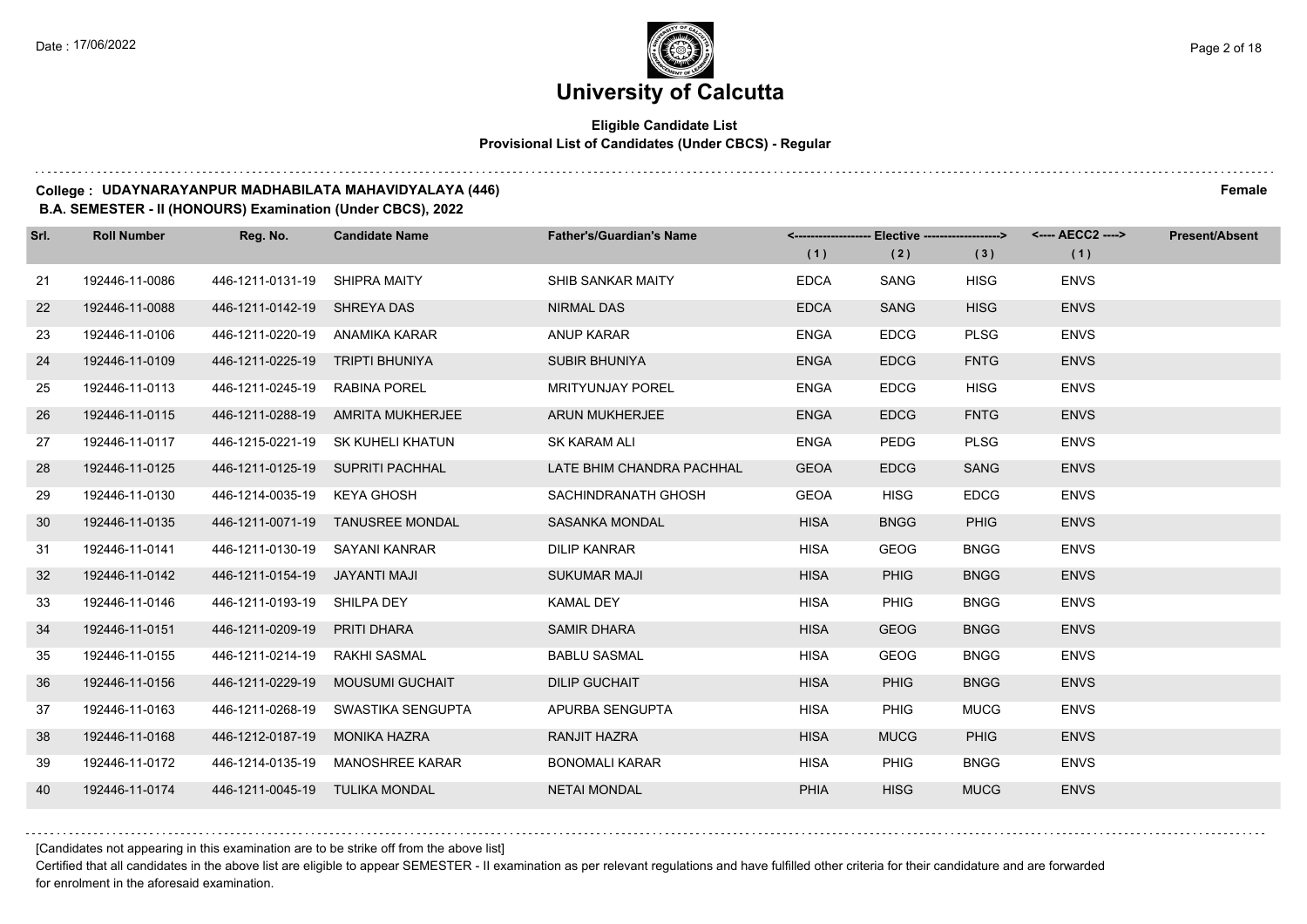# University of Calcutta

**Eligible Candidate List**
**Provisional List of Candidates (Under CBCS) - Regular**

**College : UDAYNARAYANPUR MADHABILATA MAHAVIDYALAYA (446)** **Female**
**B.A. SEMESTER - II (HONOURS) Examination (Under CBCS), 2022**

| Srl. | Roll Number | Reg. No. | Candidate Name | Father's/Guardian's Name | Elective (1) | Elective (2) | Elective (3) | AECC2 (1) | Present/Absent |
|---|---|---|---|---|---|---|---|---|---|
| 21 | 192446-11-0086 | 446-1211-0131-19 | SHIPRA MAITY | SHIB SANKAR MAITY | EDCA | SANG | HISG | ENVS | |
| 22 | 192446-11-0088 | 446-1211-0142-19 | SHREYA DAS | NIRMAL DAS | EDCA | SANG | HISG | ENVS | |
| 23 | 192446-11-0106 | 446-1211-0220-19 | ANAMIKA KARAR | ANUP KARAR | ENGA | EDCG | PLSG | ENVS | |
| 24 | 192446-11-0109 | 446-1211-0225-19 | TRIPTI BHUNIYA | SUBIR BHUNIYA | ENGA | EDCG | FNTG | ENVS | |
| 25 | 192446-11-0113 | 446-1211-0245-19 | RABINA POREL | MRITYUNJAY POREL | ENGA | EDCG | HISG | ENVS | |
| 26 | 192446-11-0115 | 446-1211-0288-19 | AMRITA MUKHERJEE | ARUN MUKHERJEE | ENGA | EDCG | FNTG | ENVS | |
| 27 | 192446-11-0117 | 446-1215-0221-19 | SK KUHELI KHATUN | SK KARAM ALI | ENGA | PEDG | PLSG | ENVS | |
| 28 | 192446-11-0125 | 446-1211-0125-19 | SUPRITI PACHHAL | LATE BHIM CHANDRA PACHHAL | GEOA | EDCG | SANG | ENVS | |
| 29 | 192446-11-0130 | 446-1214-0035-19 | KEYA GHOSH | SACHINDRANATH GHOSH | GEOA | HISG | EDCG | ENVS | |
| 30 | 192446-11-0135 | 446-1211-0071-19 | TANUSREE MONDAL | SASANKA MONDAL | HISA | BNGG | PHIG | ENVS | |
| 31 | 192446-11-0141 | 446-1211-0130-19 | SAYANI KANRAR | DILIP KANRAR | HISA | GEOG | BNGG | ENVS | |
| 32 | 192446-11-0142 | 446-1211-0154-19 | JAYANTI MAJI | SUKUMAR MAJI | HISA | PHIG | BNGG | ENVS | |
| 33 | 192446-11-0146 | 446-1211-0193-19 | SHILPA DEY | KAMAL DEY | HISA | PHIG | BNGG | ENVS | |
| 34 | 192446-11-0151 | 446-1211-0209-19 | PRITI DHARA | SAMIR DHARA | HISA | GEOG | BNGG | ENVS | |
| 35 | 192446-11-0155 | 446-1211-0214-19 | RAKHI SASMAL | BABLU SASMAL | HISA | GEOG | BNGG | ENVS | |
| 36 | 192446-11-0156 | 446-1211-0229-19 | MOUSUMI GUCHAIT | DILIP GUCHAIT | HISA | PHIG | BNGG | ENVS | |
| 37 | 192446-11-0163 | 446-1211-0268-19 | SWASTIKA SENGUPTA | APURBA SENGUPTA | HISA | PHIG | MUCG | ENVS | |
| 38 | 192446-11-0168 | 446-1212-0187-19 | MONIKA HAZRA | RANJIT HAZRA | HISA | MUCG | PHIG | ENVS | |
| 39 | 192446-11-0172 | 446-1214-0135-19 | MANOSHREE KARAR | BONOMALI KARAR | HISA | PHIG | BNGG | ENVS | |
| 40 | 192446-11-0174 | 446-1211-0045-19 | TULIKA MONDAL | NETAI MONDAL | PHIA | HISG | MUCG | ENVS | |

[Candidates not appearing in this examination are to be strike off from the above list]

Certified that all candidates in the above list are eligible to appear SEMESTER - II examination as per relevant regulations and have fulfilled other criteria for their candidature and are forwarded for enrolment in the aforesaid examination.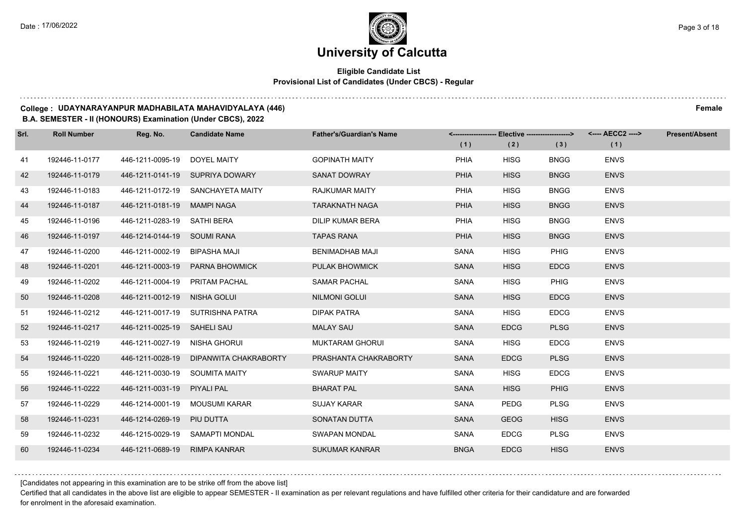# University of Calcutta

**Eligible Candidate List**
**Provisional List of Candidates (Under CBCS) - Regular**

**College : UDAYNARAYANPUR MADHABILATA MAHAVIDYALAYA (446)** **Female**
**B.A. SEMESTER - II (HONOURS) Examination (Under CBCS), 2022**

| Srl. | Roll Number | Reg. No. | Candidate Name | Father's/Guardian's Name | <------------------ Elective ------------------> | | | <---- AECC2 ----> | Present/Absent |
|---|---|---|---|---|---|---|---|---|---|
| | | | | | (1) | (2) | (3) | (1) | |
| 41 | 192446-11-0177 | 446-1211-0095-19 | DOYEL MAITY | GOPINATH MAITY | PHIA | HISG | BNGG | ENVS | |
| 42 | 192446-11-0179 | 446-1211-0141-19 | SUPRIYA DOWARY | SANAT DOWRAY | PHIA | HISG | BNGG | ENVS | |
| 43 | 192446-11-0183 | 446-1211-0172-19 | SANCHAYETA MAITY | RAJKUMAR MAITY | PHIA | HISG | BNGG | ENVS | |
| 44 | 192446-11-0187 | 446-1211-0181-19 | MAMPI NAGA | TARAKNATH NAGA | PHIA | HISG | BNGG | ENVS | |
| 45 | 192446-11-0196 | 446-1211-0283-19 | SATHI BERA | DILIP KUMAR BERA | PHIA | HISG | BNGG | ENVS | |
| 46 | 192446-11-0197 | 446-1214-0144-19 | SOUMI RANA | TAPAS RANA | PHIA | HISG | BNGG | ENVS | |
| 47 | 192446-11-0200 | 446-1211-0002-19 | BIPASHA MAJI | BENIMADHAB MAJI | SANA | HISG | PHIG | ENVS | |
| 48 | 192446-11-0201 | 446-1211-0003-19 | PARNA BHOWMICK | PULAK BHOWMICK | SANA | HISG | EDCG | ENVS | |
| 49 | 192446-11-0202 | 446-1211-0004-19 | PRITAM PACHAL | SAMAR PACHAL | SANA | HISG | PHIG | ENVS | |
| 50 | 192446-11-0208 | 446-1211-0012-19 | NISHA GOLUI | NILMONI GOLUI | SANA | HISG | EDCG | ENVS | |
| 51 | 192446-11-0212 | 446-1211-0017-19 | SUTRISHNA PATRA | DIPAK PATRA | SANA | HISG | EDCG | ENVS | |
| 52 | 192446-11-0217 | 446-1211-0025-19 | SAHELI SAU | MALAY SAU | SANA | EDCG | PLSG | ENVS | |
| 53 | 192446-11-0219 | 446-1211-0027-19 | NISHA GHORUI | MUKTARAM GHORUI | SANA | HISG | EDCG | ENVS | |
| 54 | 192446-11-0220 | 446-1211-0028-19 | DIPANWITA CHAKRABORTY | PRASHANTA CHAKRABORTY | SANA | EDCG | PLSG | ENVS | |
| 55 | 192446-11-0221 | 446-1211-0030-19 | SOUMITA MAITY | SWARUP MAITY | SANA | HISG | EDCG | ENVS | |
| 56 | 192446-11-0222 | 446-1211-0031-19 | PIYALI PAL | BHARAT PAL | SANA | HISG | PHIG | ENVS | |
| 57 | 192446-11-0229 | 446-1214-0001-19 | MOUSUMI KARAR | SUJAY KARAR | SANA | PEDG | PLSG | ENVS | |
| 58 | 192446-11-0231 | 446-1214-0269-19 | PIU DUTTA | SONATAN DUTTA | SANA | GEOG | HISG | ENVS | |
| 59 | 192446-11-0232 | 446-1215-0029-19 | SAMAPTI MONDAL | SWAPAN MONDAL | SANA | EDCG | PLSG | ENVS | |
| 60 | 192446-11-0234 | 446-1211-0689-19 | RIMPA KANRAR | SUKUMAR KANRAR | BNGA | EDCG | HISG | ENVS | |

[Candidates not appearing in this examination are to be strike off from the above list]

Certified that all candidates in the above list are eligible to appear SEMESTER - II examination as per relevant regulations and have fulfilled other criteria for their candidature and are forwarded for enrolment in the aforesaid examination.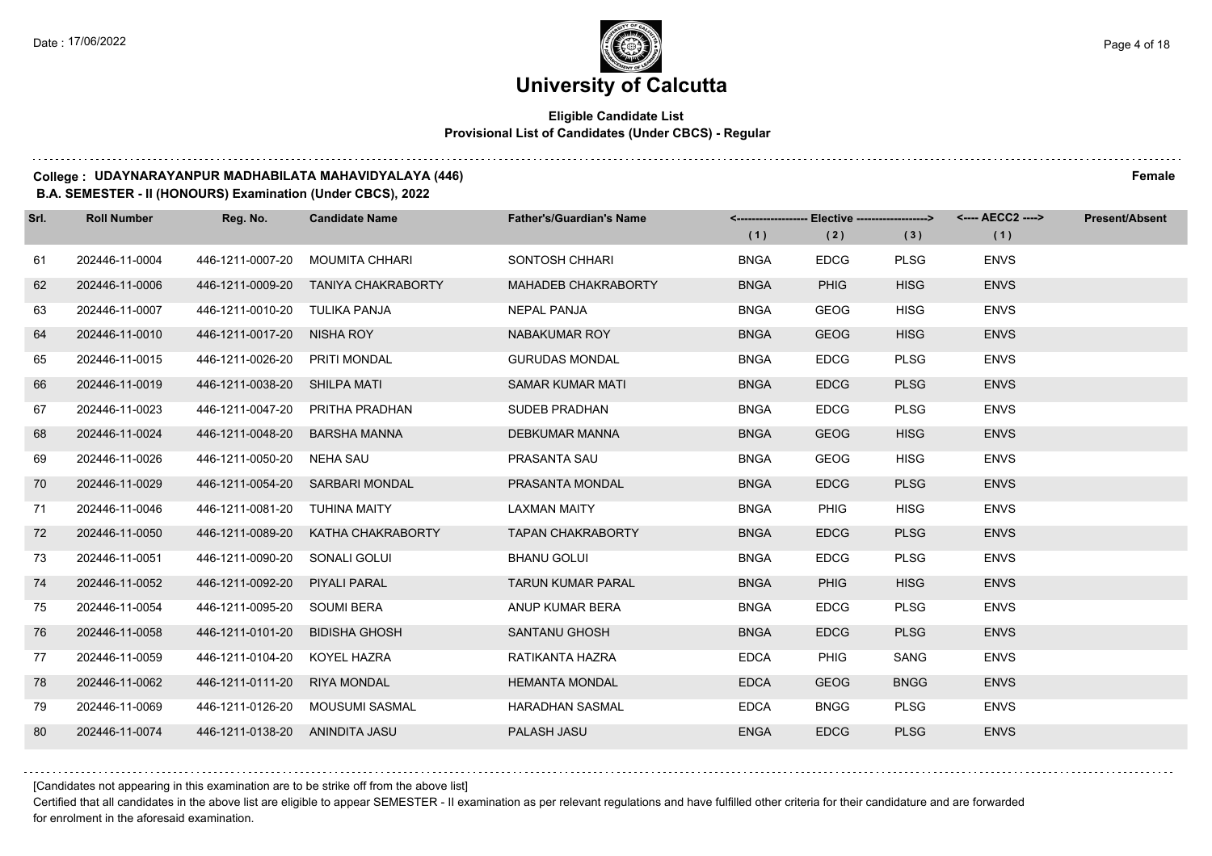# University of Calcutta

## Eligible Candidate List
### Provisional List of Candidates (Under CBCS) - Regular

**College : UDAYNARAYANPUR MADHABILATA MAHAVIDYALAYA (446)** **Female**

**B.A. SEMESTER - II (HONOURS) Examination (Under CBCS), 2022**

| Srl. | Roll Number | Reg. No. | Candidate Name | Father's/Guardian's Name | <------------------- Elective -------------------> | | | <---- AECC2 ----> | Present/Absent |
|---|---|---|---|---|---|---|---|---|---|
| | | | | | (1) | (2) | (3) | (1) | |
| 61 | 202446-11-0004 | 446-1211-0007-20 | MOUMITA CHHARI | SONTOSH CHHARI | BNGA | EDCG | PLSG | ENVS | |
| 62 | 202446-11-0006 | 446-1211-0009-20 | TANIYA CHAKRABORTY | MAHADEB CHAKRABORTY | BNGA | PHIG | HISG | ENVS | |
| 63 | 202446-11-0007 | 446-1211-0010-20 | TULIKA PANJA | NEPAL PANJA | BNGA | GEOG | HISG | ENVS | |
| 64 | 202446-11-0010 | 446-1211-0017-20 | NISHA ROY | NABAKUMAR ROY | BNGA | GEOG | HISG | ENVS | |
| 65 | 202446-11-0015 | 446-1211-0026-20 | PRITI MONDAL | GURUDAS MONDAL | BNGA | EDCG | PLSG | ENVS | |
| 66 | 202446-11-0019 | 446-1211-0038-20 | SHILPA MATI | SAMAR KUMAR MATI | BNGA | EDCG | PLSG | ENVS | |
| 67 | 202446-11-0023 | 446-1211-0047-20 | PRITHA PRADHAN | SUDEB PRADHAN | BNGA | EDCG | PLSG | ENVS | |
| 68 | 202446-11-0024 | 446-1211-0048-20 | BARSHA MANNA | DEBKUMAR MANNA | BNGA | GEOG | HISG | ENVS | |
| 69 | 202446-11-0026 | 446-1211-0050-20 | NEHA SAU | PRASANTA SAU | BNGA | GEOG | HISG | ENVS | |
| 70 | 202446-11-0029 | 446-1211-0054-20 | SARBARI MONDAL | PRASANTA MONDAL | BNGA | EDCG | PLSG | ENVS | |
| 71 | 202446-11-0046 | 446-1211-0081-20 | TUHINA MAITY | LAXMAN MAITY | BNGA | PHIG | HISG | ENVS | |
| 72 | 202446-11-0050 | 446-1211-0089-20 | KATHA CHAKRABORTY | TAPAN CHAKRABORTY | BNGA | EDCG | PLSG | ENVS | |
| 73 | 202446-11-0051 | 446-1211-0090-20 | SONALI GOLUI | BHANU GOLUI | BNGA | EDCG | PLSG | ENVS | |
| 74 | 202446-11-0052 | 446-1211-0092-20 | PIYALI PARAL | TARUN KUMAR PARAL | BNGA | PHIG | HISG | ENVS | |
| 75 | 202446-11-0054 | 446-1211-0095-20 | SOUMI BERA | ANUP KUMAR BERA | BNGA | EDCG | PLSG | ENVS | |
| 76 | 202446-11-0058 | 446-1211-0101-20 | BIDISHA GHOSH | SANTANU GHOSH | BNGA | EDCG | PLSG | ENVS | |
| 77 | 202446-11-0059 | 446-1211-0104-20 | KOYEL HAZRA | RATIKANTA HAZRA | EDCA | PHIG | SANG | ENVS | |
| 78 | 202446-11-0062 | 446-1211-0111-20 | RIYA MONDAL | HEMANTA MONDAL | EDCA | GEOG | BNGG | ENVS | |
| 79 | 202446-11-0069 | 446-1211-0126-20 | MOUSUMI SASMAL | HARADHAN SASMAL | EDCA | BNGG | PLSG | ENVS | |
| 80 | 202446-11-0074 | 446-1211-0138-20 | ANINDITA JASU | PALASH JASU | ENGA | EDCG | PLSG | ENVS | |

[Candidates not appearing in this examination are to be strike off from the above list]

Certified that all candidates in the above list are eligible to appear SEMESTER - II examination as per relevant regulations and have fulfilled other criteria for their candidature and are forwarded for enrolment in the aforesaid examination.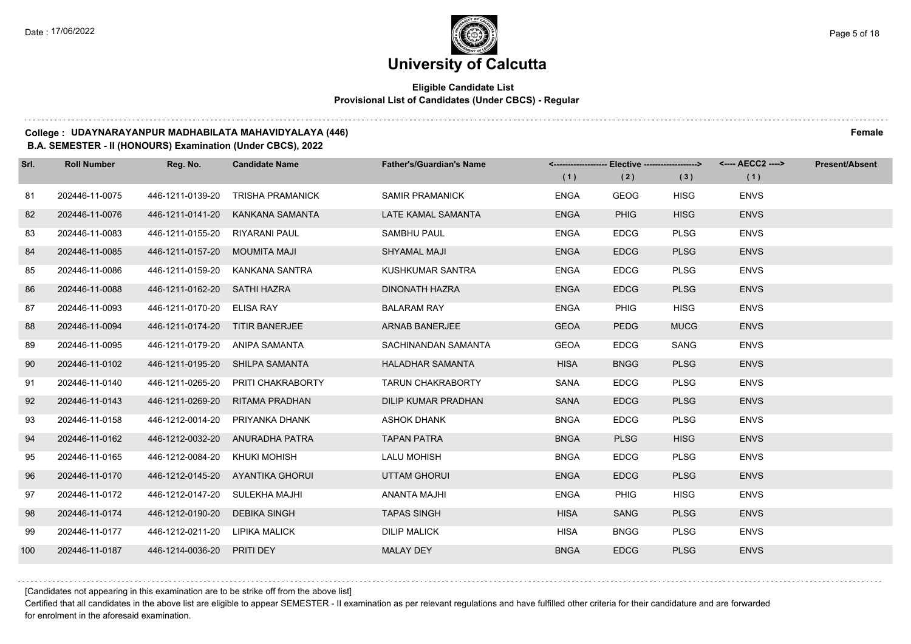# University of Calcutta

## Eligible Candidate List
### Provisional List of Candidates (Under CBCS) - Regular

**College : UDAYNARAYANPUR MADHABILATA MAHAVIDYALAYA (446)** **Female**

**B.A. SEMESTER - II (HONOURS) Examination (Under CBCS), 2022**

| Srl. | Roll Number | Reg. No. | Candidate Name | Father's/Guardian's Name | Elective (1) | Elective (2) | Elective (3) | AECC2 (1) | Present/Absent |
|---|---|---|---|---|---|---|---|---|---|
| 81 | 202446-11-0075 | 446-1211-0139-20 | TRISHA PRAMANICK | SAMIR PRAMANICK | ENGA | GEOG | HISG | ENVS | |
| 82 | 202446-11-0076 | 446-1211-0141-20 | KANKANA SAMANTA | LATE KAMAL SAMANTA | ENGA | PHIG | HISG | ENVS | |
| 83 | 202446-11-0083 | 446-1211-0155-20 | RIYARANI PAUL | SAMBHU PAUL | ENGA | EDCG | PLSG | ENVS | |
| 84 | 202446-11-0085 | 446-1211-0157-20 | MOUMITA MAJI | SHYAMAL MAJI | ENGA | EDCG | PLSG | ENVS | |
| 85 | 202446-11-0086 | 446-1211-0159-20 | KANKANA SANTRA | KUSHKUMAR SANTRA | ENGA | EDCG | PLSG | ENVS | |
| 86 | 202446-11-0088 | 446-1211-0162-20 | SATHI HAZRA | DINONATH HAZRA | ENGA | EDCG | PLSG | ENVS | |
| 87 | 202446-11-0093 | 446-1211-0170-20 | ELISA RAY | BALARAM RAY | ENGA | PHIG | HISG | ENVS | |
| 88 | 202446-11-0094 | 446-1211-0174-20 | TITIR BANERJEE | ARNAB BANERJEE | GEOA | PEDG | MUCG | ENVS | |
| 89 | 202446-11-0095 | 446-1211-0179-20 | ANIPA SAMANTA | SACHINANDAN SAMANTA | GEOA | EDCG | SANG | ENVS | |
| 90 | 202446-11-0102 | 446-1211-0195-20 | SHILPA SAMANTA | HALADHAR SAMANTA | HISA | BNGG | PLSG | ENVS | |
| 91 | 202446-11-0140 | 446-1211-0265-20 | PRITI CHAKRABORTY | TARUN CHAKRABORTY | SANA | EDCG | PLSG | ENVS | |
| 92 | 202446-11-0143 | 446-1211-0269-20 | RITAMA PRADHAN | DILIP KUMAR PRADHAN | SANA | EDCG | PLSG | ENVS | |
| 93 | 202446-11-0158 | 446-1212-0014-20 | PRIYANKA DHANK | ASHOK DHANK | BNGA | EDCG | PLSG | ENVS | |
| 94 | 202446-11-0162 | 446-1212-0032-20 | ANURADHA PATRA | TAPAN PATRA | BNGA | PLSG | HISG | ENVS | |
| 95 | 202446-11-0165 | 446-1212-0084-20 | KHUKI MOHISH | LALU MOHISH | BNGA | EDCG | PLSG | ENVS | |
| 96 | 202446-11-0170 | 446-1212-0145-20 | AYANTIKA GHORUI | UTTAM GHORUI | ENGA | EDCG | PLSG | ENVS | |
| 97 | 202446-11-0172 | 446-1212-0147-20 | SULEKHA MAJHI | ANANTA MAJHI | ENGA | PHIG | HISG | ENVS | |
| 98 | 202446-11-0174 | 446-1212-0190-20 | DEBIKA SINGH | TAPAS SINGH | HISA | SANG | PLSG | ENVS | |
| 99 | 202446-11-0177 | 446-1212-0211-20 | LIPIKA MALICK | DILIP MALICK | HISA | BNGG | PLSG | ENVS | |
| 100 | 202446-11-0187 | 446-1214-0036-20 | PRITI DEY | MALAY DEY | BNGA | EDCG | PLSG | ENVS | |

[Candidates not appearing in this examination are to be strike off from the above list]

Certified that all candidates in the above list are eligible to appear SEMESTER - II examination as per relevant regulations and have fulfilled other criteria for their candidature and are forwarded for enrolment in the aforesaid examination.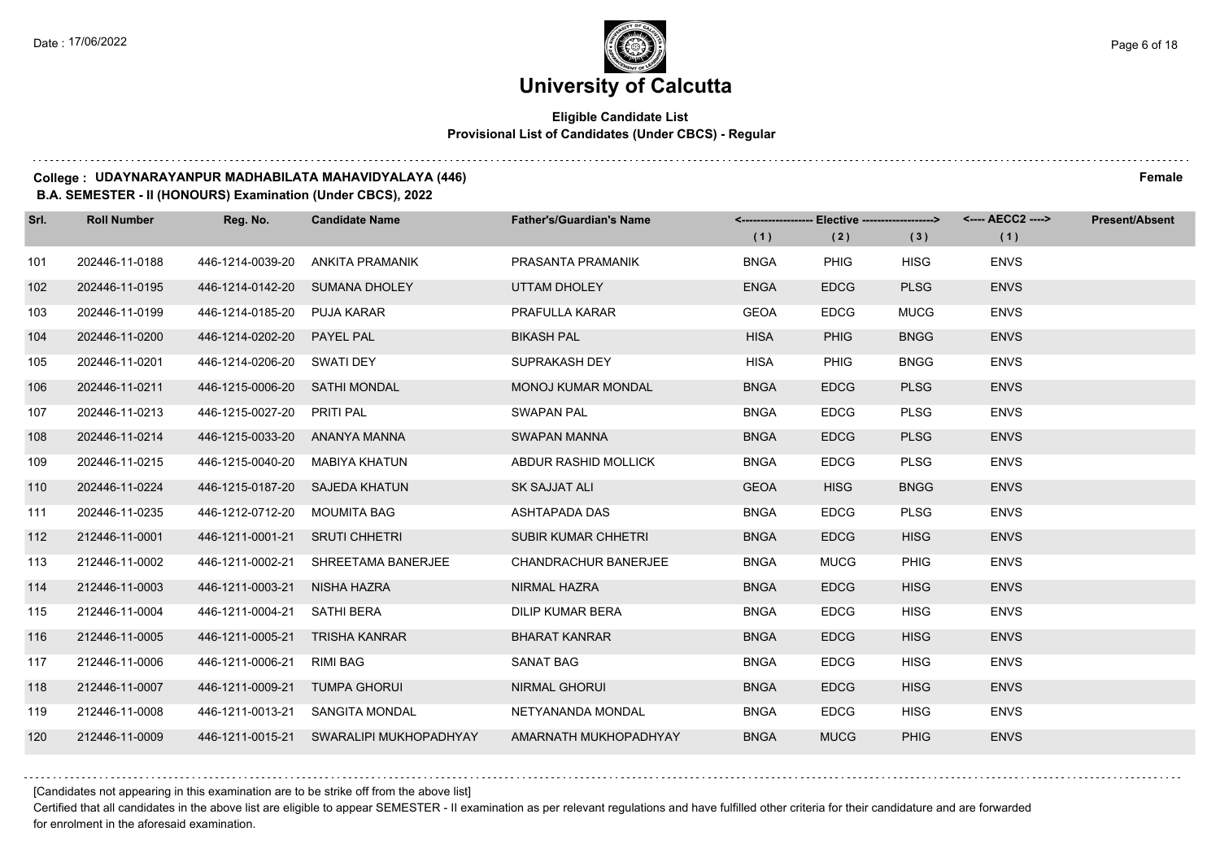# University of Calcutta

## Eligible Candidate List
### Provisional List of Candidates (Under CBCS) - Regular

**College : UDAYNARAYANPUR MADHABILATA MAHAVIDYALAYA (446)** **Female**

**B.A. SEMESTER - II (HONOURS) Examination (Under CBCS), 2022**

| Srl. | Roll Number | Reg. No. | Candidate Name | Father's/Guardian's Name | <------------------- Elective -------------------> | | | <---- AECC2 ----> | Present/Absent |
|---|---|---|---|---|---|---|---|---|---|
| | | | | | (1) | (2) | (3) | (1) | |
| 101 | 202446-11-0188 | 446-1214-0039-20 | ANKITA PRAMANIK | PRASANTA PRAMANIK | BNGA | PHIG | HISG | ENVS | |
| 102 | 202446-11-0195 | 446-1214-0142-20 | SUMANA DHOLEY | UTTAM DHOLEY | ENGA | EDCG | PLSG | ENVS | |
| 103 | 202446-11-0199 | 446-1214-0185-20 | PUJA KARAR | PRAFULLA KARAR | GEOA | EDCG | MUCG | ENVS | |
| 104 | 202446-11-0200 | 446-1214-0202-20 | PAYEL PAL | BIKASH PAL | HISA | PHIG | BNGG | ENVS | |
| 105 | 202446-11-0201 | 446-1214-0206-20 | SWATI DEY | SUPRAKASH DEY | HISA | PHIG | BNGG | ENVS | |
| 106 | 202446-11-0211 | 446-1215-0006-20 | SATHI MONDAL | MONOJ KUMAR MONDAL | BNGA | EDCG | PLSG | ENVS | |
| 107 | 202446-11-0213 | 446-1215-0027-20 | PRITI PAL | SWAPAN PAL | BNGA | EDCG | PLSG | ENVS | |
| 108 | 202446-11-0214 | 446-1215-0033-20 | ANANYA MANNA | SWAPAN MANNA | BNGA | EDCG | PLSG | ENVS | |
| 109 | 202446-11-0215 | 446-1215-0040-20 | MABIYA KHATUN | ABDUR RASHID MOLLICK | BNGA | EDCG | PLSG | ENVS | |
| 110 | 202446-11-0224 | 446-1215-0187-20 | SAJEDA KHATUN | SK SAJJAT ALI | GEOA | HISG | BNGG | ENVS | |
| 111 | 202446-11-0235 | 446-1212-0712-20 | MOUMITA BAG | ASHTAPADA DAS | BNGA | EDCG | PLSG | ENVS | |
| 112 | 212446-11-0001 | 446-1211-0001-21 | SRUTI CHHETRI | SUBIR KUMAR CHHETRI | BNGA | EDCG | HISG | ENVS | |
| 113 | 212446-11-0002 | 446-1211-0002-21 | SHREETAMA BANERJEE | CHANDRACHUR BANERJEE | BNGA | MUCG | PHIG | ENVS | |
| 114 | 212446-11-0003 | 446-1211-0003-21 | NISHA HAZRA | NIRMAL HAZRA | BNGA | EDCG | HISG | ENVS | |
| 115 | 212446-11-0004 | 446-1211-0004-21 | SATHI BERA | DILIP KUMAR BERA | BNGA | EDCG | HISG | ENVS | |
| 116 | 212446-11-0005 | 446-1211-0005-21 | TRISHA KANRAR | BHARAT KANRAR | BNGA | EDCG | HISG | ENVS | |
| 117 | 212446-11-0006 | 446-1211-0006-21 | RIMI BAG | SANAT BAG | BNGA | EDCG | HISG | ENVS | |
| 118 | 212446-11-0007 | 446-1211-0009-21 | TUMPA GHORUI | NIRMAL GHORUI | BNGA | EDCG | HISG | ENVS | |
| 119 | 212446-11-0008 | 446-1211-0013-21 | SANGITA MONDAL | NETYANANDA MONDAL | BNGA | EDCG | HISG | ENVS | |
| 120 | 212446-11-0009 | 446-1211-0015-21 | SWARALIPI MUKHOPADHYAY | AMARNATH MUKHOPADHYAY | BNGA | MUCG | PHIG | ENVS | |

[Candidates not appearing in this examination are to be strike off from the above list]

Certified that all candidates in the above list are eligible to appear SEMESTER - II examination as per relevant regulations and have fulfilled other criteria for their candidature and are forwarded for enrolment in the aforesaid examination.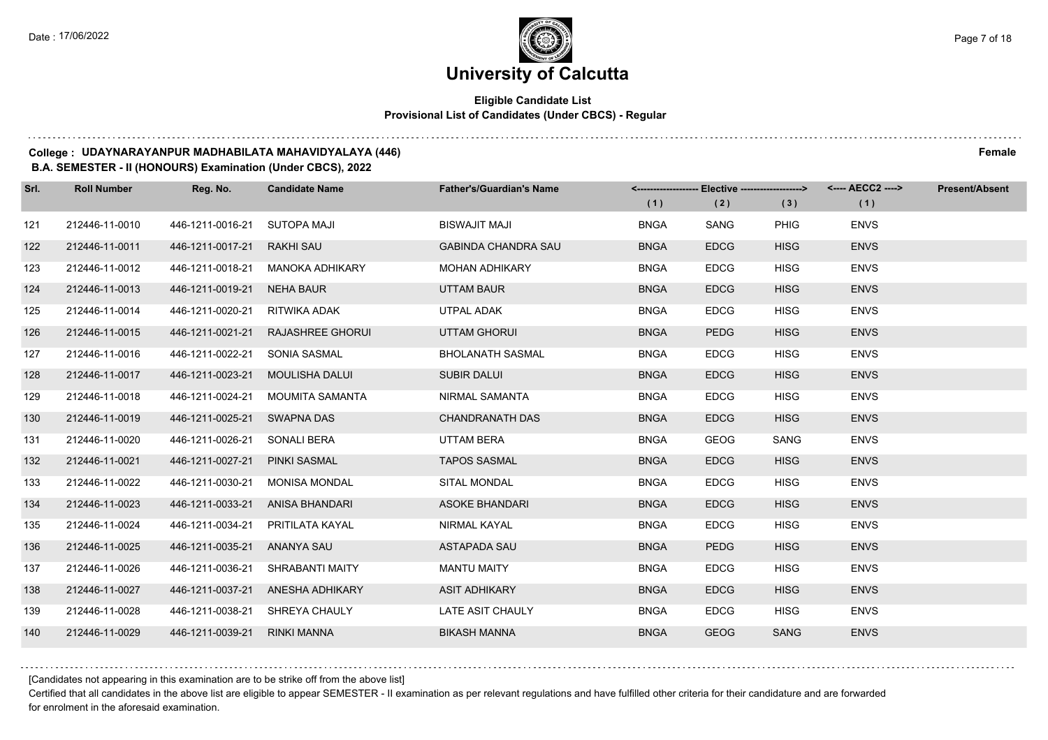# University of Calcutta

**Eligible Candidate List**
**Provisional List of Candidates (Under CBCS) - Regular**

**College : UDAYNARAYANPUR MADHABILATA MAHAVIDYALAYA (446)** **Female**

**B.A. SEMESTER - II (HONOURS) Examination (Under CBCS), 2022**

| Srl. | Roll Number | Reg. No. | Candidate Name | Father's/Guardian's Name | Elective (1) | Elective (2) | Elective (3) | AECC2 (1) | Present/Absent |
|---|---|---|---|---|---|---|---|---|---|
| 121 | 212446-11-0010 | 446-1211-0016-21 | SUTOPA MAJI | BISWAJIT MAJI | BNGA | SANG | PHIG | ENVS | |
| 122 | 212446-11-0011 | 446-1211-0017-21 | RAKHI SAU | GABINDA CHANDRA SAU | BNGA | EDCG | HISG | ENVS | |
| 123 | 212446-11-0012 | 446-1211-0018-21 | MANOKA ADHIKARY | MOHAN ADHIKARY | BNGA | EDCG | HISG | ENVS | |
| 124 | 212446-11-0013 | 446-1211-0019-21 | NEHA BAUR | UTTAM BAUR | BNGA | EDCG | HISG | ENVS | |
| 125 | 212446-11-0014 | 446-1211-0020-21 | RITWIKA ADAK | UTPAL ADAK | BNGA | EDCG | HISG | ENVS | |
| 126 | 212446-11-0015 | 446-1211-0021-21 | RAJASHREE GHORUI | UTTAM GHORUI | BNGA | PEDG | HISG | ENVS | |
| 127 | 212446-11-0016 | 446-1211-0022-21 | SONIA SASMAL | BHOLANATH SASMAL | BNGA | EDCG | HISG | ENVS | |
| 128 | 212446-11-0017 | 446-1211-0023-21 | MOULISHA DALUI | SUBIR DALUI | BNGA | EDCG | HISG | ENVS | |
| 129 | 212446-11-0018 | 446-1211-0024-21 | MOUMITA SAMANTA | NIRMAL SAMANTA | BNGA | EDCG | HISG | ENVS | |
| 130 | 212446-11-0019 | 446-1211-0025-21 | SWAPNA DAS | CHANDRANATH DAS | BNGA | EDCG | HISG | ENVS | |
| 131 | 212446-11-0020 | 446-1211-0026-21 | SONALI BERA | UTTAM BERA | BNGA | GEOG | SANG | ENVS | |
| 132 | 212446-11-0021 | 446-1211-0027-21 | PINKI SASMAL | TAPOS SASMAL | BNGA | EDCG | HISG | ENVS | |
| 133 | 212446-11-0022 | 446-1211-0030-21 | MONISA MONDAL | SITAL MONDAL | BNGA | EDCG | HISG | ENVS | |
| 134 | 212446-11-0023 | 446-1211-0033-21 | ANISA BHANDARI | ASOKE BHANDARI | BNGA | EDCG | HISG | ENVS | |
| 135 | 212446-11-0024 | 446-1211-0034-21 | PRITILATA KAYAL | NIRMAL KAYAL | BNGA | EDCG | HISG | ENVS | |
| 136 | 212446-11-0025 | 446-1211-0035-21 | ANANYA SAU | ASTAPADA SAU | BNGA | PEDG | HISG | ENVS | |
| 137 | 212446-11-0026 | 446-1211-0036-21 | SHRABANTI MAITY | MANTU MAITY | BNGA | EDCG | HISG | ENVS | |
| 138 | 212446-11-0027 | 446-1211-0037-21 | ANESHA ADHIKARY | ASIT ADHIKARY | BNGA | EDCG | HISG | ENVS | |
| 139 | 212446-11-0028 | 446-1211-0038-21 | SHREYA CHAULY | LATE ASIT CHAULY | BNGA | EDCG | HISG | ENVS | |
| 140 | 212446-11-0029 | 446-1211-0039-21 | RINKI MANNA | BIKASH MANNA | BNGA | GEOG | SANG | ENVS | |

[Candidates not appearing in this examination are to be strike off from the above list]

Certified that all candidates in the above list are eligible to appear SEMESTER - II examination as per relevant regulations and have fulfilled other criteria for their candidature and are forwarded for enrolment in the aforesaid examination.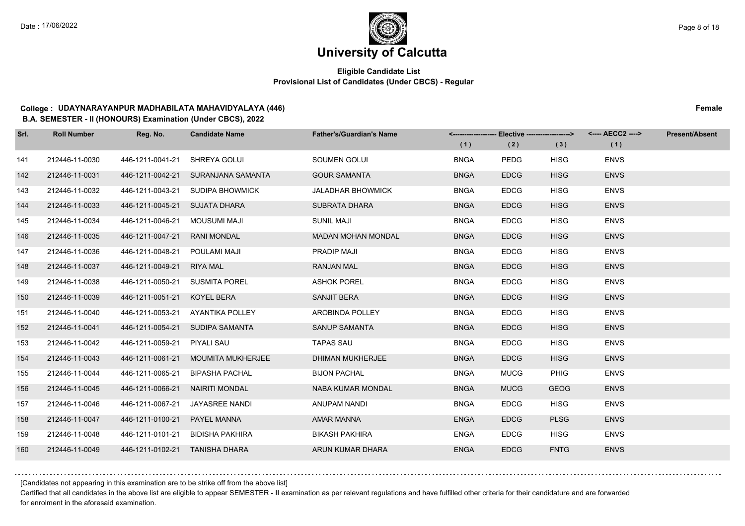# University of Calcutta

**Eligible Candidate List**
**Provisional List of Candidates (Under CBCS) - Regular**

**College : UDAYNARAYANPUR MADHABILATA MAHAVIDYALAYA (446)** **Female**

**B.A. SEMESTER - II (HONOURS) Examination (Under CBCS), 2022**

| Srl. | Roll Number | Reg. No. | Candidate Name | Father's/Guardian's Name | Elective (1) | Elective (2) | Elective (3) | AECC2 (1) | Present/Absent |
|---|---|---|---|---|---|---|---|---|---|
| 141 | 212446-11-0030 | 446-1211-0041-21 | SHREYA GOLUI | SOUMEN GOLUI | BNGA | PEDG | HISG | ENVS | |
| 142 | 212446-11-0031 | 446-1211-0042-21 | SURANJANA SAMANTA | GOUR SAMANTA | BNGA | EDCG | HISG | ENVS | |
| 143 | 212446-11-0032 | 446-1211-0043-21 | SUDIPA BHOWMICK | JALADHAR BHOWMICK | BNGA | EDCG | HISG | ENVS | |
| 144 | 212446-11-0033 | 446-1211-0045-21 | SUJATA DHARA | SUBRATA DHARA | BNGA | EDCG | HISG | ENVS | |
| 145 | 212446-11-0034 | 446-1211-0046-21 | MOUSUMI MAJI | SUNIL MAJI | BNGA | EDCG | HISG | ENVS | |
| 146 | 212446-11-0035 | 446-1211-0047-21 | RANI MONDAL | MADAN MOHAN MONDAL | BNGA | EDCG | HISG | ENVS | |
| 147 | 212446-11-0036 | 446-1211-0048-21 | POULAMI MAJI | PRADIP MAJI | BNGA | EDCG | HISG | ENVS | |
| 148 | 212446-11-0037 | 446-1211-0049-21 | RIYA MAL | RANJAN MAL | BNGA | EDCG | HISG | ENVS | |
| 149 | 212446-11-0038 | 446-1211-0050-21 | SUSMITA POREL | ASHOK POREL | BNGA | EDCG | HISG | ENVS | |
| 150 | 212446-11-0039 | 446-1211-0051-21 | KOYEL BERA | SANJIT BERA | BNGA | EDCG | HISG | ENVS | |
| 151 | 212446-11-0040 | 446-1211-0053-21 | AYANTIKA POLLEY | AROBINDA POLLEY | BNGA | EDCG | HISG | ENVS | |
| 152 | 212446-11-0041 | 446-1211-0054-21 | SUDIPA SAMANTA | SANUP SAMANTA | BNGA | EDCG | HISG | ENVS | |
| 153 | 212446-11-0042 | 446-1211-0059-21 | PIYALI SAU | TAPAS SAU | BNGA | EDCG | HISG | ENVS | |
| 154 | 212446-11-0043 | 446-1211-0061-21 | MOUMITA MUKHERJEE | DHIMAN MUKHERJEE | BNGA | EDCG | HISG | ENVS | |
| 155 | 212446-11-0044 | 446-1211-0065-21 | BIPASHA PACHAL | BIJON PACHAL | BNGA | MUCG | PHIG | ENVS | |
| 156 | 212446-11-0045 | 446-1211-0066-21 | NAIRITI MONDAL | NABA KUMAR MONDAL | BNGA | MUCG | GEOG | ENVS | |
| 157 | 212446-11-0046 | 446-1211-0067-21 | JAYASREE NANDI | ANUPAM NANDI | BNGA | EDCG | HISG | ENVS | |
| 158 | 212446-11-0047 | 446-1211-0100-21 | PAYEL MANNA | AMAR MANNA | ENGA | EDCG | PLSG | ENVS | |
| 159 | 212446-11-0048 | 446-1211-0101-21 | BIDISHA PAKHIRA | BIKASH PAKHIRA | ENGA | EDCG | HISG | ENVS | |
| 160 | 212446-11-0049 | 446-1211-0102-21 | TANISHA DHARA | ARUN KUMAR DHARA | ENGA | EDCG | FNTG | ENVS | |

[Candidates not appearing in this examination are to be strike off from the above list]

Certified that all candidates in the above list are eligible to appear SEMESTER - II examination as per relevant regulations and have fulfilled other criteria for their candidature and are forwarded for enrolment in the aforesaid examination.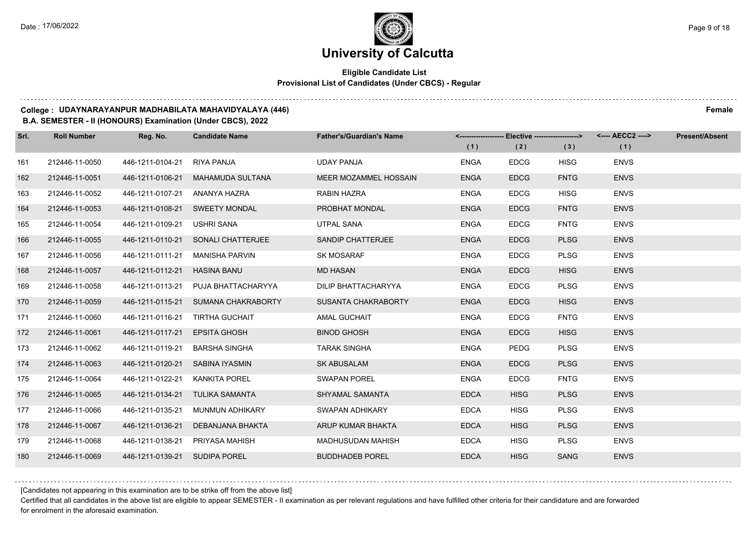# University of Calcutta

**Eligible Candidate List**
**Provisional List of Candidates (Under CBCS) - Regular**

**College : UDAYNARAYANPUR MADHABILATA MAHAVIDYALAYA (446)** **Female**

**B.A. SEMESTER - II (HONOURS) Examination (Under CBCS), 2022**

| Srl. | Roll Number | Reg. No. | Candidate Name | Father's/Guardian's Name | Elective (1) | Elective (2) | Elective (3) | AECC2 (1) | Present/Absent |
|---|---|---|---|---|---|---|---|---|---|
| 161 | 212446-11-0050 | 446-1211-0104-21 | RIYA PANJA | UDAY PANJA | ENGA | EDCG | HISG | ENVS | |
| 162 | 212446-11-0051 | 446-1211-0106-21 | MAHAMUDA SULTANA | MEER MOZAMMEL HOSSAIN | ENGA | EDCG | FNTG | ENVS | |
| 163 | 212446-11-0052 | 446-1211-0107-21 | ANANYA HAZRA | RABIN HAZRA | ENGA | EDCG | HISG | ENVS | |
| 164 | 212446-11-0053 | 446-1211-0108-21 | SWEETY MONDAL | PROBHAT MONDAL | ENGA | EDCG | FNTG | ENVS | |
| 165 | 212446-11-0054 | 446-1211-0109-21 | USHRI SANA | UTPAL SANA | ENGA | EDCG | FNTG | ENVS | |
| 166 | 212446-11-0055 | 446-1211-0110-21 | SONALI CHATTERJEE | SANDIP CHATTERJEE | ENGA | EDCG | PLSG | ENVS | |
| 167 | 212446-11-0056 | 446-1211-0111-21 | MANISHA PARVIN | SK MOSARAF | ENGA | EDCG | PLSG | ENVS | |
| 168 | 212446-11-0057 | 446-1211-0112-21 | HASINA BANU | MD HASAN | ENGA | EDCG | HISG | ENVS | |
| 169 | 212446-11-0058 | 446-1211-0113-21 | PUJA BHATTACHARYYA | DILIP BHATTACHARYYA | ENGA | EDCG | PLSG | ENVS | |
| 170 | 212446-11-0059 | 446-1211-0115-21 | SUMANA CHAKRABORTY | SUSANTA CHAKRABORTY | ENGA | EDCG | HISG | ENVS | |
| 171 | 212446-11-0060 | 446-1211-0116-21 | TIRTHA GUCHAIT | AMAL GUCHAIT | ENGA | EDCG | FNTG | ENVS | |
| 172 | 212446-11-0061 | 446-1211-0117-21 | EPSITA GHOSH | BINOD GHOSH | ENGA | EDCG | HISG | ENVS | |
| 173 | 212446-11-0062 | 446-1211-0119-21 | BARSHA SINGHA | TARAK SINGHA | ENGA | PEDG | PLSG | ENVS | |
| 174 | 212446-11-0063 | 446-1211-0120-21 | SABINA IYASMIN | SK ABUSALAM | ENGA | EDCG | PLSG | ENVS | |
| 175 | 212446-11-0064 | 446-1211-0122-21 | KANKITA POREL | SWAPAN POREL | ENGA | EDCG | FNTG | ENVS | |
| 176 | 212446-11-0065 | 446-1211-0134-21 | TULIKA SAMANTA | SHYAMAL SAMANTA | EDCA | HISG | PLSG | ENVS | |
| 177 | 212446-11-0066 | 446-1211-0135-21 | MUNMUN ADHIKARY | SWAPAN ADHIKARY | EDCA | HISG | PLSG | ENVS | |
| 178 | 212446-11-0067 | 446-1211-0136-21 | DEBANJANA BHAKTA | ARUP KUMAR BHAKTA | EDCA | HISG | PLSG | ENVS | |
| 179 | 212446-11-0068 | 446-1211-0138-21 | PRIYASA MAHISH | MADHUSUDAN MAHISH | EDCA | HISG | PLSG | ENVS | |
| 180 | 212446-11-0069 | 446-1211-0139-21 | SUDIPA POREL | BUDDHADEB POREL | EDCA | HISG | SANG | ENVS | |

[Candidates not appearing in this examination are to be strike off from the above list]

Certified that all candidates in the above list are eligible to appear SEMESTER - II examination as per relevant regulations and have fulfilled other criteria for their candidature and are forwarded for enrolment in the aforesaid examination.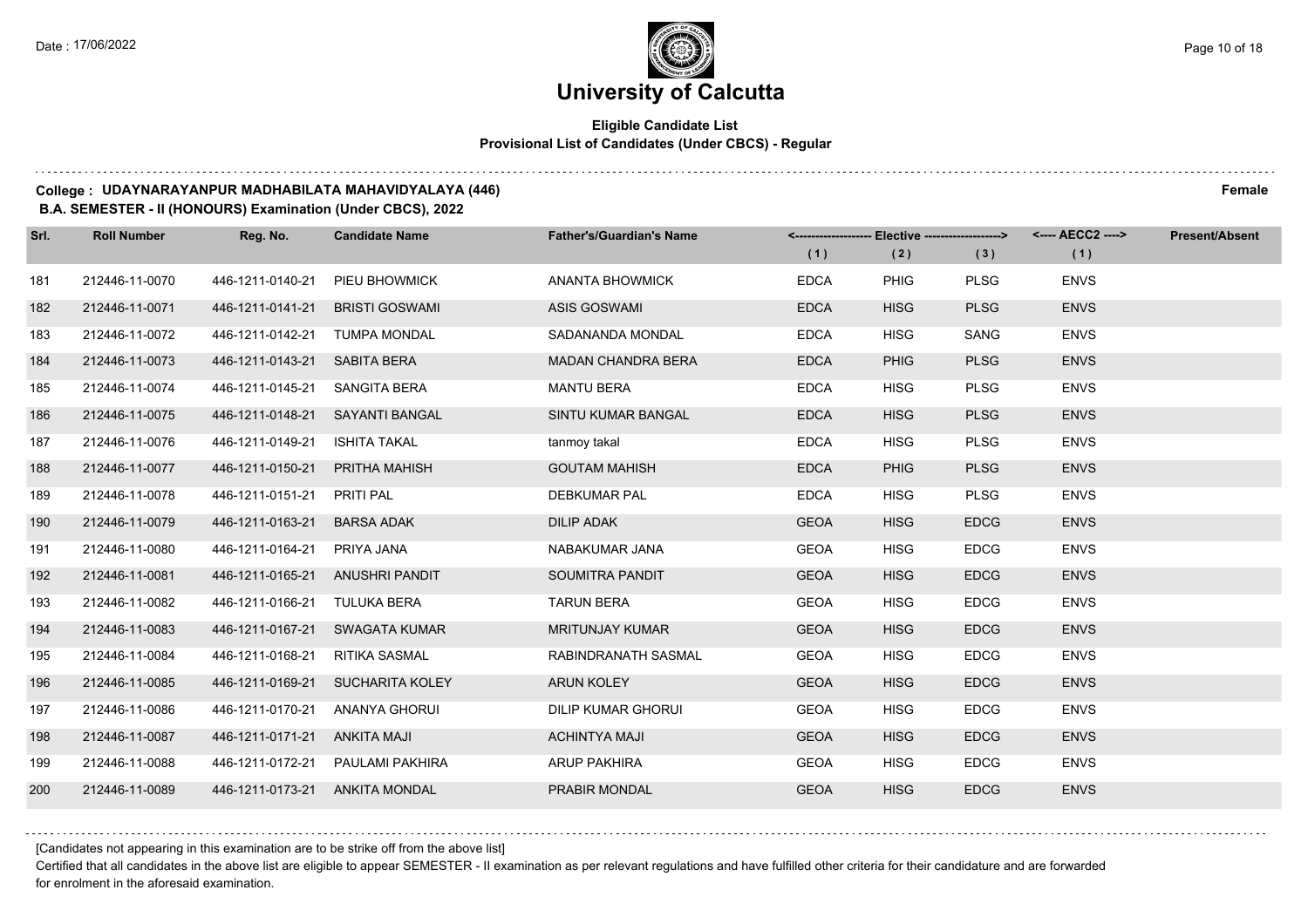# University of Calcutta

**Eligible Candidate List**
**Provisional List of Candidates (Under CBCS) - Regular**

**College : UDAYNARAYANPUR MADHABILATA MAHAVIDYALAYA (446)** **Female**

**B.A. SEMESTER - II (HONOURS) Examination (Under CBCS), 2022**

| Srl. | Roll Number | Reg. No. | Candidate Name | Father's/Guardian's Name | Elective (1) | Elective (2) | Elective (3) | AECC2 (1) | Present/Absent |
|---|---|---|---|---|---|---|---|---|---|
| 181 | 212446-11-0070 | 446-1211-0140-21 | PIEU BHOWMICK | ANANTA BHOWMICK | EDCA | PHIG | PLSG | ENVS | |
| 182 | 212446-11-0071 | 446-1211-0141-21 | BRISTI GOSWAMI | ASIS GOSWAMI | EDCA | HISG | PLSG | ENVS | |
| 183 | 212446-11-0072 | 446-1211-0142-21 | TUMPA MONDAL | SADANANDA MONDAL | EDCA | HISG | SANG | ENVS | |
| 184 | 212446-11-0073 | 446-1211-0143-21 | SABITA BERA | MADAN CHANDRA BERA | EDCA | PHIG | PLSG | ENVS | |
| 185 | 212446-11-0074 | 446-1211-0145-21 | SANGITA BERA | MANTU BERA | EDCA | HISG | PLSG | ENVS | |
| 186 | 212446-11-0075 | 446-1211-0148-21 | SAYANTI BANGAL | SINTU KUMAR BANGAL | EDCA | HISG | PLSG | ENVS | |
| 187 | 212446-11-0076 | 446-1211-0149-21 | ISHITA TAKAL | tanmoy takal | EDCA | HISG | PLSG | ENVS | |
| 188 | 212446-11-0077 | 446-1211-0150-21 | PRITHA MAHISH | GOUTAM MAHISH | EDCA | PHIG | PLSG | ENVS | |
| 189 | 212446-11-0078 | 446-1211-0151-21 | PRITI PAL | DEBKUMAR PAL | EDCA | HISG | PLSG | ENVS | |
| 190 | 212446-11-0079 | 446-1211-0163-21 | BARSA ADAK | DILIP ADAK | GEOA | HISG | EDCG | ENVS | |
| 191 | 212446-11-0080 | 446-1211-0164-21 | PRIYA JANA | NABAKUMAR JANA | GEOA | HISG | EDCG | ENVS | |
| 192 | 212446-11-0081 | 446-1211-0165-21 | ANUSHRI PANDIT | SOUMITRA PANDIT | GEOA | HISG | EDCG | ENVS | |
| 193 | 212446-11-0082 | 446-1211-0166-21 | TULUKA BERA | TARUN BERA | GEOA | HISG | EDCG | ENVS | |
| 194 | 212446-11-0083 | 446-1211-0167-21 | SWAGATA KUMAR | MRITUNJAY KUMAR | GEOA | HISG | EDCG | ENVS | |
| 195 | 212446-11-0084 | 446-1211-0168-21 | RITIKA SASMAL | RABINDRANATH SASMAL | GEOA | HISG | EDCG | ENVS | |
| 196 | 212446-11-0085 | 446-1211-0169-21 | SUCHARITA KOLEY | ARUN KOLEY | GEOA | HISG | EDCG | ENVS | |
| 197 | 212446-11-0086 | 446-1211-0170-21 | ANANYA GHORUI | DILIP KUMAR GHORUI | GEOA | HISG | EDCG | ENVS | |
| 198 | 212446-11-0087 | 446-1211-0171-21 | ANKITA MAJI | ACHINTYA MAJI | GEOA | HISG | EDCG | ENVS | |
| 199 | 212446-11-0088 | 446-1211-0172-21 | PAULAMI PAKHIRA | ARUP PAKHIRA | GEOA | HISG | EDCG | ENVS | |
| 200 | 212446-11-0089 | 446-1211-0173-21 | ANKITA MONDAL | PRABIR MONDAL | GEOA | HISG | EDCG | ENVS | |

[Candidates not appearing in this examination are to be strike off from the above list]

Certified that all candidates in the above list are eligible to appear SEMESTER - II examination as per relevant regulations and have fulfilled other criteria for their candidature and are forwarded for enrolment in the aforesaid examination.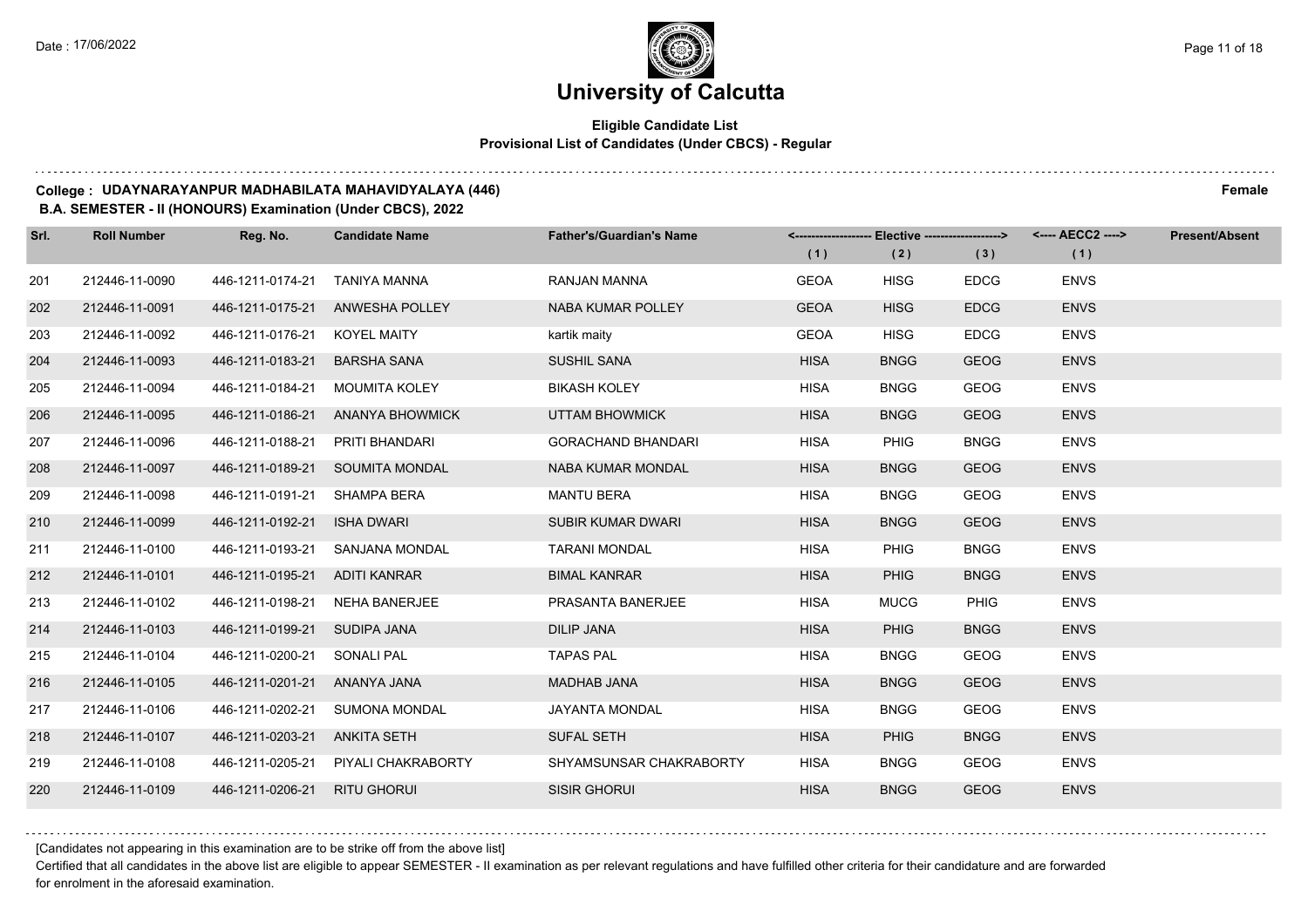# University of Calcutta

**Eligible Candidate List**
**Provisional List of Candidates (Under CBCS) - Regular**

**College : UDAYNARAYANPUR MADHABILATA MAHAVIDYALAYA (446)** **Female**

**B.A. SEMESTER - II (HONOURS) Examination (Under CBCS), 2022**

| Srl. | Roll Number | Reg. No. | Candidate Name | Father's/Guardian's Name | Elective (1) | Elective (2) | Elective (3) | AECC2 (1) | Present/Absent |
|---|---|---|---|---|---|---|---|---|---|
| 201 | 212446-11-0090 | 446-1211-0174-21 | TANIYA MANNA | RANJAN MANNA | GEOA | HISG | EDCG | ENVS | |
| 202 | 212446-11-0091 | 446-1211-0175-21 | ANWESHA POLLEY | NABA KUMAR POLLEY | GEOA | HISG | EDCG | ENVS | |
| 203 | 212446-11-0092 | 446-1211-0176-21 | KOYEL MAITY | kartik maity | GEOA | HISG | EDCG | ENVS | |
| 204 | 212446-11-0093 | 446-1211-0183-21 | BARSHA SANA | SUSHIL SANA | HISA | BNGG | GEOG | ENVS | |
| 205 | 212446-11-0094 | 446-1211-0184-21 | MOUMITA KOLEY | BIKASH KOLEY | HISA | BNGG | GEOG | ENVS | |
| 206 | 212446-11-0095 | 446-1211-0186-21 | ANANYA BHOWMICK | UTTAM BHOWMICK | HISA | BNGG | GEOG | ENVS | |
| 207 | 212446-11-0096 | 446-1211-0188-21 | PRITI BHANDARI | GORACHAND BHANDARI | HISA | PHIG | BNGG | ENVS | |
| 208 | 212446-11-0097 | 446-1211-0189-21 | SOUMITA MONDAL | NABA KUMAR MONDAL | HISA | BNGG | GEOG | ENVS | |
| 209 | 212446-11-0098 | 446-1211-0191-21 | SHAMPA BERA | MANTU BERA | HISA | BNGG | GEOG | ENVS | |
| 210 | 212446-11-0099 | 446-1211-0192-21 | ISHA DWARI | SUBIR KUMAR DWARI | HISA | BNGG | GEOG | ENVS | |
| 211 | 212446-11-0100 | 446-1211-0193-21 | SANJANA MONDAL | TARANI MONDAL | HISA | PHIG | BNGG | ENVS | |
| 212 | 212446-11-0101 | 446-1211-0195-21 | ADITI KANRAR | BIMAL KANRAR | HISA | PHIG | BNGG | ENVS | |
| 213 | 212446-11-0102 | 446-1211-0198-21 | NEHA BANERJEE | PRASANTA BANERJEE | HISA | MUCG | PHIG | ENVS | |
| 214 | 212446-11-0103 | 446-1211-0199-21 | SUDIPA JANA | DILIP JANA | HISA | PHIG | BNGG | ENVS | |
| 215 | 212446-11-0104 | 446-1211-0200-21 | SONALI PAL | TAPAS PAL | HISA | BNGG | GEOG | ENVS | |
| 216 | 212446-11-0105 | 446-1211-0201-21 | ANANYA JANA | MADHAB JANA | HISA | BNGG | GEOG | ENVS | |
| 217 | 212446-11-0106 | 446-1211-0202-21 | SUMONA MONDAL | JAYANTA MONDAL | HISA | BNGG | GEOG | ENVS | |
| 218 | 212446-11-0107 | 446-1211-0203-21 | ANKITA SETH | SUFAL SETH | HISA | PHIG | BNGG | ENVS | |
| 219 | 212446-11-0108 | 446-1211-0205-21 | PIYALI CHAKRABORTY | SHYAMSUNSAR CHAKRABORTY | HISA | BNGG | GEOG | ENVS | |
| 220 | 212446-11-0109 | 446-1211-0206-21 | RITU GHORUI | SISIR GHORUI | HISA | BNGG | GEOG | ENVS | |

[Candidates not appearing in this examination are to be strike off from the above list]

Certified that all candidates in the above list are eligible to appear SEMESTER - II examination as per relevant regulations and have fulfilled other criteria for their candidature and are forwarded for enrolment in the aforesaid examination.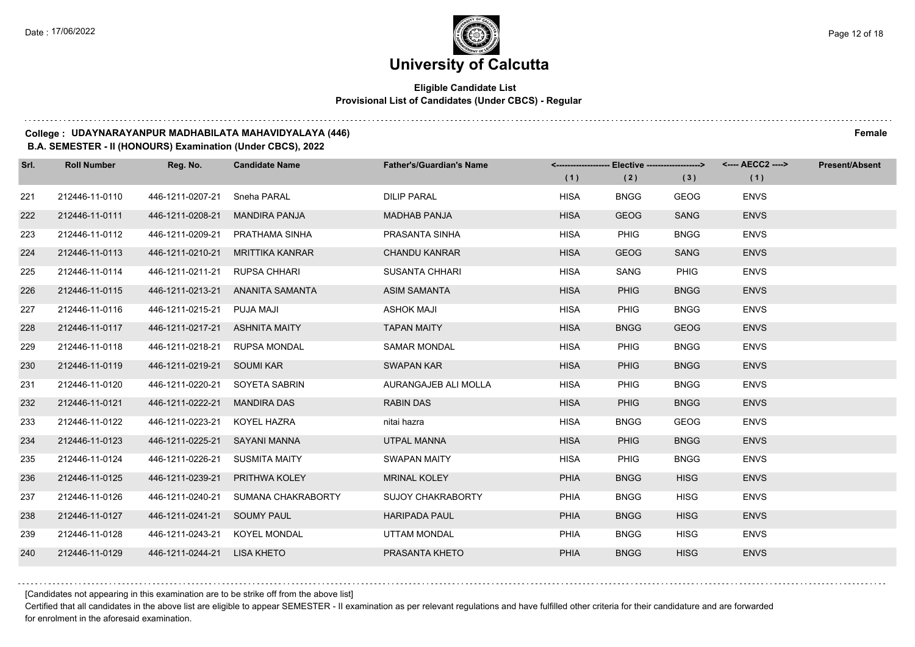# University of Calcutta

**Eligible Candidate List**
**Provisional List of Candidates (Under CBCS) - Regular**

**College : UDAYNARAYANPUR MADHABILATA MAHAVIDYALAYA (446)** **Female**
**B.A. SEMESTER - II (HONOURS) Examination (Under CBCS), 2022**

| Srl. | Roll Number | Reg. No. | Candidate Name | Father's/Guardian's Name | Elective (1) | Elective (2) | Elective (3) | AECC2 (1) | Present/Absent |
|---|---|---|---|---|---|---|---|---|---|
| 221 | 212446-11-0110 | 446-1211-0207-21 | Sneha PARAL | DILIP PARAL | HISA | BNGG | GEOG | ENVS | |
| 222 | 212446-11-0111 | 446-1211-0208-21 | MANDIRA PANJA | MADHAB PANJA | HISA | GEOG | SANG | ENVS | |
| 223 | 212446-11-0112 | 446-1211-0209-21 | PRATHAMA SINHA | PRASANTA SINHA | HISA | PHIG | BNGG | ENVS | |
| 224 | 212446-11-0113 | 446-1211-0210-21 | MRITTIKA KANRAR | CHANDU KANRAR | HISA | GEOG | SANG | ENVS | |
| 225 | 212446-11-0114 | 446-1211-0211-21 | RUPSA CHHARI | SUSANTA CHHARI | HISA | SANG | PHIG | ENVS | |
| 226 | 212446-11-0115 | 446-1211-0213-21 | ANANITA SAMANTA | ASIM SAMANTA | HISA | PHIG | BNGG | ENVS | |
| 227 | 212446-11-0116 | 446-1211-0215-21 | PUJA MAJI | ASHOK MAJI | HISA | PHIG | BNGG | ENVS | |
| 228 | 212446-11-0117 | 446-1211-0217-21 | ASHNITA MAITY | TAPAN MAITY | HISA | BNGG | GEOG | ENVS | |
| 229 | 212446-11-0118 | 446-1211-0218-21 | RUPSA MONDAL | SAMAR MONDAL | HISA | PHIG | BNGG | ENVS | |
| 230 | 212446-11-0119 | 446-1211-0219-21 | SOUMI KAR | SWAPAN KAR | HISA | PHIG | BNGG | ENVS | |
| 231 | 212446-11-0120 | 446-1211-0220-21 | SOYETA SABRIN | AURANGAJEB ALI MOLLA | HISA | PHIG | BNGG | ENVS | |
| 232 | 212446-11-0121 | 446-1211-0222-21 | MANDIRA DAS | RABIN DAS | HISA | PHIG | BNGG | ENVS | |
| 233 | 212446-11-0122 | 446-1211-0223-21 | KOYEL HAZRA | nitai hazra | HISA | BNGG | GEOG | ENVS | |
| 234 | 212446-11-0123 | 446-1211-0225-21 | SAYANI MANNA | UTPAL MANNA | HISA | PHIG | BNGG | ENVS | |
| 235 | 212446-11-0124 | 446-1211-0226-21 | SUSMITA MAITY | SWAPAN MAITY | HISA | PHIG | BNGG | ENVS | |
| 236 | 212446-11-0125 | 446-1211-0239-21 | PRITHWA KOLEY | MRINAL KOLEY | PHIA | BNGG | HISG | ENVS | |
| 237 | 212446-11-0126 | 446-1211-0240-21 | SUMANA CHAKRABORTY | SUJOY CHAKRABORTY | PHIA | BNGG | HISG | ENVS | |
| 238 | 212446-11-0127 | 446-1211-0241-21 | SOUMY PAUL | HARIPADA PAUL | PHIA | BNGG | HISG | ENVS | |
| 239 | 212446-11-0128 | 446-1211-0243-21 | KOYEL MONDAL | UTTAM MONDAL | PHIA | BNGG | HISG | ENVS | |
| 240 | 212446-11-0129 | 446-1211-0244-21 | LISA KHETO | PRASANTA KHETO | PHIA | BNGG | HISG | ENVS | |

[Candidates not appearing in this examination are to be strike off from the above list]

Certified that all candidates in the above list are eligible to appear SEMESTER - II examination as per relevant regulations and have fulfilled other criteria for their candidature and are forwarded for enrolment in the aforesaid examination.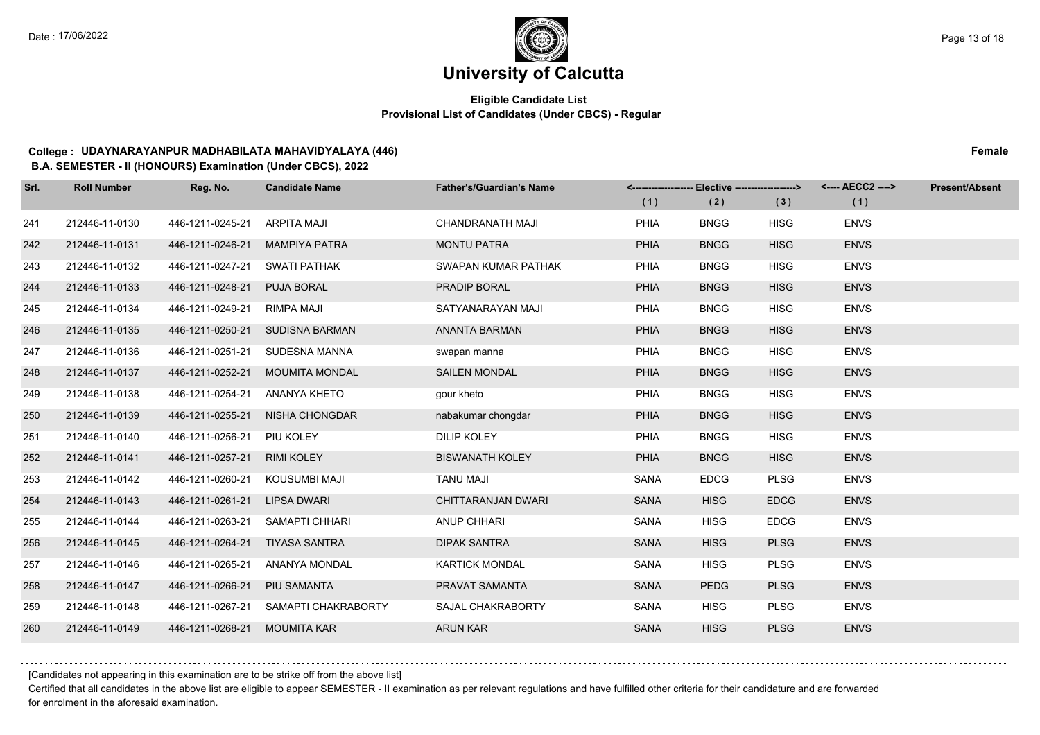# University of Calcutta

## Eligible Candidate List
### Provisional List of Candidates (Under CBCS) - Regular

**College : UDAYNARAYANPUR MADHABILATA MAHAVIDYALAYA (446)** **Female**

**B.A. SEMESTER - II (HONOURS) Examination (Under CBCS), 2022**

| Srl. | Roll Number | Reg. No. | Candidate Name | Father's/Guardian's Name | Elective (1) | Elective (2) | Elective (3) | AECC2 (1) | Present/Absent |
|---|---|---|---|---|---|---|---|---|---|
| 241 | 212446-11-0130 | 446-1211-0245-21 | ARPITA MAJI | CHANDRANATH MAJI | PHIA | BNGG | HISG | ENVS | |
| 242 | 212446-11-0131 | 446-1211-0246-21 | MAMPIYA PATRA | MONTU PATRA | PHIA | BNGG | HISG | ENVS | |
| 243 | 212446-11-0132 | 446-1211-0247-21 | SWATI PATHAK | SWAPAN KUMAR PATHAK | PHIA | BNGG | HISG | ENVS | |
| 244 | 212446-11-0133 | 446-1211-0248-21 | PUJA BORAL | PRADIP BORAL | PHIA | BNGG | HISG | ENVS | |
| 245 | 212446-11-0134 | 446-1211-0249-21 | RIMPA MAJI | SATYANARAYAN MAJI | PHIA | BNGG | HISG | ENVS | |
| 246 | 212446-11-0135 | 446-1211-0250-21 | SUDISNA BARMAN | ANANTA BARMAN | PHIA | BNGG | HISG | ENVS | |
| 247 | 212446-11-0136 | 446-1211-0251-21 | SUDESNA MANNA | swapan manna | PHIA | BNGG | HISG | ENVS | |
| 248 | 212446-11-0137 | 446-1211-0252-21 | MOUMITA MONDAL | SAILEN MONDAL | PHIA | BNGG | HISG | ENVS | |
| 249 | 212446-11-0138 | 446-1211-0254-21 | ANANYA KHETO | gour kheto | PHIA | BNGG | HISG | ENVS | |
| 250 | 212446-11-0139 | 446-1211-0255-21 | NISHA CHONGDAR | nabakumar chongdar | PHIA | BNGG | HISG | ENVS | |
| 251 | 212446-11-0140 | 446-1211-0256-21 | PIU KOLEY | DILIP KOLEY | PHIA | BNGG | HISG | ENVS | |
| 252 | 212446-11-0141 | 446-1211-0257-21 | RIMI KOLEY | BISWANATH KOLEY | PHIA | BNGG | HISG | ENVS | |
| 253 | 212446-11-0142 | 446-1211-0260-21 | KOUSUMBI MAJI | TANU MAJI | SANA | EDCG | PLSG | ENVS | |
| 254 | 212446-11-0143 | 446-1211-0261-21 | LIPSA DWARI | CHITTARANJAN DWARI | SANA | HISG | EDCG | ENVS | |
| 255 | 212446-11-0144 | 446-1211-0263-21 | SAMAPTI CHHARI | ANUP CHHARI | SANA | HISG | EDCG | ENVS | |
| 256 | 212446-11-0145 | 446-1211-0264-21 | TIYASA SANTRA | DIPAK SANTRA | SANA | HISG | PLSG | ENVS | |
| 257 | 212446-11-0146 | 446-1211-0265-21 | ANANYA MONDAL | KARTICK MONDAL | SANA | HISG | PLSG | ENVS | |
| 258 | 212446-11-0147 | 446-1211-0266-21 | PIU SAMANTA | PRAVAT SAMANTA | SANA | PEDG | PLSG | ENVS | |
| 259 | 212446-11-0148 | 446-1211-0267-21 | SAMAPTI CHAKRABORTY | SAJAL CHAKRABORTY | SANA | HISG | PLSG | ENVS | |
| 260 | 212446-11-0149 | 446-1211-0268-21 | MOUMITA KAR | ARUN KAR | SANA | HISG | PLSG | ENVS | |

[Candidates not appearing in this examination are to be strike off from the above list]

Certified that all candidates in the above list are eligible to appear SEMESTER - II examination as per relevant regulations and have fulfilled other criteria for their candidature and are forwarded for enrolment in the aforesaid examination.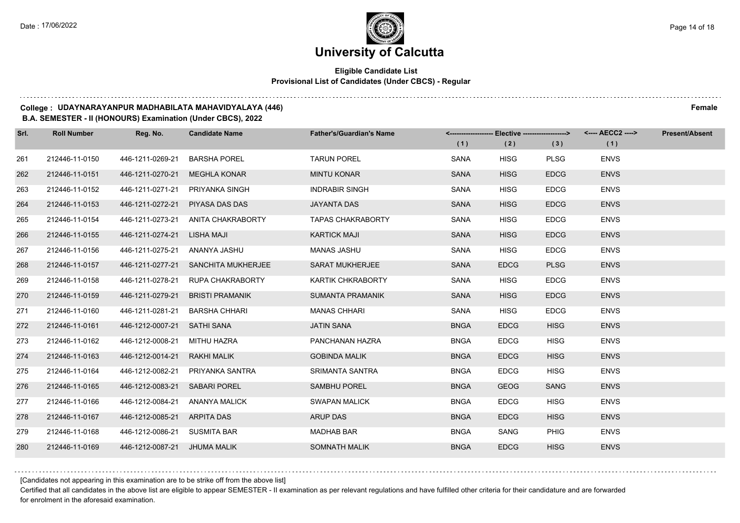# University of Calcutta

## Eligible Candidate List
### Provisional List of Candidates (Under CBCS) - Regular

**College : UDAYNARAYANPUR MADHABILATA MAHAVIDYALAYA (446)** **Female**

**B.A. SEMESTER - II (HONOURS) Examination (Under CBCS), 2022**

| Srl. | Roll Number | Reg. No. | Candidate Name | Father's/Guardian's Name | Elective (1) | Elective (2) | Elective (3) | AECC2 (1) | Present/Absent |
|---|---|---|---|---|---|---|---|---|---|
| 261 | 212446-11-0150 | 446-1211-0269-21 | BARSHA POREL | TARUN POREL | SANA | HISG | PLSG | ENVS | |
| 262 | 212446-11-0151 | 446-1211-0270-21 | MEGHLA KONAR | MINTU KONAR | SANA | HISG | EDCG | ENVS | |
| 263 | 212446-11-0152 | 446-1211-0271-21 | PRIYANKA SINGH | INDRABIR SINGH | SANA | HISG | EDCG | ENVS | |
| 264 | 212446-11-0153 | 446-1211-0272-21 | PIYASA DAS DAS | JAYANTA DAS | SANA | HISG | EDCG | ENVS | |
| 265 | 212446-11-0154 | 446-1211-0273-21 | ANITA CHAKRABORTY | TAPAS CHAKRABORTY | SANA | HISG | EDCG | ENVS | |
| 266 | 212446-11-0155 | 446-1211-0274-21 | LISHA MAJI | KARTICK MAJI | SANA | HISG | EDCG | ENVS | |
| 267 | 212446-11-0156 | 446-1211-0275-21 | ANANYA JASHU | MANAS JASHU | SANA | HISG | EDCG | ENVS | |
| 268 | 212446-11-0157 | 446-1211-0277-21 | SANCHITA MUKHERJEE | SARAT MUKHERJEE | SANA | EDCG | PLSG | ENVS | |
| 269 | 212446-11-0158 | 446-1211-0278-21 | RUPA CHAKRABORTY | KARTIK CHKRABORTY | SANA | HISG | EDCG | ENVS | |
| 270 | 212446-11-0159 | 446-1211-0279-21 | BRISTI PRAMANIK | SUMANTA PRAMANIK | SANA | HISG | EDCG | ENVS | |
| 271 | 212446-11-0160 | 446-1211-0281-21 | BARSHA CHHARI | MANAS CHHARI | SANA | HISG | EDCG | ENVS | |
| 272 | 212446-11-0161 | 446-1212-0007-21 | SATHI SANA | JATIN SANA | BNGA | EDCG | HISG | ENVS | |
| 273 | 212446-11-0162 | 446-1212-0008-21 | MITHU HAZRA | PANCHANAN HAZRA | BNGA | EDCG | HISG | ENVS | |
| 274 | 212446-11-0163 | 446-1212-0014-21 | RAKHI MALIK | GOBINDA MALIK | BNGA | EDCG | HISG | ENVS | |
| 275 | 212446-11-0164 | 446-1212-0082-21 | PRIYANKA SANTRA | SRIMANTA SANTRA | BNGA | EDCG | HISG | ENVS | |
| 276 | 212446-11-0165 | 446-1212-0083-21 | SABARI POREL | SAMBHU POREL | BNGA | GEOG | SANG | ENVS | |
| 277 | 212446-11-0166 | 446-1212-0084-21 | ANANYA MALICK | SWAPAN MALICK | BNGA | EDCG | HISG | ENVS | |
| 278 | 212446-11-0167 | 446-1212-0085-21 | ARPITA DAS | ARUP DAS | BNGA | EDCG | HISG | ENVS | |
| 279 | 212446-11-0168 | 446-1212-0086-21 | SUSMITA BAR | MADHAB BAR | BNGA | SANG | PHIG | ENVS | |
| 280 | 212446-11-0169 | 446-1212-0087-21 | JHUMA MALIK | SOMNATH MALIK | BNGA | EDCG | HISG | ENVS | |

[Candidates not appearing in this examination are to be strike off from the above list]

Certified that all candidates in the above list are eligible to appear SEMESTER - II examination as per relevant regulations and have fulfilled other criteria for their candidature and are forwarded for enrolment in the aforesaid examination.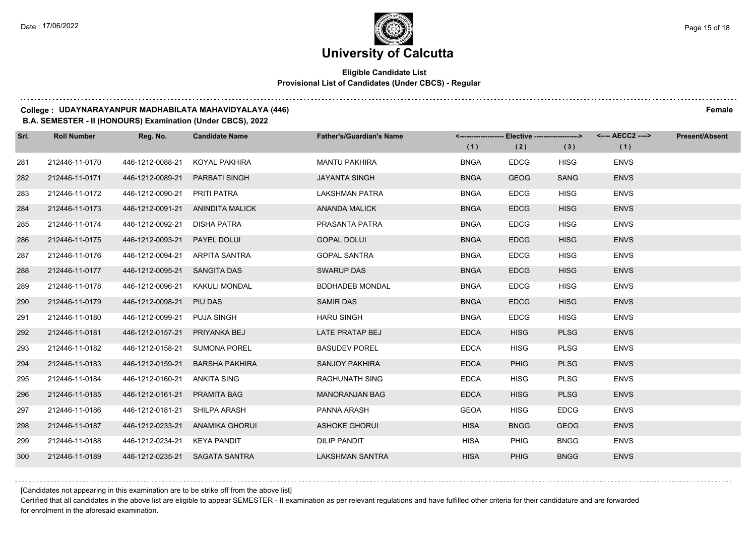# University of Calcutta

**Eligible Candidate List**
**Provisional List of Candidates (Under CBCS) - Regular**

**College : UDAYNARAYANPUR MADHABILATA MAHAVIDYALAYA (446)** **Female**
**B.A. SEMESTER - II (HONOURS) Examination (Under CBCS), 2022**

| Srl. | Roll Number | Reg. No. | Candidate Name | Father's/Guardian's Name | Elective (1) | Elective (2) | Elective (3) | AECC2 (1) | Present/Absent |
|---|---|---|---|---|---|---|---|---|---|
| 281 | 212446-11-0170 | 446-1212-0088-21 | KOYAL PAKHIRA | MANTU PAKHIRA | BNGA | EDCG | HISG | ENVS | |
| 282 | 212446-11-0171 | 446-1212-0089-21 | PARBATI SINGH | JAYANTA SINGH | BNGA | GEOG | SANG | ENVS | |
| 283 | 212446-11-0172 | 446-1212-0090-21 | PRITI PATRA | LAKSHMAN PATRA | BNGA | EDCG | HISG | ENVS | |
| 284 | 212446-11-0173 | 446-1212-0091-21 | ANINDITA MALICK | ANANDA MALICK | BNGA | EDCG | HISG | ENVS | |
| 285 | 212446-11-0174 | 446-1212-0092-21 | DISHA PATRA | PRASANTA PATRA | BNGA | EDCG | HISG | ENVS | |
| 286 | 212446-11-0175 | 446-1212-0093-21 | PAYEL DOLUI | GOPAL DOLUI | BNGA | EDCG | HISG | ENVS | |
| 287 | 212446-11-0176 | 446-1212-0094-21 | ARPITA SANTRA | GOPAL SANTRA | BNGA | EDCG | HISG | ENVS | |
| 288 | 212446-11-0177 | 446-1212-0095-21 | SANGITA DAS | SWARUP DAS | BNGA | EDCG | HISG | ENVS | |
| 289 | 212446-11-0178 | 446-1212-0096-21 | KAKULI MONDAL | BDDHADEB MONDAL | BNGA | EDCG | HISG | ENVS | |
| 290 | 212446-11-0179 | 446-1212-0098-21 | PIU DAS | SAMIR DAS | BNGA | EDCG | HISG | ENVS | |
| 291 | 212446-11-0180 | 446-1212-0099-21 | PUJA SINGH | HARU SINGH | BNGA | EDCG | HISG | ENVS | |
| 292 | 212446-11-0181 | 446-1212-0157-21 | PRIYANKA BEJ | LATE PRATAP BEJ | EDCA | HISG | PLSG | ENVS | |
| 293 | 212446-11-0182 | 446-1212-0158-21 | SUMONA POREL | BASUDEV POREL | EDCA | HISG | PLSG | ENVS | |
| 294 | 212446-11-0183 | 446-1212-0159-21 | BARSHA PAKHIRA | SANJOY PAKHIRA | EDCA | PHIG | PLSG | ENVS | |
| 295 | 212446-11-0184 | 446-1212-0160-21 | ANKITA SING | RAGHUNATH SING | EDCA | HISG | PLSG | ENVS | |
| 296 | 212446-11-0185 | 446-1212-0161-21 | PRAMITA BAG | MANORANJAN BAG | EDCA | HISG | PLSG | ENVS | |
| 297 | 212446-11-0186 | 446-1212-0181-21 | SHILPA ARASH | PANNA ARASH | GEOA | HISG | EDCG | ENVS | |
| 298 | 212446-11-0187 | 446-1212-0233-21 | ANAMIKA GHORUI | ASHOKE GHORUI | HISA | BNGG | GEOG | ENVS | |
| 299 | 212446-11-0188 | 446-1212-0234-21 | KEYA PANDIT | DILIP PANDIT | HISA | PHIG | BNGG | ENVS | |
| 300 | 212446-11-0189 | 446-1212-0235-21 | SAGATA SANTRA | LAKSHMAN SANTRA | HISA | PHIG | BNGG | ENVS | |

[Candidates not appearing in this examination are to be strike off from the above list]

Certified that all candidates in the above list are eligible to appear SEMESTER - II examination as per relevant regulations and have fulfilled other criteria for their candidature and are forwarded for enrolment in the aforesaid examination.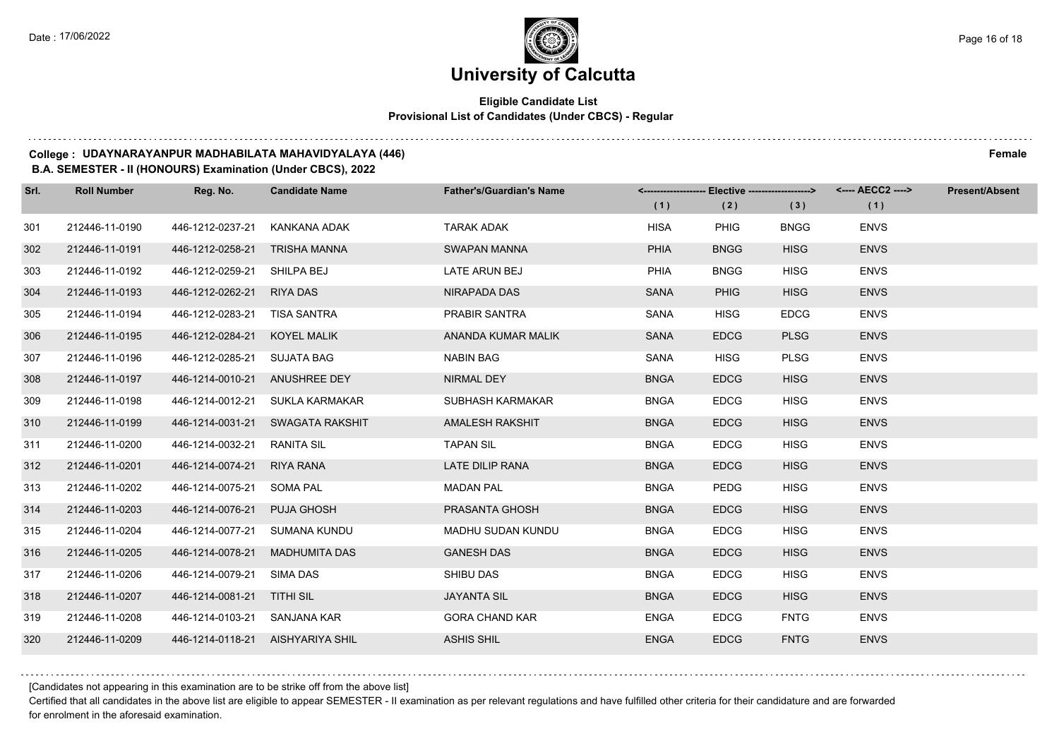# University of Calcutta

**Eligible Candidate List**
**Provisional List of Candidates (Under CBCS) - Regular**

**College : UDAYNARAYANPUR MADHABILATA MAHAVIDYALAYA (446)** **Female**

**B.A. SEMESTER - II (HONOURS) Examination (Under CBCS), 2022**

| Srl. | Roll Number | Reg. No. | Candidate Name | Father's/Guardian's Name | Elective (1) | Elective (2) | Elective (3) | AECC2 (1) | Present/Absent |
|---|---|---|---|---|---|---|---|---|---|
| 301 | 212446-11-0190 | 446-1212-0237-21 | KANKANA ADAK | TARAK ADAK | HISA | PHIG | BNGG | ENVS | |
| 302 | 212446-11-0191 | 446-1212-0258-21 | TRISHA MANNA | SWAPAN MANNA | PHIA | BNGG | HISG | ENVS | |
| 303 | 212446-11-0192 | 446-1212-0259-21 | SHILPA BEJ | LATE ARUN BEJ | PHIA | BNGG | HISG | ENVS | |
| 304 | 212446-11-0193 | 446-1212-0262-21 | RIYA DAS | NIRAPADA DAS | SANA | PHIG | HISG | ENVS | |
| 305 | 212446-11-0194 | 446-1212-0283-21 | TISA SANTRA | PRABIR SANTRA | SANA | HISG | EDCG | ENVS | |
| 306 | 212446-11-0195 | 446-1212-0284-21 | KOYEL MALIK | ANANDA KUMAR MALIK | SANA | EDCG | PLSG | ENVS | |
| 307 | 212446-11-0196 | 446-1212-0285-21 | SUJATA BAG | NABIN BAG | SANA | HISG | PLSG | ENVS | |
| 308 | 212446-11-0197 | 446-1214-0010-21 | ANUSHREE DEY | NIRMAL DEY | BNGA | EDCG | HISG | ENVS | |
| 309 | 212446-11-0198 | 446-1214-0012-21 | SUKLA KARMAKAR | SUBHASH KARMAKAR | BNGA | EDCG | HISG | ENVS | |
| 310 | 212446-11-0199 | 446-1214-0031-21 | SWAGATA RAKSHIT | AMALESH RAKSHIT | BNGA | EDCG | HISG | ENVS | |
| 311 | 212446-11-0200 | 446-1214-0032-21 | RANITA SIL | TAPAN SIL | BNGA | EDCG | HISG | ENVS | |
| 312 | 212446-11-0201 | 446-1214-0074-21 | RIYA RANA | LATE DILIP RANA | BNGA | EDCG | HISG | ENVS | |
| 313 | 212446-11-0202 | 446-1214-0075-21 | SOMA PAL | MADAN PAL | BNGA | PEDG | HISG | ENVS | |
| 314 | 212446-11-0203 | 446-1214-0076-21 | PUJA GHOSH | PRASANTA GHOSH | BNGA | EDCG | HISG | ENVS | |
| 315 | 212446-11-0204 | 446-1214-0077-21 | SUMANA KUNDU | MADHU SUDAN KUNDU | BNGA | EDCG | HISG | ENVS | |
| 316 | 212446-11-0205 | 446-1214-0078-21 | MADHUMITA DAS | GANESH DAS | BNGA | EDCG | HISG | ENVS | |
| 317 | 212446-11-0206 | 446-1214-0079-21 | SIMA DAS | SHIBU DAS | BNGA | EDCG | HISG | ENVS | |
| 318 | 212446-11-0207 | 446-1214-0081-21 | TITHI SIL | JAYANTA SIL | BNGA | EDCG | HISG | ENVS | |
| 319 | 212446-11-0208 | 446-1214-0103-21 | SANJANA KAR | GORA CHAND KAR | ENGA | EDCG | FNTG | ENVS | |
| 320 | 212446-11-0209 | 446-1214-0118-21 | AISHYARIYA SHIL | ASHIS SHIL | ENGA | EDCG | FNTG | ENVS | |

[Candidates not appearing in this examination are to be strike off from the above list]

Certified that all candidates in the above list are eligible to appear SEMESTER - II examination as per relevant regulations and have fulfilled other criteria for their candidature and are forwarded for enrolment in the aforesaid examination.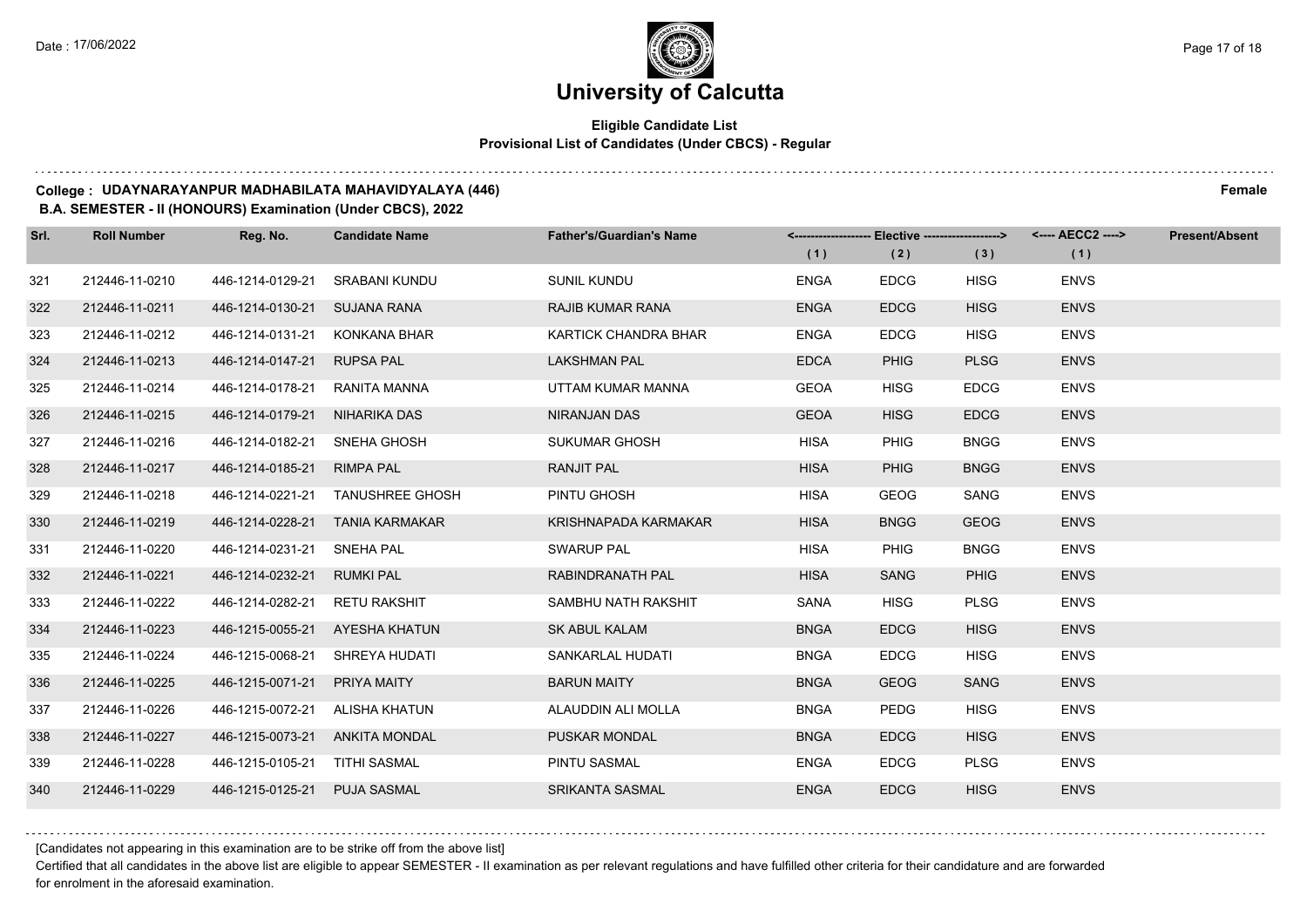# University of Calcutta

**Eligible Candidate List**
**Provisional List of Candidates (Under CBCS) - Regular**

**College : UDAYNARAYANPUR MADHABILATA MAHAVIDYALAYA (446)** **Female**
**B.A. SEMESTER - II (HONOURS) Examination (Under CBCS), 2022**

| Srl. | Roll Number | Reg. No. | Candidate Name | Father's/Guardian's Name | Elective (1) | Elective (2) | Elective (3) | AECC2 (1) | Present/Absent |
|---|---|---|---|---|---|---|---|---|---|
| 321 | 212446-11-0210 | 446-1214-0129-21 | SRABANI KUNDU | SUNIL KUNDU | ENGA | EDCG | HISG | ENVS | |
| 322 | 212446-11-0211 | 446-1214-0130-21 | SUJANA RANA | RAJIB KUMAR RANA | ENGA | EDCG | HISG | ENVS | |
| 323 | 212446-11-0212 | 446-1214-0131-21 | KONKANA BHAR | KARTICK CHANDRA BHAR | ENGA | EDCG | HISG | ENVS | |
| 324 | 212446-11-0213 | 446-1214-0147-21 | RUPSA PAL | LAKSHMAN PAL | EDCA | PHIG | PLSG | ENVS | |
| 325 | 212446-11-0214 | 446-1214-0178-21 | RANITA MANNA | UTTAM KUMAR MANNA | GEOA | HISG | EDCG | ENVS | |
| 326 | 212446-11-0215 | 446-1214-0179-21 | NIHARIKA DAS | NIRANJAN DAS | GEOA | HISG | EDCG | ENVS | |
| 327 | 212446-11-0216 | 446-1214-0182-21 | SNEHA GHOSH | SUKUMAR GHOSH | HISA | PHIG | BNGG | ENVS | |
| 328 | 212446-11-0217 | 446-1214-0185-21 | RIMPA PAL | RANJIT PAL | HISA | PHIG | BNGG | ENVS | |
| 329 | 212446-11-0218 | 446-1214-0221-21 | TANUSHREE GHOSH | PINTU GHOSH | HISA | GEOG | SANG | ENVS | |
| 330 | 212446-11-0219 | 446-1214-0228-21 | TANIA KARMAKAR | KRISHNAPADA KARMAKAR | HISA | BNGG | GEOG | ENVS | |
| 331 | 212446-11-0220 | 446-1214-0231-21 | SNEHA PAL | SWARUP PAL | HISA | PHIG | BNGG | ENVS | |
| 332 | 212446-11-0221 | 446-1214-0232-21 | RUMKI PAL | RABINDRANATH PAL | HISA | SANG | PHIG | ENVS | |
| 333 | 212446-11-0222 | 446-1214-0282-21 | RETU RAKSHIT | SAMBHU NATH RAKSHIT | SANA | HISG | PLSG | ENVS | |
| 334 | 212446-11-0223 | 446-1215-0055-21 | AYESHA KHATUN | SK ABUL KALAM | BNGA | EDCG | HISG | ENVS | |
| 335 | 212446-11-0224 | 446-1215-0068-21 | SHREYA HUDATI | SANKARLAL HUDATI | BNGA | EDCG | HISG | ENVS | |
| 336 | 212446-11-0225 | 446-1215-0071-21 | PRIYA MAITY | BARUN MAITY | BNGA | GEOG | SANG | ENVS | |
| 337 | 212446-11-0226 | 446-1215-0072-21 | ALISHA KHATUN | ALAUDDIN ALI MOLLA | BNGA | PEDG | HISG | ENVS | |
| 338 | 212446-11-0227 | 446-1215-0073-21 | ANKITA MONDAL | PUSKAR MONDAL | BNGA | EDCG | HISG | ENVS | |
| 339 | 212446-11-0228 | 446-1215-0105-21 | TITHI SASMAL | PINTU SASMAL | ENGA | EDCG | PLSG | ENVS | |
| 340 | 212446-11-0229 | 446-1215-0125-21 | PUJA SASMAL | SRIKANTA SASMAL | ENGA | EDCG | HISG | ENVS | |

[Candidates not appearing in this examination are to be strike off from the above list]

Certified that all candidates in the above list are eligible to appear SEMESTER - II examination as per relevant regulations and have fulfilled other criteria for their candidature and are forwarded for enrolment in the aforesaid examination.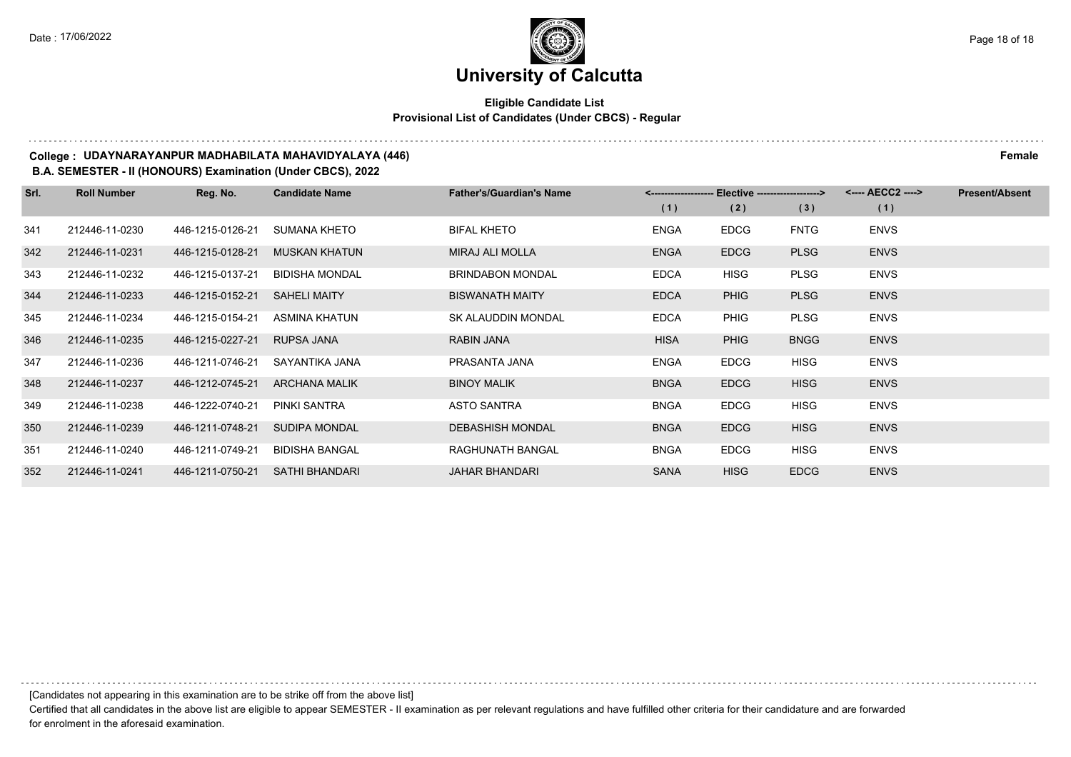# University of Calcutta

**Eligible Candidate List**
**Provisional List of Candidates (Under CBCS) - Regular**

**College : UDAYNARAYANPUR MADHABILATA MAHAVIDYALAYA (446)** **Female**
**B.A. SEMESTER - II (HONOURS) Examination (Under CBCS), 2022**

| Srl. | Roll Number | Reg. No. | Candidate Name | Father's/Guardian's Name | Elective (1) | Elective (2) | Elective (3) | AECC2 (1) | Present/Absent |
|---|---|---|---|---|---|---|---|---|---|
| 341 | 212446-11-0230 | 446-1215-0126-21 | SUMANA KHETO | BIFAL KHETO | ENGA | EDCG | FNTG | ENVS | |
| 342 | 212446-11-0231 | 446-1215-0128-21 | MUSKAN KHATUN | MIRAJ ALI MOLLA | ENGA | EDCG | PLSG | ENVS | |
| 343 | 212446-11-0232 | 446-1215-0137-21 | BIDISHA MONDAL | BRINDABON MONDAL | EDCA | HISG | PLSG | ENVS | |
| 344 | 212446-11-0233 | 446-1215-0152-21 | SAHELI MAITY | BISWANATH MAITY | EDCA | PHIG | PLSG | ENVS | |
| 345 | 212446-11-0234 | 446-1215-0154-21 | ASMINA KHATUN | SK ALAUDDIN MONDAL | EDCA | PHIG | PLSG | ENVS | |
| 346 | 212446-11-0235 | 446-1215-0227-21 | RUPSA JANA | RABIN JANA | HISA | PHIG | BNGG | ENVS | |
| 347 | 212446-11-0236 | 446-1211-0746-21 | SAYANTIKA JANA | PRASANTA JANA | ENGA | EDCG | HISG | ENVS | |
| 348 | 212446-11-0237 | 446-1212-0745-21 | ARCHANA MALIK | BINOY MALIK | BNGA | EDCG | HISG | ENVS | |
| 349 | 212446-11-0238 | 446-1222-0740-21 | PINKI SANTRA | ASTO SANTRA | BNGA | EDCG | HISG | ENVS | |
| 350 | 212446-11-0239 | 446-1211-0748-21 | SUDIPA MONDAL | DEBASHISH MONDAL | BNGA | EDCG | HISG | ENVS | |
| 351 | 212446-11-0240 | 446-1211-0749-21 | BIDISHA BANGAL | RAGHUNATH BANGAL | BNGA | EDCG | HISG | ENVS | |
| 352 | 212446-11-0241 | 446-1211-0750-21 | SATHI BHANDARI | JAHAR BHANDARI | SANA | HISG | EDCG | ENVS | |

[Candidates not appearing in this examination are to be strike off from the above list]

Certified that all candidates in the above list are eligible to appear SEMESTER - II examination as per relevant regulations and have fulfilled other criteria for their candidature and are forwarded for enrolment in the aforesaid examination.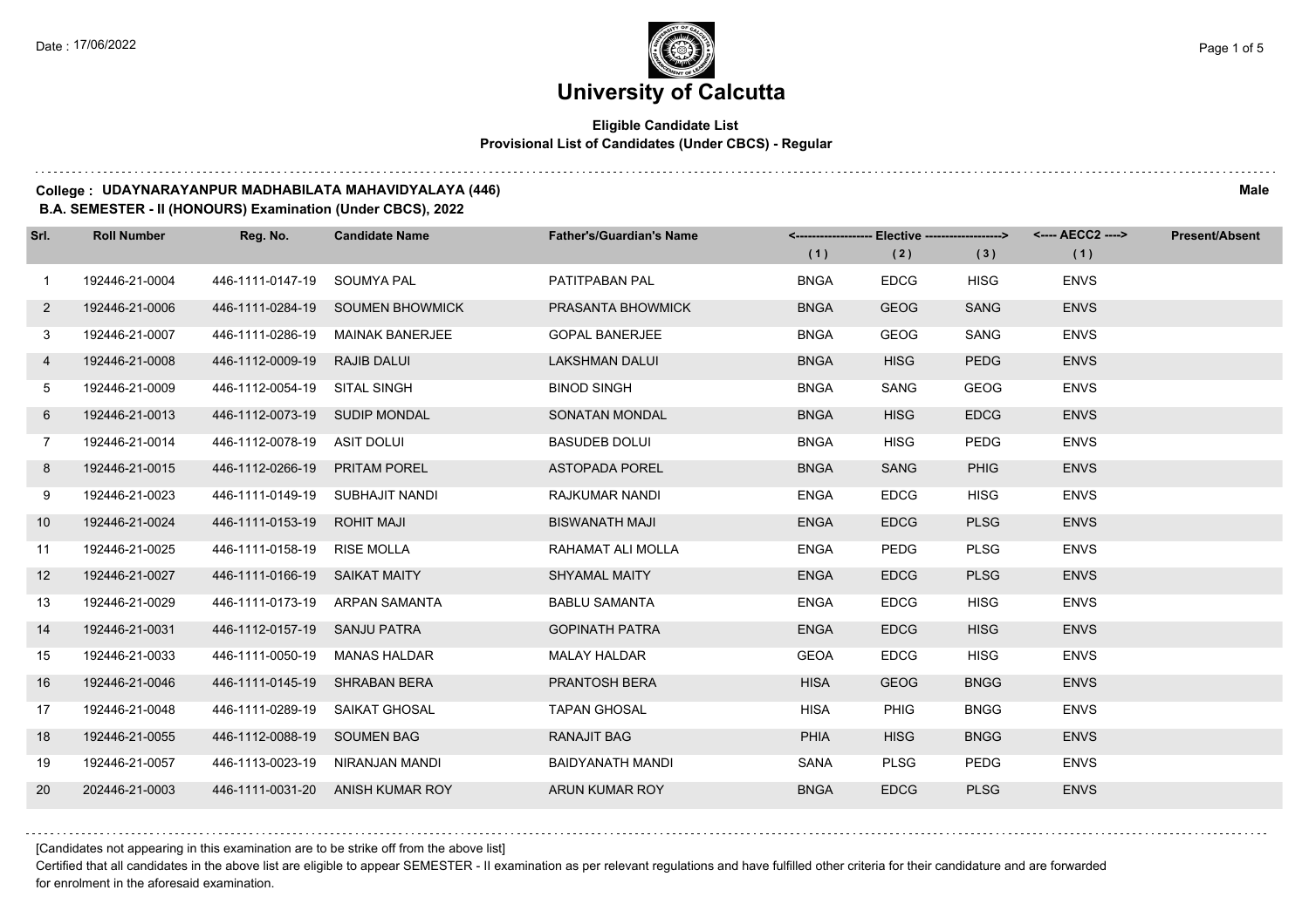# University of Calcutta

**Eligible Candidate List**
**Provisional List of Candidates (Under CBCS) - Regular**

**College : UDAYNARAYANPUR MADHABILATA MAHAVIDYALAYA (446)** **Male**
**B.A. SEMESTER - II (HONOURS) Examination (Under CBCS), 2022**

| Srl. | Roll Number | Reg. No. | Candidate Name | Father's/Guardian's Name | <------------------- Elective -------------------> | | | <---- AECC2 ----> | Present/Absent |
|---|---|---|---|---|---|---|---|---|---|
| | | | | | (1) | (2) | (3) | (1) | |
| 1 | 192446-21-0004 | 446-1111-0147-19 | SOUMYA PAL | PATITPABAN PAL | BNGA | EDCG | HISG | ENVS | |
| 2 | 192446-21-0006 | 446-1111-0284-19 | SOUMEN BHOWMICK | PRASANTA BHOWMICK | BNGA | GEOG | SANG | ENVS | |
| 3 | 192446-21-0007 | 446-1111-0286-19 | MAINAK BANERJEE | GOPAL BANERJEE | BNGA | GEOG | SANG | ENVS | |
| 4 | 192446-21-0008 | 446-1112-0009-19 | RAJIB DALUI | LAKSHMAN DALUI | BNGA | HISG | PEDG | ENVS | |
| 5 | 192446-21-0009 | 446-1112-0054-19 | SITAL SINGH | BINOD SINGH | BNGA | SANG | GEOG | ENVS | |
| 6 | 192446-21-0013 | 446-1112-0073-19 | SUDIP MONDAL | SONATAN MONDAL | BNGA | HISG | EDCG | ENVS | |
| 7 | 192446-21-0014 | 446-1112-0078-19 | ASIT DOLUI | BASUDEB DOLUI | BNGA | HISG | PEDG | ENVS | |
| 8 | 192446-21-0015 | 446-1112-0266-19 | PRITAM POREL | ASTOPADA POREL | BNGA | SANG | PHIG | ENVS | |
| 9 | 192446-21-0023 | 446-1111-0149-19 | SUBHAJIT NANDI | RAJKUMAR NANDI | ENGA | EDCG | HISG | ENVS | |
| 10 | 192446-21-0024 | 446-1111-0153-19 | ROHIT MAJI | BISWANATH MAJI | ENGA | EDCG | PLSG | ENVS | |
| 11 | 192446-21-0025 | 446-1111-0158-19 | RISE MOLLA | RAHAMAT ALI MOLLA | ENGA | PEDG | PLSG | ENVS | |
| 12 | 192446-21-0027 | 446-1111-0166-19 | SAIKAT MAITY | SHYAMAL MAITY | ENGA | EDCG | PLSG | ENVS | |
| 13 | 192446-21-0029 | 446-1111-0173-19 | ARPAN SAMANTA | BABLU SAMANTA | ENGA | EDCG | HISG | ENVS | |
| 14 | 192446-21-0031 | 446-1112-0157-19 | SANJU PATRA | GOPINATH PATRA | ENGA | EDCG | HISG | ENVS | |
| 15 | 192446-21-0033 | 446-1111-0050-19 | MANAS HALDAR | MALAY HALDAR | GEOA | EDCG | HISG | ENVS | |
| 16 | 192446-21-0046 | 446-1111-0145-19 | SHRABAN BERA | PRANTOSH BERA | HISA | GEOG | BNGG | ENVS | |
| 17 | 192446-21-0048 | 446-1111-0289-19 | SAIKAT GHOSAL | TAPAN GHOSAL | HISA | PHIG | BNGG | ENVS | |
| 18 | 192446-21-0055 | 446-1112-0088-19 | SOUMEN BAG | RANAJIT BAG | PHIA | HISG | BNGG | ENVS | |
| 19 | 192446-21-0057 | 446-1113-0023-19 | NIRANJAN MANDI | BAIDYANATH MANDI | SANA | PLSG | PEDG | ENVS | |
| 20 | 202446-21-0003 | 446-1111-0031-20 | ANISH KUMAR ROY | ARUN KUMAR ROY | BNGA | EDCG | PLSG | ENVS | |

[Candidates not appearing in this examination are to be strike off from the above list]

Certified that all candidates in the above list are eligible to appear SEMESTER - II examination as per relevant regulations and have fulfilled other criteria for their candidature and are forwarded for enrolment in the aforesaid examination.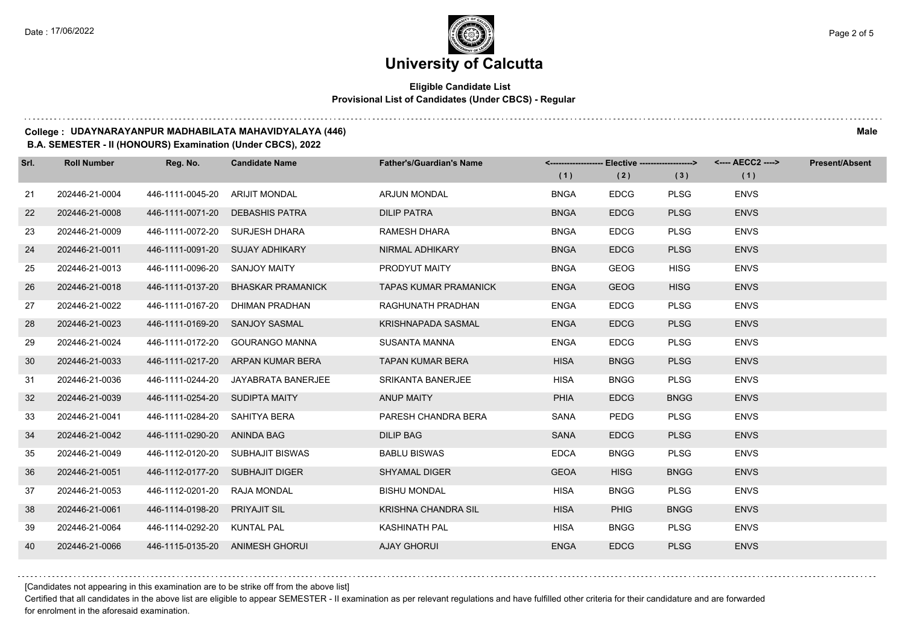# University of Calcutta

**Eligible Candidate List**
**Provisional List of Candidates (Under CBCS) - Regular**

**College : UDAYNARAYANPUR MADHABILATA MAHAVIDYALAYA (446)** **Male**
**B.A. SEMESTER - II (HONOURS) Examination (Under CBCS), 2022**

| Srl. | Roll Number | Reg. No. | Candidate Name | Father's/Guardian's Name | <------------------- Elective -------------------> | | | <---- AECC2 ----> | Present/Absent |
|---|---|---|---|---|---|---|---|---|---|
| | | | | | (1) | (2) | (3) | (1) | |
| 21 | 202446-21-0004 | 446-1111-0045-20 | ARIJIT MONDAL | ARJUN MONDAL | BNGA | EDCG | PLSG | ENVS | |
| 22 | 202446-21-0008 | 446-1111-0071-20 | DEBASHIS PATRA | DILIP PATRA | BNGA | EDCG | PLSG | ENVS | |
| 23 | 202446-21-0009 | 446-1111-0072-20 | SURJESH DHARA | RAMESH DHARA | BNGA | EDCG | PLSG | ENVS | |
| 24 | 202446-21-0011 | 446-1111-0091-20 | SUJAY ADHIKARY | NIRMAL ADHIKARY | BNGA | EDCG | PLSG | ENVS | |
| 25 | 202446-21-0013 | 446-1111-0096-20 | SANJOY MAITY | PRODYUT MAITY | BNGA | GEOG | HISG | ENVS | |
| 26 | 202446-21-0018 | 446-1111-0137-20 | BHASKAR PRAMANICK | TAPAS KUMAR PRAMANICK | ENGA | GEOG | HISG | ENVS | |
| 27 | 202446-21-0022 | 446-1111-0167-20 | DHIMAN PRADHAN | RAGHUNATH PRADHAN | ENGA | EDCG | PLSG | ENVS | |
| 28 | 202446-21-0023 | 446-1111-0169-20 | SANJOY SASMAL | KRISHNAPADA SASMAL | ENGA | EDCG | PLSG | ENVS | |
| 29 | 202446-21-0024 | 446-1111-0172-20 | GOURANGO MANNA | SUSANTA MANNA | ENGA | EDCG | PLSG | ENVS | |
| 30 | 202446-21-0033 | 446-1111-0217-20 | ARPAN KUMAR BERA | TAPAN KUMAR BERA | HISA | BNGG | PLSG | ENVS | |
| 31 | 202446-21-0036 | 446-1111-0244-20 | JAYABRATA BANERJEE | SRIKANTA BANERJEE | HISA | BNGG | PLSG | ENVS | |
| 32 | 202446-21-0039 | 446-1111-0254-20 | SUDIPTA MAITY | ANUP MAITY | PHIA | EDCG | BNGG | ENVS | |
| 33 | 202446-21-0041 | 446-1111-0284-20 | SAHITYA BERA | PARESH CHANDRA BERA | SANA | PEDG | PLSG | ENVS | |
| 34 | 202446-21-0042 | 446-1111-0290-20 | ANINDA BAG | DILIP BAG | SANA | EDCG | PLSG | ENVS | |
| 35 | 202446-21-0049 | 446-1112-0120-20 | SUBHAJIT BISWAS | BABLU BISWAS | EDCA | BNGG | PLSG | ENVS | |
| 36 | 202446-21-0051 | 446-1112-0177-20 | SUBHAJIT DIGER | SHYAMAL DIGER | GEOA | HISG | BNGG | ENVS | |
| 37 | 202446-21-0053 | 446-1112-0201-20 | RAJA MONDAL | BISHU MONDAL | HISA | BNGG | PLSG | ENVS | |
| 38 | 202446-21-0061 | 446-1114-0198-20 | PRIYAJIT SIL | KRISHNA CHANDRA SIL | HISA | PHIG | BNGG | ENVS | |
| 39 | 202446-21-0064 | 446-1114-0292-20 | KUNTAL PAL | KASHINATH PAL | HISA | BNGG | PLSG | ENVS | |
| 40 | 202446-21-0066 | 446-1115-0135-20 | ANIMESH GHORUI | AJAY GHORUI | ENGA | EDCG | PLSG | ENVS | |

[Candidates not appearing in this examination are to be strike off from the above list]

Certified that all candidates in the above list are eligible to appear SEMESTER - II examination as per relevant regulations and have fulfilled other criteria for their candidature and are forwarded for enrolment in the aforesaid examination.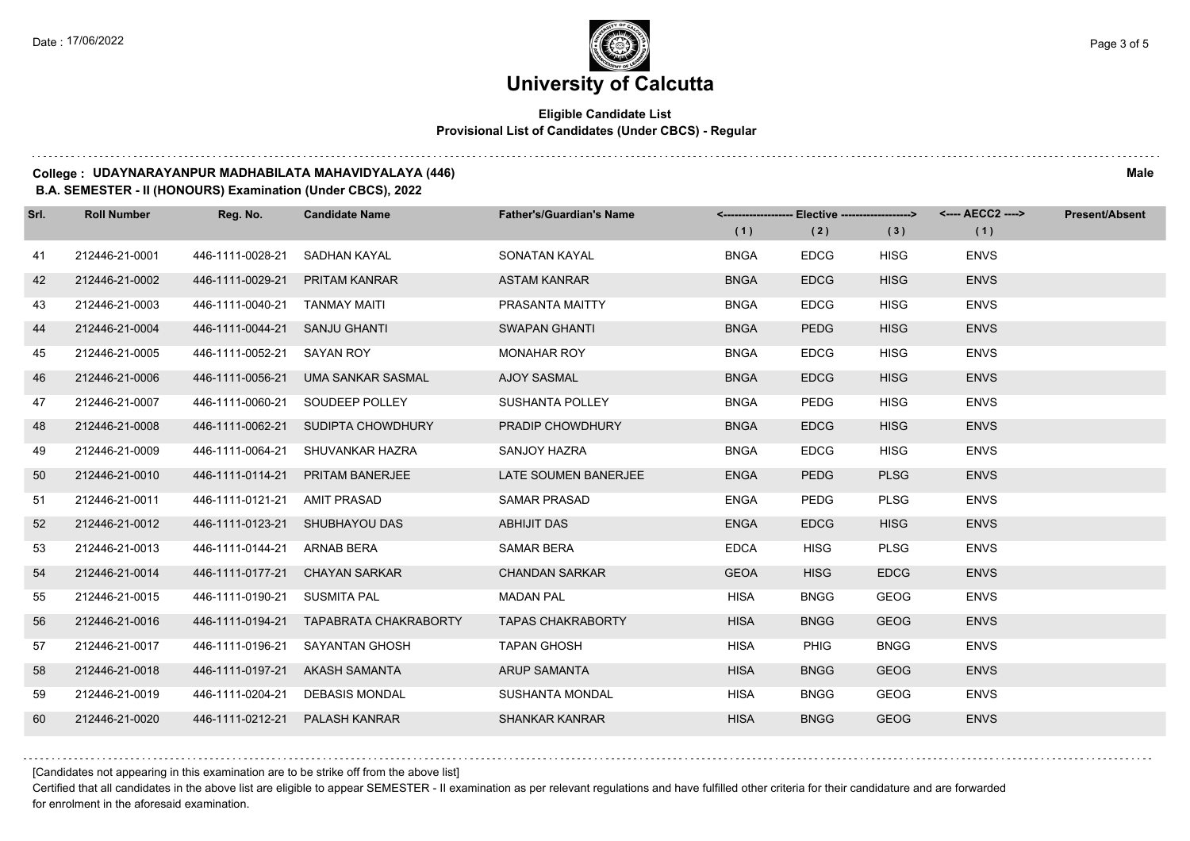# University of Calcutta

**Eligible Candidate List**
**Provisional List of Candidates (Under CBCS) - Regular**

**College : UDAYNARAYANPUR MADHABILATA MAHAVIDYALAYA (446)** **Male**
**B.A. SEMESTER - II (HONOURS) Examination (Under CBCS), 2022**

| Srl. | Roll Number | Reg. No. | Candidate Name | Father's/Guardian's Name | <------------------- Elective -------------------> | | | <---- AECC2 ----> | Present/Absent |
|---|---|---|---|---|---|---|---|---|---|
| | | | | | (1) | (2) | (3) | (1) | |
| 41 | 212446-21-0001 | 446-1111-0028-21 | SADHAN KAYAL | SONATAN KAYAL | BNGA | EDCG | HISG | ENVS | |
| 42 | 212446-21-0002 | 446-1111-0029-21 | PRITAM KANRAR | ASTAM KANRAR | BNGA | EDCG | HISG | ENVS | |
| 43 | 212446-21-0003 | 446-1111-0040-21 | TANMAY MAITI | PRASANTA MAITTY | BNGA | EDCG | HISG | ENVS | |
| 44 | 212446-21-0004 | 446-1111-0044-21 | SANJU GHANTI | SWAPAN GHANTI | BNGA | PEDG | HISG | ENVS | |
| 45 | 212446-21-0005 | 446-1111-0052-21 | SAYAN ROY | MONAHAR ROY | BNGA | EDCG | HISG | ENVS | |
| 46 | 212446-21-0006 | 446-1111-0056-21 | UMA SANKAR SASMAL | AJOY SASMAL | BNGA | EDCG | HISG | ENVS | |
| 47 | 212446-21-0007 | 446-1111-0060-21 | SOUDEEP POLLEY | SUSHANTA POLLEY | BNGA | PEDG | HISG | ENVS | |
| 48 | 212446-21-0008 | 446-1111-0062-21 | SUDIPTA CHOWDHURY | PRADIP CHOWDHURY | BNGA | EDCG | HISG | ENVS | |
| 49 | 212446-21-0009 | 446-1111-0064-21 | SHUVANKAR HAZRA | SANJOY HAZRA | BNGA | EDCG | HISG | ENVS | |
| 50 | 212446-21-0010 | 446-1111-0114-21 | PRITAM BANERJEE | LATE SOUMEN BANERJEE | ENGA | PEDG | PLSG | ENVS | |
| 51 | 212446-21-0011 | 446-1111-0121-21 | AMIT PRASAD | SAMAR PRASAD | ENGA | PEDG | PLSG | ENVS | |
| 52 | 212446-21-0012 | 446-1111-0123-21 | SHUBHAYOU DAS | ABHIJIT DAS | ENGA | EDCG | HISG | ENVS | |
| 53 | 212446-21-0013 | 446-1111-0144-21 | ARNAB BERA | SAMAR BERA | EDCA | HISG | PLSG | ENVS | |
| 54 | 212446-21-0014 | 446-1111-0177-21 | CHAYAN SARKAR | CHANDAN SARKAR | GEOA | HISG | EDCG | ENVS | |
| 55 | 212446-21-0015 | 446-1111-0190-21 | SUSMITA PAL | MADAN PAL | HISA | BNGG | GEOG | ENVS | |
| 56 | 212446-21-0016 | 446-1111-0194-21 | TAPABRATA CHAKRABORTY | TAPAS CHAKRABORTY | HISA | BNGG | GEOG | ENVS | |
| 57 | 212446-21-0017 | 446-1111-0196-21 | SAYANTAN GHOSH | TAPAN GHOSH | HISA | PHIG | BNGG | ENVS | |
| 58 | 212446-21-0018 | 446-1111-0197-21 | AKASH SAMANTA | ARUP SAMANTA | HISA | BNGG | GEOG | ENVS | |
| 59 | 212446-21-0019 | 446-1111-0204-21 | DEBASIS MONDAL | SUSHANTA MONDAL | HISA | BNGG | GEOG | ENVS | |
| 60 | 212446-21-0020 | 446-1111-0212-21 | PALASH KANRAR | SHANKAR KANRAR | HISA | BNGG | GEOG | ENVS | |

[Candidates not appearing in this examination are to be strike off from the above list]

Certified that all candidates in the above list are eligible to appear SEMESTER - II examination as per relevant regulations and have fulfilled other criteria for their candidature and are forwarded for enrolment in the aforesaid examination.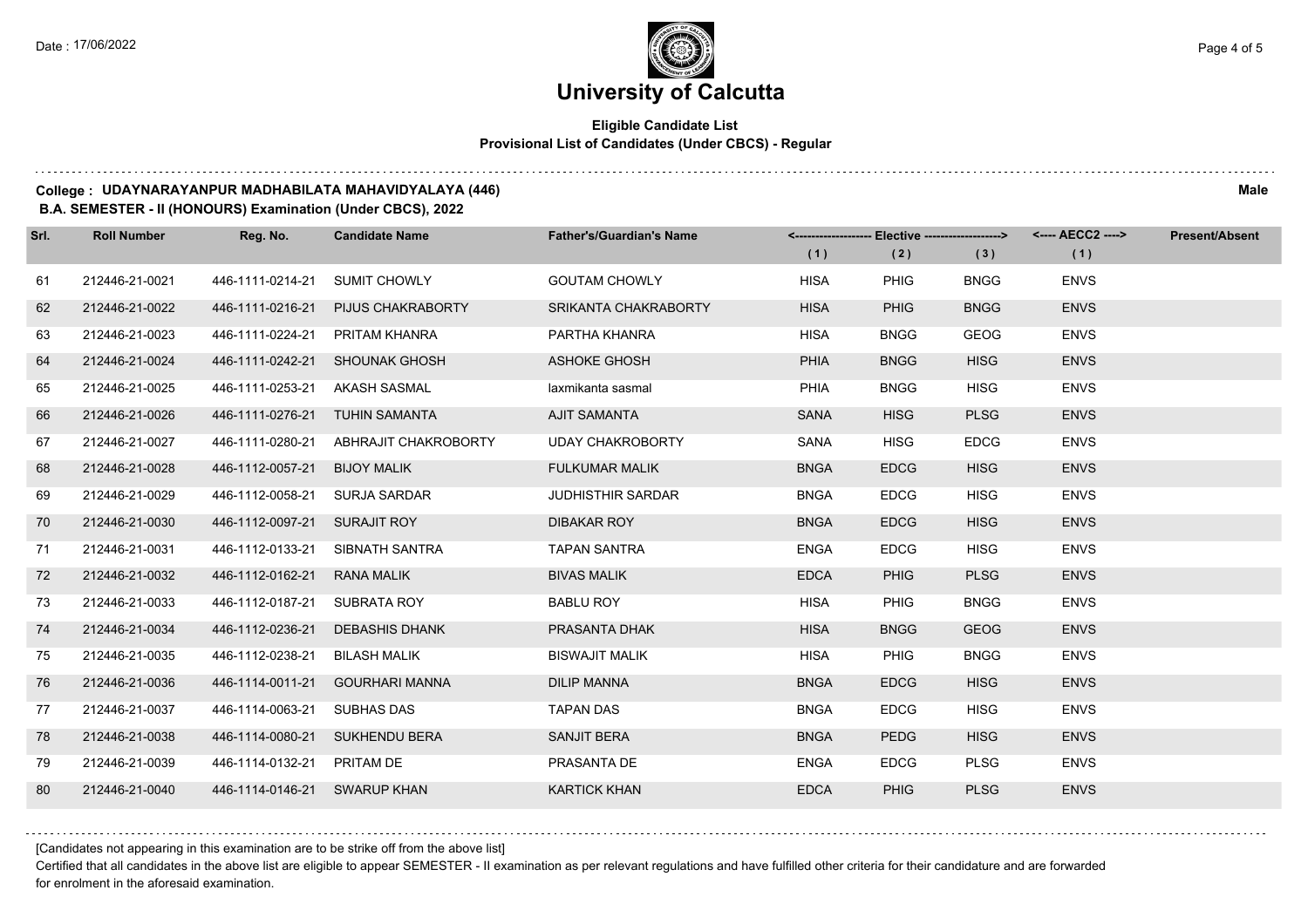# University of Calcutta

**Eligible Candidate List**
**Provisional List of Candidates (Under CBCS) - Regular**

**College : UDAYNARAYANPUR MADHABILATA MAHAVIDYALAYA (446)** **Male**

**B.A. SEMESTER - II (HONOURS) Examination (Under CBCS), 2022**

| Srl. | Roll Number | Reg. No. | Candidate Name | Father's/Guardian's Name | Elective (1) | Elective (2) | Elective (3) | AECC2 (1) | Present/Absent |
|---|---|---|---|---|---|---|---|---|---|
| 61 | 212446-21-0021 | 446-1111-0214-21 | SUMIT CHOWLY | GOUTAM CHOWLY | HISA | PHIG | BNGG | ENVS | |
| 62 | 212446-21-0022 | 446-1111-0216-21 | PIJUS CHAKRABORTY | SRIKANTA CHAKRABORTY | HISA | PHIG | BNGG | ENVS | |
| 63 | 212446-21-0023 | 446-1111-0224-21 | PRITAM KHANRA | PARTHA KHANRA | HISA | BNGG | GEOG | ENVS | |
| 64 | 212446-21-0024 | 446-1111-0242-21 | SHOUNAK GHOSH | ASHOKE GHOSH | PHIA | BNGG | HISG | ENVS | |
| 65 | 212446-21-0025 | 446-1111-0253-21 | AKASH SASMAL | laxmikanta sasmal | PHIA | BNGG | HISG | ENVS | |
| 66 | 212446-21-0026 | 446-1111-0276-21 | TUHIN SAMANTA | AJIT SAMANTA | SANA | HISG | PLSG | ENVS | |
| 67 | 212446-21-0027 | 446-1111-0280-21 | ABHRAJIT CHAKROBORTY | UDAY CHAKROBORTY | SANA | HISG | EDCG | ENVS | |
| 68 | 212446-21-0028 | 446-1112-0057-21 | BIJOY MALIK | FULKUMAR MALIK | BNGA | EDCG | HISG | ENVS | |
| 69 | 212446-21-0029 | 446-1112-0058-21 | SURJA SARDAR | JUDHISTHIR SARDAR | BNGA | EDCG | HISG | ENVS | |
| 70 | 212446-21-0030 | 446-1112-0097-21 | SURAJIT ROY | DIBAKAR ROY | BNGA | EDCG | HISG | ENVS | |
| 71 | 212446-21-0031 | 446-1112-0133-21 | SIBNATH SANTRA | TAPAN SANTRA | ENGA | EDCG | HISG | ENVS | |
| 72 | 212446-21-0032 | 446-1112-0162-21 | RANA MALIK | BIVAS MALIK | EDCA | PHIG | PLSG | ENVS | |
| 73 | 212446-21-0033 | 446-1112-0187-21 | SUBRATA ROY | BABLU ROY | HISA | PHIG | BNGG | ENVS | |
| 74 | 212446-21-0034 | 446-1112-0236-21 | DEBASHIS DHANK | PRASANTA DHAK | HISA | BNGG | GEOG | ENVS | |
| 75 | 212446-21-0035 | 446-1112-0238-21 | BILASH MALIK | BISWAJIT MALIK | HISA | PHIG | BNGG | ENVS | |
| 76 | 212446-21-0036 | 446-1114-0011-21 | GOURHARI MANNA | DILIP MANNA | BNGA | EDCG | HISG | ENVS | |
| 77 | 212446-21-0037 | 446-1114-0063-21 | SUBHAS DAS | TAPAN DAS | BNGA | EDCG | HISG | ENVS | |
| 78 | 212446-21-0038 | 446-1114-0080-21 | SUKHENDU BERA | SANJIT BERA | BNGA | PEDG | HISG | ENVS | |
| 79 | 212446-21-0039 | 446-1114-0132-21 | PRITAM DE | PRASANTA DE | ENGA | EDCG | PLSG | ENVS | |
| 80 | 212446-21-0040 | 446-1114-0146-21 | SWARUP KHAN | KARTICK KHAN | EDCA | PHIG | PLSG | ENVS | |

[Candidates not appearing in this examination are to be strike off from the above list]

Certified that all candidates in the above list are eligible to appear SEMESTER - II examination as per relevant regulations and have fulfilled other criteria for their candidature and are forwarded for enrolment in the aforesaid examination.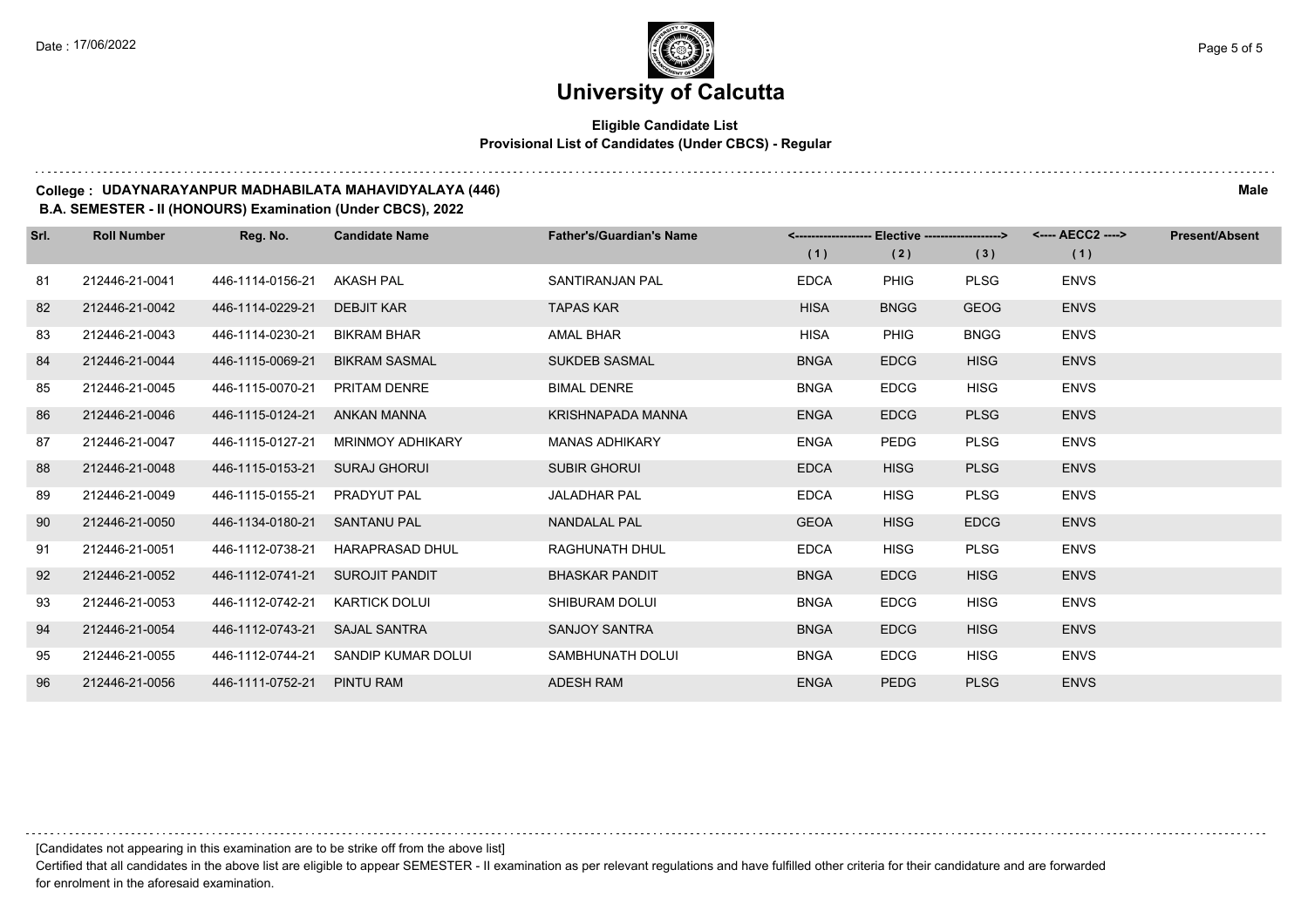# University of Calcutta

## Eligible Candidate List
### Provisional List of Candidates (Under CBCS) - Regular

**College : UDAYNARAYANPUR MADHABILATA MAHAVIDYALAYA (446)** **Male**

**B.A. SEMESTER - II (HONOURS) Examination (Under CBCS), 2022**

| Srl. | Roll Number | Reg. No. | Candidate Name | Father's/Guardian's Name | Elective (1) | Elective (2) | Elective (3) | AECC2 (1) | Present/Absent |
|---|---|---|---|---|---|---|---|---|---|
| 81 | 212446-21-0041 | 446-1114-0156-21 | AKASH PAL | SANTIRANJAN PAL | EDCA | PHIG | PLSG | ENVS | |
| 82 | 212446-21-0042 | 446-1114-0229-21 | DEBJIT KAR | TAPAS KAR | HISA | BNGG | GEOG | ENVS | |
| 83 | 212446-21-0043 | 446-1114-0230-21 | BIKRAM BHAR | AMAL BHAR | HISA | PHIG | BNGG | ENVS | |
| 84 | 212446-21-0044 | 446-1115-0069-21 | BIKRAM SASMAL | SUKDEB SASMAL | BNGA | EDCG | HISG | ENVS | |
| 85 | 212446-21-0045 | 446-1115-0070-21 | PRITAM DENRE | BIMAL DENRE | BNGA | EDCG | HISG | ENVS | |
| 86 | 212446-21-0046 | 446-1115-0124-21 | ANKAN MANNA | KRISHNAPADA MANNA | ENGA | EDCG | PLSG | ENVS | |
| 87 | 212446-21-0047 | 446-1115-0127-21 | MRINMOY ADHIKARY | MANAS ADHIKARY | ENGA | PEDG | PLSG | ENVS | |
| 88 | 212446-21-0048 | 446-1115-0153-21 | SURAJ GHORUI | SUBIR GHORUI | EDCA | HISG | PLSG | ENVS | |
| 89 | 212446-21-0049 | 446-1115-0155-21 | PRADYUT PAL | JALADHAR PAL | EDCA | HISG | PLSG | ENVS | |
| 90 | 212446-21-0050 | 446-1134-0180-21 | SANTANU PAL | NANDALAL PAL | GEOA | HISG | EDCG | ENVS | |
| 91 | 212446-21-0051 | 446-1112-0738-21 | HARAPRASAD DHUL | RAGHUNATH DHUL | EDCA | HISG | PLSG | ENVS | |
| 92 | 212446-21-0052 | 446-1112-0741-21 | SUROJIT PANDIT | BHASKAR PANDIT | BNGA | EDCG | HISG | ENVS | |
| 93 | 212446-21-0053 | 446-1112-0742-21 | KARTICK DOLUI | SHIBURAM DOLUI | BNGA | EDCG | HISG | ENVS | |
| 94 | 212446-21-0054 | 446-1112-0743-21 | SAJAL SANTRA | SANJOY SANTRA | BNGA | EDCG | HISG | ENVS | |
| 95 | 212446-21-0055 | 446-1112-0744-21 | SANDIP KUMAR DOLUI | SAMBHUNATH DOLUI | BNGA | EDCG | HISG | ENVS | |
| 96 | 212446-21-0056 | 446-1111-0752-21 | PINTU RAM | ADESH RAM | ENGA | PEDG | PLSG | ENVS | |

[Candidates not appearing in this examination are to be strike off from the above list]

Certified that all candidates in the above list are eligible to appear SEMESTER - II examination as per relevant regulations and have fulfilled other criteria for their candidature and are forwarded for enrolment in the aforesaid examination.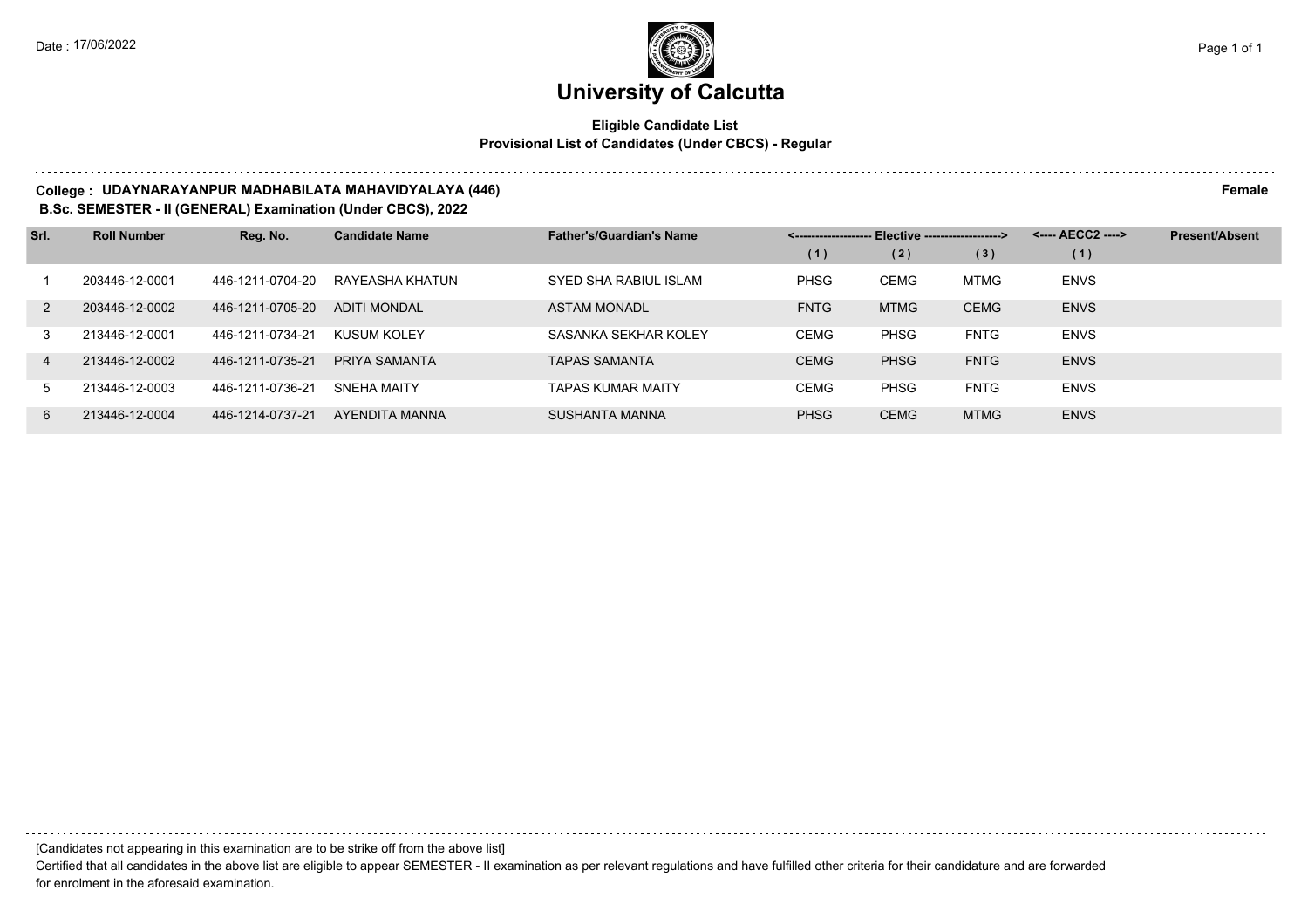# University of Calcutta

**Eligible Candidate List**
**Provisional List of Candidates (Under CBCS) - Regular**

**College : UDAYNARAYANPUR MADHABILATA MAHAVIDYALAYA (446)** **Female**

**B.Sc. SEMESTER - II (GENERAL) Examination (Under CBCS), 2022**

| Srl. | Roll Number | Reg. No. | Candidate Name | Father's/Guardian's Name | Elective (1) | Elective (2) | Elective (3) | AECC2 (1) | Present/Absent |
|---|---|---|---|---|---|---|---|---|---|
| 1 | 203446-12-0001 | 446-1211-0704-20 | RAYEASHA KHATUN | SYED SHA RABIUL ISLAM | PHSG | CEMG | MTMG | ENVS | |
| 2 | 203446-12-0002 | 446-1211-0705-20 | ADITI MONDAL | ASTAM MONADL | FNTG | MTMG | CEMG | ENVS | |
| 3 | 213446-12-0001 | 446-1211-0734-21 | KUSUM KOLEY | SASANKA SEKHAR KOLEY | CEMG | PHSG | FNTG | ENVS | |
| 4 | 213446-12-0002 | 446-1211-0735-21 | PRIYA SAMANTA | TAPAS SAMANTA | CEMG | PHSG | FNTG | ENVS | |
| 5 | 213446-12-0003 | 446-1211-0736-21 | SNEHA MAITY | TAPAS KUMAR MAITY | CEMG | PHSG | FNTG | ENVS | |
| 6 | 213446-12-0004 | 446-1214-0737-21 | AYENDITA MANNA | SUSHANTA MANNA | PHSG | CEMG | MTMG | ENVS | |

[Candidates not appearing in this examination are to be strike off from the above list]

Certified that all candidates in the above list are eligible to appear SEMESTER - II examination as per relevant regulations and have fulfilled other criteria for their candidature and are forwarded for enrolment in the aforesaid examination.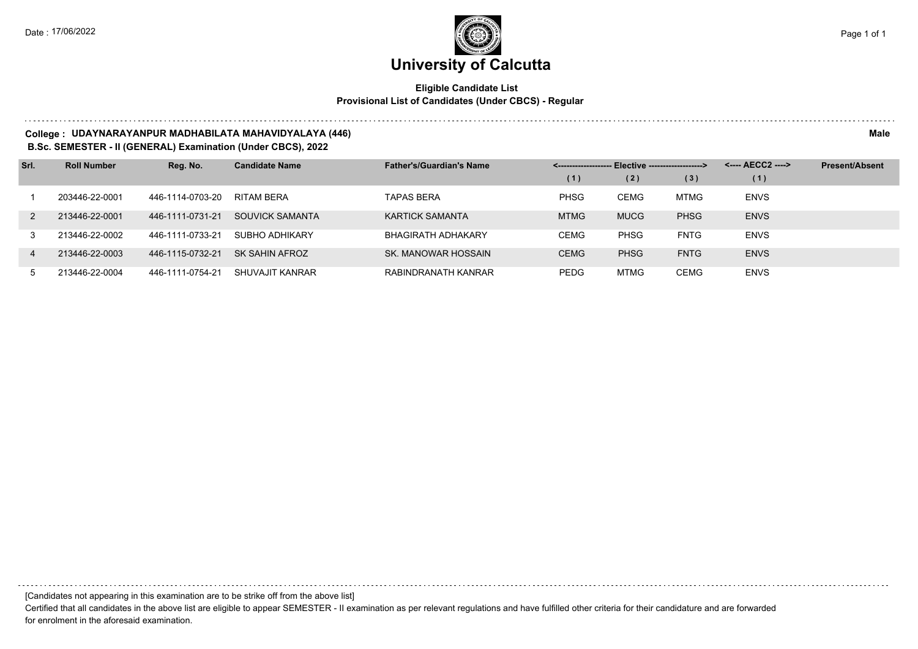# University of Calcutta

**Eligible Candidate List**
**Provisional List of Candidates (Under CBCS) - Regular**

**College : UDAYNARAYANPUR MADHABILATA MAHAVIDYALAYA (446)** **Male**

**B.Sc. SEMESTER - II (GENERAL) Examination (Under CBCS), 2022**

| Srl. | Roll Number | Reg. No. | Candidate Name | Father's/Guardian's Name | Elective (1) | Elective (2) | Elective (3) | AECC2 (1) | Present/Absent |
|---|---|---|---|---|---|---|---|---|---|
| 1 | 203446-22-0001 | 446-1114-0703-20 | RITAM BERA | TAPAS BERA | PHSG | CEMG | MTMG | ENVS | |
| 2 | 213446-22-0001 | 446-1111-0731-21 | SOUVICK SAMANTA | KARTICK SAMANTA | MTMG | MUCG | PHSG | ENVS | |
| 3 | 213446-22-0002 | 446-1111-0733-21 | SUBHO ADHIKARY | BHAGIRATH ADHAKARY | CEMG | PHSG | FNTG | ENVS | |
| 4 | 213446-22-0003 | 446-1115-0732-21 | SK SAHIN AFROZ | SK. MANOWAR HOSSAIN | CEMG | PHSG | FNTG | ENVS | |
| 5 | 213446-22-0004 | 446-1111-0754-21 | SHUVAJIT KANRAR | RABINDRANATH KANRAR | PEDG | MTMG | CEMG | ENVS | |

[Candidates not appearing in this examination are to be strike off from the above list]

Certified that all candidates in the above list are eligible to appear SEMESTER - II examination as per relevant regulations and have fulfilled other criteria for their candidature and are forwarded for enrolment in the aforesaid examination.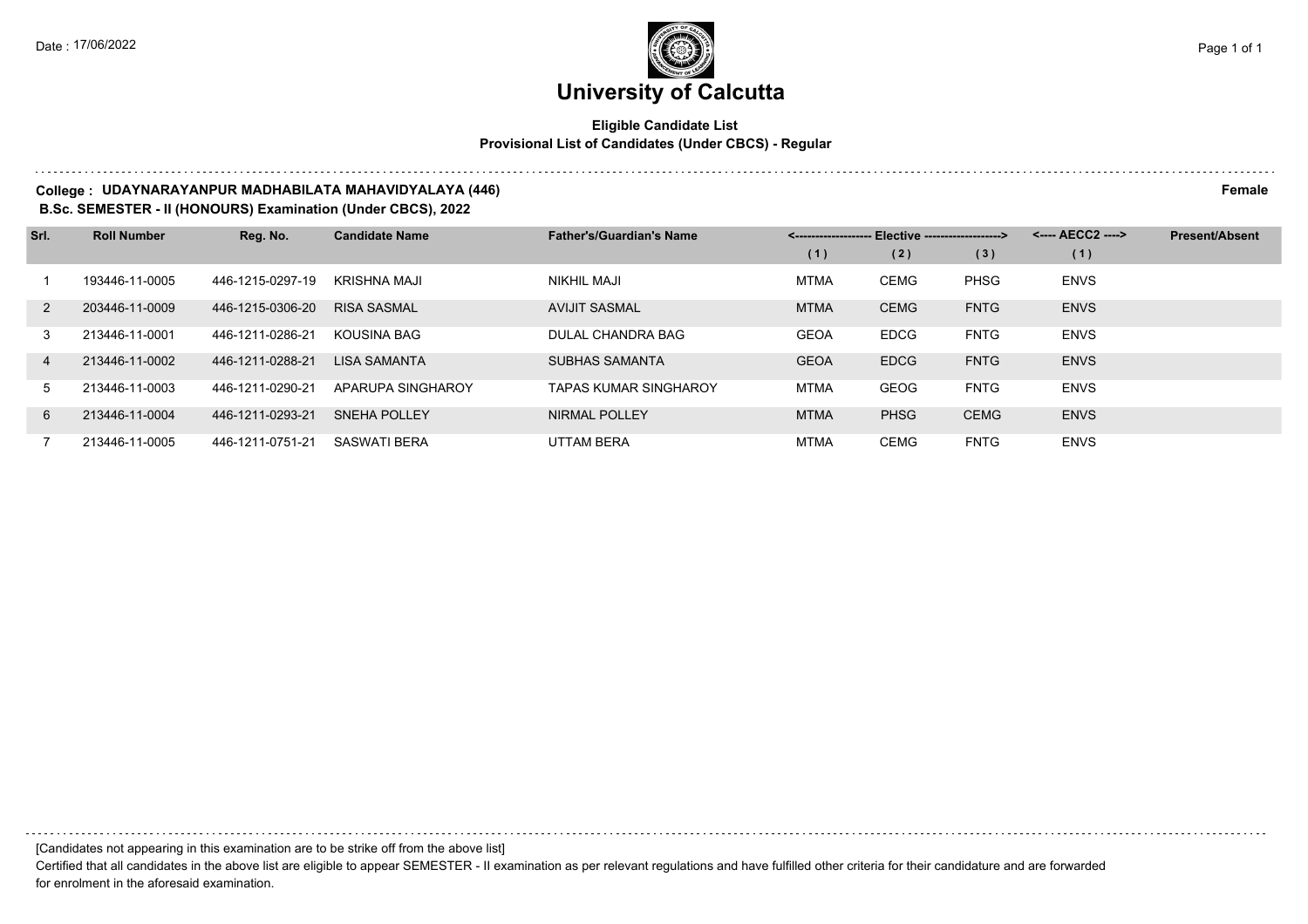# University of Calcutta

**Eligible Candidate List**
**Provisional List of Candidates (Under CBCS) - Regular**

**College : UDAYNARAYANPUR MADHABILATA MAHAVIDYALAYA (446)** **Female**
**B.Sc. SEMESTER - II (HONOURS) Examination (Under CBCS), 2022**

| Srl. | Roll Number | Reg. No. | Candidate Name | Father's/Guardian's Name | <------------------- Elective -------------------> | | | <---- AECC2 ----> | Present/Absent |
|---|---|---|---|---|---|---|---|---|---|
| | | | | | (1) | (2) | (3) | (1) | |
| 1 | 193446-11-0005 | 446-1215-0297-19 | KRISHNA MAJI | NIKHIL MAJI | MTMA | CEMG | PHSG | ENVS | |
| 2 | 203446-11-0009 | 446-1215-0306-20 | RISA SASMAL | AVIJIT SASMAL | MTMA | CEMG | FNTG | ENVS | |
| 3 | 213446-11-0001 | 446-1211-0286-21 | KOUSINA BAG | DULAL CHANDRA BAG | GEOA | EDCG | FNTG | ENVS | |
| 4 | 213446-11-0002 | 446-1211-0288-21 | LISA SAMANTA | SUBHAS SAMANTA | GEOA | EDCG | FNTG | ENVS | |
| 5 | 213446-11-0003 | 446-1211-0290-21 | APARUPA SINGHAROY | TAPAS KUMAR SINGHAROY | MTMA | GEOG | FNTG | ENVS | |
| 6 | 213446-11-0004 | 446-1211-0293-21 | SNEHA POLLEY | NIRMAL POLLEY | MTMA | PHSG | CEMG | ENVS | |
| 7 | 213446-11-0005 | 446-1211-0751-21 | SASWATI BERA | UTTAM BERA | MTMA | CEMG | FNTG | ENVS | |

[Candidates not appearing in this examination are to be strike off from the above list]

Certified that all candidates in the above list are eligible to appear SEMESTER - II examination as per relevant regulations and have fulfilled other criteria for their candidature and are forwarded for enrolment in the aforesaid examination.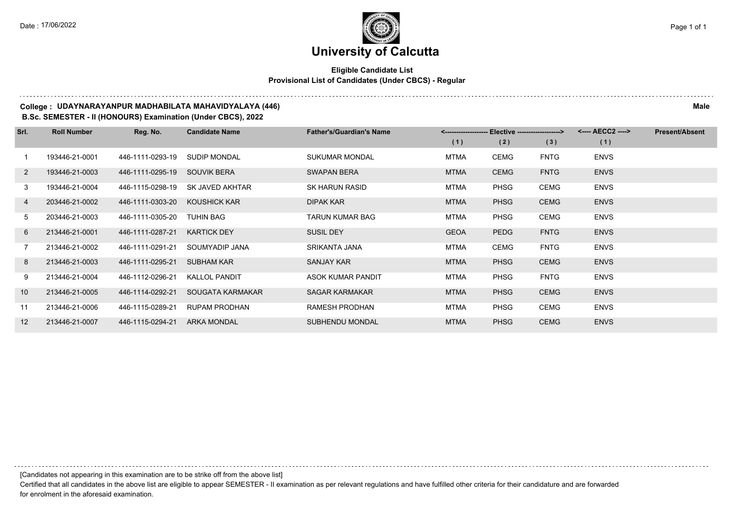# University of Calcutta

**Eligible Candidate List**
**Provisional List of Candidates (Under CBCS) - Regular**

**College : UDAYNARAYANPUR MADHABILATA MAHAVIDYALAYA (446)** **Male**
**B.Sc. SEMESTER - II (HONOURS) Examination (Under CBCS), 2022**

| Srl. | Roll Number | Reg. No. | Candidate Name | Father's/Guardian's Name | <------------------- Elective -------------------> | | | <---- AECC2 ----> | Present/Absent |
|---|---|---|---|---|---|---|---|---|---|
| | | | | | (1) | (2) | (3) | (1) | |
| 1 | 193446-21-0001 | 446-1111-0293-19 | SUDIP MONDAL | SUKUMAR MONDAL | MTMA | CEMG | FNTG | ENVS | |
| 2 | 193446-21-0003 | 446-1111-0295-19 | SOUVIK BERA | SWAPAN BERA | MTMA | CEMG | FNTG | ENVS | |
| 3 | 193446-21-0004 | 446-1115-0298-19 | SK JAVED AKHTAR | SK HARUN RASID | MTMA | PHSG | CEMG | ENVS | |
| 4 | 203446-21-0002 | 446-1111-0303-20 | KOUSHICK KAR | DIPAK KAR | MTMA | PHSG | CEMG | ENVS | |
| 5 | 203446-21-0003 | 446-1111-0305-20 | TUHIN BAG | TARUN KUMAR BAG | MTMA | PHSG | CEMG | ENVS | |
| 6 | 213446-21-0001 | 446-1111-0287-21 | KARTICK DEY | SUSIL DEY | GEOA | PEDG | FNTG | ENVS | |
| 7 | 213446-21-0002 | 446-1111-0291-21 | SOUMYADIP JANA | SRIKANTA JANA | MTMA | CEMG | FNTG | ENVS | |
| 8 | 213446-21-0003 | 446-1111-0295-21 | SUBHAM KAR | SANJAY KAR | MTMA | PHSG | CEMG | ENVS | |
| 9 | 213446-21-0004 | 446-1112-0296-21 | KALLOL PANDIT | ASOK KUMAR PANDIT | MTMA | PHSG | FNTG | ENVS | |
| 10 | 213446-21-0005 | 446-1114-0292-21 | SOUGATA KARMAKAR | SAGAR KARMAKAR | MTMA | PHSG | CEMG | ENVS | |
| 11 | 213446-21-0006 | 446-1115-0289-21 | RUPAM PRODHAN | RAMESH PRODHAN | MTMA | PHSG | CEMG | ENVS | |
| 12 | 213446-21-0007 | 446-1115-0294-21 | ARKA MONDAL | SUBHENDU MONDAL | MTMA | PHSG | CEMG | ENVS | |

[Candidates not appearing in this examination are to be strike off from the above list]

Certified that all candidates in the above list are eligible to appear SEMESTER - II examination as per relevant regulations and have fulfilled other criteria for their candidature and are forwarded for enrolment in the aforesaid examination.